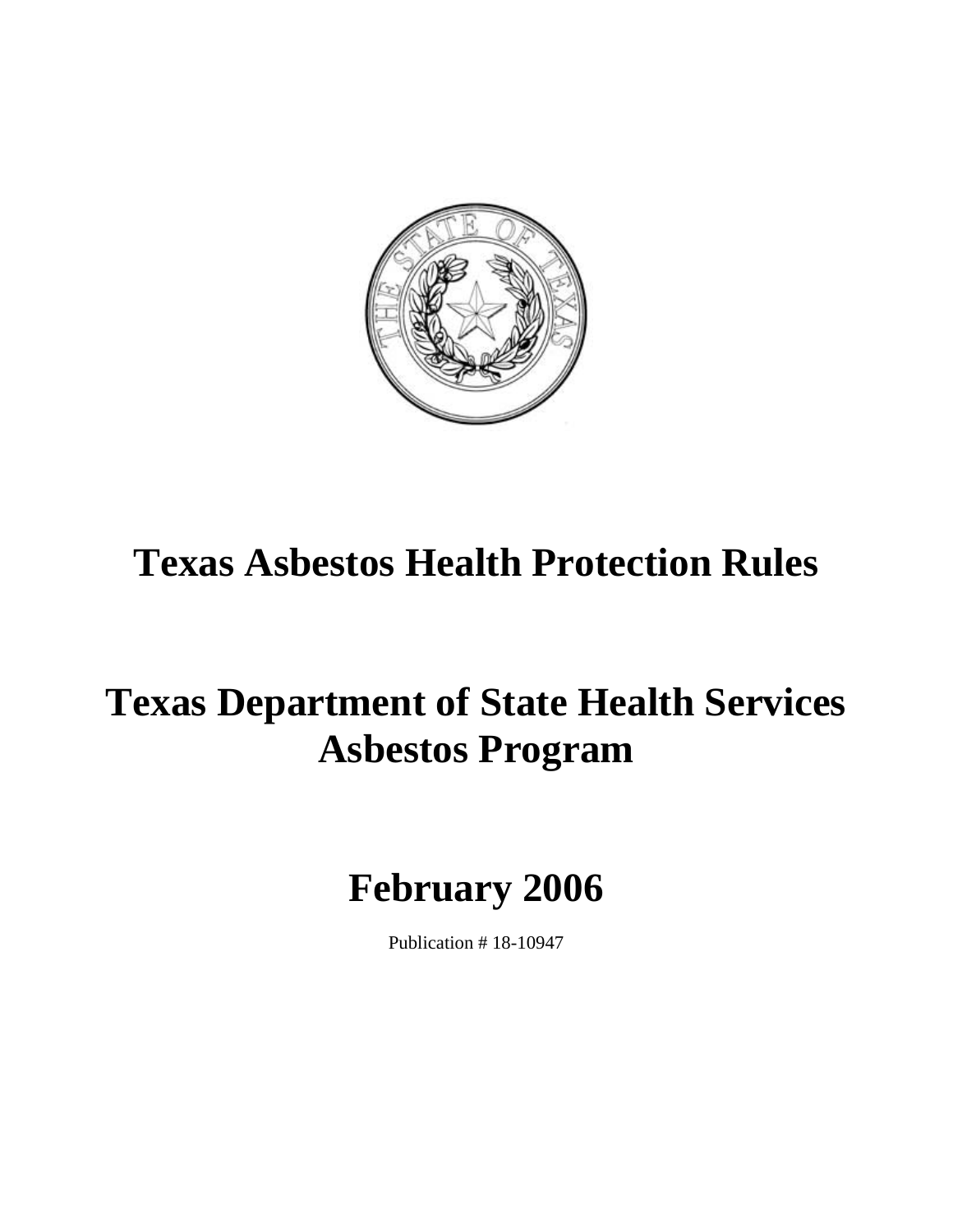# Texas Asbestos Health Protection Rules

# Texas Department of State Health Services Asbestos Program

# February 2006

Publication # 18-10947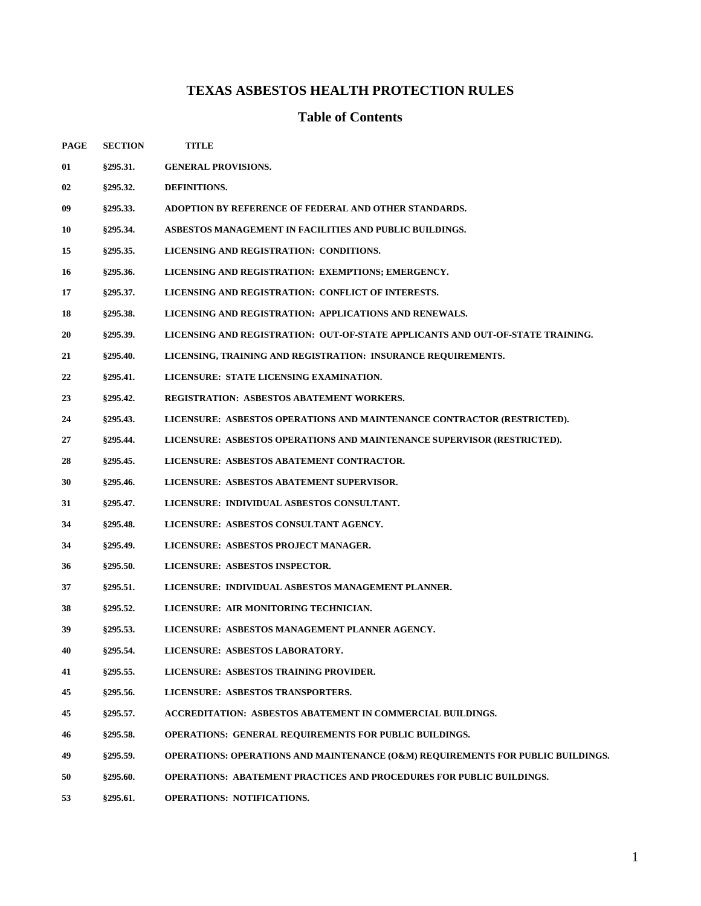# TEXAS ASBESTOS HEALTH PROTECTION RULES

## Table of Contents

| PAGE | SECTION | TITLE |
|---|---|---|
| 01 | §295.31. | GENERAL PROVISIONS. |
| 02 | §295.32. | DEFINITIONS. |
| 09 | §295.33. | ADOPTION BY REFERENCE OF FEDERAL AND OTHER STANDARDS. |
| 10 | §295.34. | ASBESTOS MANAGEMENT IN FACILITIES AND PUBLIC BUILDINGS. |
| 15 | §295.35. | LICENSING AND REGISTRATION: CONDITIONS. |
| 16 | §295.36. | LICENSING AND REGISTRATION: EXEMPTIONS; EMERGENCY. |
| 17 | §295.37. | LICENSING AND REGISTRATION: CONFLICT OF INTERESTS. |
| 18 | §295.38. | LICENSING AND REGISTRATION: APPLICATIONS AND RENEWALS. |
| 20 | §295.39. | LICENSING AND REGISTRATION: OUT-OF-STATE APPLICANTS AND OUT-OF-STATE TRAINING. |
| 21 | §295.40. | LICENSING, TRAINING AND REGISTRATION: INSURANCE REQUIREMENTS. |
| 22 | §295.41. | LICENSURE: STATE LICENSING EXAMINATION. |
| 23 | §295.42. | REGISTRATION: ASBESTOS ABATEMENT WORKERS. |
| 24 | §295.43. | LICENSURE: ASBESTOS OPERATIONS AND MAINTENANCE CONTRACTOR (RESTRICTED). |
| 27 | §295.44. | LICENSURE: ASBESTOS OPERATIONS AND MAINTENANCE SUPERVISOR (RESTRICTED). |
| 28 | §295.45. | LICENSURE: ASBESTOS ABATEMENT CONTRACTOR. |
| 30 | §295.46. | LICENSURE: ASBESTOS ABATEMENT SUPERVISOR. |
| 31 | §295.47. | LICENSURE: INDIVIDUAL ASBESTOS CONSULTANT. |
| 34 | §295.48. | LICENSURE: ASBESTOS CONSULTANT AGENCY. |
| 34 | §295.49. | LICENSURE: ASBESTOS PROJECT MANAGER. |
| 36 | §295.50. | LICENSURE: ASBESTOS INSPECTOR. |
| 37 | §295.51. | LICENSURE: INDIVIDUAL ASBESTOS MANAGEMENT PLANNER. |
| 38 | §295.52. | LICENSURE: AIR MONITORING TECHNICIAN. |
| 39 | §295.53. | LICENSURE: ASBESTOS MANAGEMENT PLANNER AGENCY. |
| 40 | §295.54. | LICENSURE: ASBESTOS LABORATORY. |
| 41 | §295.55. | LICENSURE: ASBESTOS TRAINING PROVIDER. |
| 45 | §295.56. | LICENSURE: ASBESTOS TRANSPORTERS. |
| 45 | §295.57. | ACCREDITATION: ASBESTOS ABATEMENT IN COMMERCIAL BUILDINGS. |
| 46 | §295.58. | OPERATIONS: GENERAL REQUIREMENTS FOR PUBLIC BUILDINGS. |
| 49 | §295.59. | OPERATIONS: OPERATIONS AND MAINTENANCE (O&M) REQUIREMENTS FOR PUBLIC BUILDINGS. |
| 50 | §295.60. | OPERATIONS: ABATEMENT PRACTICES AND PROCEDURES FOR PUBLIC BUILDINGS. |
| 53 | §295.61. | OPERATIONS: NOTIFICATIONS. |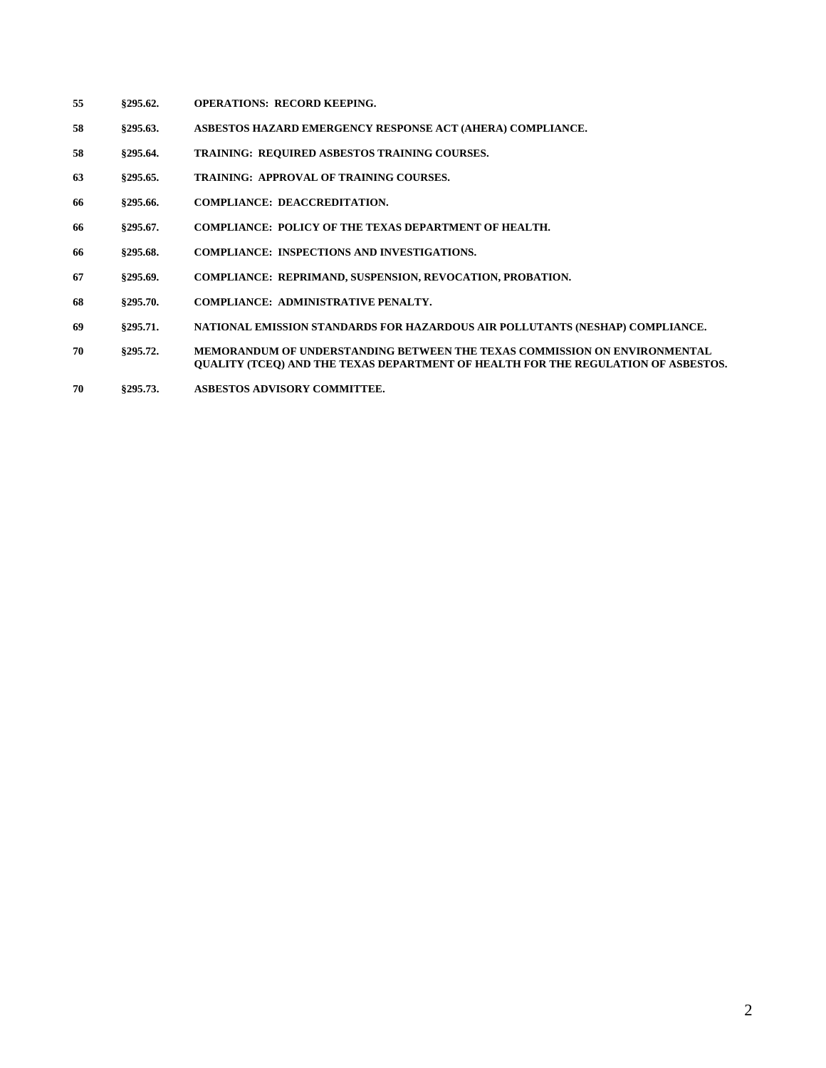| | | |
|---|---|---|
| **55** | **§295.62.** | **OPERATIONS: RECORD KEEPING.** |
| **58** | **§295.63.** | **ASBESTOS HAZARD EMERGENCY RESPONSE ACT (AHERA) COMPLIANCE.** |
| **58** | **§295.64.** | **TRAINING: REQUIRED ASBESTOS TRAINING COURSES.** |
| **63** | **§295.65.** | **TRAINING: APPROVAL OF TRAINING COURSES.** |
| **66** | **§295.66.** | **COMPLIANCE: DEACCREDITATION.** |
| **66** | **§295.67.** | **COMPLIANCE: POLICY OF THE TEXAS DEPARTMENT OF HEALTH.** |
| **66** | **§295.68.** | **COMPLIANCE: INSPECTIONS AND INVESTIGATIONS.** |
| **67** | **§295.69.** | **COMPLIANCE: REPRIMAND, SUSPENSION, REVOCATION, PROBATION.** |
| **68** | **§295.70.** | **COMPLIANCE: ADMINISTRATIVE PENALTY.** |
| **69** | **§295.71.** | **NATIONAL EMISSION STANDARDS FOR HAZARDOUS AIR POLLUTANTS (NESHAP) COMPLIANCE.** |
| **70** | **§295.72.** | **MEMORANDUM OF UNDERSTANDING BETWEEN THE TEXAS COMMISSION ON ENVIRONMENTAL QUALITY (TCEQ) AND THE TEXAS DEPARTMENT OF HEALTH FOR THE REGULATION OF ASBESTOS.** |
| **70** | **§295.73.** | **ASBESTOS ADVISORY COMMITTEE.** |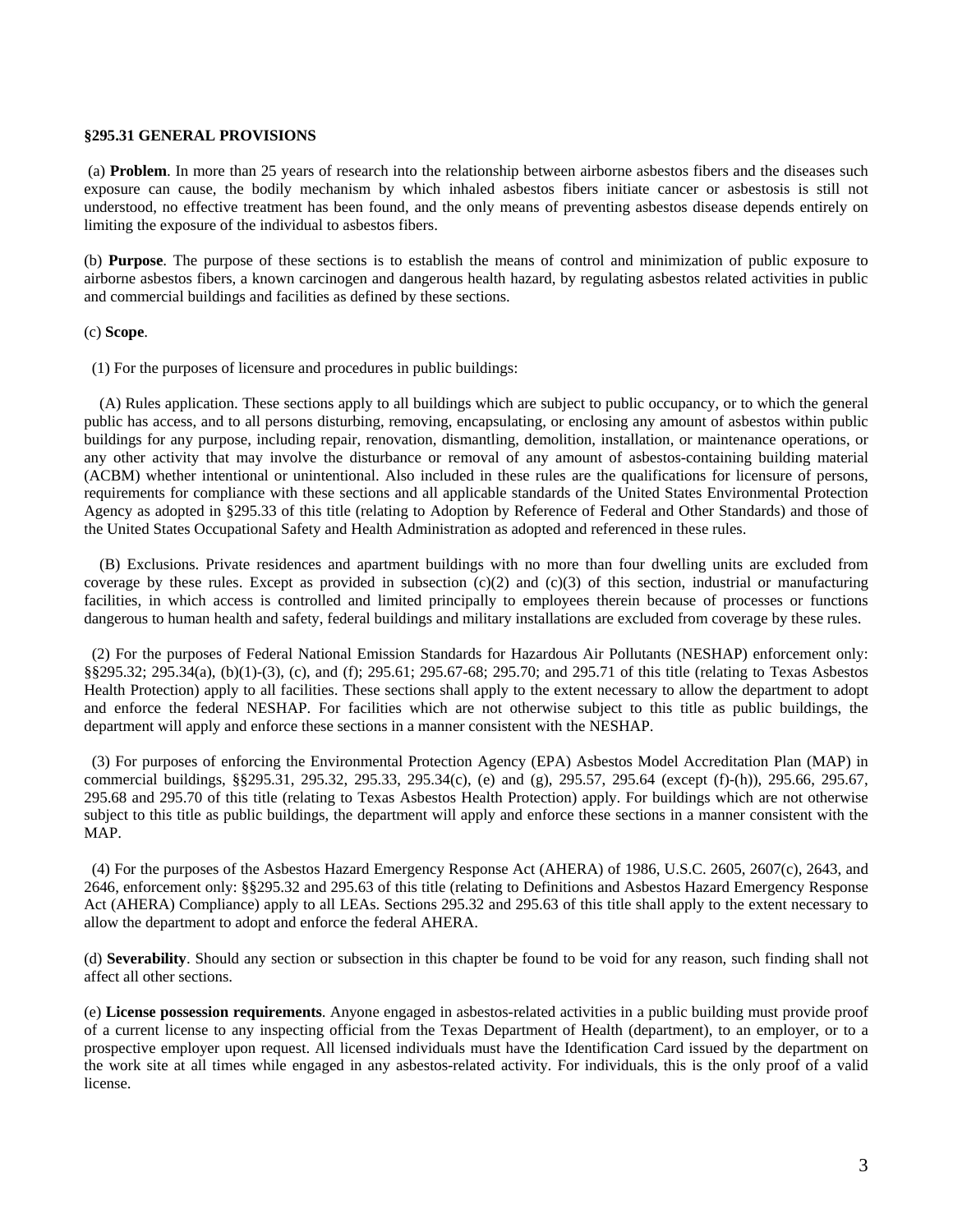**§295.31 GENERAL PROVISIONS**

(a) **Problem**. In more than 25 years of research into the relationship between airborne asbestos fibers and the diseases such exposure can cause, the bodily mechanism by which inhaled asbestos fibers initiate cancer or asbestosis is still not understood, no effective treatment has been found, and the only means of preventing asbestos disease depends entirely on limiting the exposure of the individual to asbestos fibers.

(b) **Purpose**. The purpose of these sections is to establish the means of control and minimization of public exposure to airborne asbestos fibers, a known carcinogen and dangerous health hazard, by regulating asbestos related activities in public and commercial buildings and facilities as defined by these sections.

(c) **Scope**.

(1) For the purposes of licensure and procedures in public buildings:

(A) Rules application. These sections apply to all buildings which are subject to public occupancy, or to which the general public has access, and to all persons disturbing, removing, encapsulating, or enclosing any amount of asbestos within public buildings for any purpose, including repair, renovation, dismantling, demolition, installation, or maintenance operations, or any other activity that may involve the disturbance or removal of any amount of asbestos-containing building material (ACBM) whether intentional or unintentional. Also included in these rules are the qualifications for licensure of persons, requirements for compliance with these sections and all applicable standards of the United States Environmental Protection Agency as adopted in §295.33 of this title (relating to Adoption by Reference of Federal and Other Standards) and those of the United States Occupational Safety and Health Administration as adopted and referenced in these rules.

(B) Exclusions. Private residences and apartment buildings with no more than four dwelling units are excluded from coverage by these rules. Except as provided in subsection (c)(2) and (c)(3) of this section, industrial or manufacturing facilities, in which access is controlled and limited principally to employees therein because of processes or functions dangerous to human health and safety, federal buildings and military installations are excluded from coverage by these rules.

(2) For the purposes of Federal National Emission Standards for Hazardous Air Pollutants (NESHAP) enforcement only: §§295.32; 295.34(a), (b)(1)-(3), (c), and (f); 295.61; 295.67-68; 295.70; and 295.71 of this title (relating to Texas Asbestos Health Protection) apply to all facilities. These sections shall apply to the extent necessary to allow the department to adopt and enforce the federal NESHAP. For facilities which are not otherwise subject to this title as public buildings, the department will apply and enforce these sections in a manner consistent with the NESHAP.

(3) For purposes of enforcing the Environmental Protection Agency (EPA) Asbestos Model Accreditation Plan (MAP) in commercial buildings, §§295.31, 295.32, 295.33, 295.34(c), (e) and (g), 295.57, 295.64 (except (f)-(h)), 295.66, 295.67, 295.68 and 295.70 of this title (relating to Texas Asbestos Health Protection) apply. For buildings which are not otherwise subject to this title as public buildings, the department will apply and enforce these sections in a manner consistent with the MAP.

(4) For the purposes of the Asbestos Hazard Emergency Response Act (AHERA) of 1986, U.S.C. 2605, 2607(c), 2643, and 2646, enforcement only: §§295.32 and 295.63 of this title (relating to Definitions and Asbestos Hazard Emergency Response Act (AHERA) Compliance) apply to all LEAs. Sections 295.32 and 295.63 of this title shall apply to the extent necessary to allow the department to adopt and enforce the federal AHERA.

(d) **Severability**. Should any section or subsection in this chapter be found to be void for any reason, such finding shall not affect all other sections.

(e) **License possession requirements**. Anyone engaged in asbestos-related activities in a public building must provide proof of a current license to any inspecting official from the Texas Department of Health (department), to an employer, or to a prospective employer upon request. All licensed individuals must have the Identification Card issued by the department on the work site at all times while engaged in any asbestos-related activity. For individuals, this is the only proof of a valid license.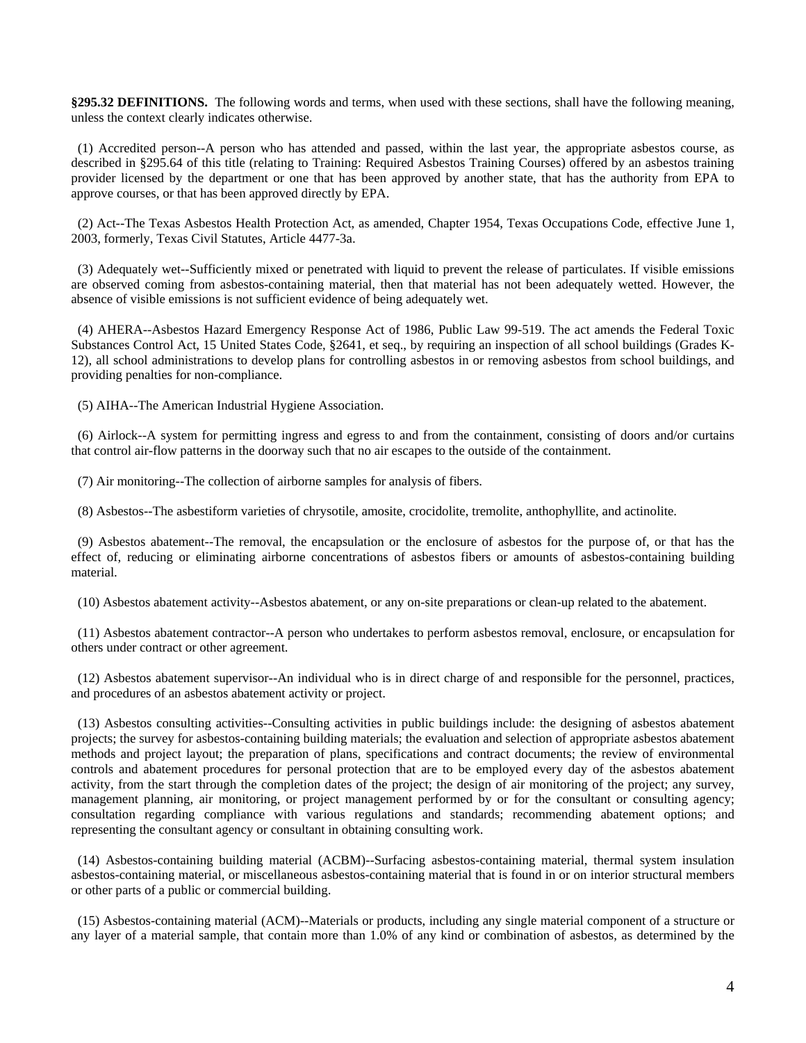**§295.32 DEFINITIONS.** The following words and terms, when used with these sections, shall have the following meaning, unless the context clearly indicates otherwise.

(1) Accredited person--A person who has attended and passed, within the last year, the appropriate asbestos course, as described in §295.64 of this title (relating to Training: Required Asbestos Training Courses) offered by an asbestos training provider licensed by the department or one that has been approved by another state, that has the authority from EPA to approve courses, or that has been approved directly by EPA.

(2) Act--The Texas Asbestos Health Protection Act, as amended, Chapter 1954, Texas Occupations Code, effective June 1, 2003, formerly, Texas Civil Statutes, Article 4477-3a.

(3) Adequately wet--Sufficiently mixed or penetrated with liquid to prevent the release of particulates. If visible emissions are observed coming from asbestos-containing material, then that material has not been adequately wetted. However, the absence of visible emissions is not sufficient evidence of being adequately wet.

(4) AHERA--Asbestos Hazard Emergency Response Act of 1986, Public Law 99-519. The act amends the Federal Toxic Substances Control Act, 15 United States Code, §2641, et seq., by requiring an inspection of all school buildings (Grades K-12), all school administrations to develop plans for controlling asbestos in or removing asbestos from school buildings, and providing penalties for non-compliance.

(5) AIHA--The American Industrial Hygiene Association.

(6) Airlock--A system for permitting ingress and egress to and from the containment, consisting of doors and/or curtains that control air-flow patterns in the doorway such that no air escapes to the outside of the containment.

(7) Air monitoring--The collection of airborne samples for analysis of fibers.

(8) Asbestos--The asbestiform varieties of chrysotile, amosite, crocidolite, tremolite, anthophyllite, and actinolite.

(9) Asbestos abatement--The removal, the encapsulation or the enclosure of asbestos for the purpose of, or that has the effect of, reducing or eliminating airborne concentrations of asbestos fibers or amounts of asbestos-containing building material.

(10) Asbestos abatement activity--Asbestos abatement, or any on-site preparations or clean-up related to the abatement.

(11) Asbestos abatement contractor--A person who undertakes to perform asbestos removal, enclosure, or encapsulation for others under contract or other agreement.

(12) Asbestos abatement supervisor--An individual who is in direct charge of and responsible for the personnel, practices, and procedures of an asbestos abatement activity or project.

(13) Asbestos consulting activities--Consulting activities in public buildings include: the designing of asbestos abatement projects; the survey for asbestos-containing building materials; the evaluation and selection of appropriate asbestos abatement methods and project layout; the preparation of plans, specifications and contract documents; the review of environmental controls and abatement procedures for personal protection that are to be employed every day of the asbestos abatement activity, from the start through the completion dates of the project; the design of air monitoring of the project; any survey, management planning, air monitoring, or project management performed by or for the consultant or consulting agency; consultation regarding compliance with various regulations and standards; recommending abatement options; and representing the consultant agency or consultant in obtaining consulting work.

(14) Asbestos-containing building material (ACBM)--Surfacing asbestos-containing material, thermal system insulation asbestos-containing material, or miscellaneous asbestos-containing material that is found in or on interior structural members or other parts of a public or commercial building.

(15) Asbestos-containing material (ACM)--Materials or products, including any single material component of a structure or any layer of a material sample, that contain more than 1.0% of any kind or combination of asbestos, as determined by the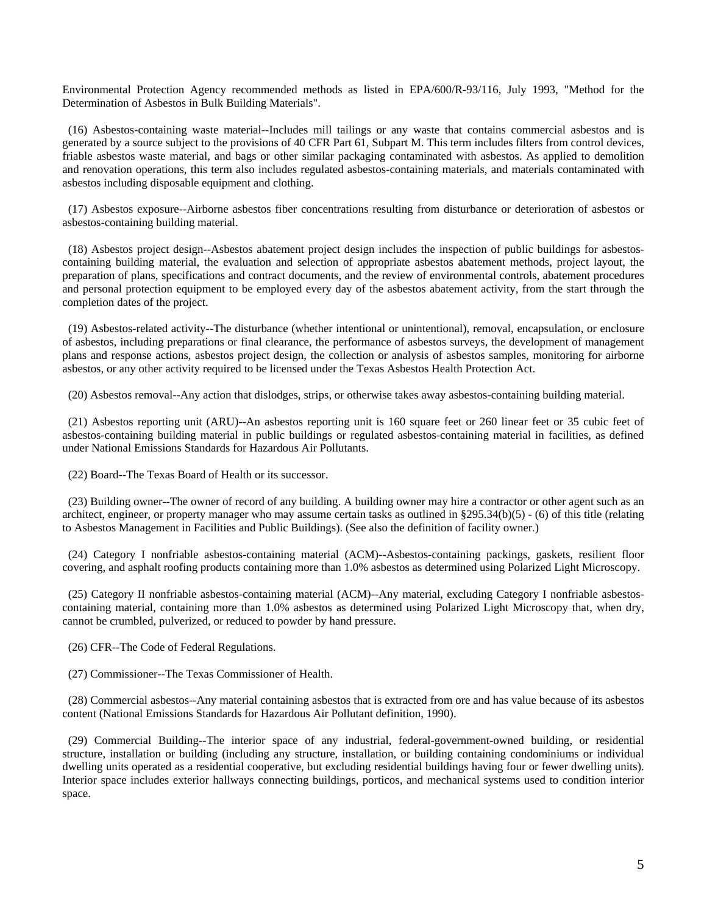Environmental Protection Agency recommended methods as listed in EPA/600/R-93/116, July 1993, "Method for the Determination of Asbestos in Bulk Building Materials".

(16) Asbestos-containing waste material--Includes mill tailings or any waste that contains commercial asbestos and is generated by a source subject to the provisions of 40 CFR Part 61, Subpart M. This term includes filters from control devices, friable asbestos waste material, and bags or other similar packaging contaminated with asbestos. As applied to demolition and renovation operations, this term also includes regulated asbestos-containing materials, and materials contaminated with asbestos including disposable equipment and clothing.

(17) Asbestos exposure--Airborne asbestos fiber concentrations resulting from disturbance or deterioration of asbestos or asbestos-containing building material.

(18) Asbestos project design--Asbestos abatement project design includes the inspection of public buildings for asbestos-containing building material, the evaluation and selection of appropriate asbestos abatement methods, project layout, the preparation of plans, specifications and contract documents, and the review of environmental controls, abatement procedures and personal protection equipment to be employed every day of the asbestos abatement activity, from the start through the completion dates of the project.

(19) Asbestos-related activity--The disturbance (whether intentional or unintentional), removal, encapsulation, or enclosure of asbestos, including preparations or final clearance, the performance of asbestos surveys, the development of management plans and response actions, asbestos project design, the collection or analysis of asbestos samples, monitoring for airborne asbestos, or any other activity required to be licensed under the Texas Asbestos Health Protection Act.

(20) Asbestos removal--Any action that dislodges, strips, or otherwise takes away asbestos-containing building material.

(21) Asbestos reporting unit (ARU)--An asbestos reporting unit is 160 square feet or 260 linear feet or 35 cubic feet of asbestos-containing building material in public buildings or regulated asbestos-containing material in facilities, as defined under National Emissions Standards for Hazardous Air Pollutants.

(22) Board--The Texas Board of Health or its successor.

(23) Building owner--The owner of record of any building. A building owner may hire a contractor or other agent such as an architect, engineer, or property manager who may assume certain tasks as outlined in §295.34(b)(5) - (6) of this title (relating to Asbestos Management in Facilities and Public Buildings). (See also the definition of facility owner.)

(24) Category I nonfriable asbestos-containing material (ACM)--Asbestos-containing packings, gaskets, resilient floor covering, and asphalt roofing products containing more than 1.0% asbestos as determined using Polarized Light Microscopy.

(25) Category II nonfriable asbestos-containing material (ACM)--Any material, excluding Category I nonfriable asbestos-containing material, containing more than 1.0% asbestos as determined using Polarized Light Microscopy that, when dry, cannot be crumbled, pulverized, or reduced to powder by hand pressure.

(26) CFR--The Code of Federal Regulations.

(27) Commissioner--The Texas Commissioner of Health.

(28) Commercial asbestos--Any material containing asbestos that is extracted from ore and has value because of its asbestos content (National Emissions Standards for Hazardous Air Pollutant definition, 1990).

(29) Commercial Building--The interior space of any industrial, federal-government-owned building, or residential structure, installation or building (including any structure, installation, or building containing condominiums or individual dwelling units operated as a residential cooperative, but excluding residential buildings having four or fewer dwelling units). Interior space includes exterior hallways connecting buildings, porticos, and mechanical systems used to condition interior space.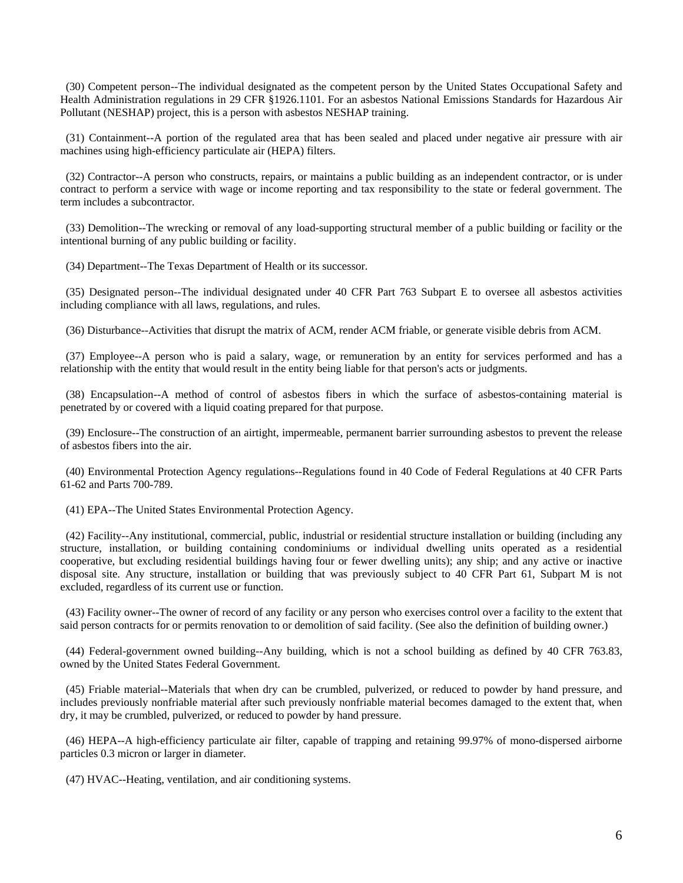(30) Competent person--The individual designated as the competent person by the United States Occupational Safety and Health Administration regulations in 29 CFR §1926.1101. For an asbestos National Emissions Standards for Hazardous Air Pollutant (NESHAP) project, this is a person with asbestos NESHAP training.

(31) Containment--A portion of the regulated area that has been sealed and placed under negative air pressure with air machines using high-efficiency particulate air (HEPA) filters.

(32) Contractor--A person who constructs, repairs, or maintains a public building as an independent contractor, or is under contract to perform a service with wage or income reporting and tax responsibility to the state or federal government. The term includes a subcontractor.

(33) Demolition--The wrecking or removal of any load-supporting structural member of a public building or facility or the intentional burning of any public building or facility.

(34) Department--The Texas Department of Health or its successor.

(35) Designated person--The individual designated under 40 CFR Part 763 Subpart E to oversee all asbestos activities including compliance with all laws, regulations, and rules.

(36) Disturbance--Activities that disrupt the matrix of ACM, render ACM friable, or generate visible debris from ACM.

(37) Employee--A person who is paid a salary, wage, or remuneration by an entity for services performed and has a relationship with the entity that would result in the entity being liable for that person's acts or judgments.

(38) Encapsulation--A method of control of asbestos fibers in which the surface of asbestos-containing material is penetrated by or covered with a liquid coating prepared for that purpose.

(39) Enclosure--The construction of an airtight, impermeable, permanent barrier surrounding asbestos to prevent the release of asbestos fibers into the air.

(40) Environmental Protection Agency regulations--Regulations found in 40 Code of Federal Regulations at 40 CFR Parts 61-62 and Parts 700-789.

(41) EPA--The United States Environmental Protection Agency.

(42) Facility--Any institutional, commercial, public, industrial or residential structure installation or building (including any structure, installation, or building containing condominiums or individual dwelling units operated as a residential cooperative, but excluding residential buildings having four or fewer dwelling units); any ship; and any active or inactive disposal site. Any structure, installation or building that was previously subject to 40 CFR Part 61, Subpart M is not excluded, regardless of its current use or function.

(43) Facility owner--The owner of record of any facility or any person who exercises control over a facility to the extent that said person contracts for or permits renovation to or demolition of said facility. (See also the definition of building owner.)

(44) Federal-government owned building--Any building, which is not a school building as defined by 40 CFR 763.83, owned by the United States Federal Government.

(45) Friable material--Materials that when dry can be crumbled, pulverized, or reduced to powder by hand pressure, and includes previously nonfriable material after such previously nonfriable material becomes damaged to the extent that, when dry, it may be crumbled, pulverized, or reduced to powder by hand pressure.

(46) HEPA--A high-efficiency particulate air filter, capable of trapping and retaining 99.97% of mono-dispersed airborne particles 0.3 micron or larger in diameter.

(47) HVAC--Heating, ventilation, and air conditioning systems.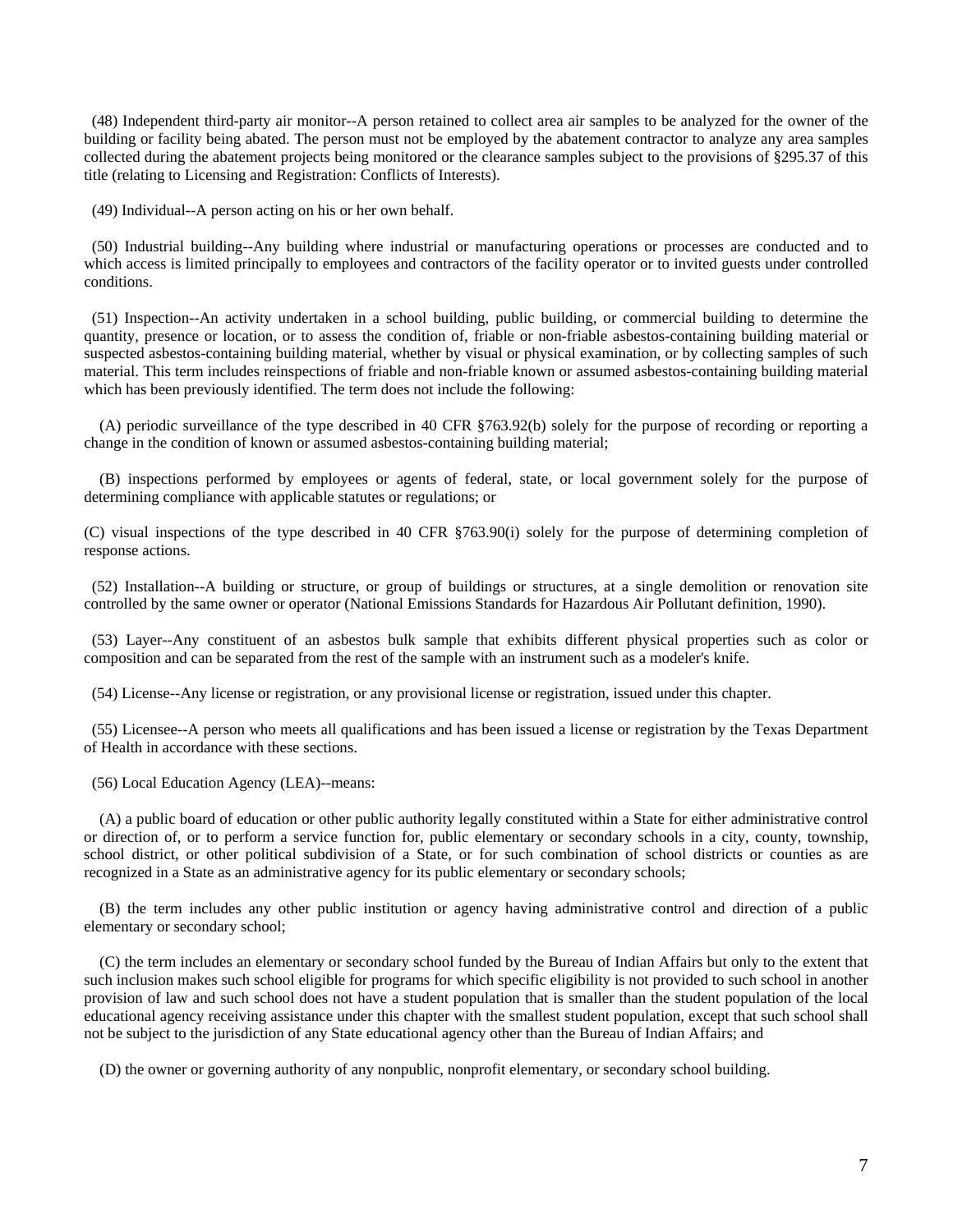(48) Independent third-party air monitor--A person retained to collect area air samples to be analyzed for the owner of the building or facility being abated. The person must not be employed by the abatement contractor to analyze any area samples collected during the abatement projects being monitored or the clearance samples subject to the provisions of §295.37 of this title (relating to Licensing and Registration: Conflicts of Interests).

(49) Individual--A person acting on his or her own behalf.

(50) Industrial building--Any building where industrial or manufacturing operations or processes are conducted and to which access is limited principally to employees and contractors of the facility operator or to invited guests under controlled conditions.

(51) Inspection--An activity undertaken in a school building, public building, or commercial building to determine the quantity, presence or location, or to assess the condition of, friable or non-friable asbestos-containing building material or suspected asbestos-containing building material, whether by visual or physical examination, or by collecting samples of such material. This term includes reinspections of friable and non-friable known or assumed asbestos-containing building material which has been previously identified. The term does not include the following:

(A) periodic surveillance of the type described in 40 CFR §763.92(b) solely for the purpose of recording or reporting a change in the condition of known or assumed asbestos-containing building material;

(B) inspections performed by employees or agents of federal, state, or local government solely for the purpose of determining compliance with applicable statutes or regulations; or

(C) visual inspections of the type described in 40 CFR §763.90(i) solely for the purpose of determining completion of response actions.

(52) Installation--A building or structure, or group of buildings or structures, at a single demolition or renovation site controlled by the same owner or operator (National Emissions Standards for Hazardous Air Pollutant definition, 1990).

(53) Layer--Any constituent of an asbestos bulk sample that exhibits different physical properties such as color or composition and can be separated from the rest of the sample with an instrument such as a modeler's knife.

(54) License--Any license or registration, or any provisional license or registration, issued under this chapter.

(55) Licensee--A person who meets all qualifications and has been issued a license or registration by the Texas Department of Health in accordance with these sections.

(56) Local Education Agency (LEA)--means:

(A) a public board of education or other public authority legally constituted within a State for either administrative control or direction of, or to perform a service function for, public elementary or secondary schools in a city, county, township, school district, or other political subdivision of a State, or for such combination of school districts or counties as are recognized in a State as an administrative agency for its public elementary or secondary schools;

(B) the term includes any other public institution or agency having administrative control and direction of a public elementary or secondary school;

(C) the term includes an elementary or secondary school funded by the Bureau of Indian Affairs but only to the extent that such inclusion makes such school eligible for programs for which specific eligibility is not provided to such school in another provision of law and such school does not have a student population that is smaller than the student population of the local educational agency receiving assistance under this chapter with the smallest student population, except that such school shall not be subject to the jurisdiction of any State educational agency other than the Bureau of Indian Affairs; and

(D) the owner or governing authority of any nonpublic, nonprofit elementary, or secondary school building.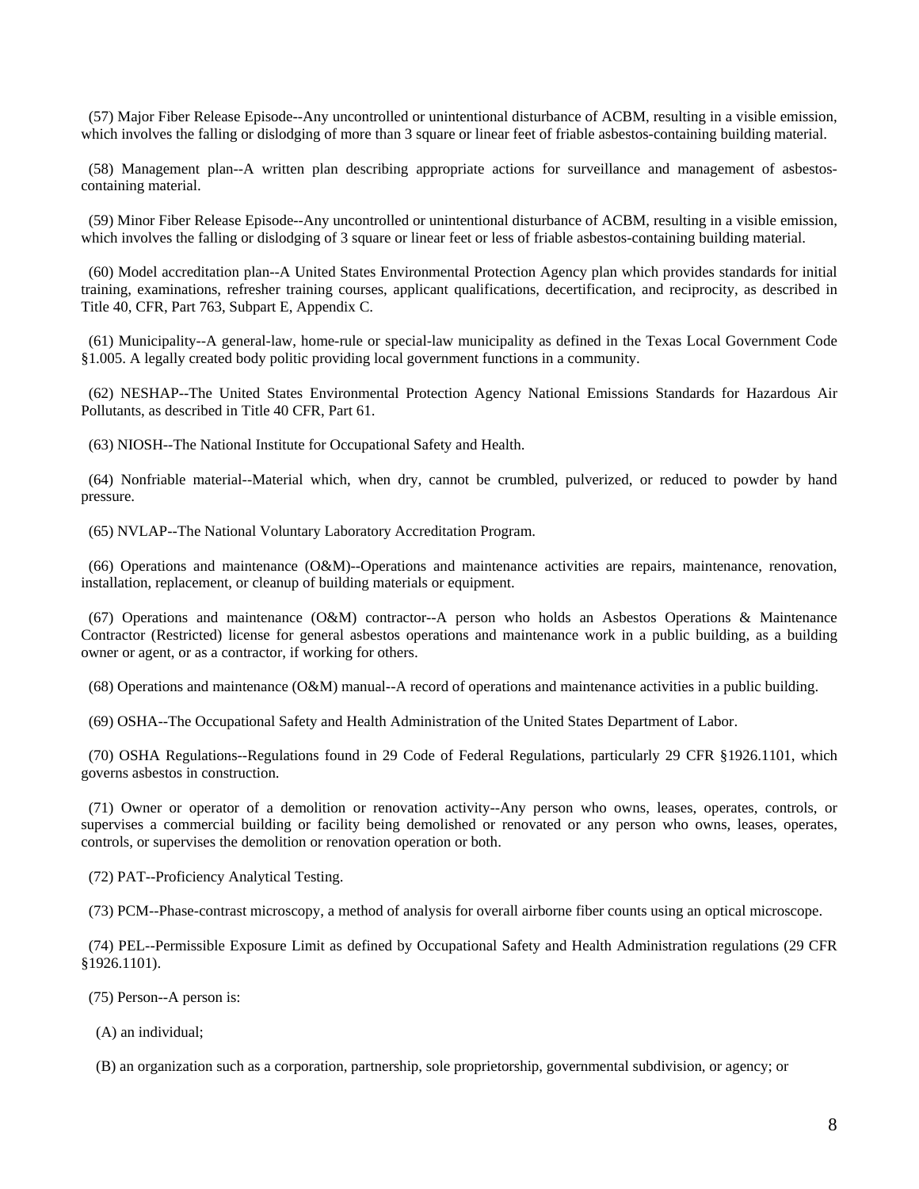(57) Major Fiber Release Episode--Any uncontrolled or unintentional disturbance of ACBM, resulting in a visible emission, which involves the falling or dislodging of more than 3 square or linear feet of friable asbestos-containing building material.

(58) Management plan--A written plan describing appropriate actions for surveillance and management of asbestos-containing material.

(59) Minor Fiber Release Episode--Any uncontrolled or unintentional disturbance of ACBM, resulting in a visible emission, which involves the falling or dislodging of 3 square or linear feet or less of friable asbestos-containing building material.

(60) Model accreditation plan--A United States Environmental Protection Agency plan which provides standards for initial training, examinations, refresher training courses, applicant qualifications, decertification, and reciprocity, as described in Title 40, CFR, Part 763, Subpart E, Appendix C.

(61) Municipality--A general-law, home-rule or special-law municipality as defined in the Texas Local Government Code §1.005. A legally created body politic providing local government functions in a community.

(62) NESHAP--The United States Environmental Protection Agency National Emissions Standards for Hazardous Air Pollutants, as described in Title 40 CFR, Part 61.

(63) NIOSH--The National Institute for Occupational Safety and Health.

(64) Nonfriable material--Material which, when dry, cannot be crumbled, pulverized, or reduced to powder by hand pressure.

(65) NVLAP--The National Voluntary Laboratory Accreditation Program.

(66) Operations and maintenance (O&M)--Operations and maintenance activities are repairs, maintenance, renovation, installation, replacement, or cleanup of building materials or equipment.

(67) Operations and maintenance (O&M) contractor--A person who holds an Asbestos Operations & Maintenance Contractor (Restricted) license for general asbestos operations and maintenance work in a public building, as a building owner or agent, or as a contractor, if working for others.

(68) Operations and maintenance (O&M) manual--A record of operations and maintenance activities in a public building.

(69) OSHA--The Occupational Safety and Health Administration of the United States Department of Labor.

(70) OSHA Regulations--Regulations found in 29 Code of Federal Regulations, particularly 29 CFR §1926.1101, which governs asbestos in construction.

(71) Owner or operator of a demolition or renovation activity--Any person who owns, leases, operates, controls, or supervises a commercial building or facility being demolished or renovated or any person who owns, leases, operates, controls, or supervises the demolition or renovation operation or both.

(72) PAT--Proficiency Analytical Testing.

(73) PCM--Phase-contrast microscopy, a method of analysis for overall airborne fiber counts using an optical microscope.

(74) PEL--Permissible Exposure Limit as defined by Occupational Safety and Health Administration regulations (29 CFR §1926.1101).

(75) Person--A person is:

(A) an individual;

(B) an organization such as a corporation, partnership, sole proprietorship, governmental subdivision, or agency; or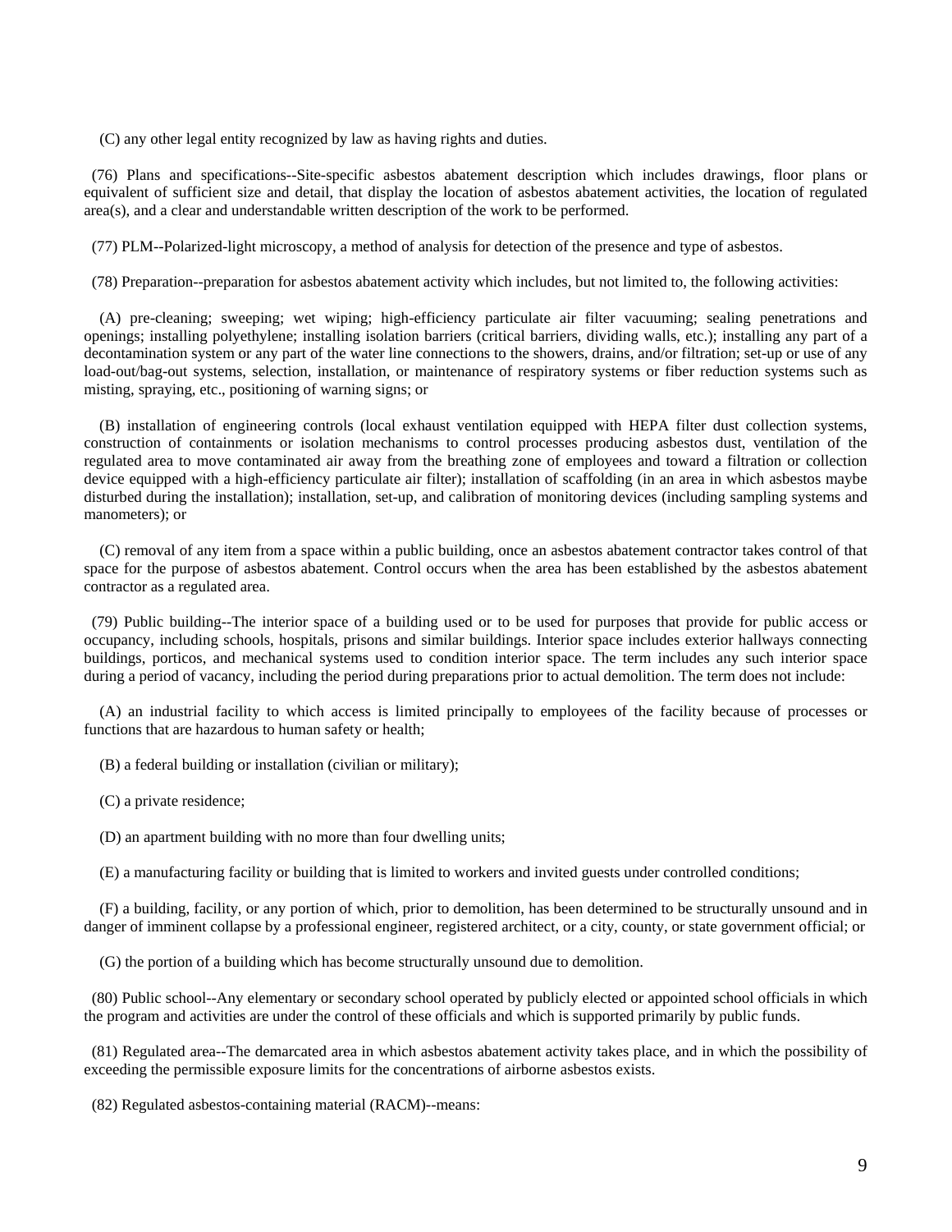(C) any other legal entity recognized by law as having rights and duties.

(76) Plans and specifications--Site-specific asbestos abatement description which includes drawings, floor plans or equivalent of sufficient size and detail, that display the location of asbestos abatement activities, the location of regulated area(s), and a clear and understandable written description of the work to be performed.

(77) PLM--Polarized-light microscopy, a method of analysis for detection of the presence and type of asbestos.

(78) Preparation--preparation for asbestos abatement activity which includes, but not limited to, the following activities:

(A) pre-cleaning; sweeping; wet wiping; high-efficiency particulate air filter vacuuming; sealing penetrations and openings; installing polyethylene; installing isolation barriers (critical barriers, dividing walls, etc.); installing any part of a decontamination system or any part of the water line connections to the showers, drains, and/or filtration; set-up or use of any load-out/bag-out systems, selection, installation, or maintenance of respiratory systems or fiber reduction systems such as misting, spraying, etc., positioning of warning signs; or

(B) installation of engineering controls (local exhaust ventilation equipped with HEPA filter dust collection systems, construction of containments or isolation mechanisms to control processes producing asbestos dust, ventilation of the regulated area to move contaminated air away from the breathing zone of employees and toward a filtration or collection device equipped with a high-efficiency particulate air filter); installation of scaffolding (in an area in which asbestos maybe disturbed during the installation); installation, set-up, and calibration of monitoring devices (including sampling systems and manometers); or

(C) removal of any item from a space within a public building, once an asbestos abatement contractor takes control of that space for the purpose of asbestos abatement. Control occurs when the area has been established by the asbestos abatement contractor as a regulated area.

(79) Public building--The interior space of a building used or to be used for purposes that provide for public access or occupancy, including schools, hospitals, prisons and similar buildings. Interior space includes exterior hallways connecting buildings, porticos, and mechanical systems used to condition interior space. The term includes any such interior space during a period of vacancy, including the period during preparations prior to actual demolition. The term does not include:

(A) an industrial facility to which access is limited principally to employees of the facility because of processes or functions that are hazardous to human safety or health;

(B) a federal building or installation (civilian or military);

(C) a private residence;

(D) an apartment building with no more than four dwelling units;

(E) a manufacturing facility or building that is limited to workers and invited guests under controlled conditions;

(F) a building, facility, or any portion of which, prior to demolition, has been determined to be structurally unsound and in danger of imminent collapse by a professional engineer, registered architect, or a city, county, or state government official; or

(G) the portion of a building which has become structurally unsound due to demolition.

(80) Public school--Any elementary or secondary school operated by publicly elected or appointed school officials in which the program and activities are under the control of these officials and which is supported primarily by public funds.

(81) Regulated area--The demarcated area in which asbestos abatement activity takes place, and in which the possibility of exceeding the permissible exposure limits for the concentrations of airborne asbestos exists.

(82) Regulated asbestos-containing material (RACM)--means: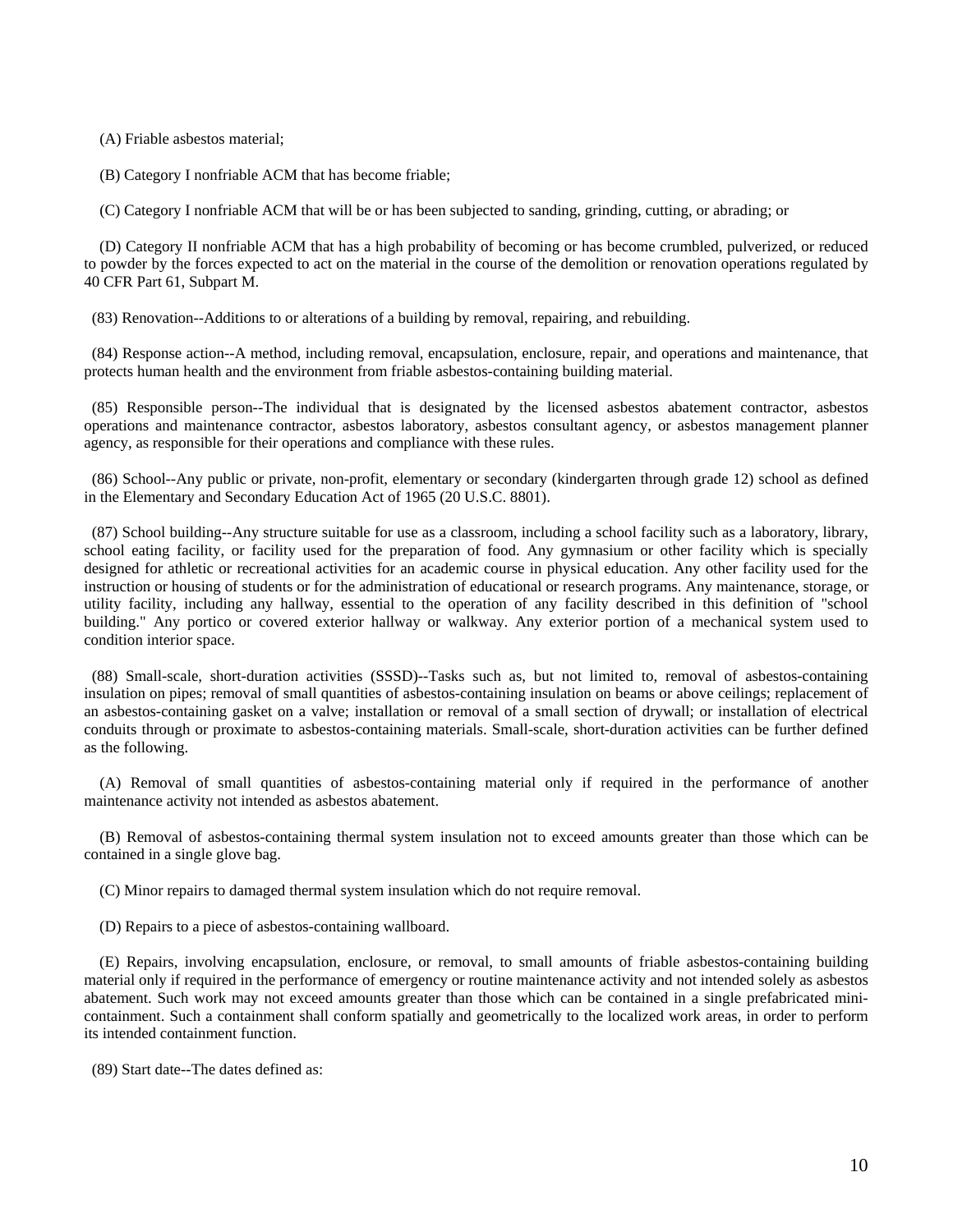(A) Friable asbestos material;

(B) Category I nonfriable ACM that has become friable;

(C) Category I nonfriable ACM that will be or has been subjected to sanding, grinding, cutting, or abrading; or

(D) Category II nonfriable ACM that has a high probability of becoming or has become crumbled, pulverized, or reduced to powder by the forces expected to act on the material in the course of the demolition or renovation operations regulated by 40 CFR Part 61, Subpart M.

(83) Renovation--Additions to or alterations of a building by removal, repairing, and rebuilding.

(84) Response action--A method, including removal, encapsulation, enclosure, repair, and operations and maintenance, that protects human health and the environment from friable asbestos-containing building material.

(85) Responsible person--The individual that is designated by the licensed asbestos abatement contractor, asbestos operations and maintenance contractor, asbestos laboratory, asbestos consultant agency, or asbestos management planner agency, as responsible for their operations and compliance with these rules.

(86) School--Any public or private, non-profit, elementary or secondary (kindergarten through grade 12) school as defined in the Elementary and Secondary Education Act of 1965 (20 U.S.C. 8801).

(87) School building--Any structure suitable for use as a classroom, including a school facility such as a laboratory, library, school eating facility, or facility used for the preparation of food. Any gymnasium or other facility which is specially designed for athletic or recreational activities for an academic course in physical education. Any other facility used for the instruction or housing of students or for the administration of educational or research programs. Any maintenance, storage, or utility facility, including any hallway, essential to the operation of any facility described in this definition of "school building." Any portico or covered exterior hallway or walkway. Any exterior portion of a mechanical system used to condition interior space.

(88) Small-scale, short-duration activities (SSSD)--Tasks such as, but not limited to, removal of asbestos-containing insulation on pipes; removal of small quantities of asbestos-containing insulation on beams or above ceilings; replacement of an asbestos-containing gasket on a valve; installation or removal of a small section of drywall; or installation of electrical conduits through or proximate to asbestos-containing materials. Small-scale, short-duration activities can be further defined as the following.

(A) Removal of small quantities of asbestos-containing material only if required in the performance of another maintenance activity not intended as asbestos abatement.

(B) Removal of asbestos-containing thermal system insulation not to exceed amounts greater than those which can be contained in a single glove bag.

(C) Minor repairs to damaged thermal system insulation which do not require removal.

(D) Repairs to a piece of asbestos-containing wallboard.

(E) Repairs, involving encapsulation, enclosure, or removal, to small amounts of friable asbestos-containing building material only if required in the performance of emergency or routine maintenance activity and not intended solely as asbestos abatement. Such work may not exceed amounts greater than those which can be contained in a single prefabricated mini-containment. Such a containment shall conform spatially and geometrically to the localized work areas, in order to perform its intended containment function.

(89) Start date--The dates defined as: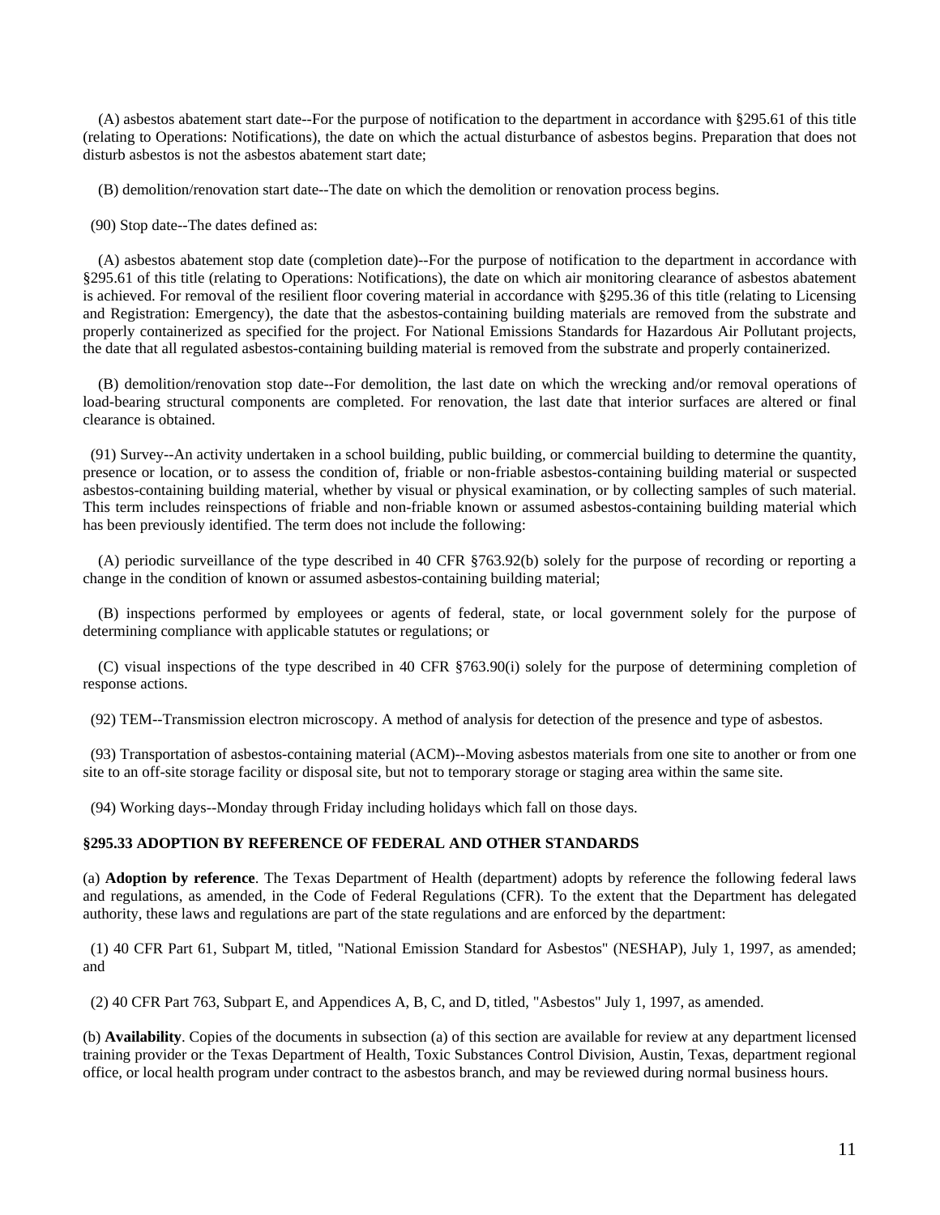(A) asbestos abatement start date--For the purpose of notification to the department in accordance with §295.61 of this title (relating to Operations: Notifications), the date on which the actual disturbance of asbestos begins. Preparation that does not disturb asbestos is not the asbestos abatement start date;

(B) demolition/renovation start date--The date on which the demolition or renovation process begins.

(90) Stop date--The dates defined as:

(A) asbestos abatement stop date (completion date)--For the purpose of notification to the department in accordance with §295.61 of this title (relating to Operations: Notifications), the date on which air monitoring clearance of asbestos abatement is achieved. For removal of the resilient floor covering material in accordance with §295.36 of this title (relating to Licensing and Registration: Emergency), the date that the asbestos-containing building materials are removed from the substrate and properly containerized as specified for the project. For National Emissions Standards for Hazardous Air Pollutant projects, the date that all regulated asbestos-containing building material is removed from the substrate and properly containerized.

(B) demolition/renovation stop date--For demolition, the last date on which the wrecking and/or removal operations of load-bearing structural components are completed. For renovation, the last date that interior surfaces are altered or final clearance is obtained.

(91) Survey--An activity undertaken in a school building, public building, or commercial building to determine the quantity, presence or location, or to assess the condition of, friable or non-friable asbestos-containing building material or suspected asbestos-containing building material, whether by visual or physical examination, or by collecting samples of such material. This term includes reinspections of friable and non-friable known or assumed asbestos-containing building material which has been previously identified. The term does not include the following:

(A) periodic surveillance of the type described in 40 CFR §763.92(b) solely for the purpose of recording or reporting a change in the condition of known or assumed asbestos-containing building material;

(B) inspections performed by employees or agents of federal, state, or local government solely for the purpose of determining compliance with applicable statutes or regulations; or

(C) visual inspections of the type described in 40 CFR §763.90(i) solely for the purpose of determining completion of response actions.

(92) TEM--Transmission electron microscopy. A method of analysis for detection of the presence and type of asbestos.

(93) Transportation of asbestos-containing material (ACM)--Moving asbestos materials from one site to another or from one site to an off-site storage facility or disposal site, but not to temporary storage or staging area within the same site.

(94) Working days--Monday through Friday including holidays which fall on those days.

### §295.33 ADOPTION BY REFERENCE OF FEDERAL AND OTHER STANDARDS

(a) **Adoption by reference**. The Texas Department of Health (department) adopts by reference the following federal laws and regulations, as amended, in the Code of Federal Regulations (CFR). To the extent that the Department has delegated authority, these laws and regulations are part of the state regulations and are enforced by the department:

(1) 40 CFR Part 61, Subpart M, titled, "National Emission Standard for Asbestos" (NESHAP), July 1, 1997, as amended; and

(2) 40 CFR Part 763, Subpart E, and Appendices A, B, C, and D, titled, "Asbestos" July 1, 1997, as amended.

(b) **Availability**. Copies of the documents in subsection (a) of this section are available for review at any department licensed training provider or the Texas Department of Health, Toxic Substances Control Division, Austin, Texas, department regional office, or local health program under contract to the asbestos branch, and may be reviewed during normal business hours.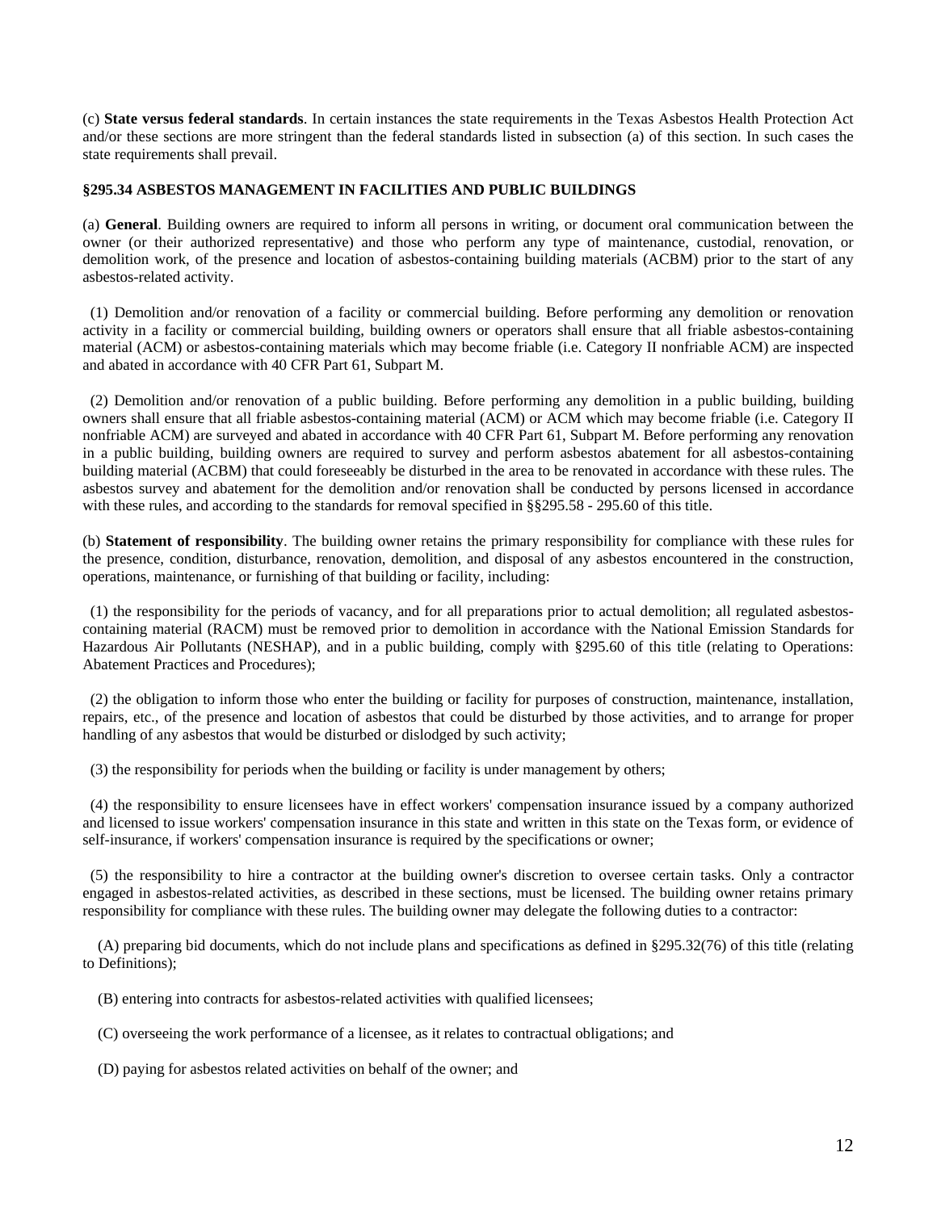(c) **State versus federal standards**. In certain instances the state requirements in the Texas Asbestos Health Protection Act and/or these sections are more stringent than the federal standards listed in subsection (a) of this section. In such cases the state requirements shall prevail.

### §295.34 ASBESTOS MANAGEMENT IN FACILITIES AND PUBLIC BUILDINGS

(a) **General**. Building owners are required to inform all persons in writing, or document oral communication between the owner (or their authorized representative) and those who perform any type of maintenance, custodial, renovation, or demolition work, of the presence and location of asbestos-containing building materials (ACBM) prior to the start of any asbestos-related activity.

(1) Demolition and/or renovation of a facility or commercial building. Before performing any demolition or renovation activity in a facility or commercial building, building owners or operators shall ensure that all friable asbestos-containing material (ACM) or asbestos-containing materials which may become friable (i.e. Category II nonfriable ACM) are inspected and abated in accordance with 40 CFR Part 61, Subpart M.

(2) Demolition and/or renovation of a public building. Before performing any demolition in a public building, building owners shall ensure that all friable asbestos-containing material (ACM) or ACM which may become friable (i.e. Category II nonfriable ACM) are surveyed and abated in accordance with 40 CFR Part 61, Subpart M. Before performing any renovation in a public building, building owners are required to survey and perform asbestos abatement for all asbestos-containing building material (ACBM) that could foreseeably be disturbed in the area to be renovated in accordance with these rules. The asbestos survey and abatement for the demolition and/or renovation shall be conducted by persons licensed in accordance with these rules, and according to the standards for removal specified in §§295.58 - 295.60 of this title.

(b) **Statement of responsibility**. The building owner retains the primary responsibility for compliance with these rules for the presence, condition, disturbance, renovation, demolition, and disposal of any asbestos encountered in the construction, operations, maintenance, or furnishing of that building or facility, including:

(1) the responsibility for the periods of vacancy, and for all preparations prior to actual demolition; all regulated asbestos-containing material (RACM) must be removed prior to demolition in accordance with the National Emission Standards for Hazardous Air Pollutants (NESHAP), and in a public building, comply with §295.60 of this title (relating to Operations: Abatement Practices and Procedures);

(2) the obligation to inform those who enter the building or facility for purposes of construction, maintenance, installation, repairs, etc., of the presence and location of asbestos that could be disturbed by those activities, and to arrange for proper handling of any asbestos that would be disturbed or dislodged by such activity;

(3) the responsibility for periods when the building or facility is under management by others;

(4) the responsibility to ensure licensees have in effect workers' compensation insurance issued by a company authorized and licensed to issue workers' compensation insurance in this state and written in this state on the Texas form, or evidence of self-insurance, if workers' compensation insurance is required by the specifications or owner;

(5) the responsibility to hire a contractor at the building owner's discretion to oversee certain tasks. Only a contractor engaged in asbestos-related activities, as described in these sections, must be licensed. The building owner retains primary responsibility for compliance with these rules. The building owner may delegate the following duties to a contractor:

(A) preparing bid documents, which do not include plans and specifications as defined in §295.32(76) of this title (relating to Definitions);

(B) entering into contracts for asbestos-related activities with qualified licensees;

(C) overseeing the work performance of a licensee, as it relates to contractual obligations; and

(D) paying for asbestos related activities on behalf of the owner; and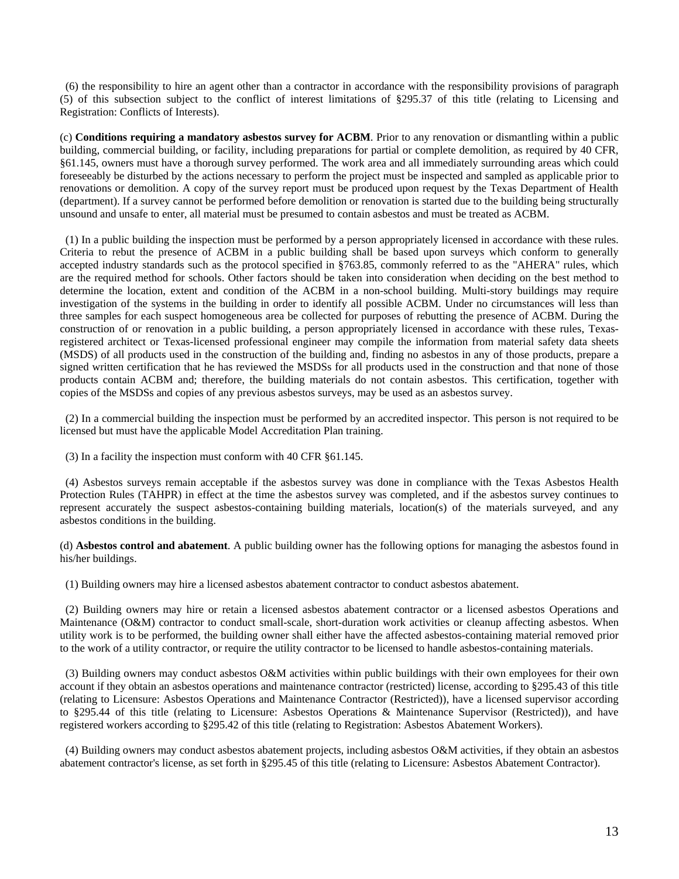(6) the responsibility to hire an agent other than a contractor in accordance with the responsibility provisions of paragraph (5) of this subsection subject to the conflict of interest limitations of §295.37 of this title (relating to Licensing and Registration: Conflicts of Interests).

(c) **Conditions requiring a mandatory asbestos survey for ACBM**. Prior to any renovation or dismantling within a public building, commercial building, or facility, including preparations for partial or complete demolition, as required by 40 CFR, §61.145, owners must have a thorough survey performed. The work area and all immediately surrounding areas which could foreseeably be disturbed by the actions necessary to perform the project must be inspected and sampled as applicable prior to renovations or demolition. A copy of the survey report must be produced upon request by the Texas Department of Health (department). If a survey cannot be performed before demolition or renovation is started due to the building being structurally unsound and unsafe to enter, all material must be presumed to contain asbestos and must be treated as ACBM.

(1) In a public building the inspection must be performed by a person appropriately licensed in accordance with these rules. Criteria to rebut the presence of ACBM in a public building shall be based upon surveys which conform to generally accepted industry standards such as the protocol specified in §763.85, commonly referred to as the "AHERA" rules, which are the required method for schools. Other factors should be taken into consideration when deciding on the best method to determine the location, extent and condition of the ACBM in a non-school building. Multi-story buildings may require investigation of the systems in the building in order to identify all possible ACBM. Under no circumstances will less than three samples for each suspect homogeneous area be collected for purposes of rebutting the presence of ACBM. During the construction of or renovation in a public building, a person appropriately licensed in accordance with these rules, Texas-registered architect or Texas-licensed professional engineer may compile the information from material safety data sheets (MSDS) of all products used in the construction of the building and, finding no asbestos in any of those products, prepare a signed written certification that he has reviewed the MSDSs for all products used in the construction and that none of those products contain ACBM and; therefore, the building materials do not contain asbestos. This certification, together with copies of the MSDSs and copies of any previous asbestos surveys, may be used as an asbestos survey.

(2) In a commercial building the inspection must be performed by an accredited inspector. This person is not required to be licensed but must have the applicable Model Accreditation Plan training.

(3) In a facility the inspection must conform with 40 CFR §61.145.

(4) Asbestos surveys remain acceptable if the asbestos survey was done in compliance with the Texas Asbestos Health Protection Rules (TAHPR) in effect at the time the asbestos survey was completed, and if the asbestos survey continues to represent accurately the suspect asbestos-containing building materials, location(s) of the materials surveyed, and any asbestos conditions in the building.

(d) **Asbestos control and abatement**. A public building owner has the following options for managing the asbestos found in his/her buildings.

(1) Building owners may hire a licensed asbestos abatement contractor to conduct asbestos abatement.

(2) Building owners may hire or retain a licensed asbestos abatement contractor or a licensed asbestos Operations and Maintenance (O&M) contractor to conduct small-scale, short-duration work activities or cleanup affecting asbestos. When utility work is to be performed, the building owner shall either have the affected asbestos-containing material removed prior to the work of a utility contractor, or require the utility contractor to be licensed to handle asbestos-containing materials.

(3) Building owners may conduct asbestos O&M activities within public buildings with their own employees for their own account if they obtain an asbestos operations and maintenance contractor (restricted) license, according to §295.43 of this title (relating to Licensure: Asbestos Operations and Maintenance Contractor (Restricted)), have a licensed supervisor according to §295.44 of this title (relating to Licensure: Asbestos Operations & Maintenance Supervisor (Restricted)), and have registered workers according to §295.42 of this title (relating to Registration: Asbestos Abatement Workers).

(4) Building owners may conduct asbestos abatement projects, including asbestos O&M activities, if they obtain an asbestos abatement contractor's license, as set forth in §295.45 of this title (relating to Licensure: Asbestos Abatement Contractor).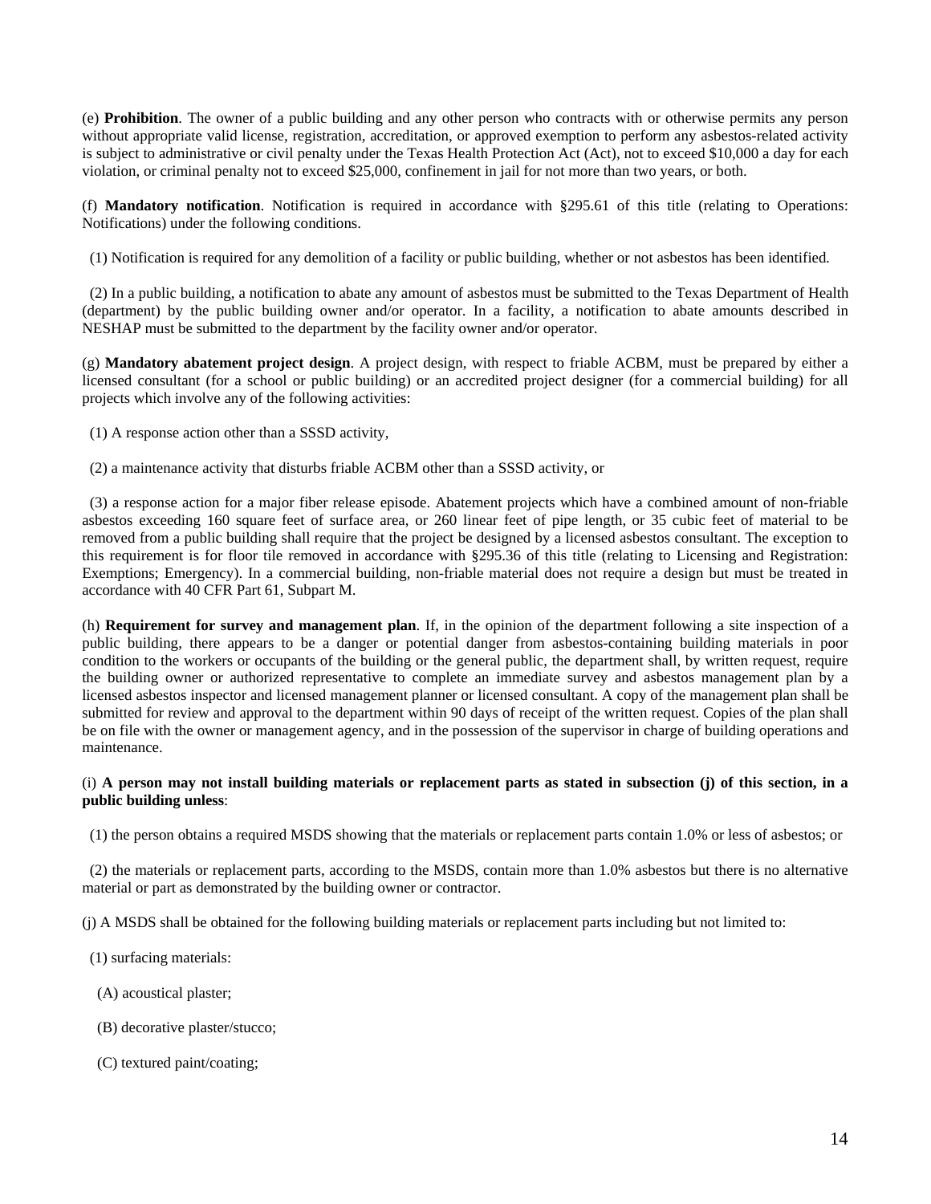(e) **Prohibition**. The owner of a public building and any other person who contracts with or otherwise permits any person without appropriate valid license, registration, accreditation, or approved exemption to perform any asbestos-related activity is subject to administrative or civil penalty under the Texas Health Protection Act (Act), not to exceed $10,000 a day for each violation, or criminal penalty not to exceed $25,000, confinement in jail for not more than two years, or both.

(f) **Mandatory notification**. Notification is required in accordance with §295.61 of this title (relating to Operations: Notifications) under the following conditions.

(1) Notification is required for any demolition of a facility or public building, whether or not asbestos has been identified.

(2) In a public building, a notification to abate any amount of asbestos must be submitted to the Texas Department of Health (department) by the public building owner and/or operator. In a facility, a notification to abate amounts described in NESHAP must be submitted to the department by the facility owner and/or operator.

(g) **Mandatory abatement project design**. A project design, with respect to friable ACBM, must be prepared by either a licensed consultant (for a school or public building) or an accredited project designer (for a commercial building) for all projects which involve any of the following activities:

(1) A response action other than a SSSD activity,

(2) a maintenance activity that disturbs friable ACBM other than a SSSD activity, or

(3) a response action for a major fiber release episode. Abatement projects which have a combined amount of non-friable asbestos exceeding 160 square feet of surface area, or 260 linear feet of pipe length, or 35 cubic feet of material to be removed from a public building shall require that the project be designed by a licensed asbestos consultant. The exception to this requirement is for floor tile removed in accordance with §295.36 of this title (relating to Licensing and Registration: Exemptions; Emergency). In a commercial building, non-friable material does not require a design but must be treated in accordance with 40 CFR Part 61, Subpart M.

(h) **Requirement for survey and management plan**. If, in the opinion of the department following a site inspection of a public building, there appears to be a danger or potential danger from asbestos-containing building materials in poor condition to the workers or occupants of the building or the general public, the department shall, by written request, require the building owner or authorized representative to complete an immediate survey and asbestos management plan by a licensed asbestos inspector and licensed management planner or licensed consultant. A copy of the management plan shall be submitted for review and approval to the department within 90 days of receipt of the written request. Copies of the plan shall be on file with the owner or management agency, and in the possession of the supervisor in charge of building operations and maintenance.

(i) **A person may not install building materials or replacement parts as stated in subsection (j) of this section, in a public building unless**:

(1) the person obtains a required MSDS showing that the materials or replacement parts contain 1.0% or less of asbestos; or

(2) the materials or replacement parts, according to the MSDS, contain more than 1.0% asbestos but there is no alternative material or part as demonstrated by the building owner or contractor.

(j) A MSDS shall be obtained for the following building materials or replacement parts including but not limited to:

(1) surfacing materials:

(A) acoustical plaster;

(B) decorative plaster/stucco;

(C) textured paint/coating;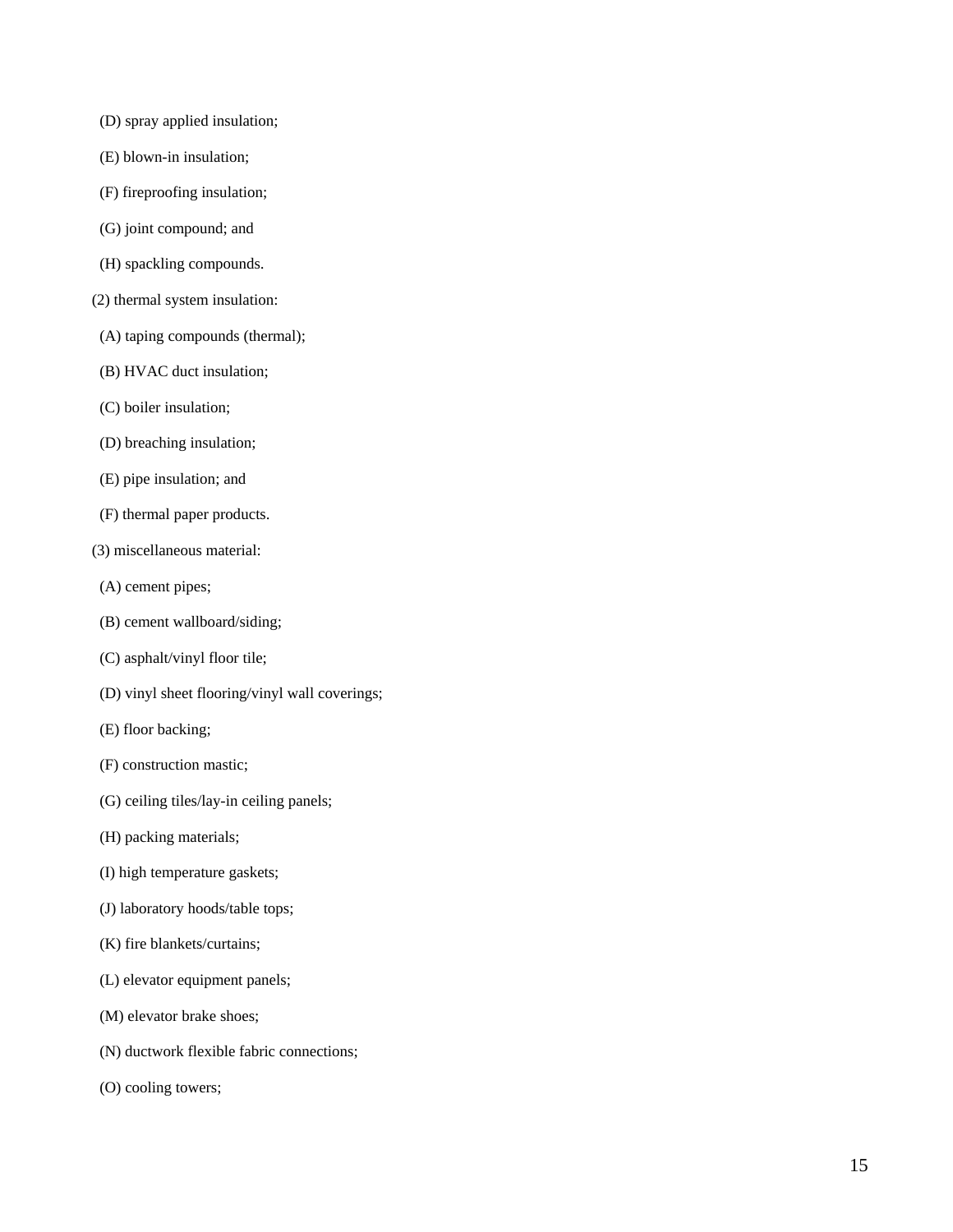(D) spray applied insulation;

(E) blown-in insulation;

(F) fireproofing insulation;

(G) joint compound; and

(H) spackling compounds.

(2) thermal system insulation:

(A) taping compounds (thermal);

(B) HVAC duct insulation;

(C) boiler insulation;

(D) breaching insulation;

(E) pipe insulation; and

(F) thermal paper products.

(3) miscellaneous material:

(A) cement pipes;

(B) cement wallboard/siding;

(C) asphalt/vinyl floor tile;

(D) vinyl sheet flooring/vinyl wall coverings;

(E) floor backing;

(F) construction mastic;

(G) ceiling tiles/lay-in ceiling panels;

(H) packing materials;

(I) high temperature gaskets;

(J) laboratory hoods/table tops;

(K) fire blankets/curtains;

(L) elevator equipment panels;

(M) elevator brake shoes;

(N) ductwork flexible fabric connections;

(O) cooling towers;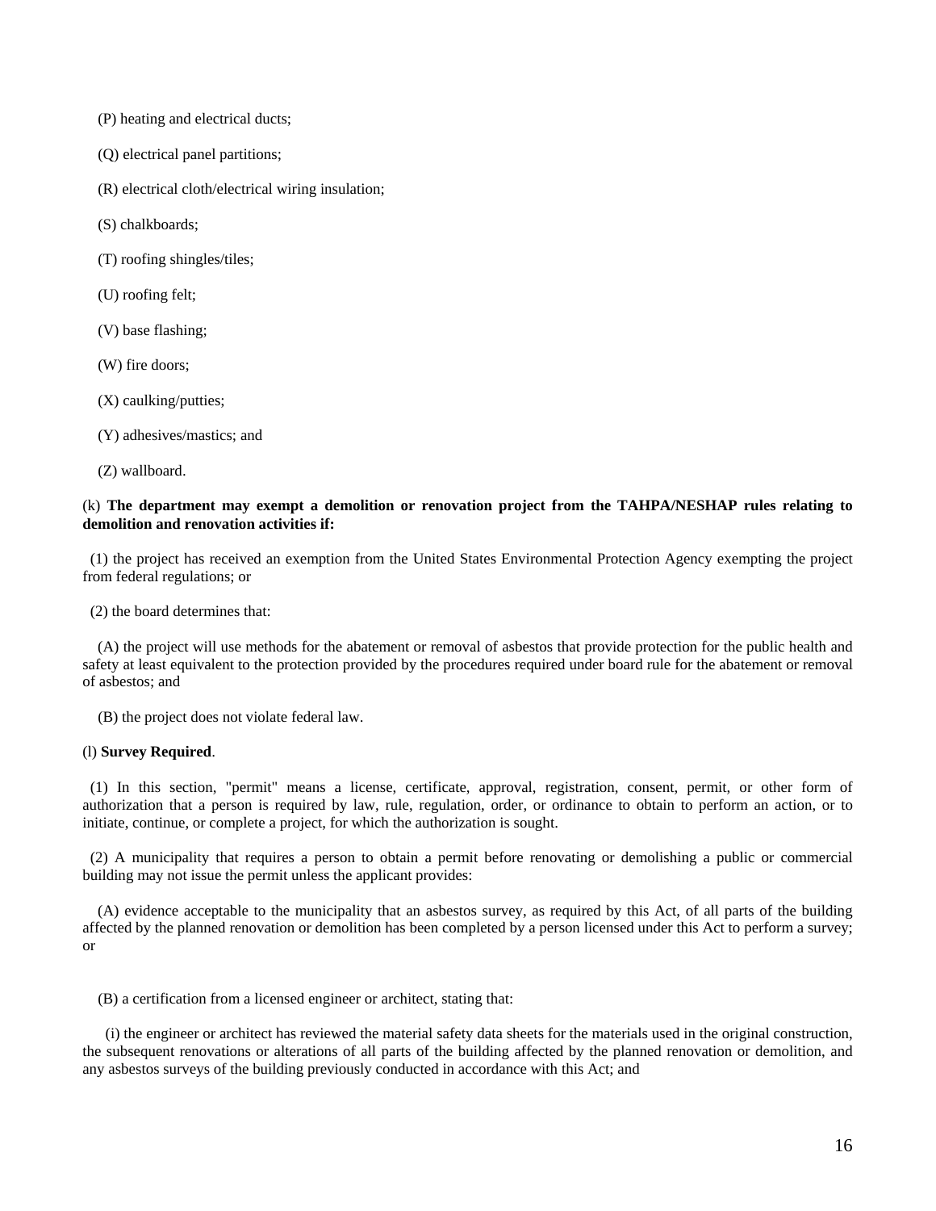(P) heating and electrical ducts;

(Q) electrical panel partitions;

(R) electrical cloth/electrical wiring insulation;

(S) chalkboards;

(T) roofing shingles/tiles;

(U) roofing felt;

(V) base flashing;

(W) fire doors;

(X) caulking/putties;

(Y) adhesives/mastics; and

(Z) wallboard.

(k) **The department may exempt a demolition or renovation project from the TAHPA/NESHAP rules relating to demolition and renovation activities if:**

(1) the project has received an exemption from the United States Environmental Protection Agency exempting the project from federal regulations; or

(2) the board determines that:

(A) the project will use methods for the abatement or removal of asbestos that provide protection for the public health and safety at least equivalent to the protection provided by the procedures required under board rule for the abatement or removal of asbestos; and

(B) the project does not violate federal law.

(l) **Survey Required**.

(1) In this section, "permit" means a license, certificate, approval, registration, consent, permit, or other form of authorization that a person is required by law, rule, regulation, order, or ordinance to obtain to perform an action, or to initiate, continue, or complete a project, for which the authorization is sought.

(2) A municipality that requires a person to obtain a permit before renovating or demolishing a public or commercial building may not issue the permit unless the applicant provides:

(A) evidence acceptable to the municipality that an asbestos survey, as required by this Act, of all parts of the building affected by the planned renovation or demolition has been completed by a person licensed under this Act to perform a survey; or

(B) a certification from a licensed engineer or architect, stating that:

(i) the engineer or architect has reviewed the material safety data sheets for the materials used in the original construction, the subsequent renovations or alterations of all parts of the building affected by the planned renovation or demolition, and any asbestos surveys of the building previously conducted in accordance with this Act; and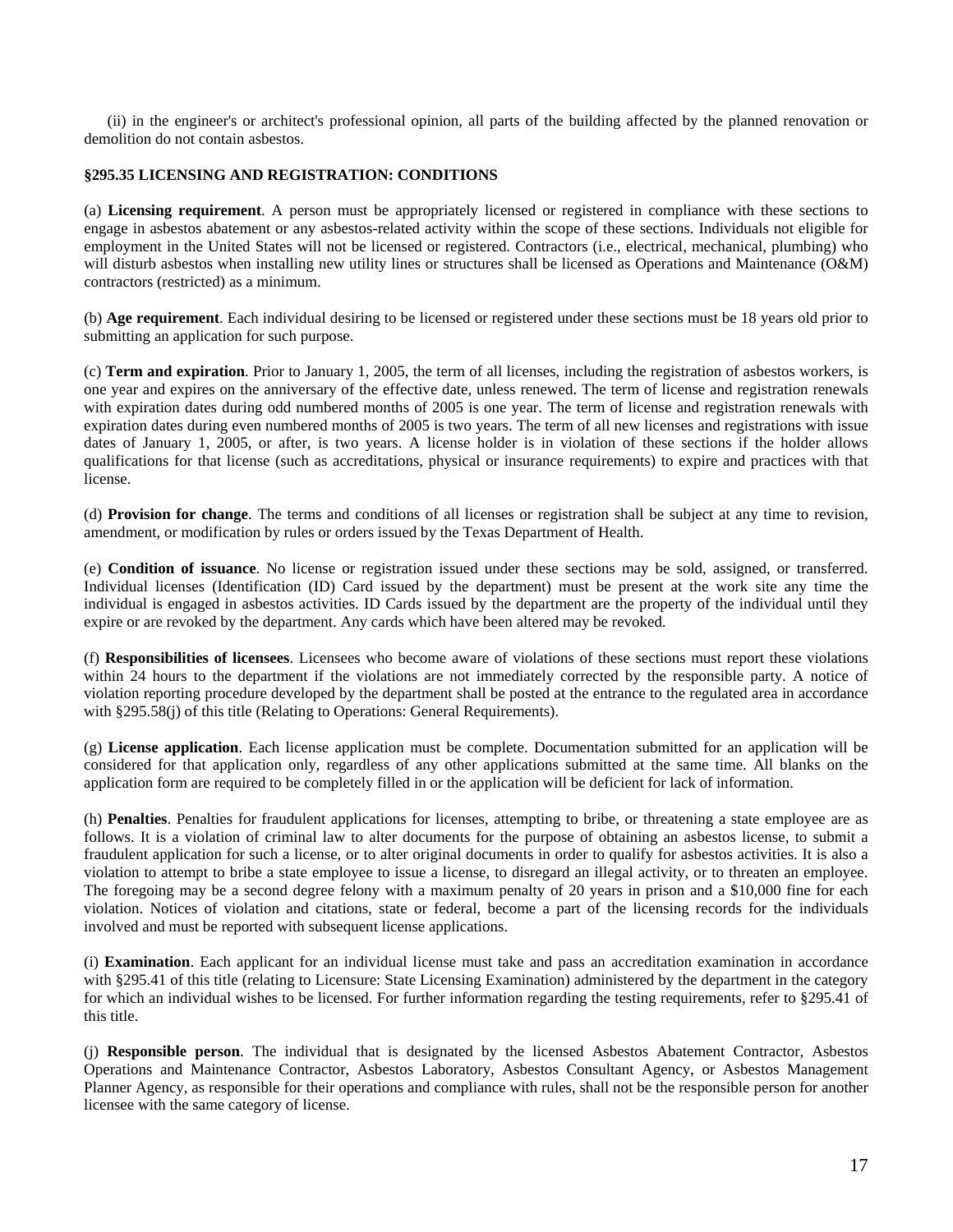(ii) in the engineer's or architect's professional opinion, all parts of the building affected by the planned renovation or demolition do not contain asbestos.

### §295.35 LICENSING AND REGISTRATION: CONDITIONS

(a) **Licensing requirement**. A person must be appropriately licensed or registered in compliance with these sections to engage in asbestos abatement or any asbestos-related activity within the scope of these sections. Individuals not eligible for employment in the United States will not be licensed or registered. Contractors (i.e., electrical, mechanical, plumbing) who will disturb asbestos when installing new utility lines or structures shall be licensed as Operations and Maintenance (O&M) contractors (restricted) as a minimum.

(b) **Age requirement**. Each individual desiring to be licensed or registered under these sections must be 18 years old prior to submitting an application for such purpose.

(c) **Term and expiration**. Prior to January 1, 2005, the term of all licenses, including the registration of asbestos workers, is one year and expires on the anniversary of the effective date, unless renewed. The term of license and registration renewals with expiration dates during odd numbered months of 2005 is one year. The term of license and registration renewals with expiration dates during even numbered months of 2005 is two years. The term of all new licenses and registrations with issue dates of January 1, 2005, or after, is two years. A license holder is in violation of these sections if the holder allows qualifications for that license (such as accreditations, physical or insurance requirements) to expire and practices with that license.

(d) **Provision for change**. The terms and conditions of all licenses or registration shall be subject at any time to revision, amendment, or modification by rules or orders issued by the Texas Department of Health.

(e) **Condition of issuance**. No license or registration issued under these sections may be sold, assigned, or transferred. Individual licenses (Identification (ID) Card issued by the department) must be present at the work site any time the individual is engaged in asbestos activities. ID Cards issued by the department are the property of the individual until they expire or are revoked by the department. Any cards which have been altered may be revoked.

(f) **Responsibilities of licensees**. Licensees who become aware of violations of these sections must report these violations within 24 hours to the department if the violations are not immediately corrected by the responsible party. A notice of violation reporting procedure developed by the department shall be posted at the entrance to the regulated area in accordance with §295.58(j) of this title (Relating to Operations: General Requirements).

(g) **License application**. Each license application must be complete. Documentation submitted for an application will be considered for that application only, regardless of any other applications submitted at the same time. All blanks on the application form are required to be completely filled in or the application will be deficient for lack of information.

(h) **Penalties**. Penalties for fraudulent applications for licenses, attempting to bribe, or threatening a state employee are as follows. It is a violation of criminal law to alter documents for the purpose of obtaining an asbestos license, to submit a fraudulent application for such a license, or to alter original documents in order to qualify for asbestos activities. It is also a violation to attempt to bribe a state employee to issue a license, to disregard an illegal activity, or to threaten an employee. The foregoing may be a second degree felony with a maximum penalty of 20 years in prison and a $10,000 fine for each violation. Notices of violation and citations, state or federal, become a part of the licensing records for the individuals involved and must be reported with subsequent license applications.

(i) **Examination**. Each applicant for an individual license must take and pass an accreditation examination in accordance with §295.41 of this title (relating to Licensure: State Licensing Examination) administered by the department in the category for which an individual wishes to be licensed. For further information regarding the testing requirements, refer to §295.41 of this title.

(j) **Responsible person**. The individual that is designated by the licensed Asbestos Abatement Contractor, Asbestos Operations and Maintenance Contractor, Asbestos Laboratory, Asbestos Consultant Agency, or Asbestos Management Planner Agency, as responsible for their operations and compliance with rules, shall not be the responsible person for another licensee with the same category of license.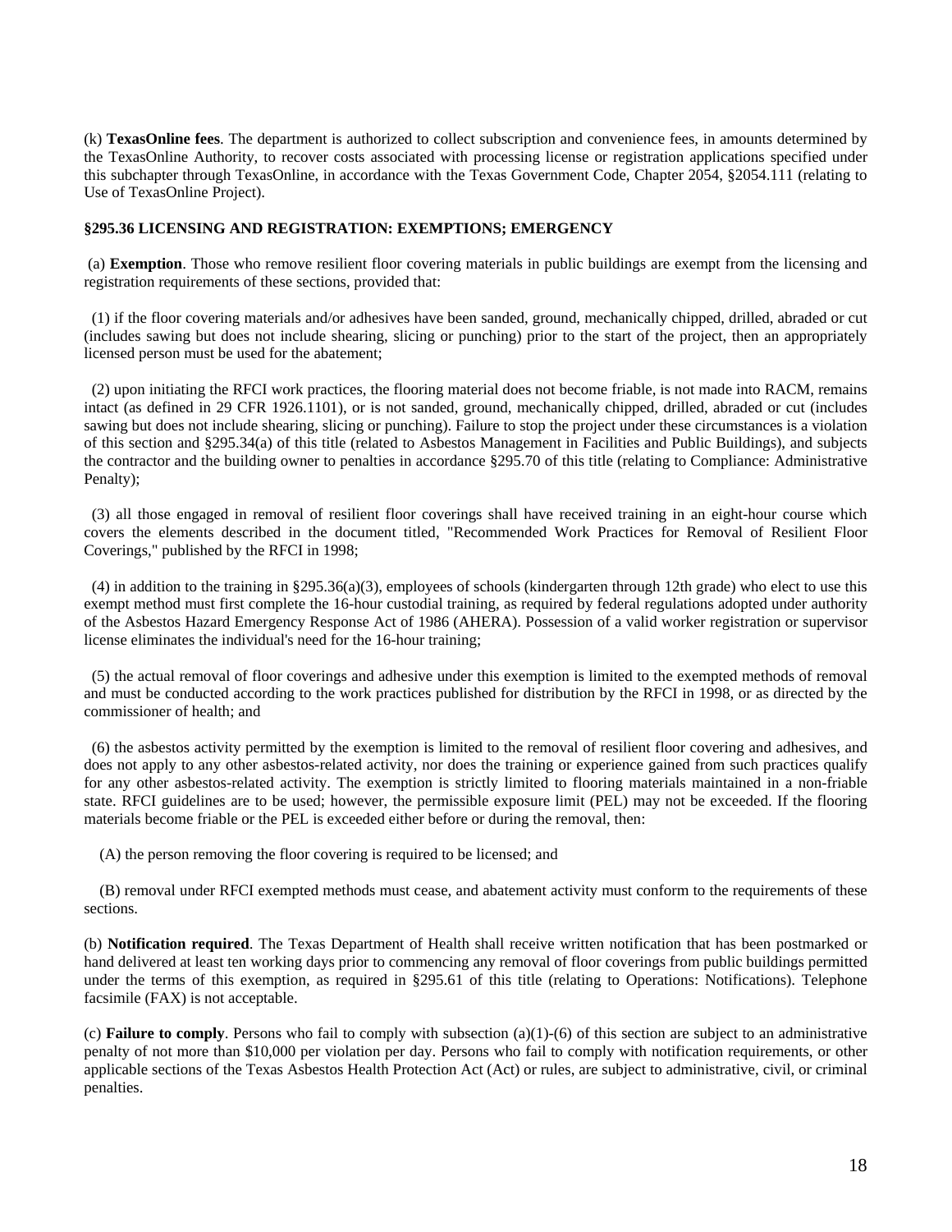(k) **TexasOnline fees**. The department is authorized to collect subscription and convenience fees, in amounts determined by the TexasOnline Authority, to recover costs associated with processing license or registration applications specified under this subchapter through TexasOnline, in accordance with the Texas Government Code, Chapter 2054, §2054.111 (relating to Use of TexasOnline Project).

### §295.36 LICENSING AND REGISTRATION: EXEMPTIONS; EMERGENCY

(a) **Exemption**. Those who remove resilient floor covering materials in public buildings are exempt from the licensing and registration requirements of these sections, provided that:

(1) if the floor covering materials and/or adhesives have been sanded, ground, mechanically chipped, drilled, abraded or cut (includes sawing but does not include shearing, slicing or punching) prior to the start of the project, then an appropriately licensed person must be used for the abatement;

(2) upon initiating the RFCI work practices, the flooring material does not become friable, is not made into RACM, remains intact (as defined in 29 CFR 1926.1101), or is not sanded, ground, mechanically chipped, drilled, abraded or cut (includes sawing but does not include shearing, slicing or punching). Failure to stop the project under these circumstances is a violation of this section and §295.34(a) of this title (related to Asbestos Management in Facilities and Public Buildings), and subjects the contractor and the building owner to penalties in accordance §295.70 of this title (relating to Compliance: Administrative Penalty);

(3) all those engaged in removal of resilient floor coverings shall have received training in an eight-hour course which covers the elements described in the document titled, "Recommended Work Practices for Removal of Resilient Floor Coverings," published by the RFCI in 1998;

(4) in addition to the training in §295.36(a)(3), employees of schools (kindergarten through 12th grade) who elect to use this exempt method must first complete the 16-hour custodial training, as required by federal regulations adopted under authority of the Asbestos Hazard Emergency Response Act of 1986 (AHERA). Possession of a valid worker registration or supervisor license eliminates the individual's need for the 16-hour training;

(5) the actual removal of floor coverings and adhesive under this exemption is limited to the exempted methods of removal and must be conducted according to the work practices published for distribution by the RFCI in 1998, or as directed by the commissioner of health; and

(6) the asbestos activity permitted by the exemption is limited to the removal of resilient floor covering and adhesives, and does not apply to any other asbestos-related activity, nor does the training or experience gained from such practices qualify for any other asbestos-related activity. The exemption is strictly limited to flooring materials maintained in a non-friable state. RFCI guidelines are to be used; however, the permissible exposure limit (PEL) may not be exceeded. If the flooring materials become friable or the PEL is exceeded either before or during the removal, then:

(A) the person removing the floor covering is required to be licensed; and

(B) removal under RFCI exempted methods must cease, and abatement activity must conform to the requirements of these sections.

(b) **Notification required**. The Texas Department of Health shall receive written notification that has been postmarked or hand delivered at least ten working days prior to commencing any removal of floor coverings from public buildings permitted under the terms of this exemption, as required in §295.61 of this title (relating to Operations: Notifications). Telephone facsimile (FAX) is not acceptable.

(c) **Failure to comply**. Persons who fail to comply with subsection (a)(1)-(6) of this section are subject to an administrative penalty of not more than $10,000 per violation per day. Persons who fail to comply with notification requirements, or other applicable sections of the Texas Asbestos Health Protection Act (Act) or rules, are subject to administrative, civil, or criminal penalties.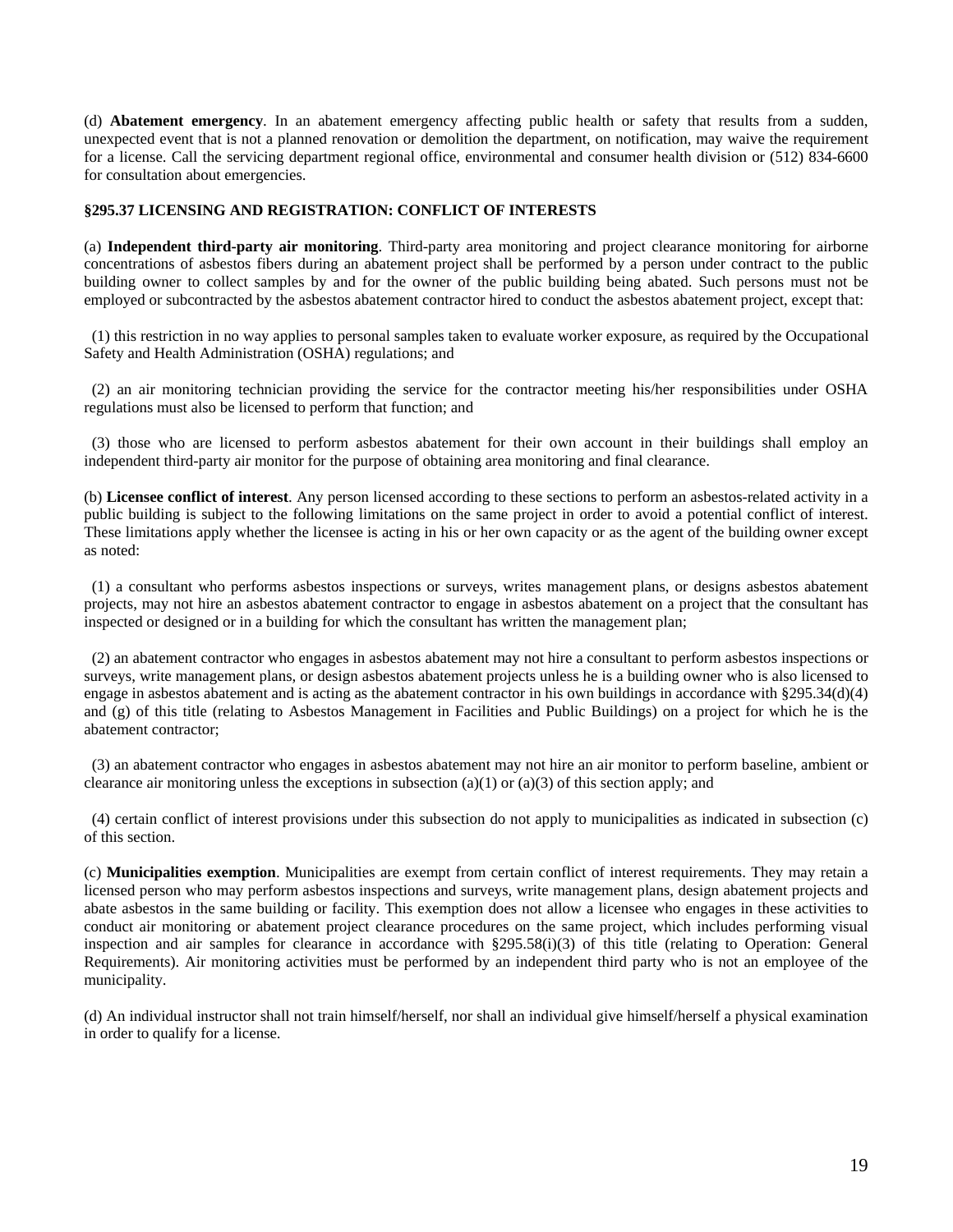(d) **Abatement emergency**. In an abatement emergency affecting public health or safety that results from a sudden, unexpected event that is not a planned renovation or demolition the department, on notification, may waive the requirement for a license. Call the servicing department regional office, environmental and consumer health division or (512) 834-6600 for consultation about emergencies.

### §295.37 LICENSING AND REGISTRATION: CONFLICT OF INTERESTS

(a) **Independent third-party air monitoring**. Third-party area monitoring and project clearance monitoring for airborne concentrations of asbestos fibers during an abatement project shall be performed by a person under contract to the public building owner to collect samples by and for the owner of the public building being abated. Such persons must not be employed or subcontracted by the asbestos abatement contractor hired to conduct the asbestos abatement project, except that:

(1) this restriction in no way applies to personal samples taken to evaluate worker exposure, as required by the Occupational Safety and Health Administration (OSHA) regulations; and

(2) an air monitoring technician providing the service for the contractor meeting his/her responsibilities under OSHA regulations must also be licensed to perform that function; and

(3) those who are licensed to perform asbestos abatement for their own account in their buildings shall employ an independent third-party air monitor for the purpose of obtaining area monitoring and final clearance.

(b) **Licensee conflict of interest**. Any person licensed according to these sections to perform an asbestos-related activity in a public building is subject to the following limitations on the same project in order to avoid a potential conflict of interest. These limitations apply whether the licensee is acting in his or her own capacity or as the agent of the building owner except as noted:

(1) a consultant who performs asbestos inspections or surveys, writes management plans, or designs asbestos abatement projects, may not hire an asbestos abatement contractor to engage in asbestos abatement on a project that the consultant has inspected or designed or in a building for which the consultant has written the management plan;

(2) an abatement contractor who engages in asbestos abatement may not hire a consultant to perform asbestos inspections or surveys, write management plans, or design asbestos abatement projects unless he is a building owner who is also licensed to engage in asbestos abatement and is acting as the abatement contractor in his own buildings in accordance with §295.34(d)(4) and (g) of this title (relating to Asbestos Management in Facilities and Public Buildings) on a project for which he is the abatement contractor;

(3) an abatement contractor who engages in asbestos abatement may not hire an air monitor to perform baseline, ambient or clearance air monitoring unless the exceptions in subsection (a)(1) or (a)(3) of this section apply; and

(4) certain conflict of interest provisions under this subsection do not apply to municipalities as indicated in subsection (c) of this section.

(c) **Municipalities exemption**. Municipalities are exempt from certain conflict of interest requirements. They may retain a licensed person who may perform asbestos inspections and surveys, write management plans, design abatement projects and abate asbestos in the same building or facility. This exemption does not allow a licensee who engages in these activities to conduct air monitoring or abatement project clearance procedures on the same project, which includes performing visual inspection and air samples for clearance in accordance with §295.58(i)(3) of this title (relating to Operation: General Requirements). Air monitoring activities must be performed by an independent third party who is not an employee of the municipality.

(d) An individual instructor shall not train himself/herself, nor shall an individual give himself/herself a physical examination in order to qualify for a license.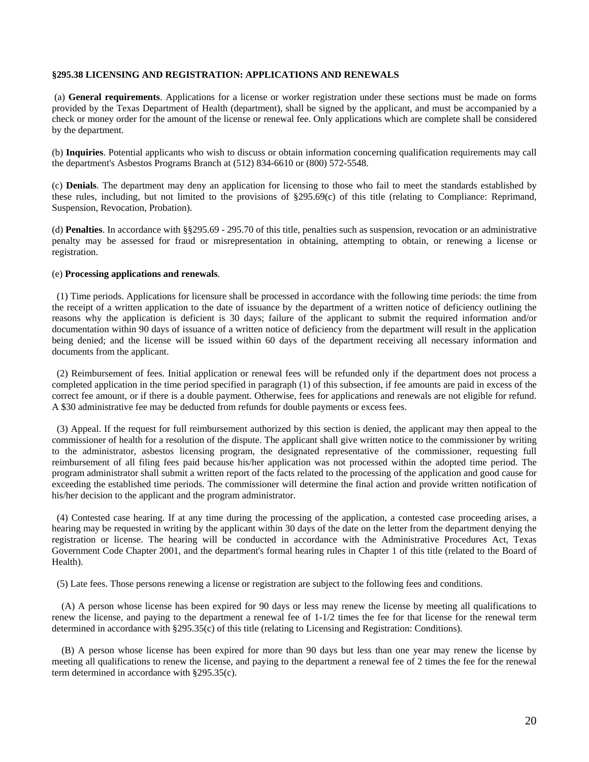### §295.38 LICENSING AND REGISTRATION: APPLICATIONS AND RENEWALS

(a) **General requirements**. Applications for a license or worker registration under these sections must be made on forms provided by the Texas Department of Health (department), shall be signed by the applicant, and must be accompanied by a check or money order for the amount of the license or renewal fee. Only applications which are complete shall be considered by the department.

(b) **Inquiries**. Potential applicants who wish to discuss or obtain information concerning qualification requirements may call the department's Asbestos Programs Branch at (512) 834-6610 or (800) 572-5548.

(c) **Denials**. The department may deny an application for licensing to those who fail to meet the standards established by these rules, including, but not limited to the provisions of §295.69(c) of this title (relating to Compliance: Reprimand, Suspension, Revocation, Probation).

(d) **Penalties**. In accordance with §§295.69 - 295.70 of this title, penalties such as suspension, revocation or an administrative penalty may be assessed for fraud or misrepresentation in obtaining, attempting to obtain, or renewing a license or registration.

(e) **Processing applications and renewals**.

(1) Time periods. Applications for licensure shall be processed in accordance with the following time periods: the time from the receipt of a written application to the date of issuance by the department of a written notice of deficiency outlining the reasons why the application is deficient is 30 days; failure of the applicant to submit the required information and/or documentation within 90 days of issuance of a written notice of deficiency from the department will result in the application being denied; and the license will be issued within 60 days of the department receiving all necessary information and documents from the applicant.

(2) Reimbursement of fees. Initial application or renewal fees will be refunded only if the department does not process a completed application in the time period specified in paragraph (1) of this subsection, if fee amounts are paid in excess of the correct fee amount, or if there is a double payment. Otherwise, fees for applications and renewals are not eligible for refund. A $30 administrative fee may be deducted from refunds for double payments or excess fees.

(3) Appeal. If the request for full reimbursement authorized by this section is denied, the applicant may then appeal to the commissioner of health for a resolution of the dispute. The applicant shall give written notice to the commissioner by writing to the administrator, asbestos licensing program, the designated representative of the commissioner, requesting full reimbursement of all filing fees paid because his/her application was not processed within the adopted time period. The program administrator shall submit a written report of the facts related to the processing of the application and good cause for exceeding the established time periods. The commissioner will determine the final action and provide written notification of his/her decision to the applicant and the program administrator.

(4) Contested case hearing. If at any time during the processing of the application, a contested case proceeding arises, a hearing may be requested in writing by the applicant within 30 days of the date on the letter from the department denying the registration or license. The hearing will be conducted in accordance with the Administrative Procedures Act, Texas Government Code Chapter 2001, and the department's formal hearing rules in Chapter 1 of this title (related to the Board of Health).

(5) Late fees. Those persons renewing a license or registration are subject to the following fees and conditions.

(A) A person whose license has been expired for 90 days or less may renew the license by meeting all qualifications to renew the license, and paying to the department a renewal fee of 1-1/2 times the fee for that license for the renewal term determined in accordance with §295.35(c) of this title (relating to Licensing and Registration: Conditions).

(B) A person whose license has been expired for more than 90 days but less than one year may renew the license by meeting all qualifications to renew the license, and paying to the department a renewal fee of 2 times the fee for the renewal term determined in accordance with §295.35(c).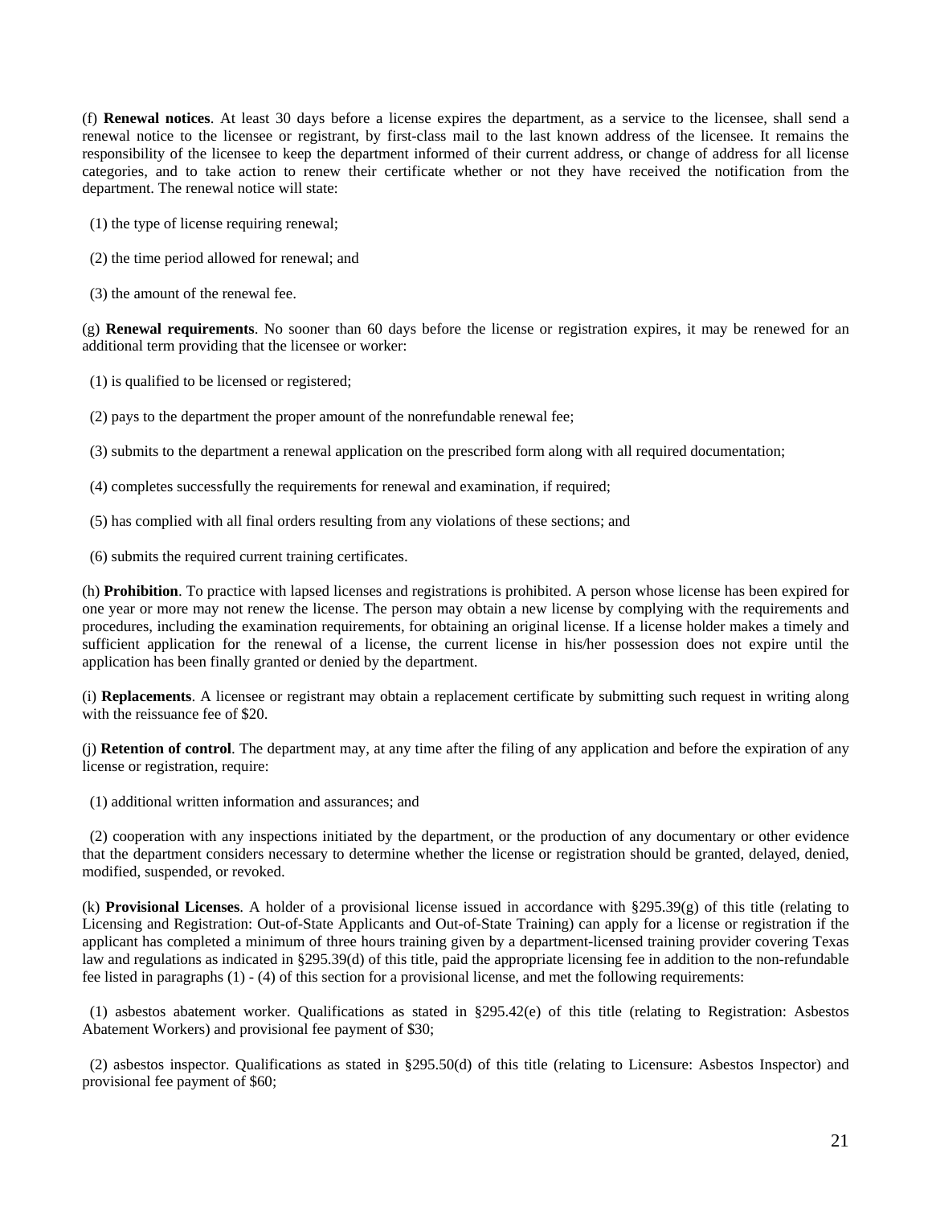(f) **Renewal notices**. At least 30 days before a license expires the department, as a service to the licensee, shall send a renewal notice to the licensee or registrant, by first-class mail to the last known address of the licensee. It remains the responsibility of the licensee to keep the department informed of their current address, or change of address for all license categories, and to take action to renew their certificate whether or not they have received the notification from the department. The renewal notice will state:

(1) the type of license requiring renewal;

(2) the time period allowed for renewal; and

(3) the amount of the renewal fee.

(g) **Renewal requirements**. No sooner than 60 days before the license or registration expires, it may be renewed for an additional term providing that the licensee or worker:

(1) is qualified to be licensed or registered;

(2) pays to the department the proper amount of the nonrefundable renewal fee;

(3) submits to the department a renewal application on the prescribed form along with all required documentation;

(4) completes successfully the requirements for renewal and examination, if required;

(5) has complied with all final orders resulting from any violations of these sections; and

(6) submits the required current training certificates.

(h) **Prohibition**. To practice with lapsed licenses and registrations is prohibited. A person whose license has been expired for one year or more may not renew the license. The person may obtain a new license by complying with the requirements and procedures, including the examination requirements, for obtaining an original license. If a license holder makes a timely and sufficient application for the renewal of a license, the current license in his/her possession does not expire until the application has been finally granted or denied by the department.

(i) **Replacements**. A licensee or registrant may obtain a replacement certificate by submitting such request in writing along with the reissuance fee of $20.

(j) **Retention of control**. The department may, at any time after the filing of any application and before the expiration of any license or registration, require:

(1) additional written information and assurances; and

(2) cooperation with any inspections initiated by the department, or the production of any documentary or other evidence that the department considers necessary to determine whether the license or registration should be granted, delayed, denied, modified, suspended, or revoked.

(k) **Provisional Licenses**. A holder of a provisional license issued in accordance with §295.39(g) of this title (relating to Licensing and Registration: Out-of-State Applicants and Out-of-State Training) can apply for a license or registration if the applicant has completed a minimum of three hours training given by a department-licensed training provider covering Texas law and regulations as indicated in §295.39(d) of this title, paid the appropriate licensing fee in addition to the non-refundable fee listed in paragraphs (1) - (4) of this section for a provisional license, and met the following requirements:

(1) asbestos abatement worker. Qualifications as stated in §295.42(e) of this title (relating to Registration: Asbestos Abatement Workers) and provisional fee payment of $30;

(2) asbestos inspector. Qualifications as stated in §295.50(d) of this title (relating to Licensure: Asbestos Inspector) and provisional fee payment of $60;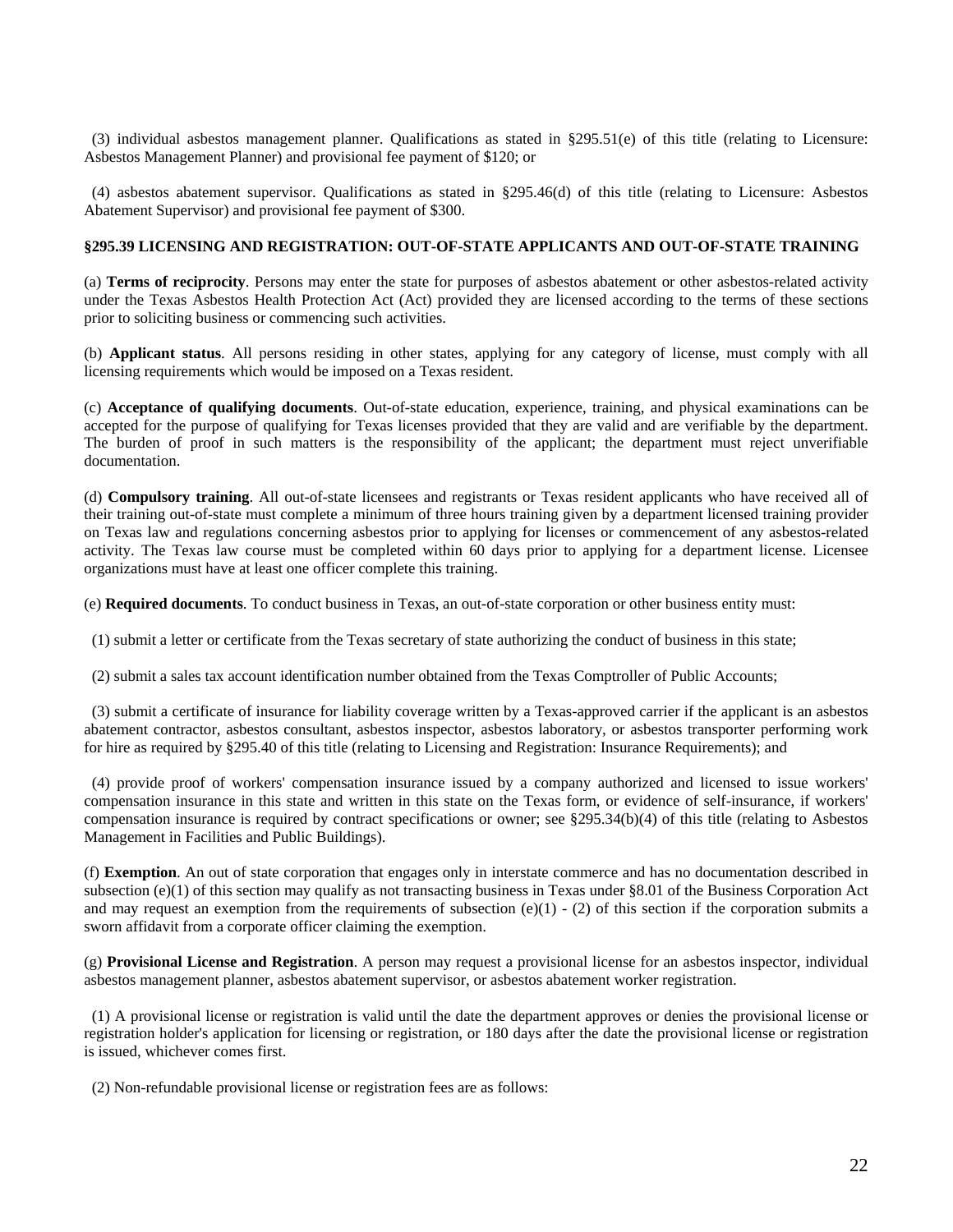(3) individual asbestos management planner. Qualifications as stated in §295.51(e) of this title (relating to Licensure: Asbestos Management Planner) and provisional fee payment of $120; or

(4) asbestos abatement supervisor. Qualifications as stated in §295.46(d) of this title (relating to Licensure: Asbestos Abatement Supervisor) and provisional fee payment of $300.

### §295.39 LICENSING AND REGISTRATION: OUT-OF-STATE APPLICANTS AND OUT-OF-STATE TRAINING

(a) **Terms of reciprocity**. Persons may enter the state for purposes of asbestos abatement or other asbestos-related activity under the Texas Asbestos Health Protection Act (Act) provided they are licensed according to the terms of these sections prior to soliciting business or commencing such activities.

(b) **Applicant status**. All persons residing in other states, applying for any category of license, must comply with all licensing requirements which would be imposed on a Texas resident.

(c) **Acceptance of qualifying documents**. Out-of-state education, experience, training, and physical examinations can be accepted for the purpose of qualifying for Texas licenses provided that they are valid and are verifiable by the department. The burden of proof in such matters is the responsibility of the applicant; the department must reject unverifiable documentation.

(d) **Compulsory training**. All out-of-state licensees and registrants or Texas resident applicants who have received all of their training out-of-state must complete a minimum of three hours training given by a department licensed training provider on Texas law and regulations concerning asbestos prior to applying for licenses or commencement of any asbestos-related activity. The Texas law course must be completed within 60 days prior to applying for a department license. Licensee organizations must have at least one officer complete this training.

(e) **Required documents**. To conduct business in Texas, an out-of-state corporation or other business entity must:

(1) submit a letter or certificate from the Texas secretary of state authorizing the conduct of business in this state;

(2) submit a sales tax account identification number obtained from the Texas Comptroller of Public Accounts;

(3) submit a certificate of insurance for liability coverage written by a Texas-approved carrier if the applicant is an asbestos abatement contractor, asbestos consultant, asbestos inspector, asbestos laboratory, or asbestos transporter performing work for hire as required by §295.40 of this title (relating to Licensing and Registration: Insurance Requirements); and

(4) provide proof of workers' compensation insurance issued by a company authorized and licensed to issue workers' compensation insurance in this state and written in this state on the Texas form, or evidence of self-insurance, if workers' compensation insurance is required by contract specifications or owner; see §295.34(b)(4) of this title (relating to Asbestos Management in Facilities and Public Buildings).

(f) **Exemption**. An out of state corporation that engages only in interstate commerce and has no documentation described in subsection (e)(1) of this section may qualify as not transacting business in Texas under §8.01 of the Business Corporation Act and may request an exemption from the requirements of subsection (e)(1) - (2) of this section if the corporation submits a sworn affidavit from a corporate officer claiming the exemption.

(g) **Provisional License and Registration**. A person may request a provisional license for an asbestos inspector, individual asbestos management planner, asbestos abatement supervisor, or asbestos abatement worker registration.

(1) A provisional license or registration is valid until the date the department approves or denies the provisional license or registration holder's application for licensing or registration, or 180 days after the date the provisional license or registration is issued, whichever comes first.

(2) Non-refundable provisional license or registration fees are as follows: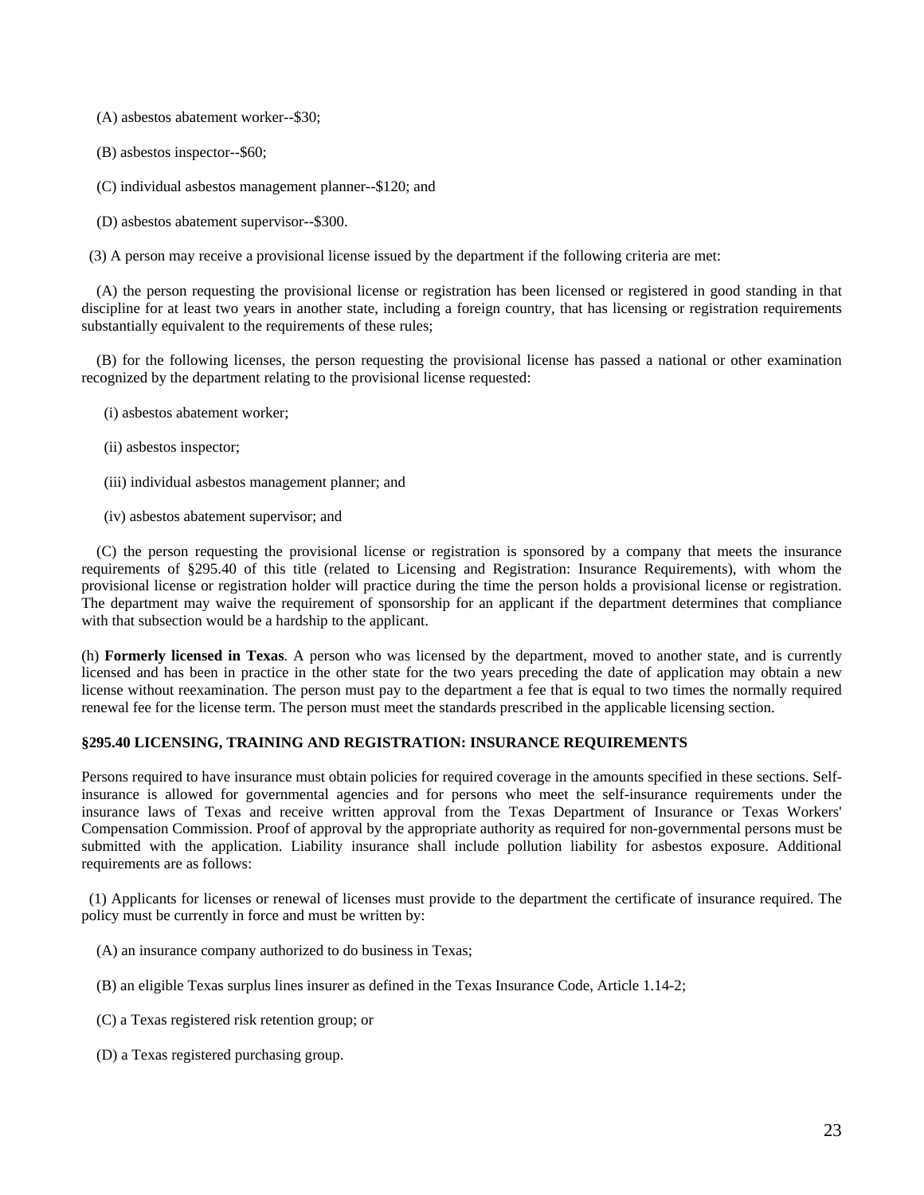(A) asbestos abatement worker--$30;

(B) asbestos inspector--$60;

(C) individual asbestos management planner--$120; and

(D) asbestos abatement supervisor--$300.

(3) A person may receive a provisional license issued by the department if the following criteria are met:

(A) the person requesting the provisional license or registration has been licensed or registered in good standing in that discipline for at least two years in another state, including a foreign country, that has licensing or registration requirements substantially equivalent to the requirements of these rules;

(B) for the following licenses, the person requesting the provisional license has passed a national or other examination recognized by the department relating to the provisional license requested:

(i) asbestos abatement worker;

(ii) asbestos inspector;

(iii) individual asbestos management planner; and

(iv) asbestos abatement supervisor; and

(C) the person requesting the provisional license or registration is sponsored by a company that meets the insurance requirements of §295.40 of this title (related to Licensing and Registration: Insurance Requirements), with whom the provisional license or registration holder will practice during the time the person holds a provisional license or registration. The department may waive the requirement of sponsorship for an applicant if the department determines that compliance with that subsection would be a hardship to the applicant.

(h) **Formerly licensed in Texas**. A person who was licensed by the department, moved to another state, and is currently licensed and has been in practice in the other state for the two years preceding the date of application may obtain a new license without reexamination. The person must pay to the department a fee that is equal to two times the normally required renewal fee for the license term. The person must meet the standards prescribed in the applicable licensing section.

### §295.40 LICENSING, TRAINING AND REGISTRATION: INSURANCE REQUIREMENTS

Persons required to have insurance must obtain policies for required coverage in the amounts specified in these sections. Self-insurance is allowed for governmental agencies and for persons who meet the self-insurance requirements under the insurance laws of Texas and receive written approval from the Texas Department of Insurance or Texas Workers' Compensation Commission. Proof of approval by the appropriate authority as required for non-governmental persons must be submitted with the application. Liability insurance shall include pollution liability for asbestos exposure. Additional requirements are as follows:

(1) Applicants for licenses or renewal of licenses must provide to the department the certificate of insurance required. The policy must be currently in force and must be written by:

(A) an insurance company authorized to do business in Texas;

(B) an eligible Texas surplus lines insurer as defined in the Texas Insurance Code, Article 1.14-2;

(C) a Texas registered risk retention group; or

(D) a Texas registered purchasing group.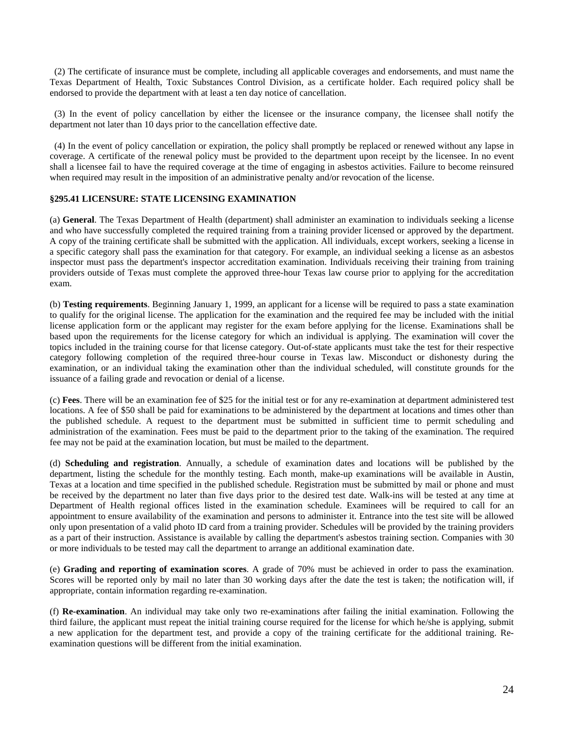(2) The certificate of insurance must be complete, including all applicable coverages and endorsements, and must name the Texas Department of Health, Toxic Substances Control Division, as a certificate holder. Each required policy shall be endorsed to provide the department with at least a ten day notice of cancellation.

(3) In the event of policy cancellation by either the licensee or the insurance company, the licensee shall notify the department not later than 10 days prior to the cancellation effective date.

(4) In the event of policy cancellation or expiration, the policy shall promptly be replaced or renewed without any lapse in coverage. A certificate of the renewal policy must be provided to the department upon receipt by the licensee. In no event shall a licensee fail to have the required coverage at the time of engaging in asbestos activities. Failure to become reinsured when required may result in the imposition of an administrative penalty and/or revocation of the license.

### §295.41 LICENSURE: STATE LICENSING EXAMINATION

(a) **General**. The Texas Department of Health (department) shall administer an examination to individuals seeking a license and who have successfully completed the required training from a training provider licensed or approved by the department. A copy of the training certificate shall be submitted with the application. All individuals, except workers, seeking a license in a specific category shall pass the examination for that category. For example, an individual seeking a license as an asbestos inspector must pass the department's inspector accreditation examination. Individuals receiving their training from training providers outside of Texas must complete the approved three-hour Texas law course prior to applying for the accreditation exam.

(b) **Testing requirements**. Beginning January 1, 1999, an applicant for a license will be required to pass a state examination to qualify for the original license. The application for the examination and the required fee may be included with the initial license application form or the applicant may register for the exam before applying for the license. Examinations shall be based upon the requirements for the license category for which an individual is applying. The examination will cover the topics included in the training course for that license category. Out-of-state applicants must take the test for their respective category following completion of the required three-hour course in Texas law. Misconduct or dishonesty during the examination, or an individual taking the examination other than the individual scheduled, will constitute grounds for the issuance of a failing grade and revocation or denial of a license.

(c) **Fees**. There will be an examination fee of $25 for the initial test or for any re-examination at department administered test locations. A fee of $50 shall be paid for examinations to be administered by the department at locations and times other than the published schedule. A request to the department must be submitted in sufficient time to permit scheduling and administration of the examination. Fees must be paid to the department prior to the taking of the examination. The required fee may not be paid at the examination location, but must be mailed to the department.

(d) **Scheduling and registration**. Annually, a schedule of examination dates and locations will be published by the department, listing the schedule for the monthly testing. Each month, make-up examinations will be available in Austin, Texas at a location and time specified in the published schedule. Registration must be submitted by mail or phone and must be received by the department no later than five days prior to the desired test date. Walk-ins will be tested at any time at Department of Health regional offices listed in the examination schedule. Examinees will be required to call for an appointment to ensure availability of the examination and persons to administer it. Entrance into the test site will be allowed only upon presentation of a valid photo ID card from a training provider. Schedules will be provided by the training providers as a part of their instruction. Assistance is available by calling the department's asbestos training section. Companies with 30 or more individuals to be tested may call the department to arrange an additional examination date.

(e) **Grading and reporting of examination scores**. A grade of 70% must be achieved in order to pass the examination. Scores will be reported only by mail no later than 30 working days after the date the test is taken; the notification will, if appropriate, contain information regarding re-examination.

(f) **Re-examination**. An individual may take only two re-examinations after failing the initial examination. Following the third failure, the applicant must repeat the initial training course required for the license for which he/she is applying, submit a new application for the department test, and provide a copy of the training certificate for the additional training. Re-examination questions will be different from the initial examination.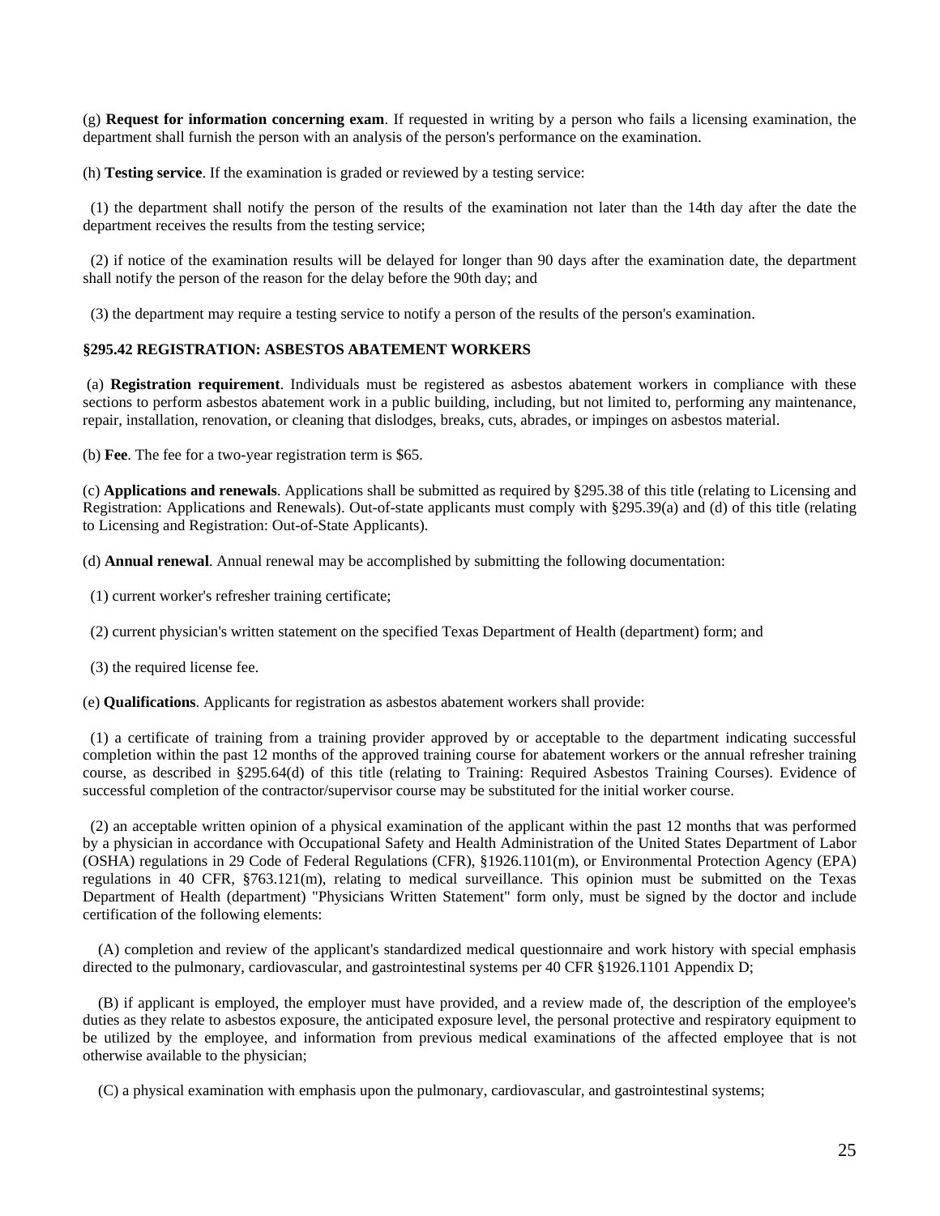(g) **Request for information concerning exam**. If requested in writing by a person who fails a licensing examination, the department shall furnish the person with an analysis of the person's performance on the examination.

(h) **Testing service**. If the examination is graded or reviewed by a testing service:

(1) the department shall notify the person of the results of the examination not later than the 14th day after the date the department receives the results from the testing service;

(2) if notice of the examination results will be delayed for longer than 90 days after the examination date, the department shall notify the person of the reason for the delay before the 90th day; and

(3) the department may require a testing service to notify a person of the results of the person's examination.

### §295.42 REGISTRATION: ASBESTOS ABATEMENT WORKERS

(a) **Registration requirement**. Individuals must be registered as asbestos abatement workers in compliance with these sections to perform asbestos abatement work in a public building, including, but not limited to, performing any maintenance, repair, installation, renovation, or cleaning that dislodges, breaks, cuts, abrades, or impinges on asbestos material.

(b) **Fee**. The fee for a two-year registration term is $65.

(c) **Applications and renewals**. Applications shall be submitted as required by §295.38 of this title (relating to Licensing and Registration: Applications and Renewals). Out-of-state applicants must comply with §295.39(a) and (d) of this title (relating to Licensing and Registration: Out-of-State Applicants).

(d) **Annual renewal**. Annual renewal may be accomplished by submitting the following documentation:

(1) current worker's refresher training certificate;

(2) current physician's written statement on the specified Texas Department of Health (department) form; and

(3) the required license fee.

(e) **Qualifications**. Applicants for registration as asbestos abatement workers shall provide:

(1) a certificate of training from a training provider approved by or acceptable to the department indicating successful completion within the past 12 months of the approved training course for abatement workers or the annual refresher training course, as described in §295.64(d) of this title (relating to Training: Required Asbestos Training Courses). Evidence of successful completion of the contractor/supervisor course may be substituted for the initial worker course.

(2) an acceptable written opinion of a physical examination of the applicant within the past 12 months that was performed by a physician in accordance with Occupational Safety and Health Administration of the United States Department of Labor (OSHA) regulations in 29 Code of Federal Regulations (CFR), §1926.1101(m), or Environmental Protection Agency (EPA) regulations in 40 CFR, §763.121(m), relating to medical surveillance. This opinion must be submitted on the Texas Department of Health (department) "Physicians Written Statement" form only, must be signed by the doctor and include certification of the following elements:

(A) completion and review of the applicant's standardized medical questionnaire and work history with special emphasis directed to the pulmonary, cardiovascular, and gastrointestinal systems per 40 CFR §1926.1101 Appendix D;

(B) if applicant is employed, the employer must have provided, and a review made of, the description of the employee's duties as they relate to asbestos exposure, the anticipated exposure level, the personal protective and respiratory equipment to be utilized by the employee, and information from previous medical examinations of the affected employee that is not otherwise available to the physician;

(C) a physical examination with emphasis upon the pulmonary, cardiovascular, and gastrointestinal systems;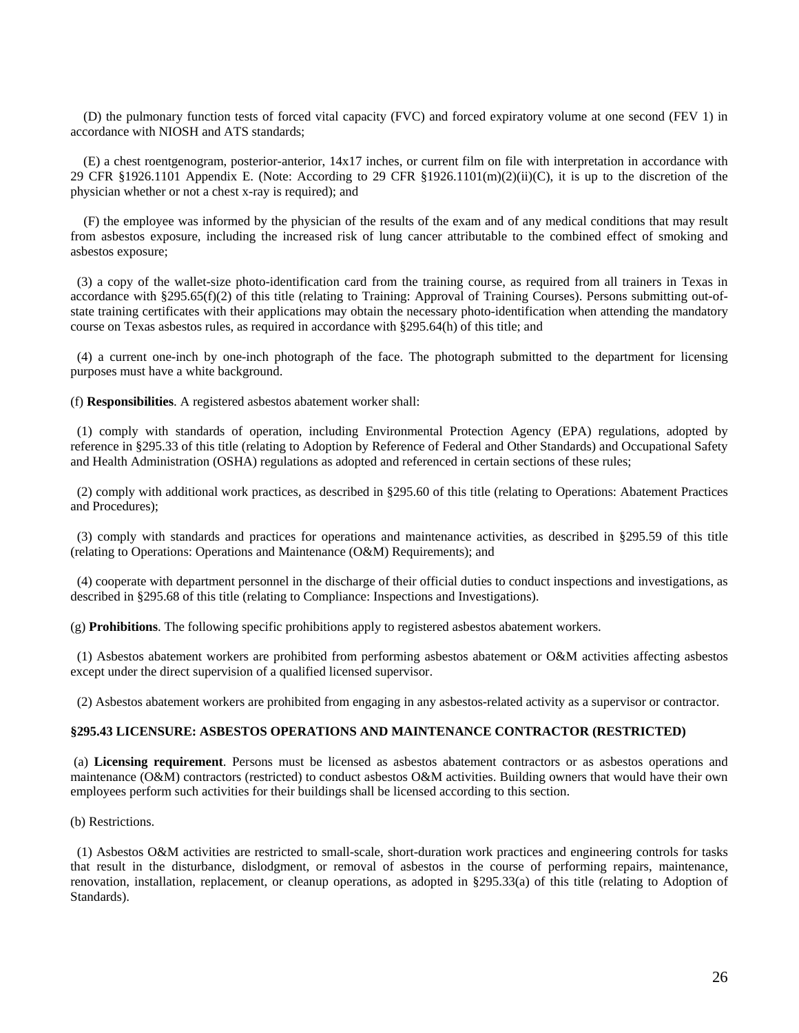(D) the pulmonary function tests of forced vital capacity (FVC) and forced expiratory volume at one second (FEV 1) in accordance with NIOSH and ATS standards;

(E) a chest roentgenogram, posterior-anterior, 14x17 inches, or current film on file with interpretation in accordance with 29 CFR §1926.1101 Appendix E. (Note: According to 29 CFR §1926.1101(m)(2)(ii)(C), it is up to the discretion of the physician whether or not a chest x-ray is required); and

(F) the employee was informed by the physician of the results of the exam and of any medical conditions that may result from asbestos exposure, including the increased risk of lung cancer attributable to the combined effect of smoking and asbestos exposure;

(3) a copy of the wallet-size photo-identification card from the training course, as required from all trainers in Texas in accordance with §295.65(f)(2) of this title (relating to Training: Approval of Training Courses). Persons submitting out-of-state training certificates with their applications may obtain the necessary photo-identification when attending the mandatory course on Texas asbestos rules, as required in accordance with §295.64(h) of this title; and

(4) a current one-inch by one-inch photograph of the face. The photograph submitted to the department for licensing purposes must have a white background.

(f) **Responsibilities**. A registered asbestos abatement worker shall:

(1) comply with standards of operation, including Environmental Protection Agency (EPA) regulations, adopted by reference in §295.33 of this title (relating to Adoption by Reference of Federal and Other Standards) and Occupational Safety and Health Administration (OSHA) regulations as adopted and referenced in certain sections of these rules;

(2) comply with additional work practices, as described in §295.60 of this title (relating to Operations: Abatement Practices and Procedures);

(3) comply with standards and practices for operations and maintenance activities, as described in §295.59 of this title (relating to Operations: Operations and Maintenance (O&M) Requirements); and

(4) cooperate with department personnel in the discharge of their official duties to conduct inspections and investigations, as described in §295.68 of this title (relating to Compliance: Inspections and Investigations).

(g) **Prohibitions**. The following specific prohibitions apply to registered asbestos abatement workers.

(1) Asbestos abatement workers are prohibited from performing asbestos abatement or O&M activities affecting asbestos except under the direct supervision of a qualified licensed supervisor.

(2) Asbestos abatement workers are prohibited from engaging in any asbestos-related activity as a supervisor or contractor.

### §295.43 LICENSURE: ASBESTOS OPERATIONS AND MAINTENANCE CONTRACTOR (RESTRICTED)

(a) **Licensing requirement**. Persons must be licensed as asbestos abatement contractors or as asbestos operations and maintenance (O&M) contractors (restricted) to conduct asbestos O&M activities. Building owners that would have their own employees perform such activities for their buildings shall be licensed according to this section.

(b) Restrictions.

(1) Asbestos O&M activities are restricted to small-scale, short-duration work practices and engineering controls for tasks that result in the disturbance, dislodgment, or removal of asbestos in the course of performing repairs, maintenance, renovation, installation, replacement, or cleanup operations, as adopted in §295.33(a) of this title (relating to Adoption of Standards).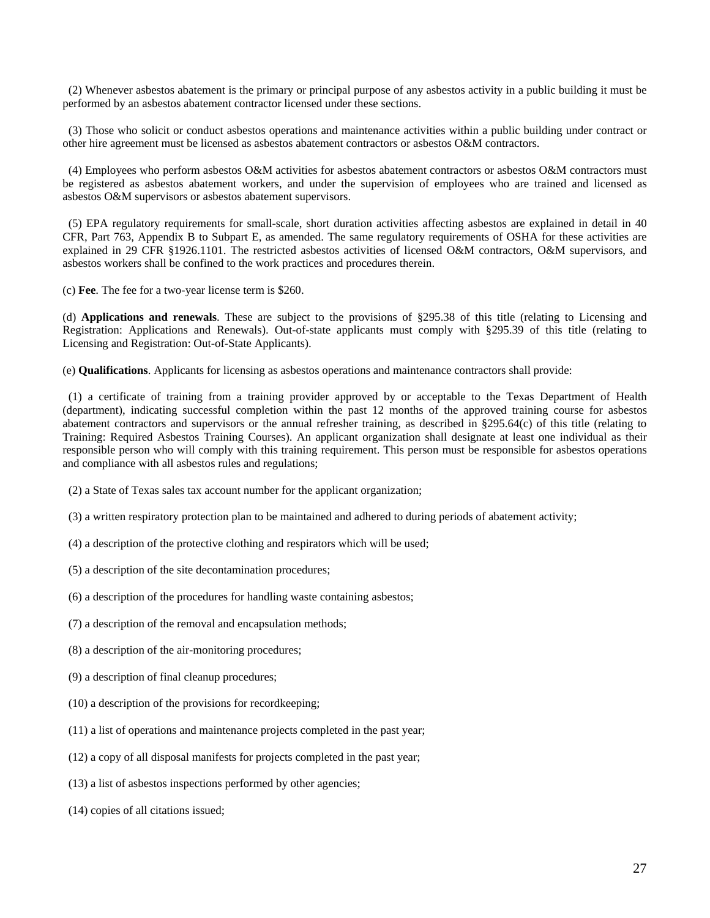(2) Whenever asbestos abatement is the primary or principal purpose of any asbestos activity in a public building it must be performed by an asbestos abatement contractor licensed under these sections.

(3) Those who solicit or conduct asbestos operations and maintenance activities within a public building under contract or other hire agreement must be licensed as asbestos abatement contractors or asbestos O&M contractors.

(4) Employees who perform asbestos O&M activities for asbestos abatement contractors or asbestos O&M contractors must be registered as asbestos abatement workers, and under the supervision of employees who are trained and licensed as asbestos O&M supervisors or asbestos abatement supervisors.

(5) EPA regulatory requirements for small-scale, short duration activities affecting asbestos are explained in detail in 40 CFR, Part 763, Appendix B to Subpart E, as amended. The same regulatory requirements of OSHA for these activities are explained in 29 CFR §1926.1101. The restricted asbestos activities of licensed O&M contractors, O&M supervisors, and asbestos workers shall be confined to the work practices and procedures therein.

(c) **Fee**. The fee for a two-year license term is $260.

(d) **Applications and renewals**. These are subject to the provisions of §295.38 of this title (relating to Licensing and Registration: Applications and Renewals). Out-of-state applicants must comply with §295.39 of this title (relating to Licensing and Registration: Out-of-State Applicants).

(e) **Qualifications**. Applicants for licensing as asbestos operations and maintenance contractors shall provide:

(1) a certificate of training from a training provider approved by or acceptable to the Texas Department of Health (department), indicating successful completion within the past 12 months of the approved training course for asbestos abatement contractors and supervisors or the annual refresher training, as described in §295.64(c) of this title (relating to Training: Required Asbestos Training Courses). An applicant organization shall designate at least one individual as their responsible person who will comply with this training requirement. This person must be responsible for asbestos operations and compliance with all asbestos rules and regulations;

(2) a State of Texas sales tax account number for the applicant organization;

(3) a written respiratory protection plan to be maintained and adhered to during periods of abatement activity;

(4) a description of the protective clothing and respirators which will be used;

(5) a description of the site decontamination procedures;

(6) a description of the procedures for handling waste containing asbestos;

(7) a description of the removal and encapsulation methods;

(8) a description of the air-monitoring procedures;

(9) a description of final cleanup procedures;

(10) a description of the provisions for recordkeeping;

(11) a list of operations and maintenance projects completed in the past year;

(12) a copy of all disposal manifests for projects completed in the past year;

(13) a list of asbestos inspections performed by other agencies;

(14) copies of all citations issued;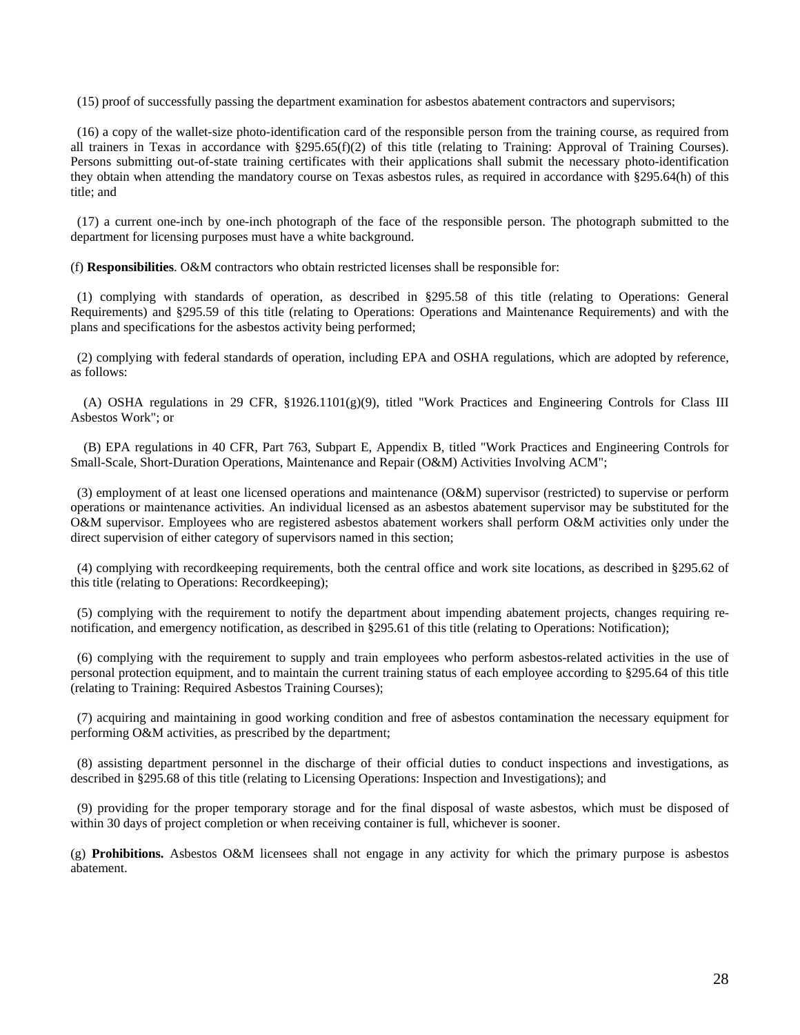(15) proof of successfully passing the department examination for asbestos abatement contractors and supervisors;

(16) a copy of the wallet-size photo-identification card of the responsible person from the training course, as required from all trainers in Texas in accordance with §295.65(f)(2) of this title (relating to Training: Approval of Training Courses). Persons submitting out-of-state training certificates with their applications shall submit the necessary photo-identification they obtain when attending the mandatory course on Texas asbestos rules, as required in accordance with §295.64(h) of this title; and

(17) a current one-inch by one-inch photograph of the face of the responsible person. The photograph submitted to the department for licensing purposes must have a white background.

(f) **Responsibilities**. O&M contractors who obtain restricted licenses shall be responsible for:

(1) complying with standards of operation, as described in §295.58 of this title (relating to Operations: General Requirements) and §295.59 of this title (relating to Operations: Operations and Maintenance Requirements) and with the plans and specifications for the asbestos activity being performed;

(2) complying with federal standards of operation, including EPA and OSHA regulations, which are adopted by reference, as follows:

(A) OSHA regulations in 29 CFR, §1926.1101(g)(9), titled "Work Practices and Engineering Controls for Class III Asbestos Work"; or

(B) EPA regulations in 40 CFR, Part 763, Subpart E, Appendix B, titled "Work Practices and Engineering Controls for Small-Scale, Short-Duration Operations, Maintenance and Repair (O&M) Activities Involving ACM";

(3) employment of at least one licensed operations and maintenance (O&M) supervisor (restricted) to supervise or perform operations or maintenance activities. An individual licensed as an asbestos abatement supervisor may be substituted for the O&M supervisor. Employees who are registered asbestos abatement workers shall perform O&M activities only under the direct supervision of either category of supervisors named in this section;

(4) complying with recordkeeping requirements, both the central office and work site locations, as described in §295.62 of this title (relating to Operations: Recordkeeping);

(5) complying with the requirement to notify the department about impending abatement projects, changes requiring re-notification, and emergency notification, as described in §295.61 of this title (relating to Operations: Notification);

(6) complying with the requirement to supply and train employees who perform asbestos-related activities in the use of personal protection equipment, and to maintain the current training status of each employee according to §295.64 of this title (relating to Training: Required Asbestos Training Courses);

(7) acquiring and maintaining in good working condition and free of asbestos contamination the necessary equipment for performing O&M activities, as prescribed by the department;

(8) assisting department personnel in the discharge of their official duties to conduct inspections and investigations, as described in §295.68 of this title (relating to Licensing Operations: Inspection and Investigations); and

(9) providing for the proper temporary storage and for the final disposal of waste asbestos, which must be disposed of within 30 days of project completion or when receiving container is full, whichever is sooner.

(g) **Prohibitions.** Asbestos O&M licensees shall not engage in any activity for which the primary purpose is asbestos abatement.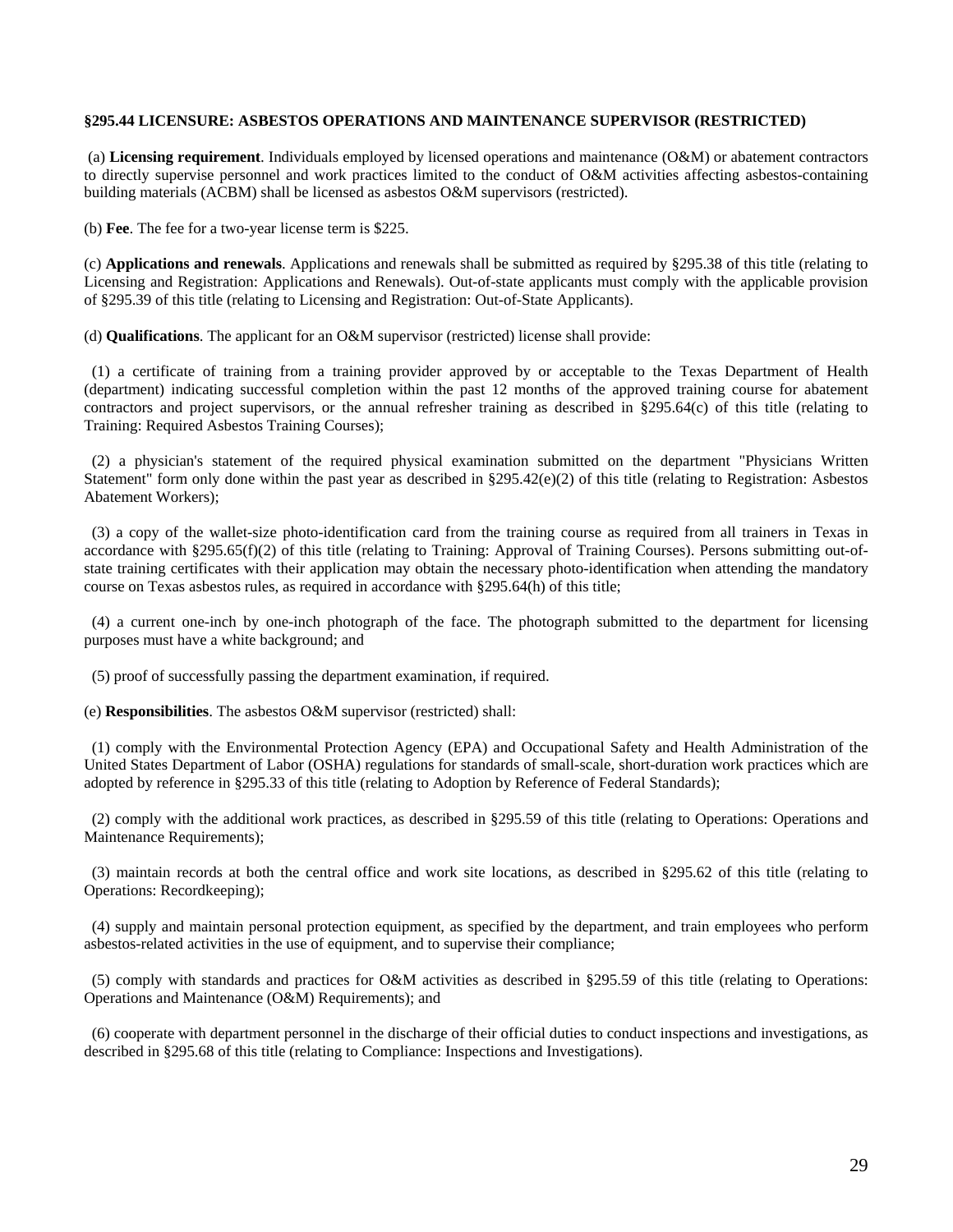**§295.44 LICENSURE: ASBESTOS OPERATIONS AND MAINTENANCE SUPERVISOR (RESTRICTED)**

(a) **Licensing requirement**. Individuals employed by licensed operations and maintenance (O&M) or abatement contractors to directly supervise personnel and work practices limited to the conduct of O&M activities affecting asbestos-containing building materials (ACBM) shall be licensed as asbestos O&M supervisors (restricted).

(b) **Fee**. The fee for a two-year license term is $225.

(c) **Applications and renewals**. Applications and renewals shall be submitted as required by §295.38 of this title (relating to Licensing and Registration: Applications and Renewals). Out-of-state applicants must comply with the applicable provision of §295.39 of this title (relating to Licensing and Registration: Out-of-State Applicants).

(d) **Qualifications**. The applicant for an O&M supervisor (restricted) license shall provide:

(1) a certificate of training from a training provider approved by or acceptable to the Texas Department of Health (department) indicating successful completion within the past 12 months of the approved training course for abatement contractors and project supervisors, or the annual refresher training as described in §295.64(c) of this title (relating to Training: Required Asbestos Training Courses);

(2) a physician's statement of the required physical examination submitted on the department "Physicians Written Statement" form only done within the past year as described in §295.42(e)(2) of this title (relating to Registration: Asbestos Abatement Workers);

(3) a copy of the wallet-size photo-identification card from the training course as required from all trainers in Texas in accordance with §295.65(f)(2) of this title (relating to Training: Approval of Training Courses). Persons submitting out-of-state training certificates with their application may obtain the necessary photo-identification when attending the mandatory course on Texas asbestos rules, as required in accordance with §295.64(h) of this title;

(4) a current one-inch by one-inch photograph of the face. The photograph submitted to the department for licensing purposes must have a white background; and

(5) proof of successfully passing the department examination, if required.

(e) **Responsibilities**. The asbestos O&M supervisor (restricted) shall:

(1) comply with the Environmental Protection Agency (EPA) and Occupational Safety and Health Administration of the United States Department of Labor (OSHA) regulations for standards of small-scale, short-duration work practices which are adopted by reference in §295.33 of this title (relating to Adoption by Reference of Federal Standards);

(2) comply with the additional work practices, as described in §295.59 of this title (relating to Operations: Operations and Maintenance Requirements);

(3) maintain records at both the central office and work site locations, as described in §295.62 of this title (relating to Operations: Recordkeeping);

(4) supply and maintain personal protection equipment, as specified by the department, and train employees who perform asbestos-related activities in the use of equipment, and to supervise their compliance;

(5) comply with standards and practices for O&M activities as described in §295.59 of this title (relating to Operations: Operations and Maintenance (O&M) Requirements); and

(6) cooperate with department personnel in the discharge of their official duties to conduct inspections and investigations, as described in §295.68 of this title (relating to Compliance: Inspections and Investigations).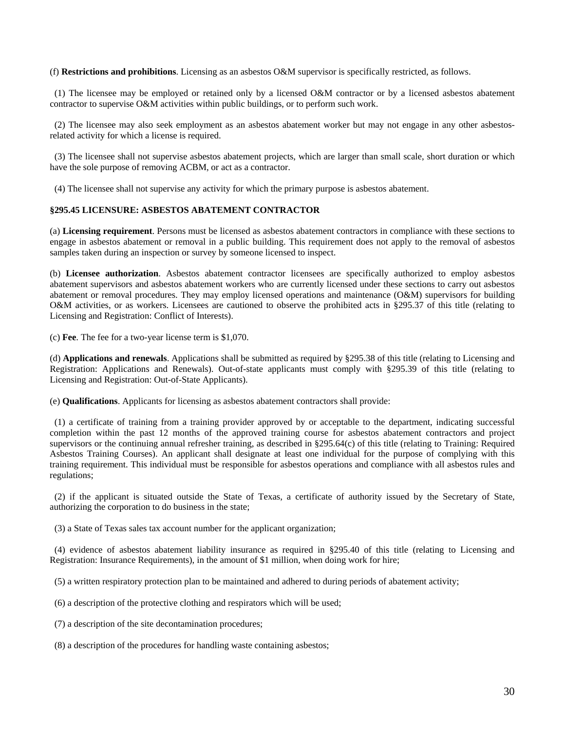(f) **Restrictions and prohibitions**. Licensing as an asbestos O&M supervisor is specifically restricted, as follows.

(1) The licensee may be employed or retained only by a licensed O&M contractor or by a licensed asbestos abatement contractor to supervise O&M activities within public buildings, or to perform such work.

(2) The licensee may also seek employment as an asbestos abatement worker but may not engage in any other asbestos-related activity for which a license is required.

(3) The licensee shall not supervise asbestos abatement projects, which are larger than small scale, short duration or which have the sole purpose of removing ACBM, or act as a contractor.

(4) The licensee shall not supervise any activity for which the primary purpose is asbestos abatement.

### §295.45 LICENSURE: ASBESTOS ABATEMENT CONTRACTOR

(a) **Licensing requirement**. Persons must be licensed as asbestos abatement contractors in compliance with these sections to engage in asbestos abatement or removal in a public building. This requirement does not apply to the removal of asbestos samples taken during an inspection or survey by someone licensed to inspect.

(b) **Licensee authorization**. Asbestos abatement contractor licensees are specifically authorized to employ asbestos abatement supervisors and asbestos abatement workers who are currently licensed under these sections to carry out asbestos abatement or removal procedures. They may employ licensed operations and maintenance (O&M) supervisors for building O&M activities, or as workers. Licensees are cautioned to observe the prohibited acts in §295.37 of this title (relating to Licensing and Registration: Conflict of Interests).

(c) **Fee**. The fee for a two-year license term is $1,070.

(d) **Applications and renewals**. Applications shall be submitted as required by §295.38 of this title (relating to Licensing and Registration: Applications and Renewals). Out-of-state applicants must comply with §295.39 of this title (relating to Licensing and Registration: Out-of-State Applicants).

(e) **Qualifications**. Applicants for licensing as asbestos abatement contractors shall provide:

(1) a certificate of training from a training provider approved by or acceptable to the department, indicating successful completion within the past 12 months of the approved training course for asbestos abatement contractors and project supervisors or the continuing annual refresher training, as described in §295.64(c) of this title (relating to Training: Required Asbestos Training Courses). An applicant shall designate at least one individual for the purpose of complying with this training requirement. This individual must be responsible for asbestos operations and compliance with all asbestos rules and regulations;

(2) if the applicant is situated outside the State of Texas, a certificate of authority issued by the Secretary of State, authorizing the corporation to do business in the state;

(3) a State of Texas sales tax account number for the applicant organization;

(4) evidence of asbestos abatement liability insurance as required in §295.40 of this title (relating to Licensing and Registration: Insurance Requirements), in the amount of $1 million, when doing work for hire;

(5) a written respiratory protection plan to be maintained and adhered to during periods of abatement activity;

(6) a description of the protective clothing and respirators which will be used;

(7) a description of the site decontamination procedures;

(8) a description of the procedures for handling waste containing asbestos;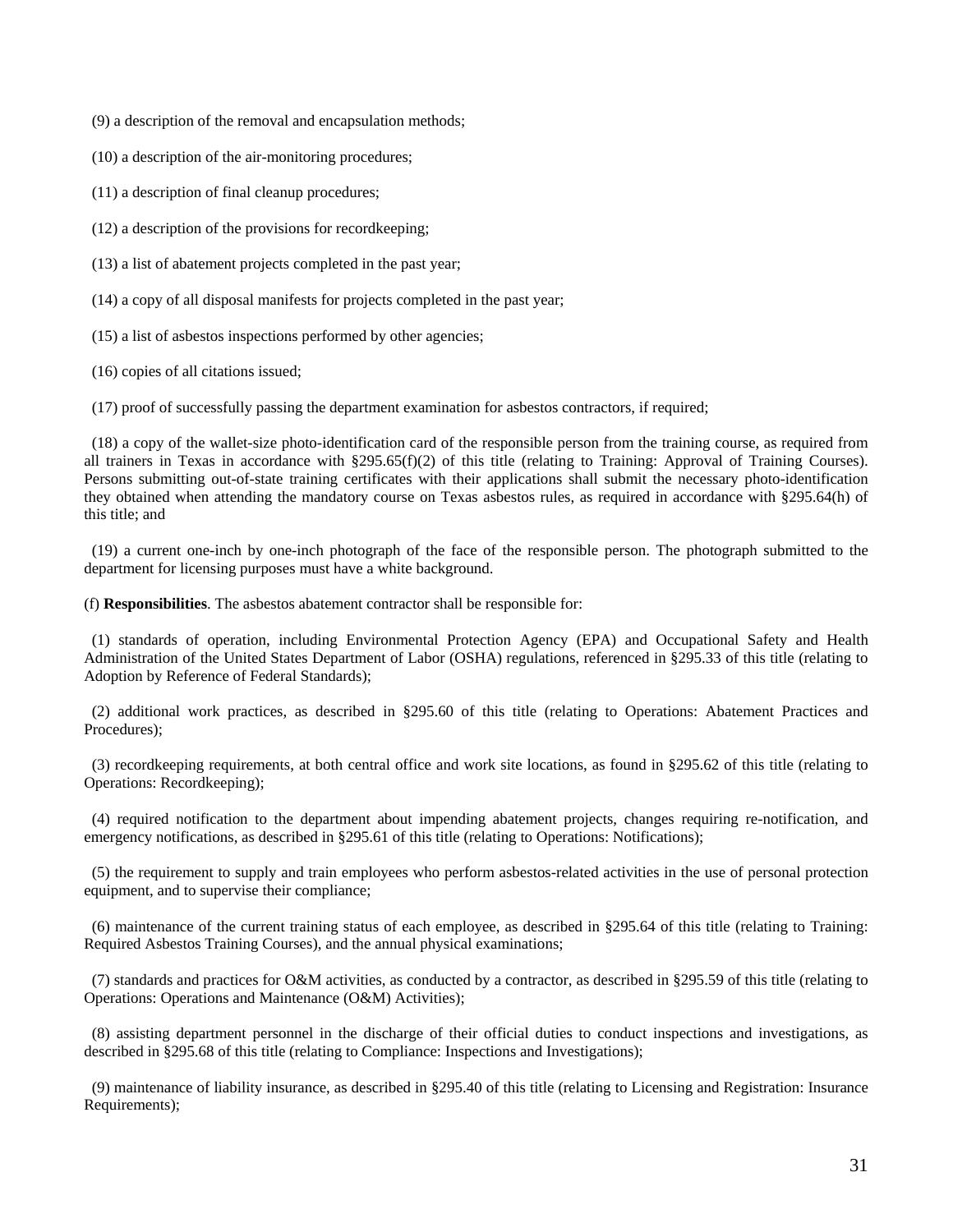(9) a description of the removal and encapsulation methods;

(10) a description of the air-monitoring procedures;

(11) a description of final cleanup procedures;

(12) a description of the provisions for recordkeeping;

(13) a list of abatement projects completed in the past year;

(14) a copy of all disposal manifests for projects completed in the past year;

(15) a list of asbestos inspections performed by other agencies;

(16) copies of all citations issued;

(17) proof of successfully passing the department examination for asbestos contractors, if required;

(18) a copy of the wallet-size photo-identification card of the responsible person from the training course, as required from all trainers in Texas in accordance with §295.65(f)(2) of this title (relating to Training: Approval of Training Courses). Persons submitting out-of-state training certificates with their applications shall submit the necessary photo-identification they obtained when attending the mandatory course on Texas asbestos rules, as required in accordance with §295.64(h) of this title; and

(19) a current one-inch by one-inch photograph of the face of the responsible person. The photograph submitted to the department for licensing purposes must have a white background.

(f) **Responsibilities**. The asbestos abatement contractor shall be responsible for:

(1) standards of operation, including Environmental Protection Agency (EPA) and Occupational Safety and Health Administration of the United States Department of Labor (OSHA) regulations, referenced in §295.33 of this title (relating to Adoption by Reference of Federal Standards);

(2) additional work practices, as described in §295.60 of this title (relating to Operations: Abatement Practices and Procedures);

(3) recordkeeping requirements, at both central office and work site locations, as found in §295.62 of this title (relating to Operations: Recordkeeping);

(4) required notification to the department about impending abatement projects, changes requiring re-notification, and emergency notifications, as described in §295.61 of this title (relating to Operations: Notifications);

(5) the requirement to supply and train employees who perform asbestos-related activities in the use of personal protection equipment, and to supervise their compliance;

(6) maintenance of the current training status of each employee, as described in §295.64 of this title (relating to Training: Required Asbestos Training Courses), and the annual physical examinations;

(7) standards and practices for O&M activities, as conducted by a contractor, as described in §295.59 of this title (relating to Operations: Operations and Maintenance (O&M) Activities);

(8) assisting department personnel in the discharge of their official duties to conduct inspections and investigations, as described in §295.68 of this title (relating to Compliance: Inspections and Investigations);

(9) maintenance of liability insurance, as described in §295.40 of this title (relating to Licensing and Registration: Insurance Requirements);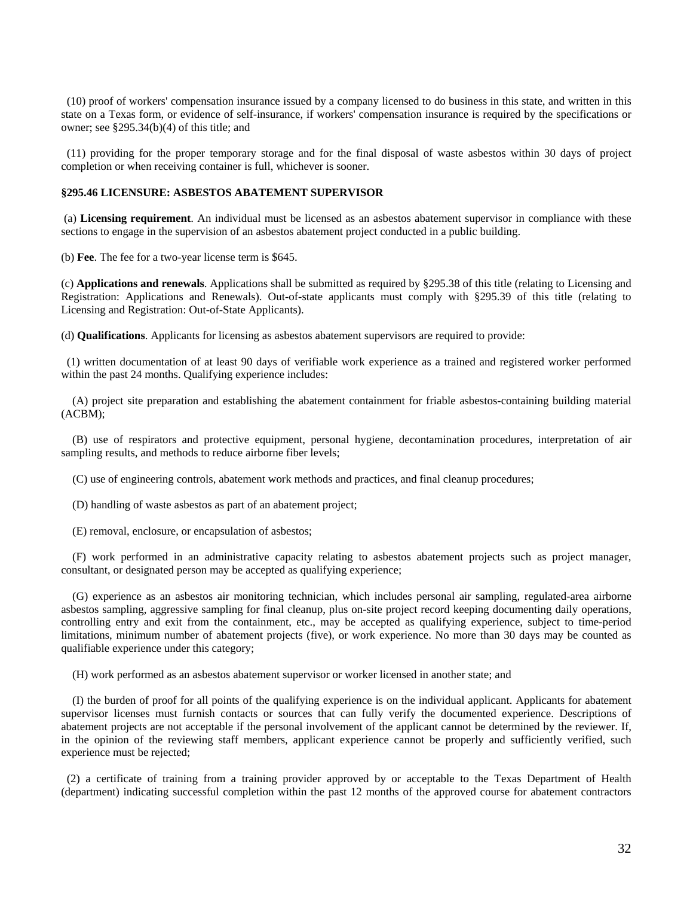(10) proof of workers' compensation insurance issued by a company licensed to do business in this state, and written in this state on a Texas form, or evidence of self-insurance, if workers' compensation insurance is required by the specifications or owner; see §295.34(b)(4) of this title; and

(11) providing for the proper temporary storage and for the final disposal of waste asbestos within 30 days of project completion or when receiving container is full, whichever is sooner.

### §295.46 LICENSURE: ASBESTOS ABATEMENT SUPERVISOR

(a) **Licensing requirement**. An individual must be licensed as an asbestos abatement supervisor in compliance with these sections to engage in the supervision of an asbestos abatement project conducted in a public building.

(b) **Fee**. The fee for a two-year license term is $645.

(c) **Applications and renewals**. Applications shall be submitted as required by §295.38 of this title (relating to Licensing and Registration: Applications and Renewals). Out-of-state applicants must comply with §295.39 of this title (relating to Licensing and Registration: Out-of-State Applicants).

(d) **Qualifications**. Applicants for licensing as asbestos abatement supervisors are required to provide:

(1) written documentation of at least 90 days of verifiable work experience as a trained and registered worker performed within the past 24 months. Qualifying experience includes:

(A) project site preparation and establishing the abatement containment for friable asbestos-containing building material (ACBM);

(B) use of respirators and protective equipment, personal hygiene, decontamination procedures, interpretation of air sampling results, and methods to reduce airborne fiber levels;

(C) use of engineering controls, abatement work methods and practices, and final cleanup procedures;

(D) handling of waste asbestos as part of an abatement project;

(E) removal, enclosure, or encapsulation of asbestos;

(F) work performed in an administrative capacity relating to asbestos abatement projects such as project manager, consultant, or designated person may be accepted as qualifying experience;

(G) experience as an asbestos air monitoring technician, which includes personal air sampling, regulated-area airborne asbestos sampling, aggressive sampling for final cleanup, plus on-site project record keeping documenting daily operations, controlling entry and exit from the containment, etc., may be accepted as qualifying experience, subject to time-period limitations, minimum number of abatement projects (five), or work experience. No more than 30 days may be counted as qualifiable experience under this category;

(H) work performed as an asbestos abatement supervisor or worker licensed in another state; and

(I) the burden of proof for all points of the qualifying experience is on the individual applicant. Applicants for abatement supervisor licenses must furnish contacts or sources that can fully verify the documented experience. Descriptions of abatement projects are not acceptable if the personal involvement of the applicant cannot be determined by the reviewer. If, in the opinion of the reviewing staff members, applicant experience cannot be properly and sufficiently verified, such experience must be rejected;

(2) a certificate of training from a training provider approved by or acceptable to the Texas Department of Health (department) indicating successful completion within the past 12 months of the approved course for abatement contractors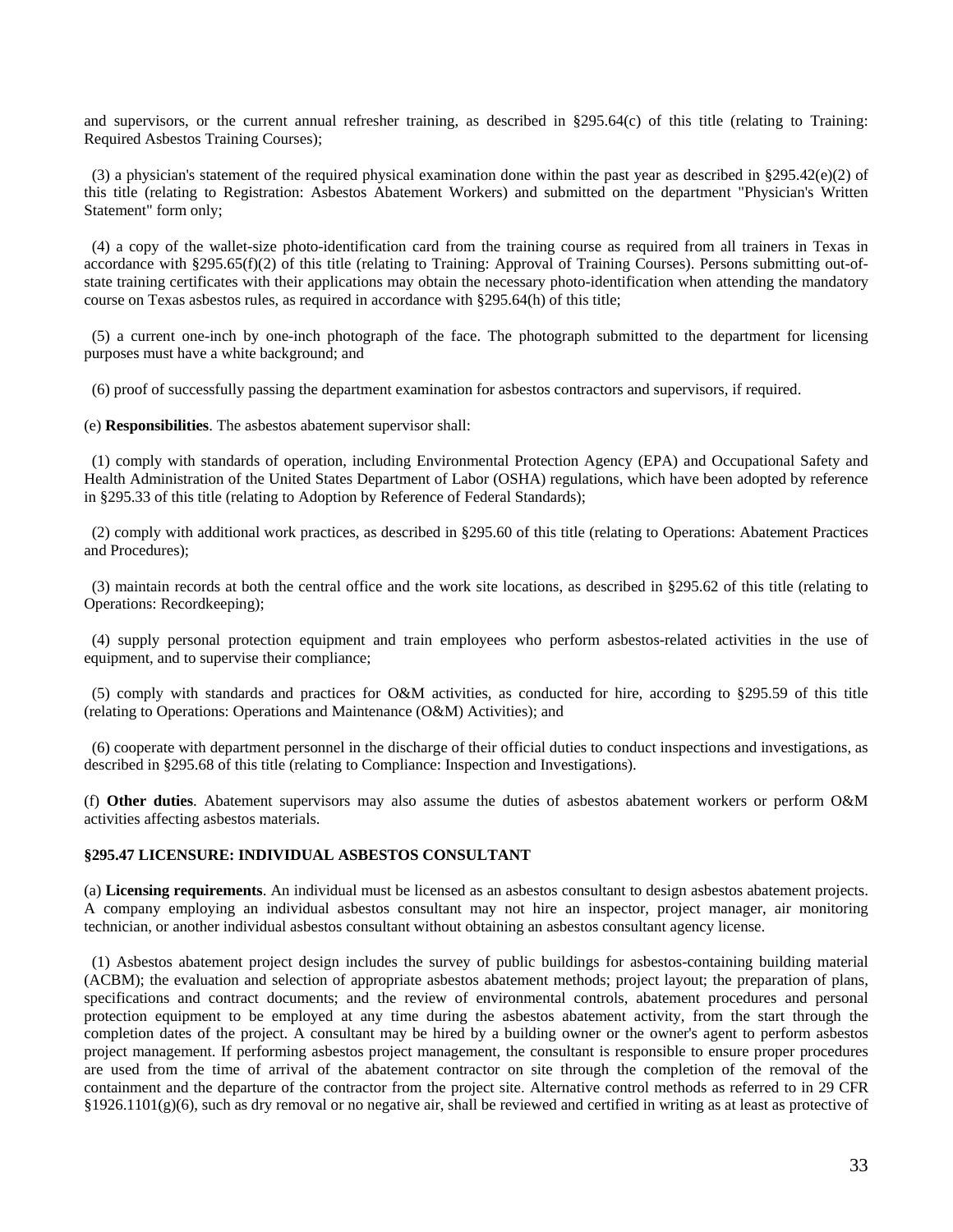and supervisors, or the current annual refresher training, as described in §295.64(c) of this title (relating to Training: Required Asbestos Training Courses);

(3) a physician's statement of the required physical examination done within the past year as described in §295.42(e)(2) of this title (relating to Registration: Asbestos Abatement Workers) and submitted on the department "Physician's Written Statement" form only;

(4) a copy of the wallet-size photo-identification card from the training course as required from all trainers in Texas in accordance with §295.65(f)(2) of this title (relating to Training: Approval of Training Courses). Persons submitting out-of-state training certificates with their applications may obtain the necessary photo-identification when attending the mandatory course on Texas asbestos rules, as required in accordance with §295.64(h) of this title;

(5) a current one-inch by one-inch photograph of the face. The photograph submitted to the department for licensing purposes must have a white background; and

(6) proof of successfully passing the department examination for asbestos contractors and supervisors, if required.

(e) **Responsibilities**. The asbestos abatement supervisor shall:

(1) comply with standards of operation, including Environmental Protection Agency (EPA) and Occupational Safety and Health Administration of the United States Department of Labor (OSHA) regulations, which have been adopted by reference in §295.33 of this title (relating to Adoption by Reference of Federal Standards);

(2) comply with additional work practices, as described in §295.60 of this title (relating to Operations: Abatement Practices and Procedures);

(3) maintain records at both the central office and the work site locations, as described in §295.62 of this title (relating to Operations: Recordkeeping);

(4) supply personal protection equipment and train employees who perform asbestos-related activities in the use of equipment, and to supervise their compliance;

(5) comply with standards and practices for O&M activities, as conducted for hire, according to §295.59 of this title (relating to Operations: Operations and Maintenance (O&M) Activities); and

(6) cooperate with department personnel in the discharge of their official duties to conduct inspections and investigations, as described in §295.68 of this title (relating to Compliance: Inspection and Investigations).

(f) **Other duties**. Abatement supervisors may also assume the duties of asbestos abatement workers or perform O&M activities affecting asbestos materials.

### §295.47 LICENSURE: INDIVIDUAL ASBESTOS CONSULTANT

(a) **Licensing requirements**. An individual must be licensed as an asbestos consultant to design asbestos abatement projects. A company employing an individual asbestos consultant may not hire an inspector, project manager, air monitoring technician, or another individual asbestos consultant without obtaining an asbestos consultant agency license.

(1) Asbestos abatement project design includes the survey of public buildings for asbestos-containing building material (ACBM); the evaluation and selection of appropriate asbestos abatement methods; project layout; the preparation of plans, specifications and contract documents; and the review of environmental controls, abatement procedures and personal protection equipment to be employed at any time during the asbestos abatement activity, from the start through the completion dates of the project. A consultant may be hired by a building owner or the owner's agent to perform asbestos project management. If performing asbestos project management, the consultant is responsible to ensure proper procedures are used from the time of arrival of the abatement contractor on site through the completion of the removal of the containment and the departure of the contractor from the project site. Alternative control methods as referred to in 29 CFR §1926.1101(g)(6), such as dry removal or no negative air, shall be reviewed and certified in writing as at least as protective of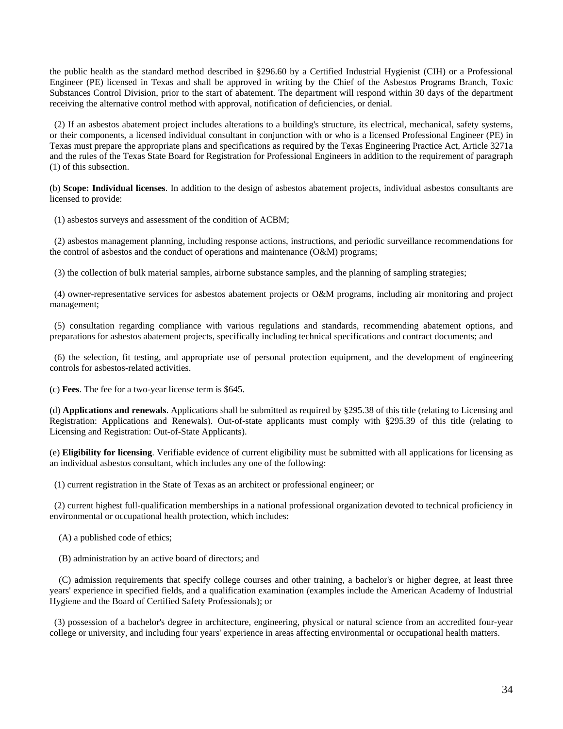the public health as the standard method described in §296.60 by a Certified Industrial Hygienist (CIH) or a Professional Engineer (PE) licensed in Texas and shall be approved in writing by the Chief of the Asbestos Programs Branch, Toxic Substances Control Division, prior to the start of abatement. The department will respond within 30 days of the department receiving the alternative control method with approval, notification of deficiencies, or denial.

(2) If an asbestos abatement project includes alterations to a building's structure, its electrical, mechanical, safety systems, or their components, a licensed individual consultant in conjunction with or who is a licensed Professional Engineer (PE) in Texas must prepare the appropriate plans and specifications as required by the Texas Engineering Practice Act, Article 3271a and the rules of the Texas State Board for Registration for Professional Engineers in addition to the requirement of paragraph (1) of this subsection.

(b) **Scope: Individual licenses**. In addition to the design of asbestos abatement projects, individual asbestos consultants are licensed to provide:

(1) asbestos surveys and assessment of the condition of ACBM;

(2) asbestos management planning, including response actions, instructions, and periodic surveillance recommendations for the control of asbestos and the conduct of operations and maintenance (O&M) programs;

(3) the collection of bulk material samples, airborne substance samples, and the planning of sampling strategies;

(4) owner-representative services for asbestos abatement projects or O&M programs, including air monitoring and project management;

(5) consultation regarding compliance with various regulations and standards, recommending abatement options, and preparations for asbestos abatement projects, specifically including technical specifications and contract documents; and

(6) the selection, fit testing, and appropriate use of personal protection equipment, and the development of engineering controls for asbestos-related activities.

(c) **Fees**. The fee for a two-year license term is $645.

(d) **Applications and renewals**. Applications shall be submitted as required by §295.38 of this title (relating to Licensing and Registration: Applications and Renewals). Out-of-state applicants must comply with §295.39 of this title (relating to Licensing and Registration: Out-of-State Applicants).

(e) **Eligibility for licensing**. Verifiable evidence of current eligibility must be submitted with all applications for licensing as an individual asbestos consultant, which includes any one of the following:

(1) current registration in the State of Texas as an architect or professional engineer; or

(2) current highest full-qualification memberships in a national professional organization devoted to technical proficiency in environmental or occupational health protection, which includes:

(A) a published code of ethics;

(B) administration by an active board of directors; and

(C) admission requirements that specify college courses and other training, a bachelor's or higher degree, at least three years' experience in specified fields, and a qualification examination (examples include the American Academy of Industrial Hygiene and the Board of Certified Safety Professionals); or

(3) possession of a bachelor's degree in architecture, engineering, physical or natural science from an accredited four-year college or university, and including four years' experience in areas affecting environmental or occupational health matters.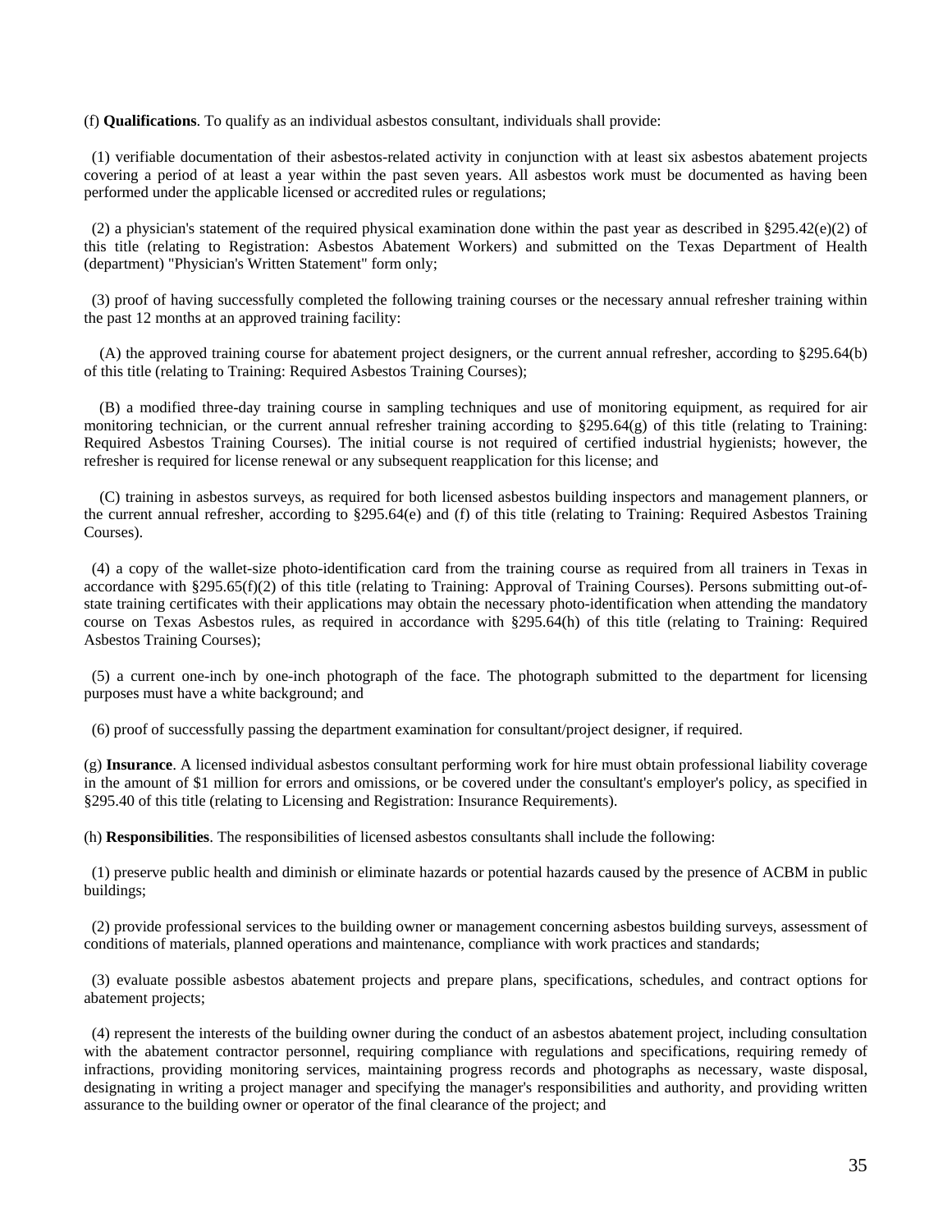(f) **Qualifications**. To qualify as an individual asbestos consultant, individuals shall provide:

(1) verifiable documentation of their asbestos-related activity in conjunction with at least six asbestos abatement projects covering a period of at least a year within the past seven years. All asbestos work must be documented as having been performed under the applicable licensed or accredited rules or regulations;

(2) a physician's statement of the required physical examination done within the past year as described in §295.42(e)(2) of this title (relating to Registration: Asbestos Abatement Workers) and submitted on the Texas Department of Health (department) "Physician's Written Statement" form only;

(3) proof of having successfully completed the following training courses or the necessary annual refresher training within the past 12 months at an approved training facility:

(A) the approved training course for abatement project designers, or the current annual refresher, according to §295.64(b) of this title (relating to Training: Required Asbestos Training Courses);

(B) a modified three-day training course in sampling techniques and use of monitoring equipment, as required for air monitoring technician, or the current annual refresher training according to §295.64(g) of this title (relating to Training: Required Asbestos Training Courses). The initial course is not required of certified industrial hygienists; however, the refresher is required for license renewal or any subsequent reapplication for this license; and

(C) training in asbestos surveys, as required for both licensed asbestos building inspectors and management planners, or the current annual refresher, according to §295.64(e) and (f) of this title (relating to Training: Required Asbestos Training Courses).

(4) a copy of the wallet-size photo-identification card from the training course as required from all trainers in Texas in accordance with §295.65(f)(2) of this title (relating to Training: Approval of Training Courses). Persons submitting out-of-state training certificates with their applications may obtain the necessary photo-identification when attending the mandatory course on Texas Asbestos rules, as required in accordance with §295.64(h) of this title (relating to Training: Required Asbestos Training Courses);

(5) a current one-inch by one-inch photograph of the face. The photograph submitted to the department for licensing purposes must have a white background; and

(6) proof of successfully passing the department examination for consultant/project designer, if required.

(g) **Insurance**. A licensed individual asbestos consultant performing work for hire must obtain professional liability coverage in the amount of $1 million for errors and omissions, or be covered under the consultant's employer's policy, as specified in §295.40 of this title (relating to Licensing and Registration: Insurance Requirements).

(h) **Responsibilities**. The responsibilities of licensed asbestos consultants shall include the following:

(1) preserve public health and diminish or eliminate hazards or potential hazards caused by the presence of ACBM in public buildings;

(2) provide professional services to the building owner or management concerning asbestos building surveys, assessment of conditions of materials, planned operations and maintenance, compliance with work practices and standards;

(3) evaluate possible asbestos abatement projects and prepare plans, specifications, schedules, and contract options for abatement projects;

(4) represent the interests of the building owner during the conduct of an asbestos abatement project, including consultation with the abatement contractor personnel, requiring compliance with regulations and specifications, requiring remedy of infractions, providing monitoring services, maintaining progress records and photographs as necessary, waste disposal, designating in writing a project manager and specifying the manager's responsibilities and authority, and providing written assurance to the building owner or operator of the final clearance of the project; and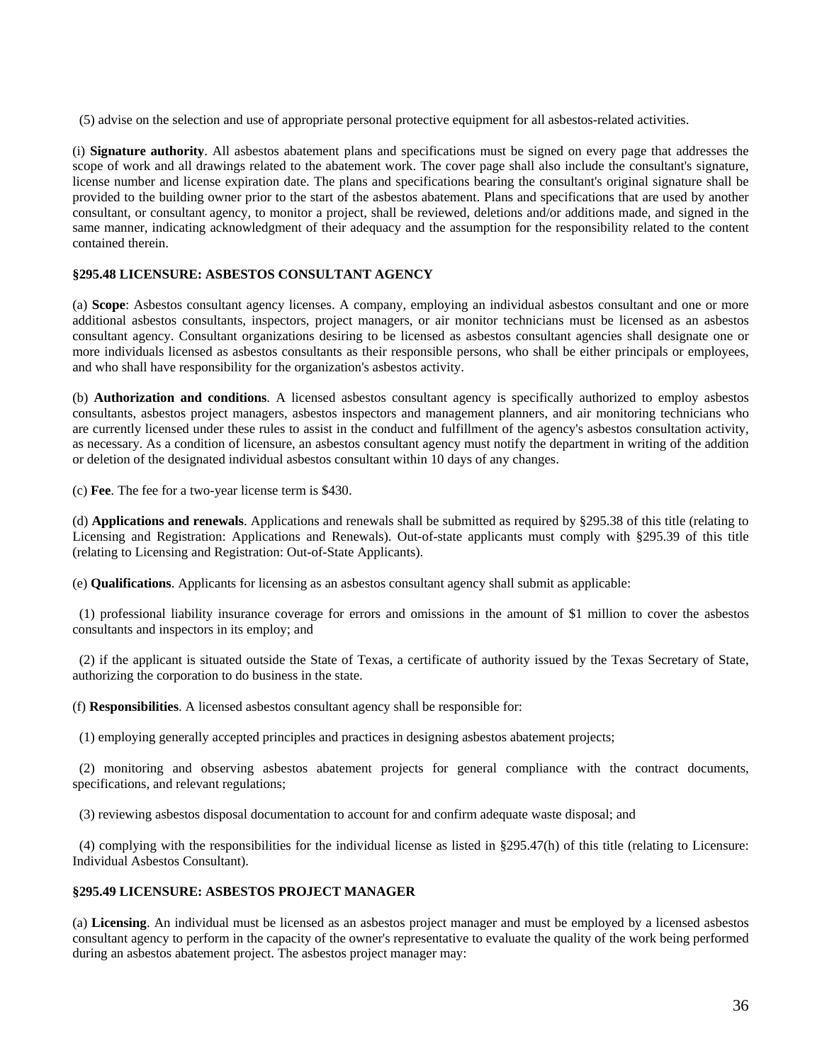(5) advise on the selection and use of appropriate personal protective equipment for all asbestos-related activities.

(i) **Signature authority**. All asbestos abatement plans and specifications must be signed on every page that addresses the scope of work and all drawings related to the abatement work. The cover page shall also include the consultant's signature, license number and license expiration date. The plans and specifications bearing the consultant's original signature shall be provided to the building owner prior to the start of the asbestos abatement. Plans and specifications that are used by another consultant, or consultant agency, to monitor a project, shall be reviewed, deletions and/or additions made, and signed in the same manner, indicating acknowledgment of their adequacy and the assumption for the responsibility related to the content contained therein.

### §295.48 LICENSURE: ASBESTOS CONSULTANT AGENCY

(a) **Scope**: Asbestos consultant agency licenses. A company, employing an individual asbestos consultant and one or more additional asbestos consultants, inspectors, project managers, or air monitor technicians must be licensed as an asbestos consultant agency. Consultant organizations desiring to be licensed as asbestos consultant agencies shall designate one or more individuals licensed as asbestos consultants as their responsible persons, who shall be either principals or employees, and who shall have responsibility for the organization's asbestos activity.

(b) **Authorization and conditions**. A licensed asbestos consultant agency is specifically authorized to employ asbestos consultants, asbestos project managers, asbestos inspectors and management planners, and air monitoring technicians who are currently licensed under these rules to assist in the conduct and fulfillment of the agency's asbestos consultation activity, as necessary. As a condition of licensure, an asbestos consultant agency must notify the department in writing of the addition or deletion of the designated individual asbestos consultant within 10 days of any changes.

(c) **Fee**. The fee for a two-year license term is $430.

(d) **Applications and renewals**. Applications and renewals shall be submitted as required by §295.38 of this title (relating to Licensing and Registration: Applications and Renewals). Out-of-state applicants must comply with §295.39 of this title (relating to Licensing and Registration: Out-of-State Applicants).

(e) **Qualifications**. Applicants for licensing as an asbestos consultant agency shall submit as applicable:

(1) professional liability insurance coverage for errors and omissions in the amount of $1 million to cover the asbestos consultants and inspectors in its employ; and

(2) if the applicant is situated outside the State of Texas, a certificate of authority issued by the Texas Secretary of State, authorizing the corporation to do business in the state.

(f) **Responsibilities**. A licensed asbestos consultant agency shall be responsible for:

(1) employing generally accepted principles and practices in designing asbestos abatement projects;

(2) monitoring and observing asbestos abatement projects for general compliance with the contract documents, specifications, and relevant regulations;

(3) reviewing asbestos disposal documentation to account for and confirm adequate waste disposal; and

(4) complying with the responsibilities for the individual license as listed in §295.47(h) of this title (relating to Licensure: Individual Asbestos Consultant).

### §295.49 LICENSURE: ASBESTOS PROJECT MANAGER

(a) **Licensing**. An individual must be licensed as an asbestos project manager and must be employed by a licensed asbestos consultant agency to perform in the capacity of the owner's representative to evaluate the quality of the work being performed during an asbestos abatement project. The asbestos project manager may: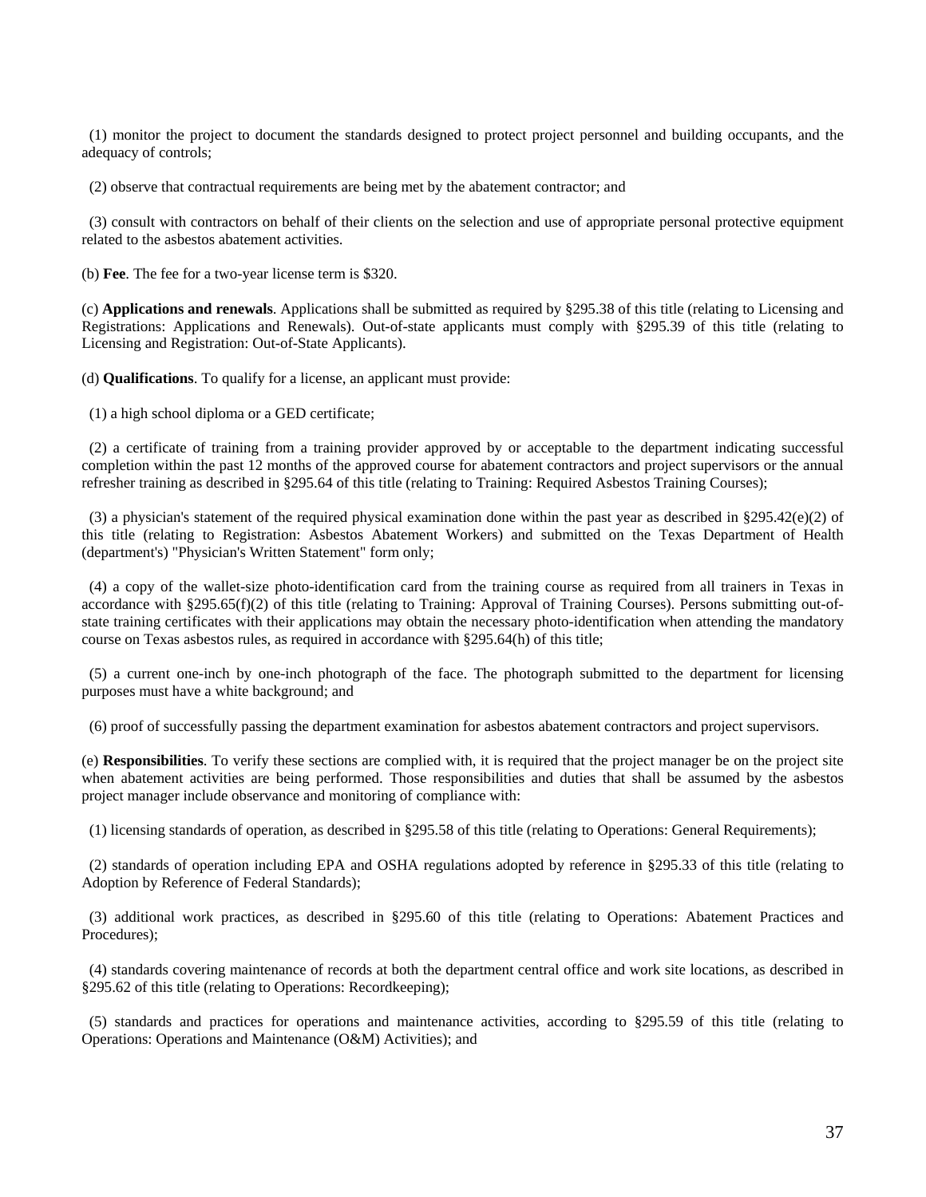(1) monitor the project to document the standards designed to protect project personnel and building occupants, and the adequacy of controls;

(2) observe that contractual requirements are being met by the abatement contractor; and

(3) consult with contractors on behalf of their clients on the selection and use of appropriate personal protective equipment related to the asbestos abatement activities.

(b) **Fee**. The fee for a two-year license term is $320.

(c) **Applications and renewals**. Applications shall be submitted as required by §295.38 of this title (relating to Licensing and Registrations: Applications and Renewals). Out-of-state applicants must comply with §295.39 of this title (relating to Licensing and Registration: Out-of-State Applicants).

(d) **Qualifications**. To qualify for a license, an applicant must provide:

(1) a high school diploma or a GED certificate;

(2) a certificate of training from a training provider approved by or acceptable to the department indicating successful completion within the past 12 months of the approved course for abatement contractors and project supervisors or the annual refresher training as described in §295.64 of this title (relating to Training: Required Asbestos Training Courses);

(3) a physician's statement of the required physical examination done within the past year as described in §295.42(e)(2) of this title (relating to Registration: Asbestos Abatement Workers) and submitted on the Texas Department of Health (department's) "Physician's Written Statement" form only;

(4) a copy of the wallet-size photo-identification card from the training course as required from all trainers in Texas in accordance with §295.65(f)(2) of this title (relating to Training: Approval of Training Courses). Persons submitting out-of-state training certificates with their applications may obtain the necessary photo-identification when attending the mandatory course on Texas asbestos rules, as required in accordance with §295.64(h) of this title;

(5) a current one-inch by one-inch photograph of the face. The photograph submitted to the department for licensing purposes must have a white background; and

(6) proof of successfully passing the department examination for asbestos abatement contractors and project supervisors.

(e) **Responsibilities**. To verify these sections are complied with, it is required that the project manager be on the project site when abatement activities are being performed. Those responsibilities and duties that shall be assumed by the asbestos project manager include observance and monitoring of compliance with:

(1) licensing standards of operation, as described in §295.58 of this title (relating to Operations: General Requirements);

(2) standards of operation including EPA and OSHA regulations adopted by reference in §295.33 of this title (relating to Adoption by Reference of Federal Standards);

(3) additional work practices, as described in §295.60 of this title (relating to Operations: Abatement Practices and Procedures);

(4) standards covering maintenance of records at both the department central office and work site locations, as described in §295.62 of this title (relating to Operations: Recordkeeping);

(5) standards and practices for operations and maintenance activities, according to §295.59 of this title (relating to Operations: Operations and Maintenance (O&M) Activities); and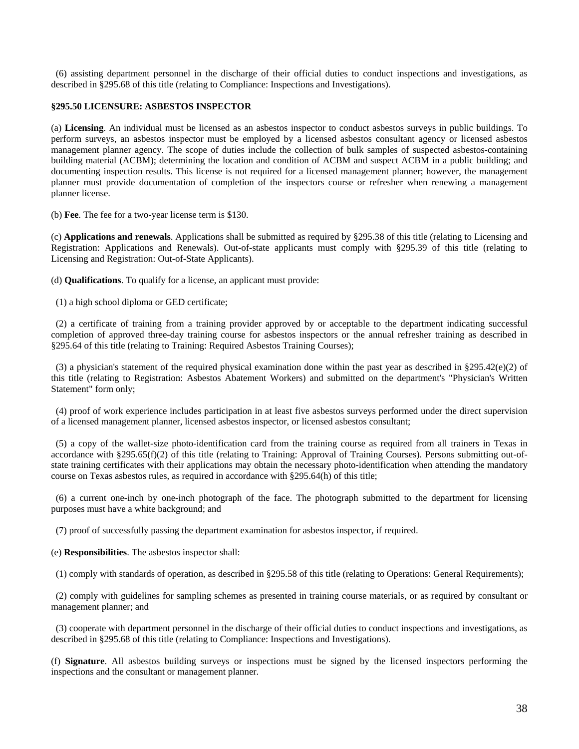(6) assisting department personnel in the discharge of their official duties to conduct inspections and investigations, as described in §295.68 of this title (relating to Compliance: Inspections and Investigations).

### §295.50 LICENSURE: ASBESTOS INSPECTOR

(a) **Licensing**. An individual must be licensed as an asbestos inspector to conduct asbestos surveys in public buildings. To perform surveys, an asbestos inspector must be employed by a licensed asbestos consultant agency or licensed asbestos management planner agency. The scope of duties include the collection of bulk samples of suspected asbestos-containing building material (ACBM); determining the location and condition of ACBM and suspect ACBM in a public building; and documenting inspection results. This license is not required for a licensed management planner; however, the management planner must provide documentation of completion of the inspectors course or refresher when renewing a management planner license.

(b) **Fee**. The fee for a two-year license term is $130.

(c) **Applications and renewals**. Applications shall be submitted as required by §295.38 of this title (relating to Licensing and Registration: Applications and Renewals). Out-of-state applicants must comply with §295.39 of this title (relating to Licensing and Registration: Out-of-State Applicants).

(d) **Qualifications**. To qualify for a license, an applicant must provide:

(1) a high school diploma or GED certificate;

(2) a certificate of training from a training provider approved by or acceptable to the department indicating successful completion of approved three-day training course for asbestos inspectors or the annual refresher training as described in §295.64 of this title (relating to Training: Required Asbestos Training Courses);

(3) a physician's statement of the required physical examination done within the past year as described in §295.42(e)(2) of this title (relating to Registration: Asbestos Abatement Workers) and submitted on the department's "Physician's Written Statement" form only;

(4) proof of work experience includes participation in at least five asbestos surveys performed under the direct supervision of a licensed management planner, licensed asbestos inspector, or licensed asbestos consultant;

(5) a copy of the wallet-size photo-identification card from the training course as required from all trainers in Texas in accordance with §295.65(f)(2) of this title (relating to Training: Approval of Training Courses). Persons submitting out-of-state training certificates with their applications may obtain the necessary photo-identification when attending the mandatory course on Texas asbestos rules, as required in accordance with §295.64(h) of this title;

(6) a current one-inch by one-inch photograph of the face. The photograph submitted to the department for licensing purposes must have a white background; and

(7) proof of successfully passing the department examination for asbestos inspector, if required.

(e) **Responsibilities**. The asbestos inspector shall:

(1) comply with standards of operation, as described in §295.58 of this title (relating to Operations: General Requirements);

(2) comply with guidelines for sampling schemes as presented in training course materials, or as required by consultant or management planner; and

(3) cooperate with department personnel in the discharge of their official duties to conduct inspections and investigations, as described in §295.68 of this title (relating to Compliance: Inspections and Investigations).

(f) **Signature**. All asbestos building surveys or inspections must be signed by the licensed inspectors performing the inspections and the consultant or management planner.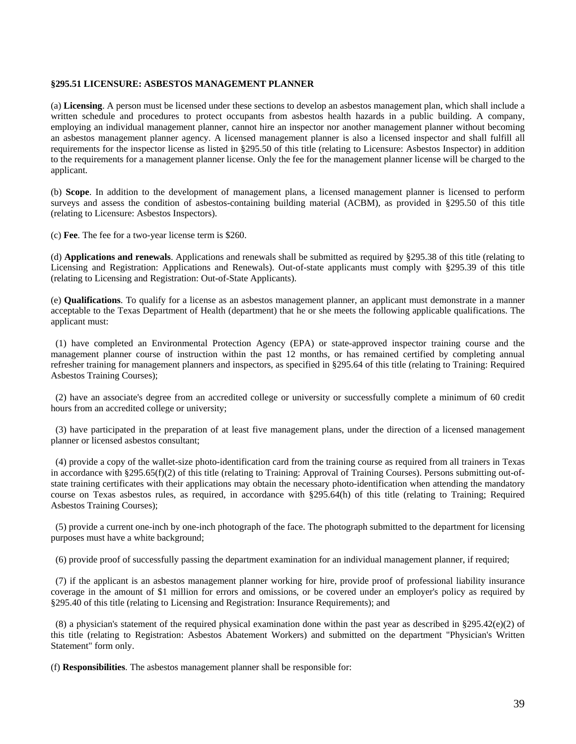### §295.51 LICENSURE: ASBESTOS MANAGEMENT PLANNER

(a) **Licensing**. A person must be licensed under these sections to develop an asbestos management plan, which shall include a written schedule and procedures to protect occupants from asbestos health hazards in a public building. A company, employing an individual management planner, cannot hire an inspector nor another management planner without becoming an asbestos management planner agency. A licensed management planner is also a licensed inspector and shall fulfill all requirements for the inspector license as listed in §295.50 of this title (relating to Licensure: Asbestos Inspector) in addition to the requirements for a management planner license. Only the fee for the management planner license will be charged to the applicant.

(b) **Scope**. In addition to the development of management plans, a licensed management planner is licensed to perform surveys and assess the condition of asbestos-containing building material (ACBM), as provided in §295.50 of this title (relating to Licensure: Asbestos Inspectors).

(c) **Fee**. The fee for a two-year license term is $260.

(d) **Applications and renewals**. Applications and renewals shall be submitted as required by §295.38 of this title (relating to Licensing and Registration: Applications and Renewals). Out-of-state applicants must comply with §295.39 of this title (relating to Licensing and Registration: Out-of-State Applicants).

(e) **Qualifications**. To qualify for a license as an asbestos management planner, an applicant must demonstrate in a manner acceptable to the Texas Department of Health (department) that he or she meets the following applicable qualifications. The applicant must:

(1) have completed an Environmental Protection Agency (EPA) or state-approved inspector training course and the management planner course of instruction within the past 12 months, or has remained certified by completing annual refresher training for management planners and inspectors, as specified in §295.64 of this title (relating to Training: Required Asbestos Training Courses);

(2) have an associate's degree from an accredited college or university or successfully complete a minimum of 60 credit hours from an accredited college or university;

(3) have participated in the preparation of at least five management plans, under the direction of a licensed management planner or licensed asbestos consultant;

(4) provide a copy of the wallet-size photo-identification card from the training course as required from all trainers in Texas in accordance with §295.65(f)(2) of this title (relating to Training: Approval of Training Courses). Persons submitting out-of-state training certificates with their applications may obtain the necessary photo-identification when attending the mandatory course on Texas asbestos rules, as required, in accordance with §295.64(h) of this title (relating to Training; Required Asbestos Training Courses);

(5) provide a current one-inch by one-inch photograph of the face. The photograph submitted to the department for licensing purposes must have a white background;

(6) provide proof of successfully passing the department examination for an individual management planner, if required;

(7) if the applicant is an asbestos management planner working for hire, provide proof of professional liability insurance coverage in the amount of $1 million for errors and omissions, or be covered under an employer's policy as required by §295.40 of this title (relating to Licensing and Registration: Insurance Requirements); and

(8) a physician's statement of the required physical examination done within the past year as described in §295.42(e)(2) of this title (relating to Registration: Asbestos Abatement Workers) and submitted on the department "Physician's Written Statement" form only.

(f) **Responsibilities**. The asbestos management planner shall be responsible for: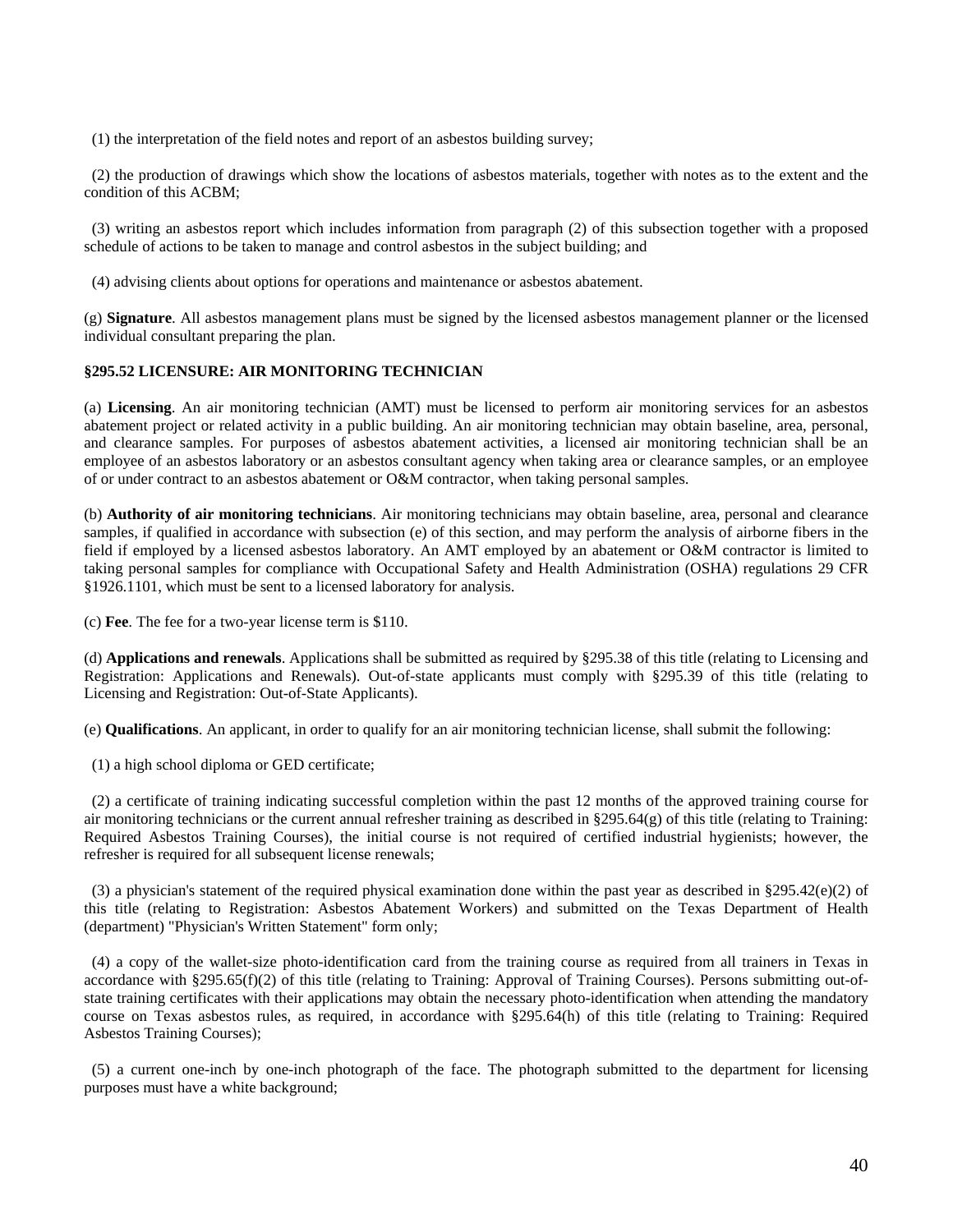(1) the interpretation of the field notes and report of an asbestos building survey;

(2) the production of drawings which show the locations of asbestos materials, together with notes as to the extent and the condition of this ACBM;

(3) writing an asbestos report which includes information from paragraph (2) of this subsection together with a proposed schedule of actions to be taken to manage and control asbestos in the subject building; and

(4) advising clients about options for operations and maintenance or asbestos abatement.

(g) **Signature**. All asbestos management plans must be signed by the licensed asbestos management planner or the licensed individual consultant preparing the plan.

### §295.52 LICENSURE: AIR MONITORING TECHNICIAN

(a) **Licensing**. An air monitoring technician (AMT) must be licensed to perform air monitoring services for an asbestos abatement project or related activity in a public building. An air monitoring technician may obtain baseline, area, personal, and clearance samples. For purposes of asbestos abatement activities, a licensed air monitoring technician shall be an employee of an asbestos laboratory or an asbestos consultant agency when taking area or clearance samples, or an employee of or under contract to an asbestos abatement or O&M contractor, when taking personal samples.

(b) **Authority of air monitoring technicians**. Air monitoring technicians may obtain baseline, area, personal and clearance samples, if qualified in accordance with subsection (e) of this section, and may perform the analysis of airborne fibers in the field if employed by a licensed asbestos laboratory. An AMT employed by an abatement or O&M contractor is limited to taking personal samples for compliance with Occupational Safety and Health Administration (OSHA) regulations 29 CFR §1926.1101, which must be sent to a licensed laboratory for analysis.

(c) **Fee**. The fee for a two-year license term is $110.

(d) **Applications and renewals**. Applications shall be submitted as required by §295.38 of this title (relating to Licensing and Registration: Applications and Renewals). Out-of-state applicants must comply with §295.39 of this title (relating to Licensing and Registration: Out-of-State Applicants).

(e) **Qualifications**. An applicant, in order to qualify for an air monitoring technician license, shall submit the following:

(1) a high school diploma or GED certificate;

(2) a certificate of training indicating successful completion within the past 12 months of the approved training course for air monitoring technicians or the current annual refresher training as described in §295.64(g) of this title (relating to Training: Required Asbestos Training Courses), the initial course is not required of certified industrial hygienists; however, the refresher is required for all subsequent license renewals;

(3) a physician's statement of the required physical examination done within the past year as described in §295.42(e)(2) of this title (relating to Registration: Asbestos Abatement Workers) and submitted on the Texas Department of Health (department) "Physician's Written Statement" form only;

(4) a copy of the wallet-size photo-identification card from the training course as required from all trainers in Texas in accordance with §295.65(f)(2) of this title (relating to Training: Approval of Training Courses). Persons submitting out-of-state training certificates with their applications may obtain the necessary photo-identification when attending the mandatory course on Texas asbestos rules, as required, in accordance with §295.64(h) of this title (relating to Training: Required Asbestos Training Courses);

(5) a current one-inch by one-inch photograph of the face. The photograph submitted to the department for licensing purposes must have a white background;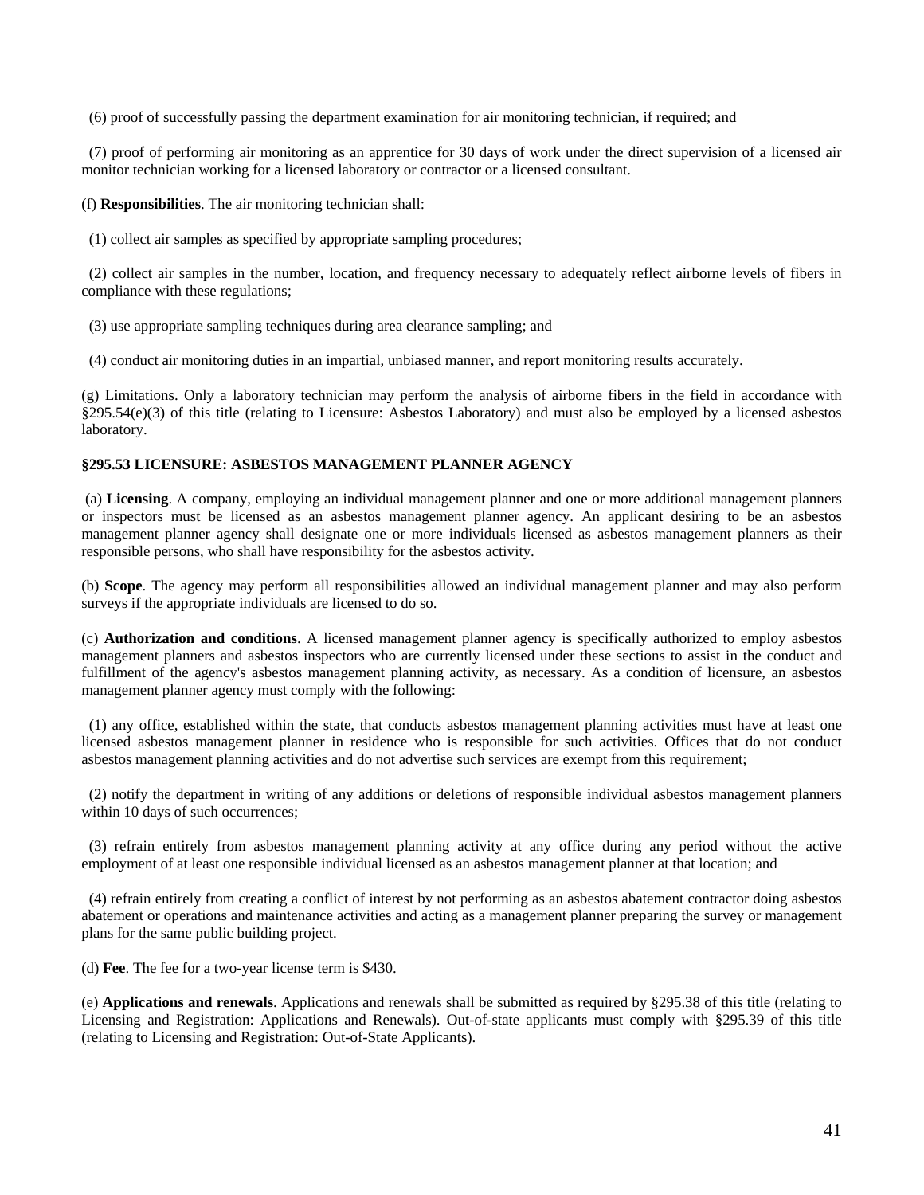(6) proof of successfully passing the department examination for air monitoring technician, if required; and

(7) proof of performing air monitoring as an apprentice for 30 days of work under the direct supervision of a licensed air monitor technician working for a licensed laboratory or contractor or a licensed consultant.

(f) **Responsibilities**. The air monitoring technician shall:

(1) collect air samples as specified by appropriate sampling procedures;

(2) collect air samples in the number, location, and frequency necessary to adequately reflect airborne levels of fibers in compliance with these regulations;

(3) use appropriate sampling techniques during area clearance sampling; and

(4) conduct air monitoring duties in an impartial, unbiased manner, and report monitoring results accurately.

(g) Limitations. Only a laboratory technician may perform the analysis of airborne fibers in the field in accordance with §295.54(e)(3) of this title (relating to Licensure: Asbestos Laboratory) and must also be employed by a licensed asbestos laboratory.

### §295.53 LICENSURE: ASBESTOS MANAGEMENT PLANNER AGENCY

(a) **Licensing**. A company, employing an individual management planner and one or more additional management planners or inspectors must be licensed as an asbestos management planner agency. An applicant desiring to be an asbestos management planner agency shall designate one or more individuals licensed as asbestos management planners as their responsible persons, who shall have responsibility for the asbestos activity.

(b) **Scope**. The agency may perform all responsibilities allowed an individual management planner and may also perform surveys if the appropriate individuals are licensed to do so.

(c) **Authorization and conditions**. A licensed management planner agency is specifically authorized to employ asbestos management planners and asbestos inspectors who are currently licensed under these sections to assist in the conduct and fulfillment of the agency's asbestos management planning activity, as necessary. As a condition of licensure, an asbestos management planner agency must comply with the following:

(1) any office, established within the state, that conducts asbestos management planning activities must have at least one licensed asbestos management planner in residence who is responsible for such activities. Offices that do not conduct asbestos management planning activities and do not advertise such services are exempt from this requirement;

(2) notify the department in writing of any additions or deletions of responsible individual asbestos management planners within 10 days of such occurrences;

(3) refrain entirely from asbestos management planning activity at any office during any period without the active employment of at least one responsible individual licensed as an asbestos management planner at that location; and

(4) refrain entirely from creating a conflict of interest by not performing as an asbestos abatement contractor doing asbestos abatement or operations and maintenance activities and acting as a management planner preparing the survey or management plans for the same public building project.

(d) **Fee**. The fee for a two-year license term is $430.

(e) **Applications and renewals**. Applications and renewals shall be submitted as required by §295.38 of this title (relating to Licensing and Registration: Applications and Renewals). Out-of-state applicants must comply with §295.39 of this title (relating to Licensing and Registration: Out-of-State Applicants).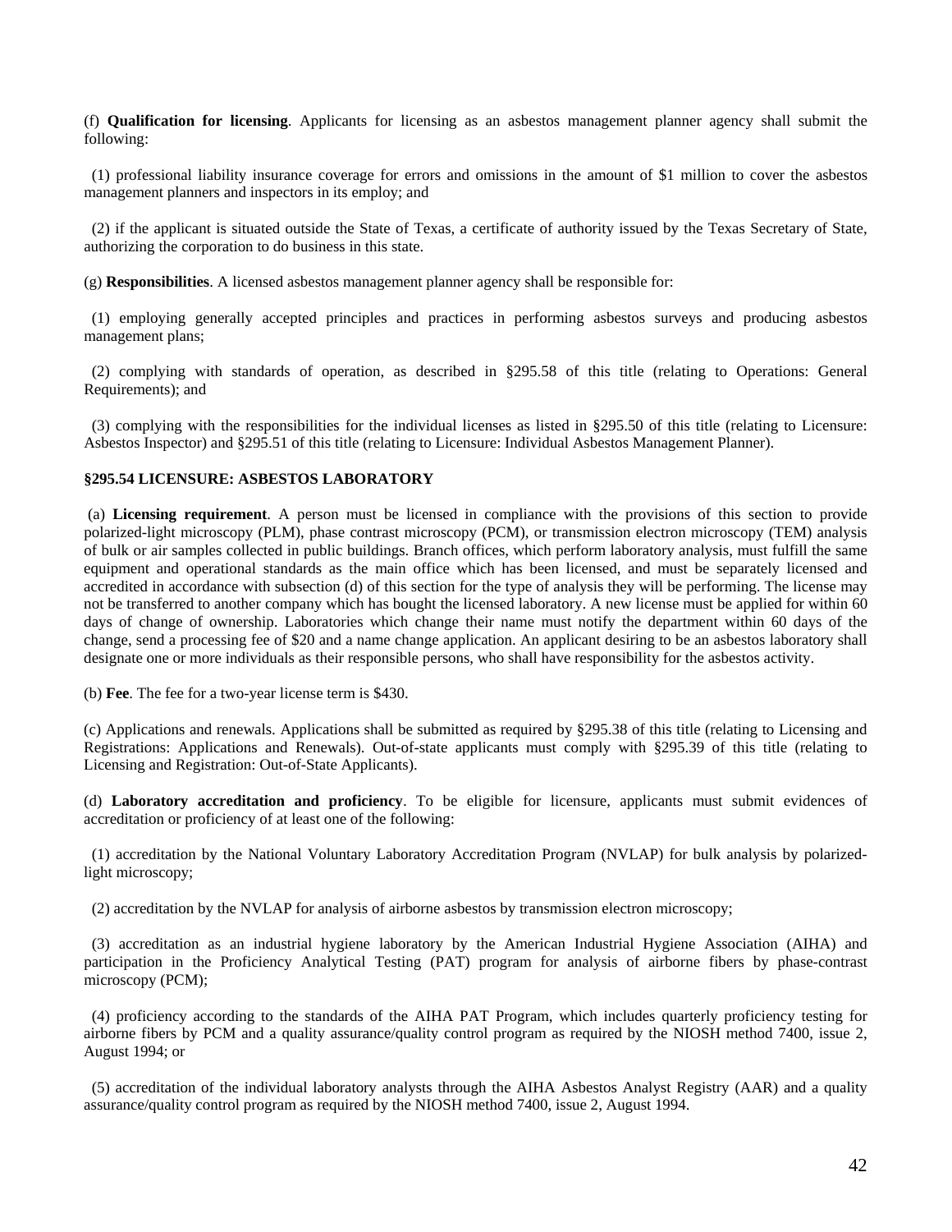(f) **Qualification for licensing**. Applicants for licensing as an asbestos management planner agency shall submit the following:

(1) professional liability insurance coverage for errors and omissions in the amount of $1 million to cover the asbestos management planners and inspectors in its employ; and

(2) if the applicant is situated outside the State of Texas, a certificate of authority issued by the Texas Secretary of State, authorizing the corporation to do business in this state.

(g) **Responsibilities**. A licensed asbestos management planner agency shall be responsible for:

(1) employing generally accepted principles and practices in performing asbestos surveys and producing asbestos management plans;

(2) complying with standards of operation, as described in §295.58 of this title (relating to Operations: General Requirements); and

(3) complying with the responsibilities for the individual licenses as listed in §295.50 of this title (relating to Licensure: Asbestos Inspector) and §295.51 of this title (relating to Licensure: Individual Asbestos Management Planner).

### §295.54 LICENSURE: ASBESTOS LABORATORY

(a) **Licensing requirement**. A person must be licensed in compliance with the provisions of this section to provide polarized-light microscopy (PLM), phase contrast microscopy (PCM), or transmission electron microscopy (TEM) analysis of bulk or air samples collected in public buildings. Branch offices, which perform laboratory analysis, must fulfill the same equipment and operational standards as the main office which has been licensed, and must be separately licensed and accredited in accordance with subsection (d) of this section for the type of analysis they will be performing. The license may not be transferred to another company which has bought the licensed laboratory. A new license must be applied for within 60 days of change of ownership. Laboratories which change their name must notify the department within 60 days of the change, send a processing fee of $20 and a name change application. An applicant desiring to be an asbestos laboratory shall designate one or more individuals as their responsible persons, who shall have responsibility for the asbestos activity.

(b) **Fee**. The fee for a two-year license term is $430.

(c) Applications and renewals. Applications shall be submitted as required by §295.38 of this title (relating to Licensing and Registrations: Applications and Renewals). Out-of-state applicants must comply with §295.39 of this title (relating to Licensing and Registration: Out-of-State Applicants).

(d) **Laboratory accreditation and proficiency**. To be eligible for licensure, applicants must submit evidences of accreditation or proficiency of at least one of the following:

(1) accreditation by the National Voluntary Laboratory Accreditation Program (NVLAP) for bulk analysis by polarized-light microscopy;

(2) accreditation by the NVLAP for analysis of airborne asbestos by transmission electron microscopy;

(3) accreditation as an industrial hygiene laboratory by the American Industrial Hygiene Association (AIHA) and participation in the Proficiency Analytical Testing (PAT) program for analysis of airborne fibers by phase-contrast microscopy (PCM);

(4) proficiency according to the standards of the AIHA PAT Program, which includes quarterly proficiency testing for airborne fibers by PCM and a quality assurance/quality control program as required by the NIOSH method 7400, issue 2, August 1994; or

(5) accreditation of the individual laboratory analysts through the AIHA Asbestos Analyst Registry (AAR) and a quality assurance/quality control program as required by the NIOSH method 7400, issue 2, August 1994.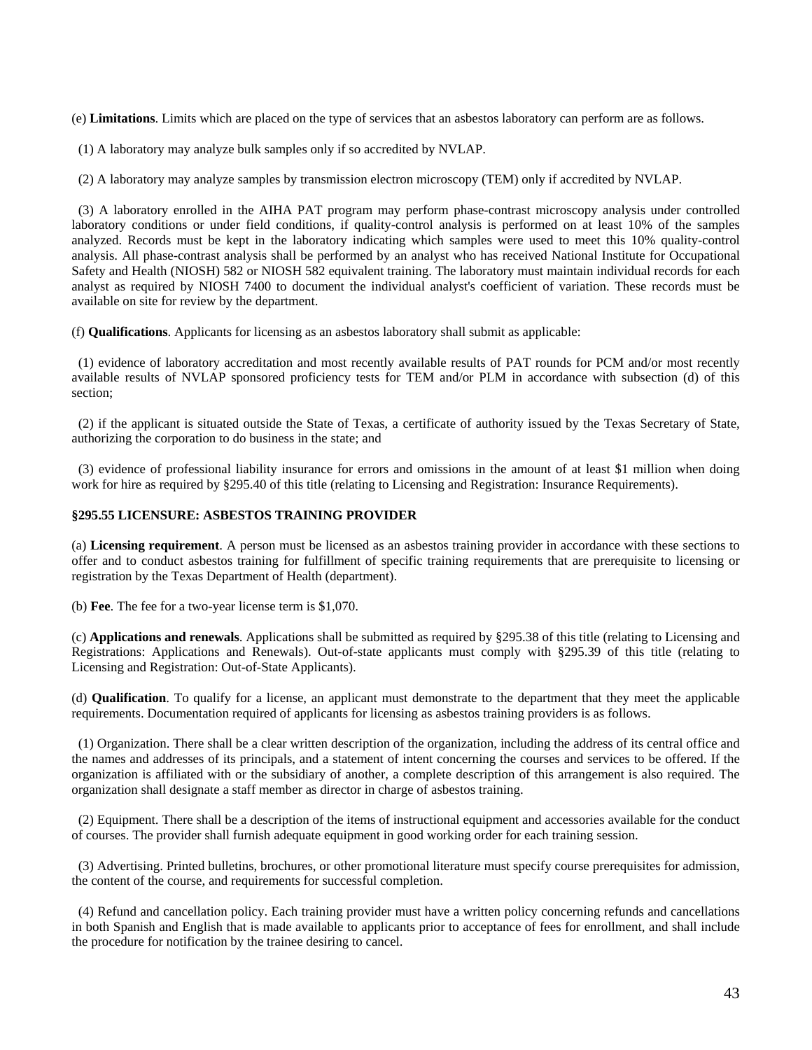(e) **Limitations**. Limits which are placed on the type of services that an asbestos laboratory can perform are as follows.

(1) A laboratory may analyze bulk samples only if so accredited by NVLAP.

(2) A laboratory may analyze samples by transmission electron microscopy (TEM) only if accredited by NVLAP.

(3) A laboratory enrolled in the AIHA PAT program may perform phase-contrast microscopy analysis under controlled laboratory conditions or under field conditions, if quality-control analysis is performed on at least 10% of the samples analyzed. Records must be kept in the laboratory indicating which samples were used to meet this 10% quality-control analysis. All phase-contrast analysis shall be performed by an analyst who has received National Institute for Occupational Safety and Health (NIOSH) 582 or NIOSH 582 equivalent training. The laboratory must maintain individual records for each analyst as required by NIOSH 7400 to document the individual analyst's coefficient of variation. These records must be available on site for review by the department.

(f) **Qualifications**. Applicants for licensing as an asbestos laboratory shall submit as applicable:

(1) evidence of laboratory accreditation and most recently available results of PAT rounds for PCM and/or most recently available results of NVLAP sponsored proficiency tests for TEM and/or PLM in accordance with subsection (d) of this section;

(2) if the applicant is situated outside the State of Texas, a certificate of authority issued by the Texas Secretary of State, authorizing the corporation to do business in the state; and

(3) evidence of professional liability insurance for errors and omissions in the amount of at least $1 million when doing work for hire as required by §295.40 of this title (relating to Licensing and Registration: Insurance Requirements).

### §295.55 LICENSURE: ASBESTOS TRAINING PROVIDER

(a) **Licensing requirement**. A person must be licensed as an asbestos training provider in accordance with these sections to offer and to conduct asbestos training for fulfillment of specific training requirements that are prerequisite to licensing or registration by the Texas Department of Health (department).

(b) **Fee**. The fee for a two-year license term is $1,070.

(c) **Applications and renewals**. Applications shall be submitted as required by §295.38 of this title (relating to Licensing and Registrations: Applications and Renewals). Out-of-state applicants must comply with §295.39 of this title (relating to Licensing and Registration: Out-of-State Applicants).

(d) **Qualification**. To qualify for a license, an applicant must demonstrate to the department that they meet the applicable requirements. Documentation required of applicants for licensing as asbestos training providers is as follows.

(1) Organization. There shall be a clear written description of the organization, including the address of its central office and the names and addresses of its principals, and a statement of intent concerning the courses and services to be offered. If the organization is affiliated with or the subsidiary of another, a complete description of this arrangement is also required. The organization shall designate a staff member as director in charge of asbestos training.

(2) Equipment. There shall be a description of the items of instructional equipment and accessories available for the conduct of courses. The provider shall furnish adequate equipment in good working order for each training session.

(3) Advertising. Printed bulletins, brochures, or other promotional literature must specify course prerequisites for admission, the content of the course, and requirements for successful completion.

(4) Refund and cancellation policy. Each training provider must have a written policy concerning refunds and cancellations in both Spanish and English that is made available to applicants prior to acceptance of fees for enrollment, and shall include the procedure for notification by the trainee desiring to cancel.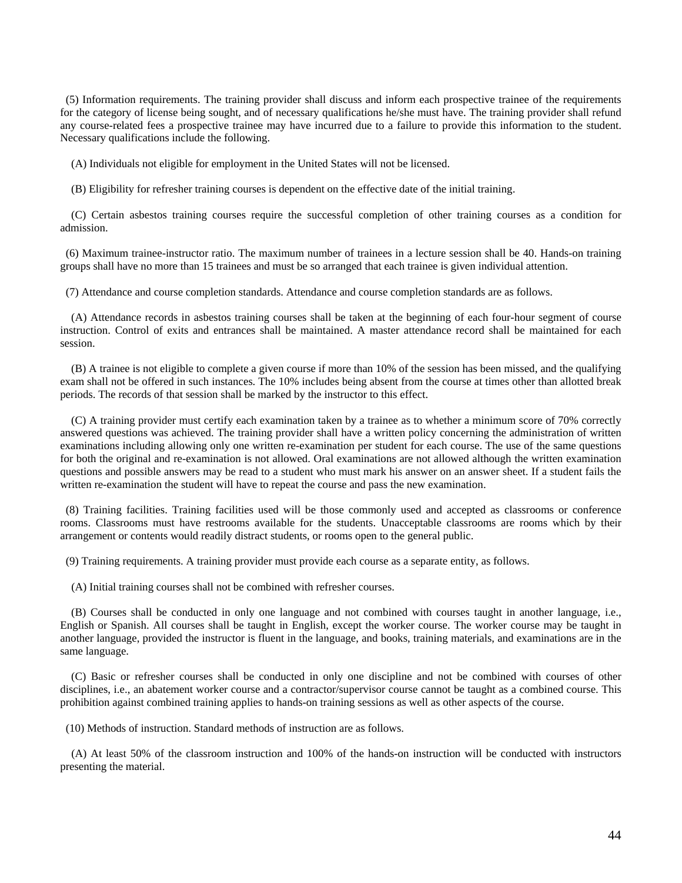(5) Information requirements. The training provider shall discuss and inform each prospective trainee of the requirements for the category of license being sought, and of necessary qualifications he/she must have. The training provider shall refund any course-related fees a prospective trainee may have incurred due to a failure to provide this information to the student. Necessary qualifications include the following.

(A) Individuals not eligible for employment in the United States will not be licensed.

(B) Eligibility for refresher training courses is dependent on the effective date of the initial training.

(C) Certain asbestos training courses require the successful completion of other training courses as a condition for admission.

(6) Maximum trainee-instructor ratio. The maximum number of trainees in a lecture session shall be 40. Hands-on training groups shall have no more than 15 trainees and must be so arranged that each trainee is given individual attention.

(7) Attendance and course completion standards. Attendance and course completion standards are as follows.

(A) Attendance records in asbestos training courses shall be taken at the beginning of each four-hour segment of course instruction. Control of exits and entrances shall be maintained. A master attendance record shall be maintained for each session.

(B) A trainee is not eligible to complete a given course if more than 10% of the session has been missed, and the qualifying exam shall not be offered in such instances. The 10% includes being absent from the course at times other than allotted break periods. The records of that session shall be marked by the instructor to this effect.

(C) A training provider must certify each examination taken by a trainee as to whether a minimum score of 70% correctly answered questions was achieved. The training provider shall have a written policy concerning the administration of written examinations including allowing only one written re-examination per student for each course. The use of the same questions for both the original and re-examination is not allowed. Oral examinations are not allowed although the written examination questions and possible answers may be read to a student who must mark his answer on an answer sheet. If a student fails the written re-examination the student will have to repeat the course and pass the new examination.

(8) Training facilities. Training facilities used will be those commonly used and accepted as classrooms or conference rooms. Classrooms must have restrooms available for the students. Unacceptable classrooms are rooms which by their arrangement or contents would readily distract students, or rooms open to the general public.

(9) Training requirements. A training provider must provide each course as a separate entity, as follows.

(A) Initial training courses shall not be combined with refresher courses.

(B) Courses shall be conducted in only one language and not combined with courses taught in another language, i.e., English or Spanish. All courses shall be taught in English, except the worker course. The worker course may be taught in another language, provided the instructor is fluent in the language, and books, training materials, and examinations are in the same language.

(C) Basic or refresher courses shall be conducted in only one discipline and not be combined with courses of other disciplines, i.e., an abatement worker course and a contractor/supervisor course cannot be taught as a combined course. This prohibition against combined training applies to hands-on training sessions as well as other aspects of the course.

(10) Methods of instruction. Standard methods of instruction are as follows.

(A) At least 50% of the classroom instruction and 100% of the hands-on instruction will be conducted with instructors presenting the material.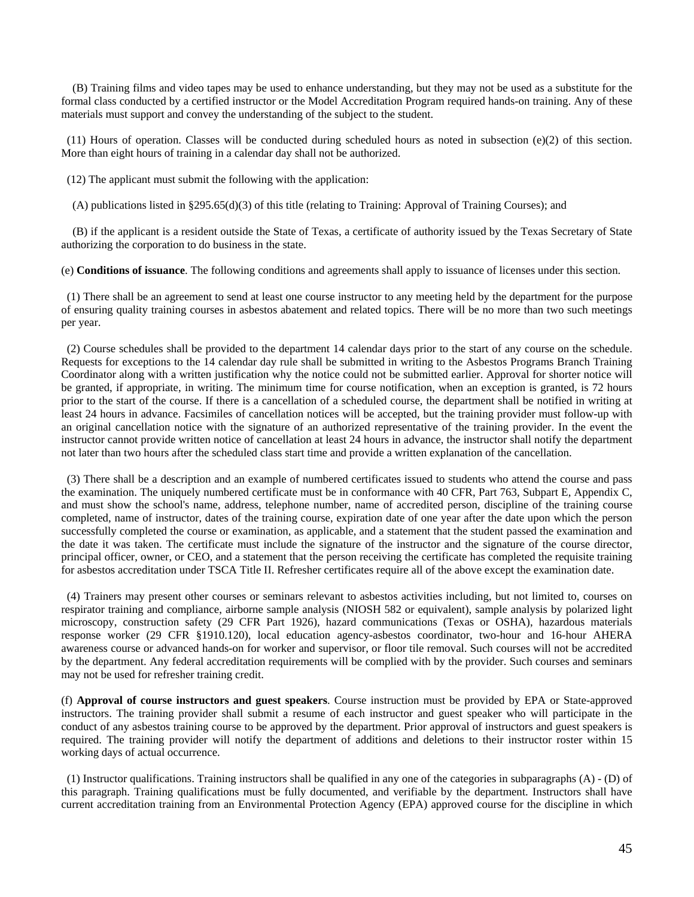(B) Training films and video tapes may be used to enhance understanding, but they may not be used as a substitute for the formal class conducted by a certified instructor or the Model Accreditation Program required hands-on training. Any of these materials must support and convey the understanding of the subject to the student.

(11) Hours of operation. Classes will be conducted during scheduled hours as noted in subsection (e)(2) of this section. More than eight hours of training in a calendar day shall not be authorized.

(12) The applicant must submit the following with the application:

(A) publications listed in §295.65(d)(3) of this title (relating to Training: Approval of Training Courses); and

(B) if the applicant is a resident outside the State of Texas, a certificate of authority issued by the Texas Secretary of State authorizing the corporation to do business in the state.

(e) **Conditions of issuance**. The following conditions and agreements shall apply to issuance of licenses under this section.

(1) There shall be an agreement to send at least one course instructor to any meeting held by the department for the purpose of ensuring quality training courses in asbestos abatement and related topics. There will be no more than two such meetings per year.

(2) Course schedules shall be provided to the department 14 calendar days prior to the start of any course on the schedule. Requests for exceptions to the 14 calendar day rule shall be submitted in writing to the Asbestos Programs Branch Training Coordinator along with a written justification why the notice could not be submitted earlier. Approval for shorter notice will be granted, if appropriate, in writing. The minimum time for course notification, when an exception is granted, is 72 hours prior to the start of the course. If there is a cancellation of a scheduled course, the department shall be notified in writing at least 24 hours in advance. Facsimiles of cancellation notices will be accepted, but the training provider must follow-up with an original cancellation notice with the signature of an authorized representative of the training provider. In the event the instructor cannot provide written notice of cancellation at least 24 hours in advance, the instructor shall notify the department not later than two hours after the scheduled class start time and provide a written explanation of the cancellation.

(3) There shall be a description and an example of numbered certificates issued to students who attend the course and pass the examination. The uniquely numbered certificate must be in conformance with 40 CFR, Part 763, Subpart E, Appendix C, and must show the school's name, address, telephone number, name of accredited person, discipline of the training course completed, name of instructor, dates of the training course, expiration date of one year after the date upon which the person successfully completed the course or examination, as applicable, and a statement that the student passed the examination and the date it was taken. The certificate must include the signature of the instructor and the signature of the course director, principal officer, owner, or CEO, and a statement that the person receiving the certificate has completed the requisite training for asbestos accreditation under TSCA Title II. Refresher certificates require all of the above except the examination date.

(4) Trainers may present other courses or seminars relevant to asbestos activities including, but not limited to, courses on respirator training and compliance, airborne sample analysis (NIOSH 582 or equivalent), sample analysis by polarized light microscopy, construction safety (29 CFR Part 1926), hazard communications (Texas or OSHA), hazardous materials response worker (29 CFR §1910.120), local education agency-asbestos coordinator, two-hour and 16-hour AHERA awareness course or advanced hands-on for worker and supervisor, or floor tile removal. Such courses will not be accredited by the department. Any federal accreditation requirements will be complied with by the provider. Such courses and seminars may not be used for refresher training credit.

(f) **Approval of course instructors and guest speakers**. Course instruction must be provided by EPA or State-approved instructors. The training provider shall submit a resume of each instructor and guest speaker who will participate in the conduct of any asbestos training course to be approved by the department. Prior approval of instructors and guest speakers is required. The training provider will notify the department of additions and deletions to their instructor roster within 15 working days of actual occurrence.

(1) Instructor qualifications. Training instructors shall be qualified in any one of the categories in subparagraphs (A) - (D) of this paragraph. Training qualifications must be fully documented, and verifiable by the department. Instructors shall have current accreditation training from an Environmental Protection Agency (EPA) approved course for the discipline in which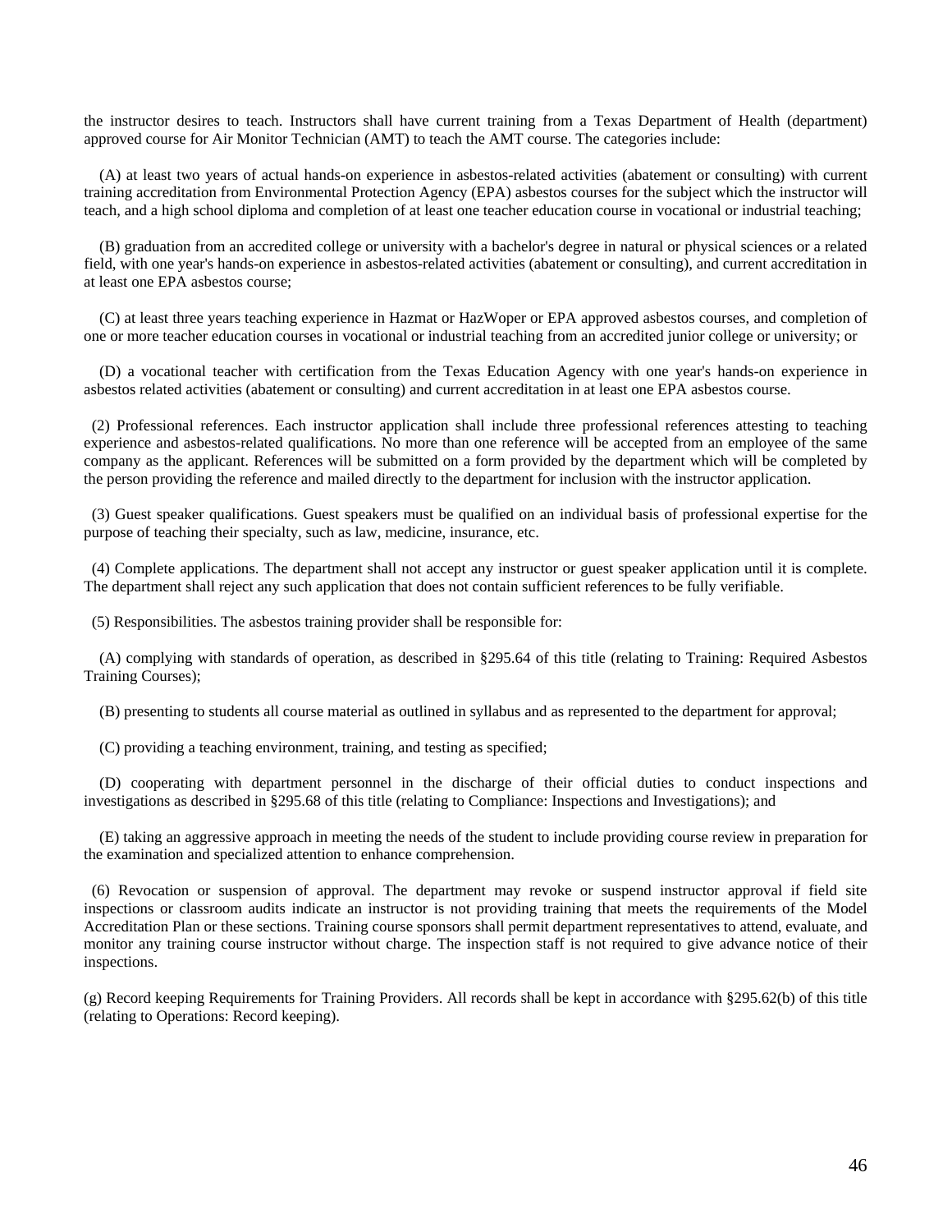the instructor desires to teach. Instructors shall have current training from a Texas Department of Health (department) approved course for Air Monitor Technician (AMT) to teach the AMT course. The categories include:

(A) at least two years of actual hands-on experience in asbestos-related activities (abatement or consulting) with current training accreditation from Environmental Protection Agency (EPA) asbestos courses for the subject which the instructor will teach, and a high school diploma and completion of at least one teacher education course in vocational or industrial teaching;

(B) graduation from an accredited college or university with a bachelor's degree in natural or physical sciences or a related field, with one year's hands-on experience in asbestos-related activities (abatement or consulting), and current accreditation in at least one EPA asbestos course;

(C) at least three years teaching experience in Hazmat or HazWoper or EPA approved asbestos courses, and completion of one or more teacher education courses in vocational or industrial teaching from an accredited junior college or university; or

(D) a vocational teacher with certification from the Texas Education Agency with one year's hands-on experience in asbestos related activities (abatement or consulting) and current accreditation in at least one EPA asbestos course.

(2) Professional references. Each instructor application shall include three professional references attesting to teaching experience and asbestos-related qualifications. No more than one reference will be accepted from an employee of the same company as the applicant. References will be submitted on a form provided by the department which will be completed by the person providing the reference and mailed directly to the department for inclusion with the instructor application.

(3) Guest speaker qualifications. Guest speakers must be qualified on an individual basis of professional expertise for the purpose of teaching their specialty, such as law, medicine, insurance, etc.

(4) Complete applications. The department shall not accept any instructor or guest speaker application until it is complete. The department shall reject any such application that does not contain sufficient references to be fully verifiable.

(5) Responsibilities. The asbestos training provider shall be responsible for:

(A) complying with standards of operation, as described in §295.64 of this title (relating to Training: Required Asbestos Training Courses);

(B) presenting to students all course material as outlined in syllabus and as represented to the department for approval;

(C) providing a teaching environment, training, and testing as specified;

(D) cooperating with department personnel in the discharge of their official duties to conduct inspections and investigations as described in §295.68 of this title (relating to Compliance: Inspections and Investigations); and

(E) taking an aggressive approach in meeting the needs of the student to include providing course review in preparation for the examination and specialized attention to enhance comprehension.

(6) Revocation or suspension of approval. The department may revoke or suspend instructor approval if field site inspections or classroom audits indicate an instructor is not providing training that meets the requirements of the Model Accreditation Plan or these sections. Training course sponsors shall permit department representatives to attend, evaluate, and monitor any training course instructor without charge. The inspection staff is not required to give advance notice of their inspections.

(g) Record keeping Requirements for Training Providers. All records shall be kept in accordance with §295.62(b) of this title (relating to Operations: Record keeping).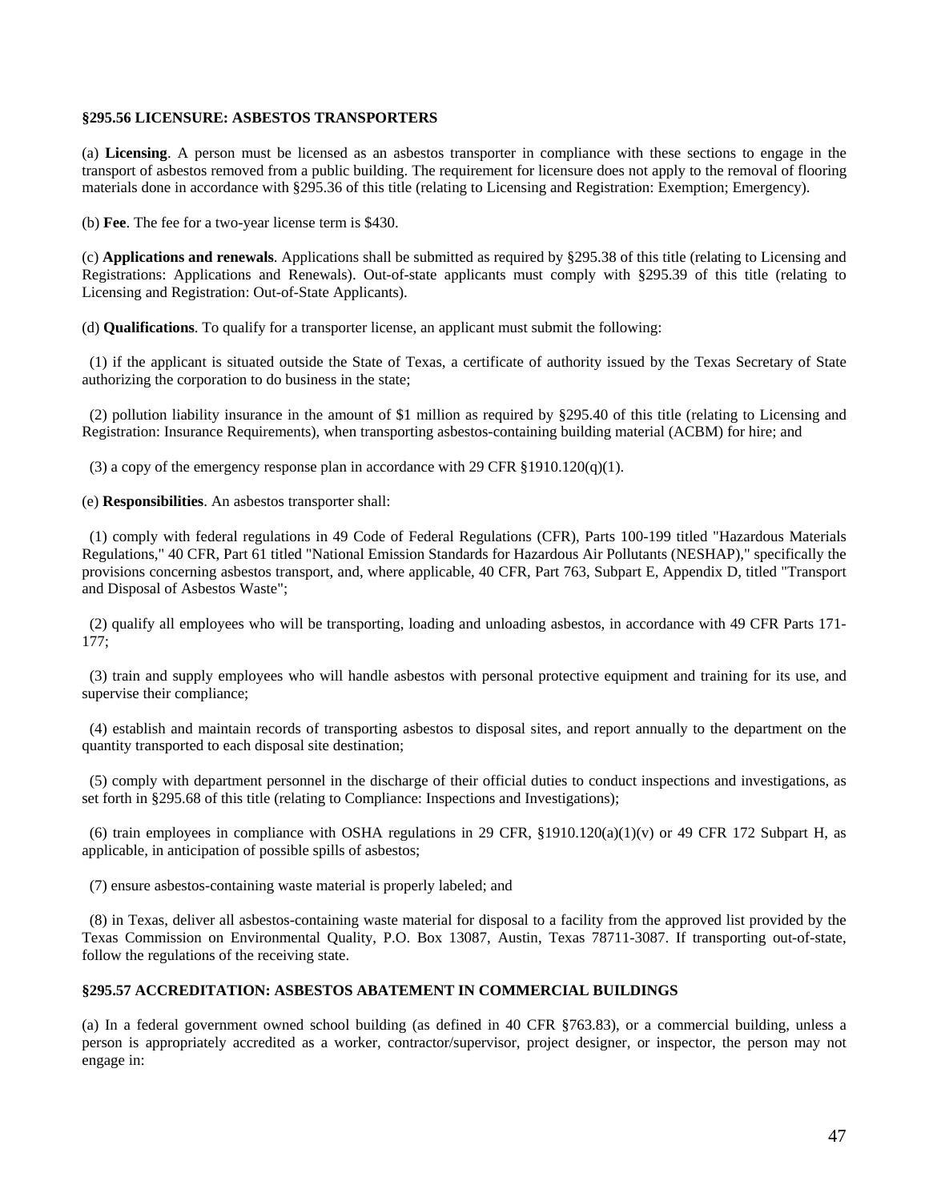**§295.56 LICENSURE: ASBESTOS TRANSPORTERS**

(a) **Licensing**. A person must be licensed as an asbestos transporter in compliance with these sections to engage in the transport of asbestos removed from a public building. The requirement for licensure does not apply to the removal of flooring materials done in accordance with §295.36 of this title (relating to Licensing and Registration: Exemption; Emergency).

(b) **Fee**. The fee for a two-year license term is $430.

(c) **Applications and renewals**. Applications shall be submitted as required by §295.38 of this title (relating to Licensing and Registrations: Applications and Renewals). Out-of-state applicants must comply with §295.39 of this title (relating to Licensing and Registration: Out-of-State Applicants).

(d) **Qualifications**. To qualify for a transporter license, an applicant must submit the following:

(1) if the applicant is situated outside the State of Texas, a certificate of authority issued by the Texas Secretary of State authorizing the corporation to do business in the state;

(2) pollution liability insurance in the amount of $1 million as required by §295.40 of this title (relating to Licensing and Registration: Insurance Requirements), when transporting asbestos-containing building material (ACBM) for hire; and

(3) a copy of the emergency response plan in accordance with 29 CFR §1910.120(q)(1).

(e) **Responsibilities**. An asbestos transporter shall:

(1) comply with federal regulations in 49 Code of Federal Regulations (CFR), Parts 100-199 titled "Hazardous Materials Regulations," 40 CFR, Part 61 titled "National Emission Standards for Hazardous Air Pollutants (NESHAP)," specifically the provisions concerning asbestos transport, and, where applicable, 40 CFR, Part 763, Subpart E, Appendix D, titled "Transport and Disposal of Asbestos Waste";

(2) qualify all employees who will be transporting, loading and unloading asbestos, in accordance with 49 CFR Parts 171-177;

(3) train and supply employees who will handle asbestos with personal protective equipment and training for its use, and supervise their compliance;

(4) establish and maintain records of transporting asbestos to disposal sites, and report annually to the department on the quantity transported to each disposal site destination;

(5) comply with department personnel in the discharge of their official duties to conduct inspections and investigations, as set forth in §295.68 of this title (relating to Compliance: Inspections and Investigations);

(6) train employees in compliance with OSHA regulations in 29 CFR, §1910.120(a)(1)(v) or 49 CFR 172 Subpart H, as applicable, in anticipation of possible spills of asbestos;

(7) ensure asbestos-containing waste material is properly labeled; and

(8) in Texas, deliver all asbestos-containing waste material for disposal to a facility from the approved list provided by the Texas Commission on Environmental Quality, P.O. Box 13087, Austin, Texas 78711-3087. If transporting out-of-state, follow the regulations of the receiving state.

**§295.57 ACCREDITATION: ASBESTOS ABATEMENT IN COMMERCIAL BUILDINGS**

(a) In a federal government owned school building (as defined in 40 CFR §763.83), or a commercial building, unless a person is appropriately accredited as a worker, contractor/supervisor, project designer, or inspector, the person may not engage in: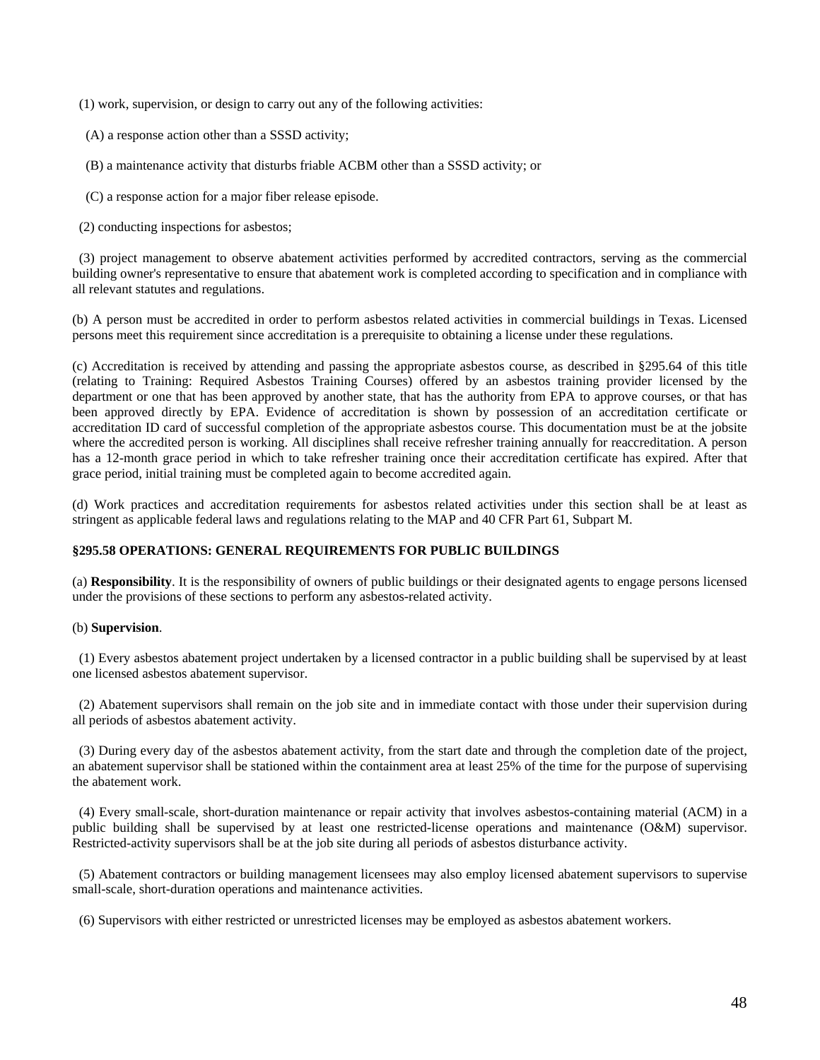(1) work, supervision, or design to carry out any of the following activities:

(A) a response action other than a SSSD activity;

(B) a maintenance activity that disturbs friable ACBM other than a SSSD activity; or

(C) a response action for a major fiber release episode.

(2) conducting inspections for asbestos;

(3) project management to observe abatement activities performed by accredited contractors, serving as the commercial building owner's representative to ensure that abatement work is completed according to specification and in compliance with all relevant statutes and regulations.

(b) A person must be accredited in order to perform asbestos related activities in commercial buildings in Texas. Licensed persons meet this requirement since accreditation is a prerequisite to obtaining a license under these regulations.

(c) Accreditation is received by attending and passing the appropriate asbestos course, as described in §295.64 of this title (relating to Training: Required Asbestos Training Courses) offered by an asbestos training provider licensed by the department or one that has been approved by another state, that has the authority from EPA to approve courses, or that has been approved directly by EPA. Evidence of accreditation is shown by possession of an accreditation certificate or accreditation ID card of successful completion of the appropriate asbestos course. This documentation must be at the jobsite where the accredited person is working. All disciplines shall receive refresher training annually for reaccreditation. A person has a 12-month grace period in which to take refresher training once their accreditation certificate has expired. After that grace period, initial training must be completed again to become accredited again.

(d) Work practices and accreditation requirements for asbestos related activities under this section shall be at least as stringent as applicable federal laws and regulations relating to the MAP and 40 CFR Part 61, Subpart M.

### §295.58 OPERATIONS: GENERAL REQUIREMENTS FOR PUBLIC BUILDINGS

(a) **Responsibility**. It is the responsibility of owners of public buildings or their designated agents to engage persons licensed under the provisions of these sections to perform any asbestos-related activity.

(b) **Supervision**.

(1) Every asbestos abatement project undertaken by a licensed contractor in a public building shall be supervised by at least one licensed asbestos abatement supervisor.

(2) Abatement supervisors shall remain on the job site and in immediate contact with those under their supervision during all periods of asbestos abatement activity.

(3) During every day of the asbestos abatement activity, from the start date and through the completion date of the project, an abatement supervisor shall be stationed within the containment area at least 25% of the time for the purpose of supervising the abatement work.

(4) Every small-scale, short-duration maintenance or repair activity that involves asbestos-containing material (ACM) in a public building shall be supervised by at least one restricted-license operations and maintenance (O&M) supervisor. Restricted-activity supervisors shall be at the job site during all periods of asbestos disturbance activity.

(5) Abatement contractors or building management licensees may also employ licensed abatement supervisors to supervise small-scale, short-duration operations and maintenance activities.

(6) Supervisors with either restricted or unrestricted licenses may be employed as asbestos abatement workers.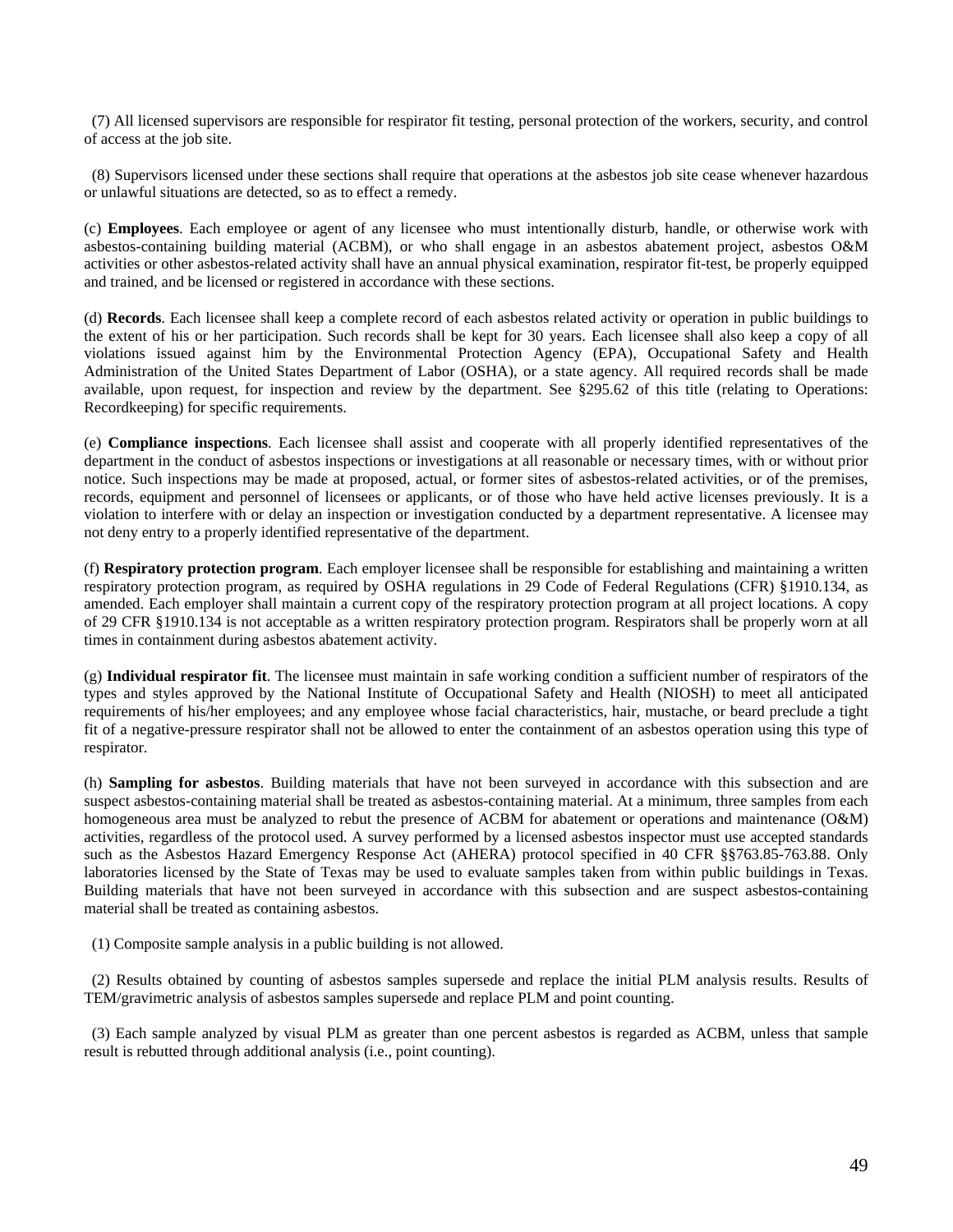(7) All licensed supervisors are responsible for respirator fit testing, personal protection of the workers, security, and control of access at the job site.

(8) Supervisors licensed under these sections shall require that operations at the asbestos job site cease whenever hazardous or unlawful situations are detected, so as to effect a remedy.

(c) **Employees**. Each employee or agent of any licensee who must intentionally disturb, handle, or otherwise work with asbestos-containing building material (ACBM), or who shall engage in an asbestos abatement project, asbestos O&M activities or other asbestos-related activity shall have an annual physical examination, respirator fit-test, be properly equipped and trained, and be licensed or registered in accordance with these sections.

(d) **Records**. Each licensee shall keep a complete record of each asbestos related activity or operation in public buildings to the extent of his or her participation. Such records shall be kept for 30 years. Each licensee shall also keep a copy of all violations issued against him by the Environmental Protection Agency (EPA), Occupational Safety and Health Administration of the United States Department of Labor (OSHA), or a state agency. All required records shall be made available, upon request, for inspection and review by the department. See §295.62 of this title (relating to Operations: Recordkeeping) for specific requirements.

(e) **Compliance inspections**. Each licensee shall assist and cooperate with all properly identified representatives of the department in the conduct of asbestos inspections or investigations at all reasonable or necessary times, with or without prior notice. Such inspections may be made at proposed, actual, or former sites of asbestos-related activities, or of the premises, records, equipment and personnel of licensees or applicants, or of those who have held active licenses previously. It is a violation to interfere with or delay an inspection or investigation conducted by a department representative. A licensee may not deny entry to a properly identified representative of the department.

(f) **Respiratory protection program**. Each employer licensee shall be responsible for establishing and maintaining a written respiratory protection program, as required by OSHA regulations in 29 Code of Federal Regulations (CFR) §1910.134, as amended. Each employer shall maintain a current copy of the respiratory protection program at all project locations. A copy of 29 CFR §1910.134 is not acceptable as a written respiratory protection program. Respirators shall be properly worn at all times in containment during asbestos abatement activity.

(g) **Individual respirator fit**. The licensee must maintain in safe working condition a sufficient number of respirators of the types and styles approved by the National Institute of Occupational Safety and Health (NIOSH) to meet all anticipated requirements of his/her employees; and any employee whose facial characteristics, hair, mustache, or beard preclude a tight fit of a negative-pressure respirator shall not be allowed to enter the containment of an asbestos operation using this type of respirator.

(h) **Sampling for asbestos**. Building materials that have not been surveyed in accordance with this subsection and are suspect asbestos-containing material shall be treated as asbestos-containing material. At a minimum, three samples from each homogeneous area must be analyzed to rebut the presence of ACBM for abatement or operations and maintenance (O&M) activities, regardless of the protocol used. A survey performed by a licensed asbestos inspector must use accepted standards such as the Asbestos Hazard Emergency Response Act (AHERA) protocol specified in 40 CFR §§763.85-763.88. Only laboratories licensed by the State of Texas may be used to evaluate samples taken from within public buildings in Texas. Building materials that have not been surveyed in accordance with this subsection and are suspect asbestos-containing material shall be treated as containing asbestos.

(1) Composite sample analysis in a public building is not allowed.

(2) Results obtained by counting of asbestos samples supersede and replace the initial PLM analysis results. Results of TEM/gravimetric analysis of asbestos samples supersede and replace PLM and point counting.

(3) Each sample analyzed by visual PLM as greater than one percent asbestos is regarded as ACBM, unless that sample result is rebutted through additional analysis (i.e., point counting).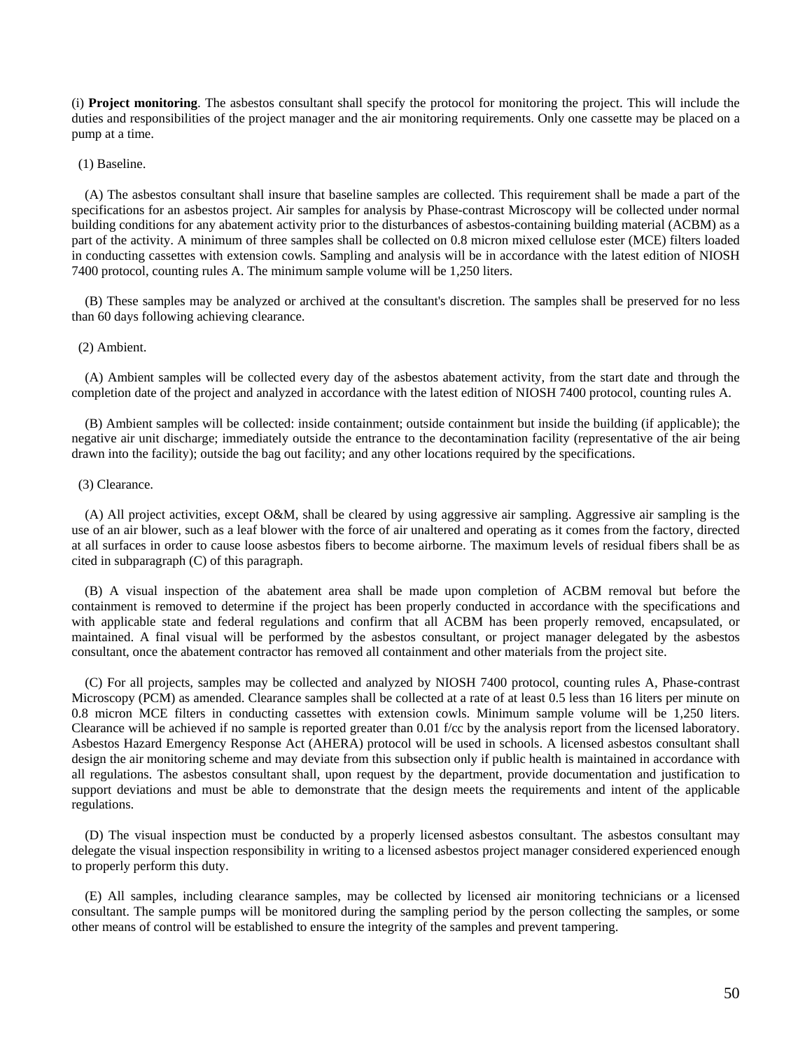(i) **Project monitoring**. The asbestos consultant shall specify the protocol for monitoring the project. This will include the duties and responsibilities of the project manager and the air monitoring requirements. Only one cassette may be placed on a pump at a time.

(1) Baseline.

(A) The asbestos consultant shall insure that baseline samples are collected. This requirement shall be made a part of the specifications for an asbestos project. Air samples for analysis by Phase-contrast Microscopy will be collected under normal building conditions for any abatement activity prior to the disturbances of asbestos-containing building material (ACBM) as a part of the activity. A minimum of three samples shall be collected on 0.8 micron mixed cellulose ester (MCE) filters loaded in conducting cassettes with extension cowls. Sampling and analysis will be in accordance with the latest edition of NIOSH 7400 protocol, counting rules A. The minimum sample volume will be 1,250 liters.

(B) These samples may be analyzed or archived at the consultant's discretion. The samples shall be preserved for no less than 60 days following achieving clearance.

(2) Ambient.

(A) Ambient samples will be collected every day of the asbestos abatement activity, from the start date and through the completion date of the project and analyzed in accordance with the latest edition of NIOSH 7400 protocol, counting rules A.

(B) Ambient samples will be collected: inside containment; outside containment but inside the building (if applicable); the negative air unit discharge; immediately outside the entrance to the decontamination facility (representative of the air being drawn into the facility); outside the bag out facility; and any other locations required by the specifications.

(3) Clearance.

(A) All project activities, except O&M, shall be cleared by using aggressive air sampling. Aggressive air sampling is the use of an air blower, such as a leaf blower with the force of air unaltered and operating as it comes from the factory, directed at all surfaces in order to cause loose asbestos fibers to become airborne. The maximum levels of residual fibers shall be as cited in subparagraph (C) of this paragraph.

(B) A visual inspection of the abatement area shall be made upon completion of ACBM removal but before the containment is removed to determine if the project has been properly conducted in accordance with the specifications and with applicable state and federal regulations and confirm that all ACBM has been properly removed, encapsulated, or maintained. A final visual will be performed by the asbestos consultant, or project manager delegated by the asbestos consultant, once the abatement contractor has removed all containment and other materials from the project site.

(C) For all projects, samples may be collected and analyzed by NIOSH 7400 protocol, counting rules A, Phase-contrast Microscopy (PCM) as amended. Clearance samples shall be collected at a rate of at least 0.5 less than 16 liters per minute on 0.8 micron MCE filters in conducting cassettes with extension cowls. Minimum sample volume will be 1,250 liters. Clearance will be achieved if no sample is reported greater than 0.01 f/cc by the analysis report from the licensed laboratory. Asbestos Hazard Emergency Response Act (AHERA) protocol will be used in schools. A licensed asbestos consultant shall design the air monitoring scheme and may deviate from this subsection only if public health is maintained in accordance with all regulations. The asbestos consultant shall, upon request by the department, provide documentation and justification to support deviations and must be able to demonstrate that the design meets the requirements and intent of the applicable regulations.

(D) The visual inspection must be conducted by a properly licensed asbestos consultant. The asbestos consultant may delegate the visual inspection responsibility in writing to a licensed asbestos project manager considered experienced enough to properly perform this duty.

(E) All samples, including clearance samples, may be collected by licensed air monitoring technicians or a licensed consultant. The sample pumps will be monitored during the sampling period by the person collecting the samples, or some other means of control will be established to ensure the integrity of the samples and prevent tampering.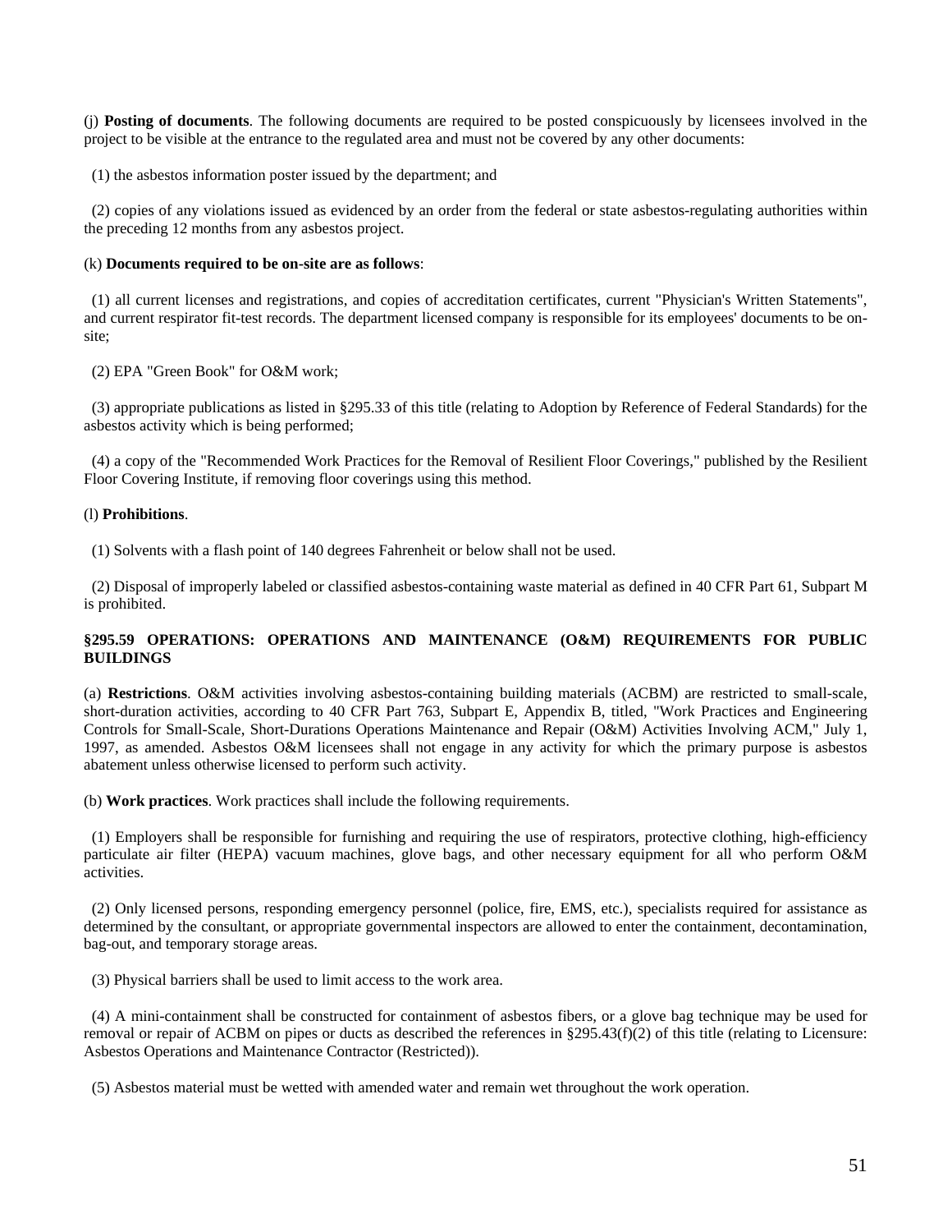(j) **Posting of documents**. The following documents are required to be posted conspicuously by licensees involved in the project to be visible at the entrance to the regulated area and must not be covered by any other documents:

(1) the asbestos information poster issued by the department; and

(2) copies of any violations issued as evidenced by an order from the federal or state asbestos-regulating authorities within the preceding 12 months from any asbestos project.

(k) **Documents required to be on-site are as follows**:

(1) all current licenses and registrations, and copies of accreditation certificates, current "Physician's Written Statements", and current respirator fit-test records. The department licensed company is responsible for its employees' documents to be on-site;

(2) EPA "Green Book" for O&M work;

(3) appropriate publications as listed in §295.33 of this title (relating to Adoption by Reference of Federal Standards) for the asbestos activity which is being performed;

(4) a copy of the "Recommended Work Practices for the Removal of Resilient Floor Coverings," published by the Resilient Floor Covering Institute, if removing floor coverings using this method.

(l) **Prohibitions**.

(1) Solvents with a flash point of 140 degrees Fahrenheit or below shall not be used.

(2) Disposal of improperly labeled or classified asbestos-containing waste material as defined in 40 CFR Part 61, Subpart M is prohibited.

## §295.59 OPERATIONS: OPERATIONS AND MAINTENANCE (O&M) REQUIREMENTS FOR PUBLIC BUILDINGS

(a) **Restrictions**. O&M activities involving asbestos-containing building materials (ACBM) are restricted to small-scale, short-duration activities, according to 40 CFR Part 763, Subpart E, Appendix B, titled, "Work Practices and Engineering Controls for Small-Scale, Short-Durations Operations Maintenance and Repair (O&M) Activities Involving ACM," July 1, 1997, as amended. Asbestos O&M licensees shall not engage in any activity for which the primary purpose is asbestos abatement unless otherwise licensed to perform such activity.

(b) **Work practices**. Work practices shall include the following requirements.

(1) Employers shall be responsible for furnishing and requiring the use of respirators, protective clothing, high-efficiency particulate air filter (HEPA) vacuum machines, glove bags, and other necessary equipment for all who perform O&M activities.

(2) Only licensed persons, responding emergency personnel (police, fire, EMS, etc.), specialists required for assistance as determined by the consultant, or appropriate governmental inspectors are allowed to enter the containment, decontamination, bag-out, and temporary storage areas.

(3) Physical barriers shall be used to limit access to the work area.

(4) A mini-containment shall be constructed for containment of asbestos fibers, or a glove bag technique may be used for removal or repair of ACBM on pipes or ducts as described the references in §295.43(f)(2) of this title (relating to Licensure: Asbestos Operations and Maintenance Contractor (Restricted)).

(5) Asbestos material must be wetted with amended water and remain wet throughout the work operation.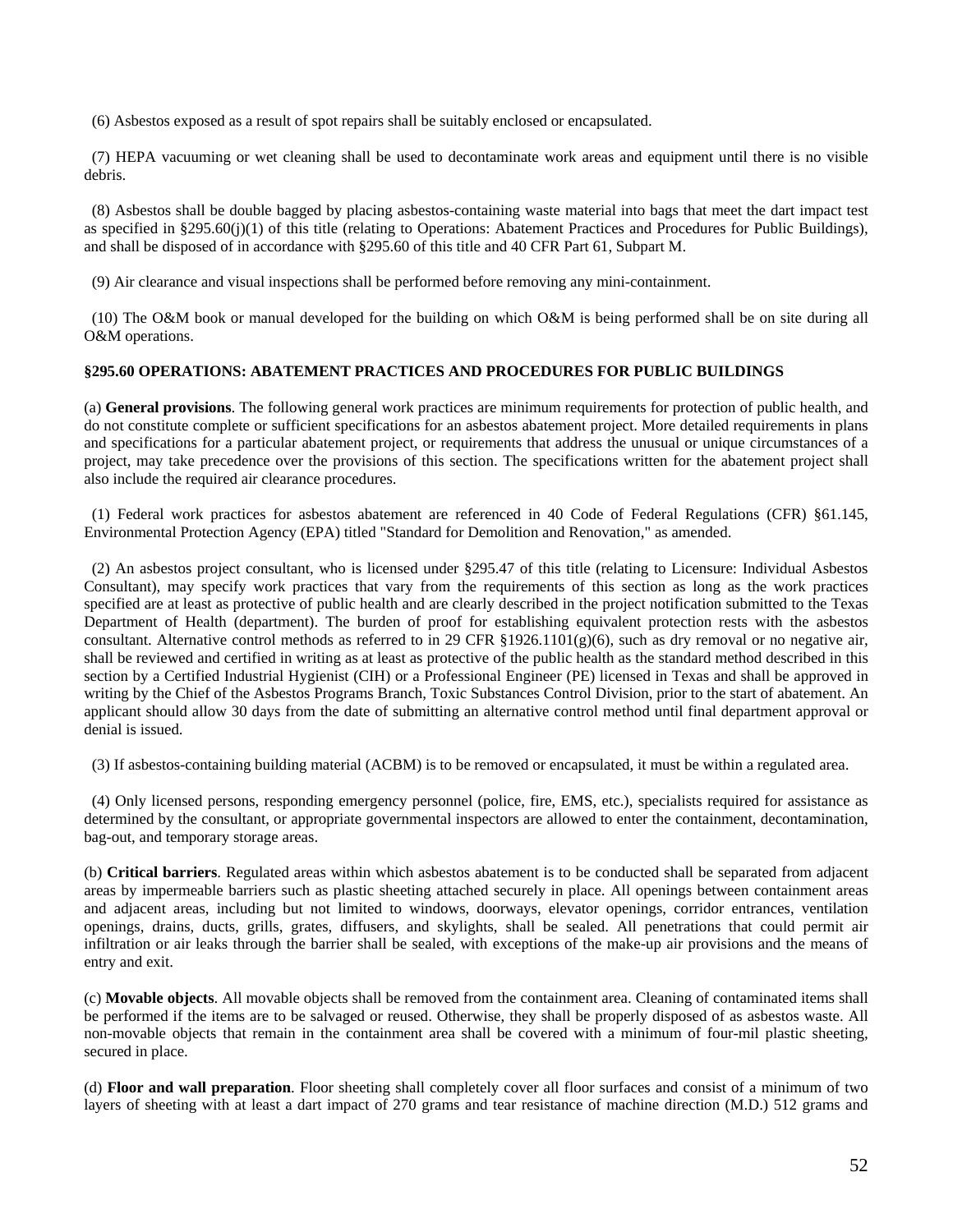(6) Asbestos exposed as a result of spot repairs shall be suitably enclosed or encapsulated.

(7) HEPA vacuuming or wet cleaning shall be used to decontaminate work areas and equipment until there is no visible debris.

(8) Asbestos shall be double bagged by placing asbestos-containing waste material into bags that meet the dart impact test as specified in §295.60(j)(1) of this title (relating to Operations: Abatement Practices and Procedures for Public Buildings), and shall be disposed of in accordance with §295.60 of this title and 40 CFR Part 61, Subpart M.

(9) Air clearance and visual inspections shall be performed before removing any mini-containment.

(10) The O&M book or manual developed for the building on which O&M is being performed shall be on site during all O&M operations.

### §295.60 OPERATIONS: ABATEMENT PRACTICES AND PROCEDURES FOR PUBLIC BUILDINGS

(a) **General provisions**. The following general work practices are minimum requirements for protection of public health, and do not constitute complete or sufficient specifications for an asbestos abatement project. More detailed requirements in plans and specifications for a particular abatement project, or requirements that address the unusual or unique circumstances of a project, may take precedence over the provisions of this section. The specifications written for the abatement project shall also include the required air clearance procedures.

(1) Federal work practices for asbestos abatement are referenced in 40 Code of Federal Regulations (CFR) §61.145, Environmental Protection Agency (EPA) titled "Standard for Demolition and Renovation," as amended.

(2) An asbestos project consultant, who is licensed under §295.47 of this title (relating to Licensure: Individual Asbestos Consultant), may specify work practices that vary from the requirements of this section as long as the work practices specified are at least as protective of public health and are clearly described in the project notification submitted to the Texas Department of Health (department). The burden of proof for establishing equivalent protection rests with the asbestos consultant. Alternative control methods as referred to in 29 CFR §1926.1101(g)(6), such as dry removal or no negative air, shall be reviewed and certified in writing as at least as protective of the public health as the standard method described in this section by a Certified Industrial Hygienist (CIH) or a Professional Engineer (PE) licensed in Texas and shall be approved in writing by the Chief of the Asbestos Programs Branch, Toxic Substances Control Division, prior to the start of abatement. An applicant should allow 30 days from the date of submitting an alternative control method until final department approval or denial is issued.

(3) If asbestos-containing building material (ACBM) is to be removed or encapsulated, it must be within a regulated area.

(4) Only licensed persons, responding emergency personnel (police, fire, EMS, etc.), specialists required for assistance as determined by the consultant, or appropriate governmental inspectors are allowed to enter the containment, decontamination, bag-out, and temporary storage areas.

(b) **Critical barriers**. Regulated areas within which asbestos abatement is to be conducted shall be separated from adjacent areas by impermeable barriers such as plastic sheeting attached securely in place. All openings between containment areas and adjacent areas, including but not limited to windows, doorways, elevator openings, corridor entrances, ventilation openings, drains, ducts, grills, grates, diffusers, and skylights, shall be sealed. All penetrations that could permit air infiltration or air leaks through the barrier shall be sealed, with exceptions of the make-up air provisions and the means of entry and exit.

(c) **Movable objects**. All movable objects shall be removed from the containment area. Cleaning of contaminated items shall be performed if the items are to be salvaged or reused. Otherwise, they shall be properly disposed of as asbestos waste. All non-movable objects that remain in the containment area shall be covered with a minimum of four-mil plastic sheeting, secured in place.

(d) **Floor and wall preparation**. Floor sheeting shall completely cover all floor surfaces and consist of a minimum of two layers of sheeting with at least a dart impact of 270 grams and tear resistance of machine direction (M.D.) 512 grams and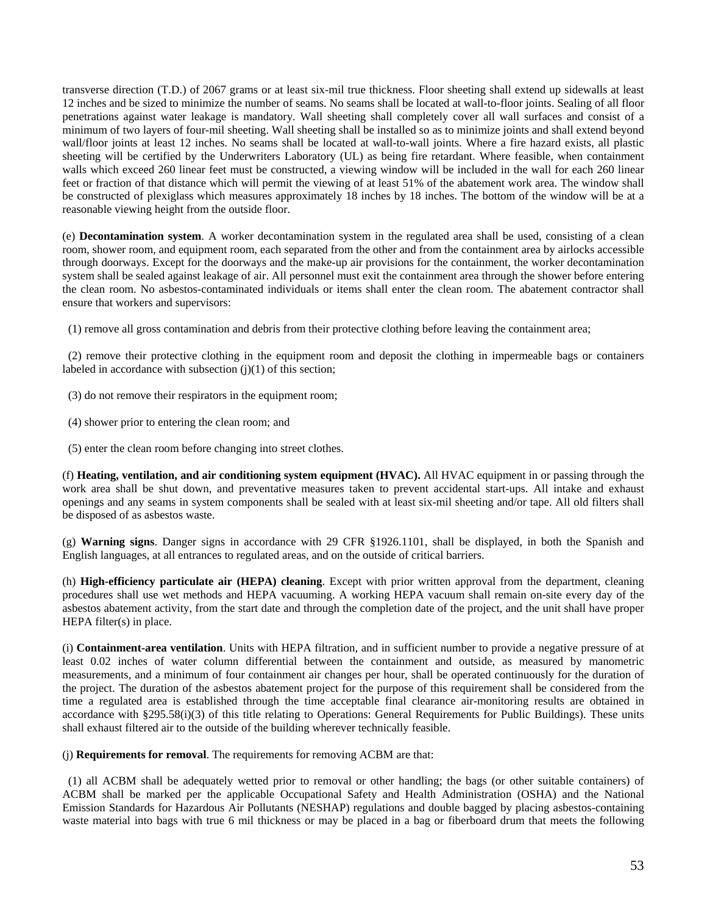transverse direction (T.D.) of 2067 grams or at least six-mil true thickness. Floor sheeting shall extend up sidewalls at least 12 inches and be sized to minimize the number of seams. No seams shall be located at wall-to-floor joints. Sealing of all floor penetrations against water leakage is mandatory. Wall sheeting shall completely cover all wall surfaces and consist of a minimum of two layers of four-mil sheeting. Wall sheeting shall be installed so as to minimize joints and shall extend beyond wall/floor joints at least 12 inches. No seams shall be located at wall-to-wall joints. Where a fire hazard exists, all plastic sheeting will be certified by the Underwriters Laboratory (UL) as being fire retardant. Where feasible, when containment walls which exceed 260 linear feet must be constructed, a viewing window will be included in the wall for each 260 linear feet or fraction of that distance which will permit the viewing of at least 51% of the abatement work area. The window shall be constructed of plexiglass which measures approximately 18 inches by 18 inches. The bottom of the window will be at a reasonable viewing height from the outside floor.

(e) **Decontamination system**. A worker decontamination system in the regulated area shall be used, consisting of a clean room, shower room, and equipment room, each separated from the other and from the containment area by airlocks accessible through doorways. Except for the doorways and the make-up air provisions for the containment, the worker decontamination system shall be sealed against leakage of air. All personnel must exit the containment area through the shower before entering the clean room. No asbestos-contaminated individuals or items shall enter the clean room. The abatement contractor shall ensure that workers and supervisors:

(1) remove all gross contamination and debris from their protective clothing before leaving the containment area;

(2) remove their protective clothing in the equipment room and deposit the clothing in impermeable bags or containers labeled in accordance with subsection (j)(1) of this section;

(3) do not remove their respirators in the equipment room;

(4) shower prior to entering the clean room; and

(5) enter the clean room before changing into street clothes.

(f) **Heating, ventilation, and air conditioning system equipment (HVAC).** All HVAC equipment in or passing through the work area shall be shut down, and preventative measures taken to prevent accidental start-ups. All intake and exhaust openings and any seams in system components shall be sealed with at least six-mil sheeting and/or tape. All old filters shall be disposed of as asbestos waste.

(g) **Warning signs**. Danger signs in accordance with 29 CFR §1926.1101, shall be displayed, in both the Spanish and English languages, at all entrances to regulated areas, and on the outside of critical barriers.

(h) **High-efficiency particulate air (HEPA) cleaning**. Except with prior written approval from the department, cleaning procedures shall use wet methods and HEPA vacuuming. A working HEPA vacuum shall remain on-site every day of the asbestos abatement activity, from the start date and through the completion date of the project, and the unit shall have proper HEPA filter(s) in place.

(i) **Containment-area ventilation**. Units with HEPA filtration, and in sufficient number to provide a negative pressure of at least 0.02 inches of water column differential between the containment and outside, as measured by manometric measurements, and a minimum of four containment air changes per hour, shall be operated continuously for the duration of the project. The duration of the asbestos abatement project for the purpose of this requirement shall be considered from the time a regulated area is established through the time acceptable final clearance air-monitoring results are obtained in accordance with §295.58(i)(3) of this title relating to Operations: General Requirements for Public Buildings). These units shall exhaust filtered air to the outside of the building wherever technically feasible.

(j) **Requirements for removal**. The requirements for removing ACBM are that:

(1) all ACBM shall be adequately wetted prior to removal or other handling; the bags (or other suitable containers) of ACBM shall be marked per the applicable Occupational Safety and Health Administration (OSHA) and the National Emission Standards for Hazardous Air Pollutants (NESHAP) regulations and double bagged by placing asbestos-containing waste material into bags with true 6 mil thickness or may be placed in a bag or fiberboard drum that meets the following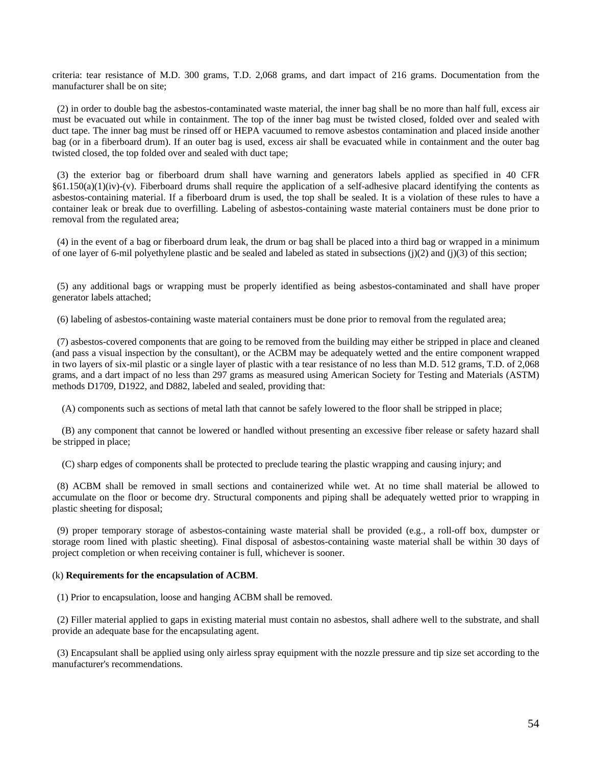criteria: tear resistance of M.D. 300 grams, T.D. 2,068 grams, and dart impact of 216 grams. Documentation from the manufacturer shall be on site;

(2) in order to double bag the asbestos-contaminated waste material, the inner bag shall be no more than half full, excess air must be evacuated out while in containment. The top of the inner bag must be twisted closed, folded over and sealed with duct tape. The inner bag must be rinsed off or HEPA vacuumed to remove asbestos contamination and placed inside another bag (or in a fiberboard drum). If an outer bag is used, excess air shall be evacuated while in containment and the outer bag twisted closed, the top folded over and sealed with duct tape;

(3) the exterior bag or fiberboard drum shall have warning and generators labels applied as specified in 40 CFR §61.150(a)(1)(iv)-(v). Fiberboard drums shall require the application of a self-adhesive placard identifying the contents as asbestos-containing material. If a fiberboard drum is used, the top shall be sealed. It is a violation of these rules to have a container leak or break due to overfilling. Labeling of asbestos-containing waste material containers must be done prior to removal from the regulated area;

(4) in the event of a bag or fiberboard drum leak, the drum or bag shall be placed into a third bag or wrapped in a minimum of one layer of 6-mil polyethylene plastic and be sealed and labeled as stated in subsections (j)(2) and (j)(3) of this section;

(5) any additional bags or wrapping must be properly identified as being asbestos-contaminated and shall have proper generator labels attached;

(6) labeling of asbestos-containing waste material containers must be done prior to removal from the regulated area;

(7) asbestos-covered components that are going to be removed from the building may either be stripped in place and cleaned (and pass a visual inspection by the consultant), or the ACBM may be adequately wetted and the entire component wrapped in two layers of six-mil plastic or a single layer of plastic with a tear resistance of no less than M.D. 512 grams, T.D. of 2,068 grams, and a dart impact of no less than 297 grams as measured using American Society for Testing and Materials (ASTM) methods D1709, D1922, and D882, labeled and sealed, providing that:

(A) components such as sections of metal lath that cannot be safely lowered to the floor shall be stripped in place;

(B) any component that cannot be lowered or handled without presenting an excessive fiber release or safety hazard shall be stripped in place;

(C) sharp edges of components shall be protected to preclude tearing the plastic wrapping and causing injury; and

(8) ACBM shall be removed in small sections and containerized while wet. At no time shall material be allowed to accumulate on the floor or become dry. Structural components and piping shall be adequately wetted prior to wrapping in plastic sheeting for disposal;

(9) proper temporary storage of asbestos-containing waste material shall be provided (e.g., a roll-off box, dumpster or storage room lined with plastic sheeting). Final disposal of asbestos-containing waste material shall be within 30 days of project completion or when receiving container is full, whichever is sooner.

(k) **Requirements for the encapsulation of ACBM**.

(1) Prior to encapsulation, loose and hanging ACBM shall be removed.

(2) Filler material applied to gaps in existing material must contain no asbestos, shall adhere well to the substrate, and shall provide an adequate base for the encapsulating agent.

(3) Encapsulant shall be applied using only airless spray equipment with the nozzle pressure and tip size set according to the manufacturer's recommendations.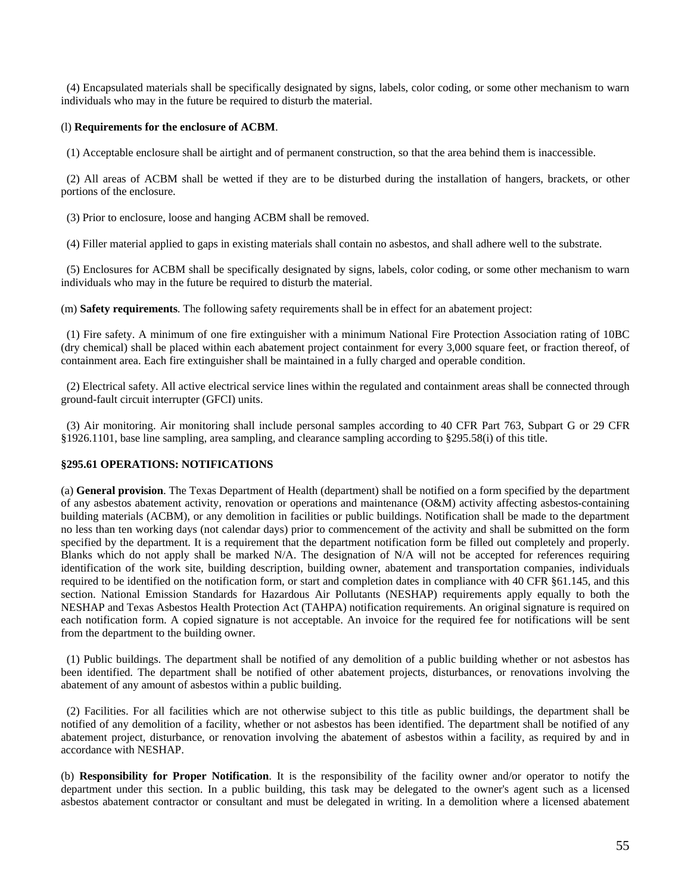(4) Encapsulated materials shall be specifically designated by signs, labels, color coding, or some other mechanism to warn individuals who may in the future be required to disturb the material.

(l) **Requirements for the enclosure of ACBM**.

(1) Acceptable enclosure shall be airtight and of permanent construction, so that the area behind them is inaccessible.

(2) All areas of ACBM shall be wetted if they are to be disturbed during the installation of hangers, brackets, or other portions of the enclosure.

(3) Prior to enclosure, loose and hanging ACBM shall be removed.

(4) Filler material applied to gaps in existing materials shall contain no asbestos, and shall adhere well to the substrate.

(5) Enclosures for ACBM shall be specifically designated by signs, labels, color coding, or some other mechanism to warn individuals who may in the future be required to disturb the material.

(m) **Safety requirements**. The following safety requirements shall be in effect for an abatement project:

(1) Fire safety. A minimum of one fire extinguisher with a minimum National Fire Protection Association rating of 10BC (dry chemical) shall be placed within each abatement project containment for every 3,000 square feet, or fraction thereof, of containment area. Each fire extinguisher shall be maintained in a fully charged and operable condition.

(2) Electrical safety. All active electrical service lines within the regulated and containment areas shall be connected through ground-fault circuit interrupter (GFCI) units.

(3) Air monitoring. Air monitoring shall include personal samples according to 40 CFR Part 763, Subpart G or 29 CFR §1926.1101, base line sampling, area sampling, and clearance sampling according to §295.58(i) of this title.

### §295.61 OPERATIONS: NOTIFICATIONS

(a) **General provision**. The Texas Department of Health (department) shall be notified on a form specified by the department of any asbestos abatement activity, renovation or operations and maintenance (O&M) activity affecting asbestos-containing building materials (ACBM), or any demolition in facilities or public buildings. Notification shall be made to the department no less than ten working days (not calendar days) prior to commencement of the activity and shall be submitted on the form specified by the department. It is a requirement that the department notification form be filled out completely and properly. Blanks which do not apply shall be marked N/A. The designation of N/A will not be accepted for references requiring identification of the work site, building description, building owner, abatement and transportation companies, individuals required to be identified on the notification form, or start and completion dates in compliance with 40 CFR §61.145, and this section. National Emission Standards for Hazardous Air Pollutants (NESHAP) requirements apply equally to both the NESHAP and Texas Asbestos Health Protection Act (TAHPA) notification requirements. An original signature is required on each notification form. A copied signature is not acceptable. An invoice for the required fee for notifications will be sent from the department to the building owner.

(1) Public buildings. The department shall be notified of any demolition of a public building whether or not asbestos has been identified. The department shall be notified of other abatement projects, disturbances, or renovations involving the abatement of any amount of asbestos within a public building.

(2) Facilities. For all facilities which are not otherwise subject to this title as public buildings, the department shall be notified of any demolition of a facility, whether or not asbestos has been identified. The department shall be notified of any abatement project, disturbance, or renovation involving the abatement of asbestos within a facility, as required by and in accordance with NESHAP.

(b) **Responsibility for Proper Notification**. It is the responsibility of the facility owner and/or operator to notify the department under this section. In a public building, this task may be delegated to the owner's agent such as a licensed asbestos abatement contractor or consultant and must be delegated in writing. In a demolition where a licensed abatement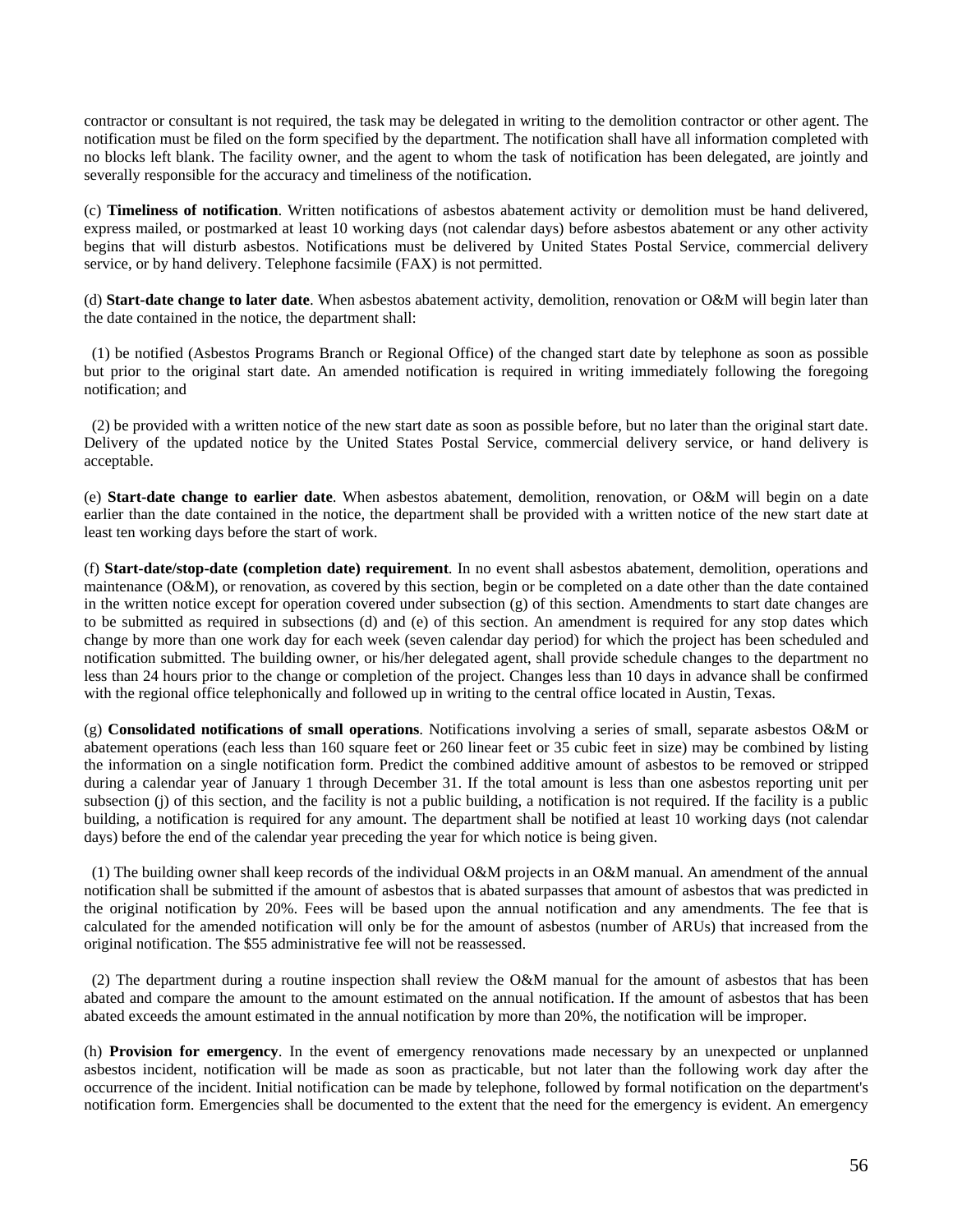contractor or consultant is not required, the task may be delegated in writing to the demolition contractor or other agent. The notification must be filed on the form specified by the department. The notification shall have all information completed with no blocks left blank. The facility owner, and the agent to whom the task of notification has been delegated, are jointly and severally responsible for the accuracy and timeliness of the notification.

(c) **Timeliness of notification**. Written notifications of asbestos abatement activity or demolition must be hand delivered, express mailed, or postmarked at least 10 working days (not calendar days) before asbestos abatement or any other activity begins that will disturb asbestos. Notifications must be delivered by United States Postal Service, commercial delivery service, or by hand delivery. Telephone facsimile (FAX) is not permitted.

(d) **Start-date change to later date**. When asbestos abatement activity, demolition, renovation or O&M will begin later than the date contained in the notice, the department shall:

(1) be notified (Asbestos Programs Branch or Regional Office) of the changed start date by telephone as soon as possible but prior to the original start date. An amended notification is required in writing immediately following the foregoing notification; and

(2) be provided with a written notice of the new start date as soon as possible before, but no later than the original start date. Delivery of the updated notice by the United States Postal Service, commercial delivery service, or hand delivery is acceptable.

(e) **Start-date change to earlier date**. When asbestos abatement, demolition, renovation, or O&M will begin on a date earlier than the date contained in the notice, the department shall be provided with a written notice of the new start date at least ten working days before the start of work.

(f) **Start-date/stop-date (completion date) requirement**. In no event shall asbestos abatement, demolition, operations and maintenance (O&M), or renovation, as covered by this section, begin or be completed on a date other than the date contained in the written notice except for operation covered under subsection (g) of this section. Amendments to start date changes are to be submitted as required in subsections (d) and (e) of this section. An amendment is required for any stop dates which change by more than one work day for each week (seven calendar day period) for which the project has been scheduled and notification submitted. The building owner, or his/her delegated agent, shall provide schedule changes to the department no less than 24 hours prior to the change or completion of the project. Changes less than 10 days in advance shall be confirmed with the regional office telephonically and followed up in writing to the central office located in Austin, Texas.

(g) **Consolidated notifications of small operations**. Notifications involving a series of small, separate asbestos O&M or abatement operations (each less than 160 square feet or 260 linear feet or 35 cubic feet in size) may be combined by listing the information on a single notification form. Predict the combined additive amount of asbestos to be removed or stripped during a calendar year of January 1 through December 31. If the total amount is less than one asbestos reporting unit per subsection (j) of this section, and the facility is not a public building, a notification is not required. If the facility is a public building, a notification is required for any amount. The department shall be notified at least 10 working days (not calendar days) before the end of the calendar year preceding the year for which notice is being given.

(1) The building owner shall keep records of the individual O&M projects in an O&M manual. An amendment of the annual notification shall be submitted if the amount of asbestos that is abated surpasses that amount of asbestos that was predicted in the original notification by 20%. Fees will be based upon the annual notification and any amendments. The fee that is calculated for the amended notification will only be for the amount of asbestos (number of ARUs) that increased from the original notification. The $55 administrative fee will not be reassessed.

(2) The department during a routine inspection shall review the O&M manual for the amount of asbestos that has been abated and compare the amount to the amount estimated on the annual notification. If the amount of asbestos that has been abated exceeds the amount estimated in the annual notification by more than 20%, the notification will be improper.

(h) **Provision for emergency**. In the event of emergency renovations made necessary by an unexpected or unplanned asbestos incident, notification will be made as soon as practicable, but not later than the following work day after the occurrence of the incident. Initial notification can be made by telephone, followed by formal notification on the department's notification form. Emergencies shall be documented to the extent that the need for the emergency is evident. An emergency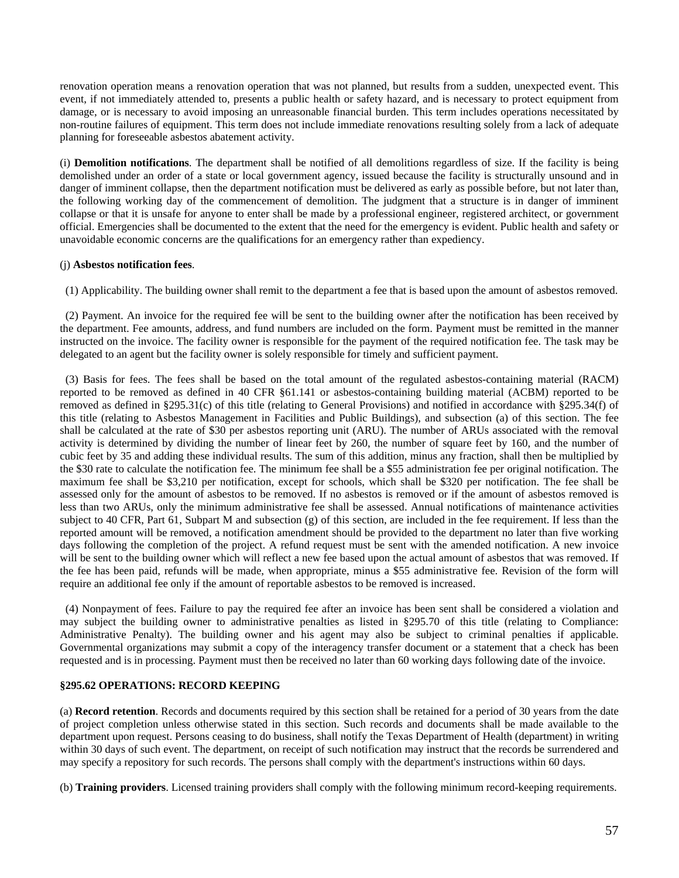renovation operation means a renovation operation that was not planned, but results from a sudden, unexpected event. This event, if not immediately attended to, presents a public health or safety hazard, and is necessary to protect equipment from damage, or is necessary to avoid imposing an unreasonable financial burden. This term includes operations necessitated by non-routine failures of equipment. This term does not include immediate renovations resulting solely from a lack of adequate planning for foreseeable asbestos abatement activity.

(i) **Demolition notifications**. The department shall be notified of all demolitions regardless of size. If the facility is being demolished under an order of a state or local government agency, issued because the facility is structurally unsound and in danger of imminent collapse, then the department notification must be delivered as early as possible before, but not later than, the following working day of the commencement of demolition. The judgment that a structure is in danger of imminent collapse or that it is unsafe for anyone to enter shall be made by a professional engineer, registered architect, or government official. Emergencies shall be documented to the extent that the need for the emergency is evident. Public health and safety or unavoidable economic concerns are the qualifications for an emergency rather than expediency.

(j) **Asbestos notification fees**.

(1) Applicability. The building owner shall remit to the department a fee that is based upon the amount of asbestos removed.

(2) Payment. An invoice for the required fee will be sent to the building owner after the notification has been received by the department. Fee amounts, address, and fund numbers are included on the form. Payment must be remitted in the manner instructed on the invoice. The facility owner is responsible for the payment of the required notification fee. The task may be delegated to an agent but the facility owner is solely responsible for timely and sufficient payment.

(3) Basis for fees. The fees shall be based on the total amount of the regulated asbestos-containing material (RACM) reported to be removed as defined in 40 CFR §61.141 or asbestos-containing building material (ACBM) reported to be removed as defined in §295.31(c) of this title (relating to General Provisions) and notified in accordance with §295.34(f) of this title (relating to Asbestos Management in Facilities and Public Buildings), and subsection (a) of this section. The fee shall be calculated at the rate of $30 per asbestos reporting unit (ARU). The number of ARUs associated with the removal activity is determined by dividing the number of linear feet by 260, the number of square feet by 160, and the number of cubic feet by 35 and adding these individual results. The sum of this addition, minus any fraction, shall then be multiplied by the $30 rate to calculate the notification fee. The minimum fee shall be a $55 administration fee per original notification. The maximum fee shall be $3,210 per notification, except for schools, which shall be $320 per notification. The fee shall be assessed only for the amount of asbestos to be removed. If no asbestos is removed or if the amount of asbestos removed is less than two ARUs, only the minimum administrative fee shall be assessed. Annual notifications of maintenance activities subject to 40 CFR, Part 61, Subpart M and subsection (g) of this section, are included in the fee requirement. If less than the reported amount will be removed, a notification amendment should be provided to the department no later than five working days following the completion of the project. A refund request must be sent with the amended notification. A new invoice will be sent to the building owner which will reflect a new fee based upon the actual amount of asbestos that was removed. If the fee has been paid, refunds will be made, when appropriate, minus a $55 administrative fee. Revision of the form will require an additional fee only if the amount of reportable asbestos to be removed is increased.

(4) Nonpayment of fees. Failure to pay the required fee after an invoice has been sent shall be considered a violation and may subject the building owner to administrative penalties as listed in §295.70 of this title (relating to Compliance: Administrative Penalty). The building owner and his agent may also be subject to criminal penalties if applicable. Governmental organizations may submit a copy of the interagency transfer document or a statement that a check has been requested and is in processing. Payment must then be received no later than 60 working days following date of the invoice.

### §295.62 OPERATIONS: RECORD KEEPING

(a) **Record retention**. Records and documents required by this section shall be retained for a period of 30 years from the date of project completion unless otherwise stated in this section. Such records and documents shall be made available to the department upon request. Persons ceasing to do business, shall notify the Texas Department of Health (department) in writing within 30 days of such event. The department, on receipt of such notification may instruct that the records be surrendered and may specify a repository for such records. The persons shall comply with the department's instructions within 60 days.

(b) **Training providers**. Licensed training providers shall comply with the following minimum record-keeping requirements.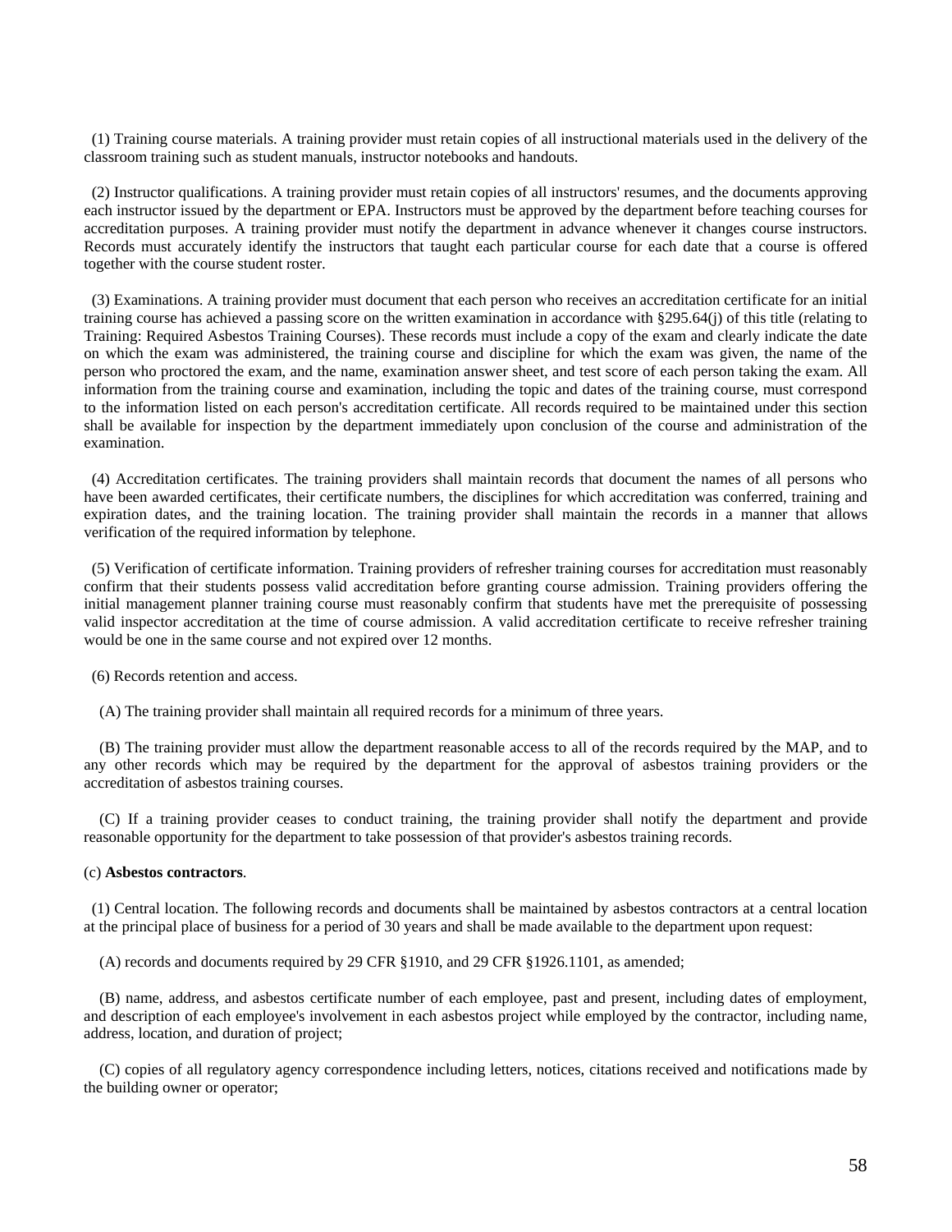(1) Training course materials. A training provider must retain copies of all instructional materials used in the delivery of the classroom training such as student manuals, instructor notebooks and handouts.

(2) Instructor qualifications. A training provider must retain copies of all instructors' resumes, and the documents approving each instructor issued by the department or EPA. Instructors must be approved by the department before teaching courses for accreditation purposes. A training provider must notify the department in advance whenever it changes course instructors. Records must accurately identify the instructors that taught each particular course for each date that a course is offered together with the course student roster.

(3) Examinations. A training provider must document that each person who receives an accreditation certificate for an initial training course has achieved a passing score on the written examination in accordance with §295.64(j) of this title (relating to Training: Required Asbestos Training Courses). These records must include a copy of the exam and clearly indicate the date on which the exam was administered, the training course and discipline for which the exam was given, the name of the person who proctored the exam, and the name, examination answer sheet, and test score of each person taking the exam. All information from the training course and examination, including the topic and dates of the training course, must correspond to the information listed on each person's accreditation certificate. All records required to be maintained under this section shall be available for inspection by the department immediately upon conclusion of the course and administration of the examination.

(4) Accreditation certificates. The training providers shall maintain records that document the names of all persons who have been awarded certificates, their certificate numbers, the disciplines for which accreditation was conferred, training and expiration dates, and the training location. The training provider shall maintain the records in a manner that allows verification of the required information by telephone.

(5) Verification of certificate information. Training providers of refresher training courses for accreditation must reasonably confirm that their students possess valid accreditation before granting course admission. Training providers offering the initial management planner training course must reasonably confirm that students have met the prerequisite of possessing valid inspector accreditation at the time of course admission. A valid accreditation certificate to receive refresher training would be one in the same course and not expired over 12 months.

(6) Records retention and access.

(A) The training provider shall maintain all required records for a minimum of three years.

(B) The training provider must allow the department reasonable access to all of the records required by the MAP, and to any other records which may be required by the department for the approval of asbestos training providers or the accreditation of asbestos training courses.

(C) If a training provider ceases to conduct training, the training provider shall notify the department and provide reasonable opportunity for the department to take possession of that provider's asbestos training records.

(c) **Asbestos contractors**.

(1) Central location. The following records and documents shall be maintained by asbestos contractors at a central location at the principal place of business for a period of 30 years and shall be made available to the department upon request:

(A) records and documents required by 29 CFR §1910, and 29 CFR §1926.1101, as amended;

(B) name, address, and asbestos certificate number of each employee, past and present, including dates of employment, and description of each employee's involvement in each asbestos project while employed by the contractor, including name, address, location, and duration of project;

(C) copies of all regulatory agency correspondence including letters, notices, citations received and notifications made by the building owner or operator;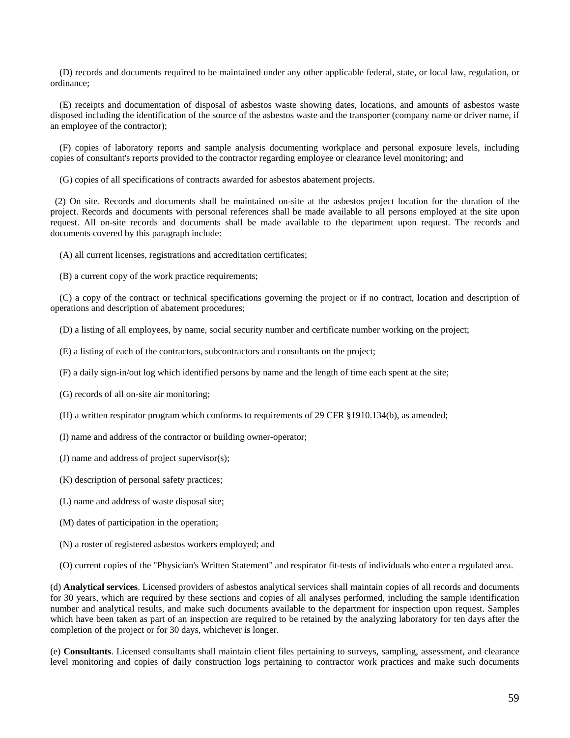(D) records and documents required to be maintained under any other applicable federal, state, or local law, regulation, or ordinance;

(E) receipts and documentation of disposal of asbestos waste showing dates, locations, and amounts of asbestos waste disposed including the identification of the source of the asbestos waste and the transporter (company name or driver name, if an employee of the contractor);

(F) copies of laboratory reports and sample analysis documenting workplace and personal exposure levels, including copies of consultant's reports provided to the contractor regarding employee or clearance level monitoring; and

(G) copies of all specifications of contracts awarded for asbestos abatement projects.

(2) On site. Records and documents shall be maintained on-site at the asbestos project location for the duration of the project. Records and documents with personal references shall be made available to all persons employed at the site upon request. All on-site records and documents shall be made available to the department upon request. The records and documents covered by this paragraph include:

(A) all current licenses, registrations and accreditation certificates;

(B) a current copy of the work practice requirements;

(C) a copy of the contract or technical specifications governing the project or if no contract, location and description of operations and description of abatement procedures;

(D) a listing of all employees, by name, social security number and certificate number working on the project;

(E) a listing of each of the contractors, subcontractors and consultants on the project;

(F) a daily sign-in/out log which identified persons by name and the length of time each spent at the site;

(G) records of all on-site air monitoring;

(H) a written respirator program which conforms to requirements of 29 CFR §1910.134(b), as amended;

(I) name and address of the contractor or building owner-operator;

(J) name and address of project supervisor(s);

(K) description of personal safety practices;

(L) name and address of waste disposal site;

(M) dates of participation in the operation;

(N) a roster of registered asbestos workers employed; and

(O) current copies of the "Physician's Written Statement" and respirator fit-tests of individuals who enter a regulated area.

(d) **Analytical services**. Licensed providers of asbestos analytical services shall maintain copies of all records and documents for 30 years, which are required by these sections and copies of all analyses performed, including the sample identification number and analytical results, and make such documents available to the department for inspection upon request. Samples which have been taken as part of an inspection are required to be retained by the analyzing laboratory for ten days after the completion of the project or for 30 days, whichever is longer.

(e) **Consultants**. Licensed consultants shall maintain client files pertaining to surveys, sampling, assessment, and clearance level monitoring and copies of daily construction logs pertaining to contractor work practices and make such documents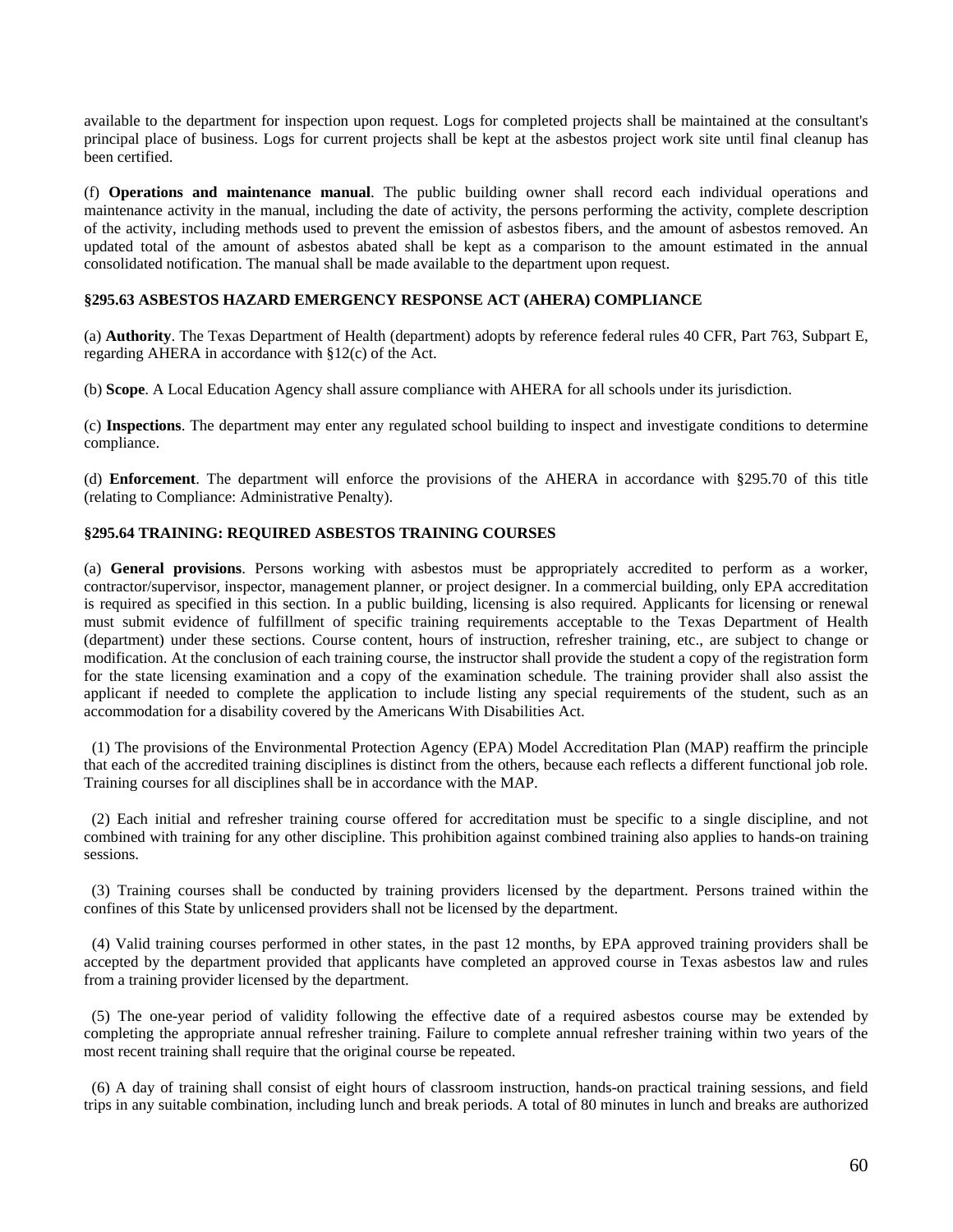available to the department for inspection upon request. Logs for completed projects shall be maintained at the consultant's principal place of business. Logs for current projects shall be kept at the asbestos project work site until final cleanup has been certified.

(f) **Operations and maintenance manual**. The public building owner shall record each individual operations and maintenance activity in the manual, including the date of activity, the persons performing the activity, complete description of the activity, including methods used to prevent the emission of asbestos fibers, and the amount of asbestos removed. An updated total of the amount of asbestos abated shall be kept as a comparison to the amount estimated in the annual consolidated notification. The manual shall be made available to the department upon request.

### §295.63 ASBESTOS HAZARD EMERGENCY RESPONSE ACT (AHERA) COMPLIANCE

(a) **Authority**. The Texas Department of Health (department) adopts by reference federal rules 40 CFR, Part 763, Subpart E, regarding AHERA in accordance with §12(c) of the Act.

(b) **Scope**. A Local Education Agency shall assure compliance with AHERA for all schools under its jurisdiction.

(c) **Inspections**. The department may enter any regulated school building to inspect and investigate conditions to determine compliance.

(d) **Enforcement**. The department will enforce the provisions of the AHERA in accordance with §295.70 of this title (relating to Compliance: Administrative Penalty).

### §295.64 TRAINING: REQUIRED ASBESTOS TRAINING COURSES

(a) **General provisions**. Persons working with asbestos must be appropriately accredited to perform as a worker, contractor/supervisor, inspector, management planner, or project designer. In a commercial building, only EPA accreditation is required as specified in this section. In a public building, licensing is also required. Applicants for licensing or renewal must submit evidence of fulfillment of specific training requirements acceptable to the Texas Department of Health (department) under these sections. Course content, hours of instruction, refresher training, etc., are subject to change or modification. At the conclusion of each training course, the instructor shall provide the student a copy of the registration form for the state licensing examination and a copy of the examination schedule. The training provider shall also assist the applicant if needed to complete the application to include listing any special requirements of the student, such as an accommodation for a disability covered by the Americans With Disabilities Act.

(1) The provisions of the Environmental Protection Agency (EPA) Model Accreditation Plan (MAP) reaffirm the principle that each of the accredited training disciplines is distinct from the others, because each reflects a different functional job role. Training courses for all disciplines shall be in accordance with the MAP.

(2) Each initial and refresher training course offered for accreditation must be specific to a single discipline, and not combined with training for any other discipline. This prohibition against combined training also applies to hands-on training sessions.

(3) Training courses shall be conducted by training providers licensed by the department. Persons trained within the confines of this State by unlicensed providers shall not be licensed by the department.

(4) Valid training courses performed in other states, in the past 12 months, by EPA approved training providers shall be accepted by the department provided that applicants have completed an approved course in Texas asbestos law and rules from a training provider licensed by the department.

(5) The one-year period of validity following the effective date of a required asbestos course may be extended by completing the appropriate annual refresher training. Failure to complete annual refresher training within two years of the most recent training shall require that the original course be repeated.

(6) A day of training shall consist of eight hours of classroom instruction, hands-on practical training sessions, and field trips in any suitable combination, including lunch and break periods. A total of 80 minutes in lunch and breaks are authorized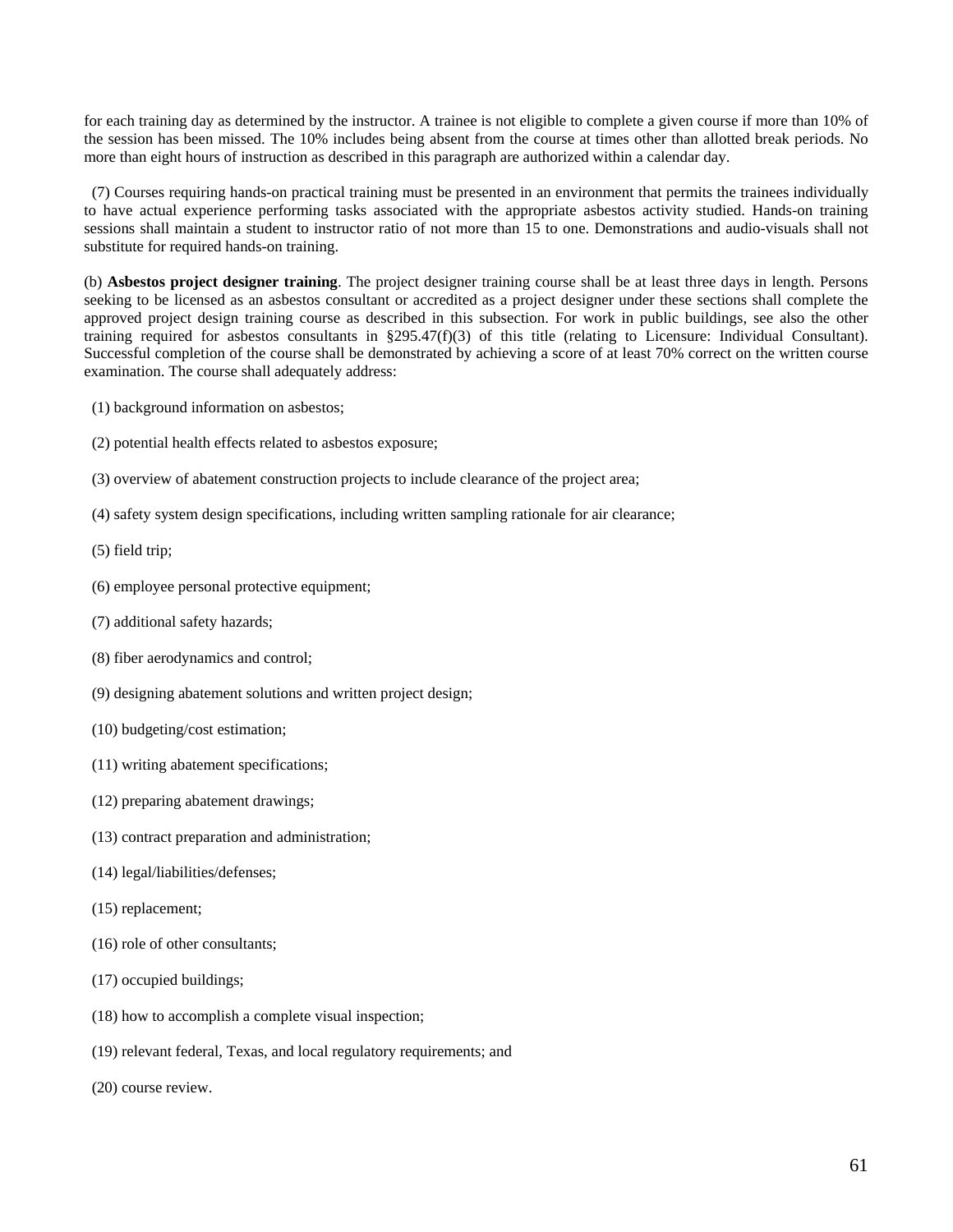for each training day as determined by the instructor. A trainee is not eligible to complete a given course if more than 10% of the session has been missed. The 10% includes being absent from the course at times other than allotted break periods. No more than eight hours of instruction as described in this paragraph are authorized within a calendar day.

(7) Courses requiring hands-on practical training must be presented in an environment that permits the trainees individually to have actual experience performing tasks associated with the appropriate asbestos activity studied. Hands-on training sessions shall maintain a student to instructor ratio of not more than 15 to one. Demonstrations and audio-visuals shall not substitute for required hands-on training.

(b) **Asbestos project designer training**. The project designer training course shall be at least three days in length. Persons seeking to be licensed as an asbestos consultant or accredited as a project designer under these sections shall complete the approved project design training course as described in this subsection. For work in public buildings, see also the other training required for asbestos consultants in §295.47(f)(3) of this title (relating to Licensure: Individual Consultant). Successful completion of the course shall be demonstrated by achieving a score of at least 70% correct on the written course examination. The course shall adequately address:

(1) background information on asbestos;

(2) potential health effects related to asbestos exposure;

(3) overview of abatement construction projects to include clearance of the project area;

(4) safety system design specifications, including written sampling rationale for air clearance;

(5) field trip;

(6) employee personal protective equipment;

(7) additional safety hazards;

(8) fiber aerodynamics and control;

(9) designing abatement solutions and written project design;

(10) budgeting/cost estimation;

(11) writing abatement specifications;

(12) preparing abatement drawings;

(13) contract preparation and administration;

(14) legal/liabilities/defenses;

(15) replacement;

(16) role of other consultants;

(17) occupied buildings;

(18) how to accomplish a complete visual inspection;

(19) relevant federal, Texas, and local regulatory requirements; and

(20) course review.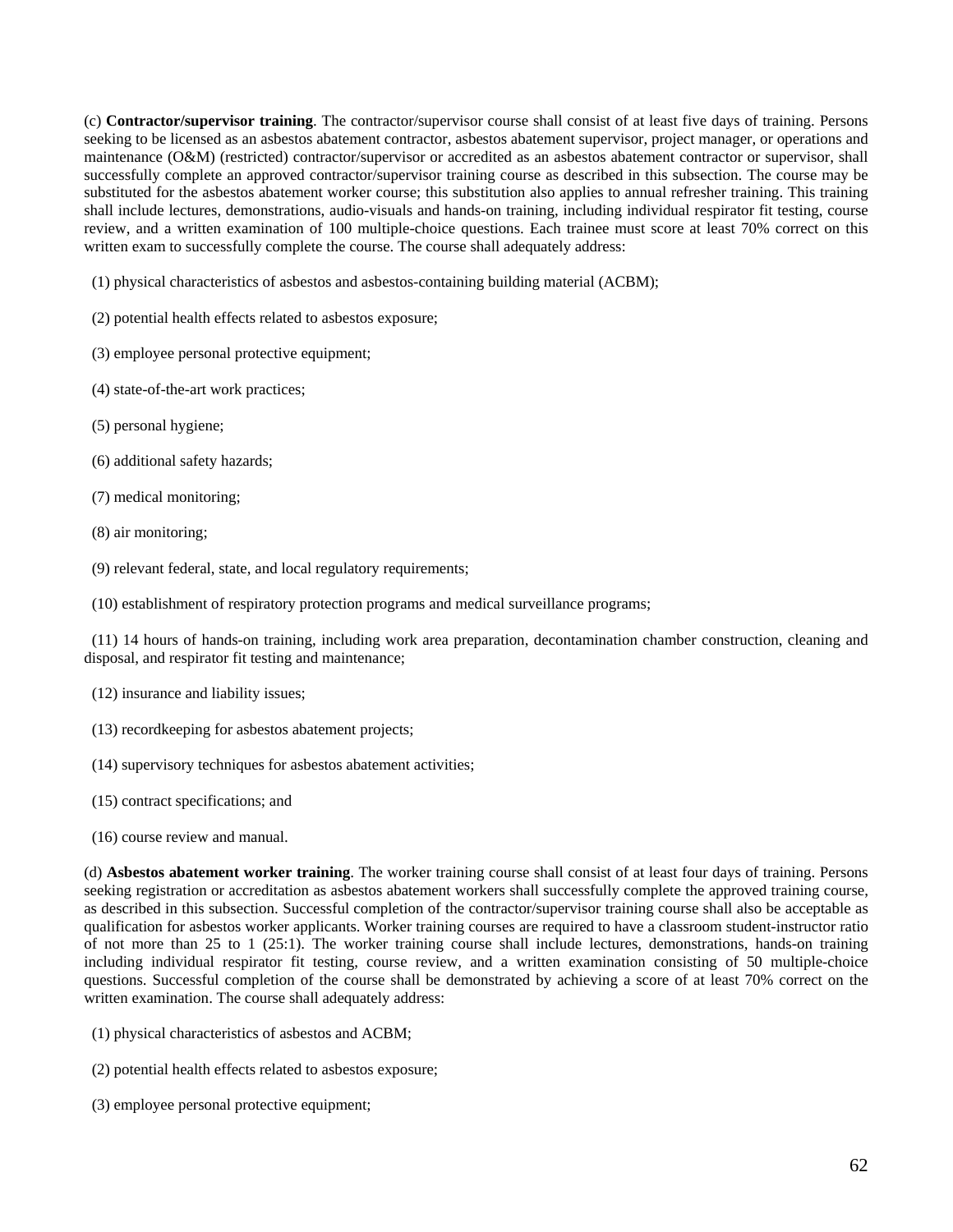(c) **Contractor/supervisor training**. The contractor/supervisor course shall consist of at least five days of training. Persons seeking to be licensed as an asbestos abatement contractor, asbestos abatement supervisor, project manager, or operations and maintenance (O&M) (restricted) contractor/supervisor or accredited as an asbestos abatement contractor or supervisor, shall successfully complete an approved contractor/supervisor training course as described in this subsection. The course may be substituted for the asbestos abatement worker course; this substitution also applies to annual refresher training. This training shall include lectures, demonstrations, audio-visuals and hands-on training, including individual respirator fit testing, course review, and a written examination of 100 multiple-choice questions. Each trainee must score at least 70% correct on this written exam to successfully complete the course. The course shall adequately address:

(1) physical characteristics of asbestos and asbestos-containing building material (ACBM);

(2) potential health effects related to asbestos exposure;

(3) employee personal protective equipment;

(4) state-of-the-art work practices;

(5) personal hygiene;

(6) additional safety hazards;

(7) medical monitoring;

(8) air monitoring;

(9) relevant federal, state, and local regulatory requirements;

(10) establishment of respiratory protection programs and medical surveillance programs;

(11) 14 hours of hands-on training, including work area preparation, decontamination chamber construction, cleaning and disposal, and respirator fit testing and maintenance;

(12) insurance and liability issues;

(13) recordkeeping for asbestos abatement projects;

(14) supervisory techniques for asbestos abatement activities;

(15) contract specifications; and

(16) course review and manual.

(d) **Asbestos abatement worker training**. The worker training course shall consist of at least four days of training. Persons seeking registration or accreditation as asbestos abatement workers shall successfully complete the approved training course, as described in this subsection. Successful completion of the contractor/supervisor training course shall also be acceptable as qualification for asbestos worker applicants. Worker training courses are required to have a classroom student-instructor ratio of not more than 25 to 1 (25:1). The worker training course shall include lectures, demonstrations, hands-on training including individual respirator fit testing, course review, and a written examination consisting of 50 multiple-choice questions. Successful completion of the course shall be demonstrated by achieving a score of at least 70% correct on the written examination. The course shall adequately address:

(1) physical characteristics of asbestos and ACBM;

(2) potential health effects related to asbestos exposure;

(3) employee personal protective equipment;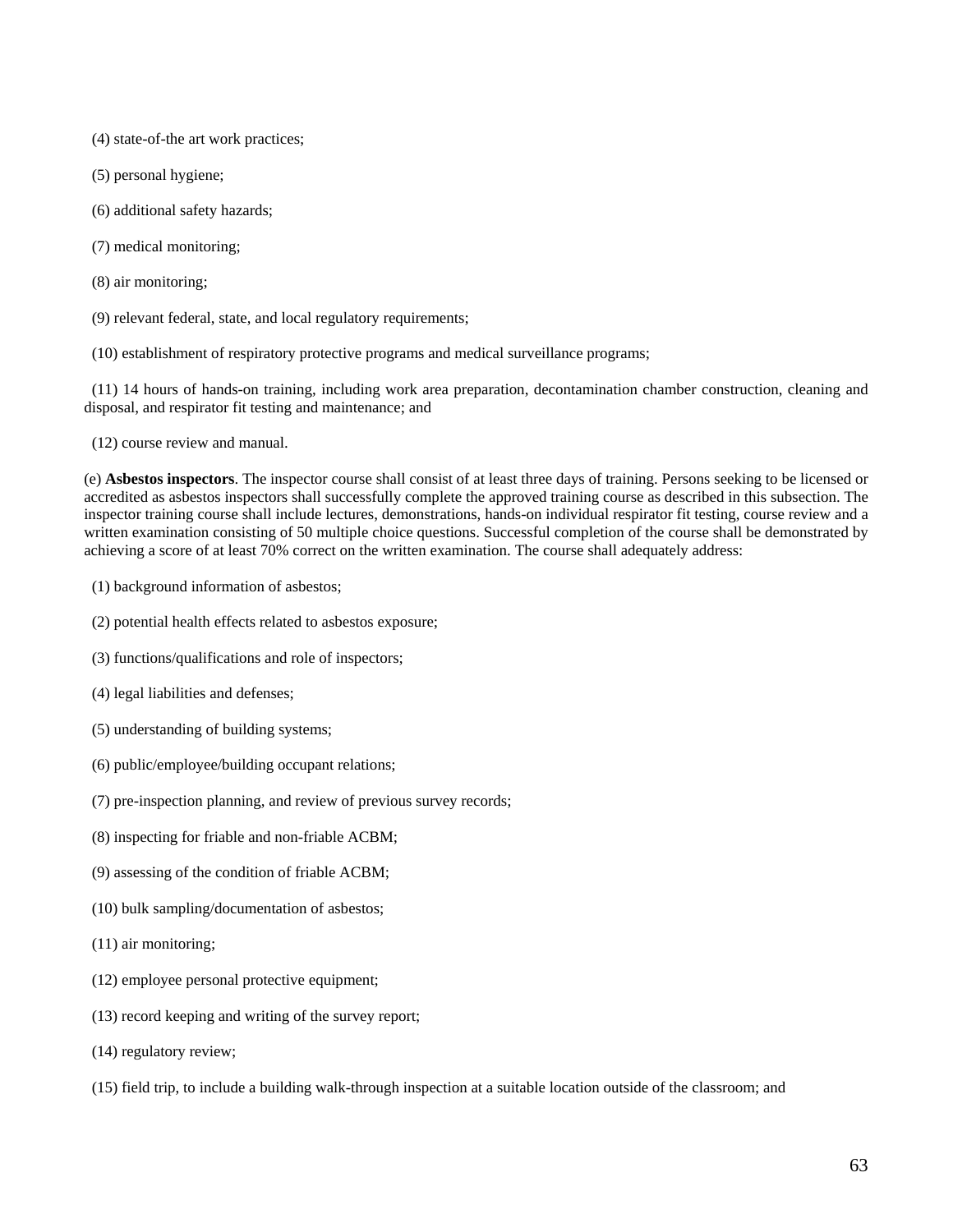(4) state-of-the art work practices;

(5) personal hygiene;

(6) additional safety hazards;

(7) medical monitoring;

(8) air monitoring;

(9) relevant federal, state, and local regulatory requirements;

(10) establishment of respiratory protective programs and medical surveillance programs;

(11) 14 hours of hands-on training, including work area preparation, decontamination chamber construction, cleaning and disposal, and respirator fit testing and maintenance; and

(12) course review and manual.

(e) **Asbestos inspectors**. The inspector course shall consist of at least three days of training. Persons seeking to be licensed or accredited as asbestos inspectors shall successfully complete the approved training course as described in this subsection. The inspector training course shall include lectures, demonstrations, hands-on individual respirator fit testing, course review and a written examination consisting of 50 multiple choice questions. Successful completion of the course shall be demonstrated by achieving a score of at least 70% correct on the written examination. The course shall adequately address:

(1) background information of asbestos;

(2) potential health effects related to asbestos exposure;

(3) functions/qualifications and role of inspectors;

(4) legal liabilities and defenses;

(5) understanding of building systems;

(6) public/employee/building occupant relations;

(7) pre-inspection planning, and review of previous survey records;

(8) inspecting for friable and non-friable ACBM;

(9) assessing of the condition of friable ACBM;

(10) bulk sampling/documentation of asbestos;

(11) air monitoring;

(12) employee personal protective equipment;

(13) record keeping and writing of the survey report;

(14) regulatory review;

(15) field trip, to include a building walk-through inspection at a suitable location outside of the classroom; and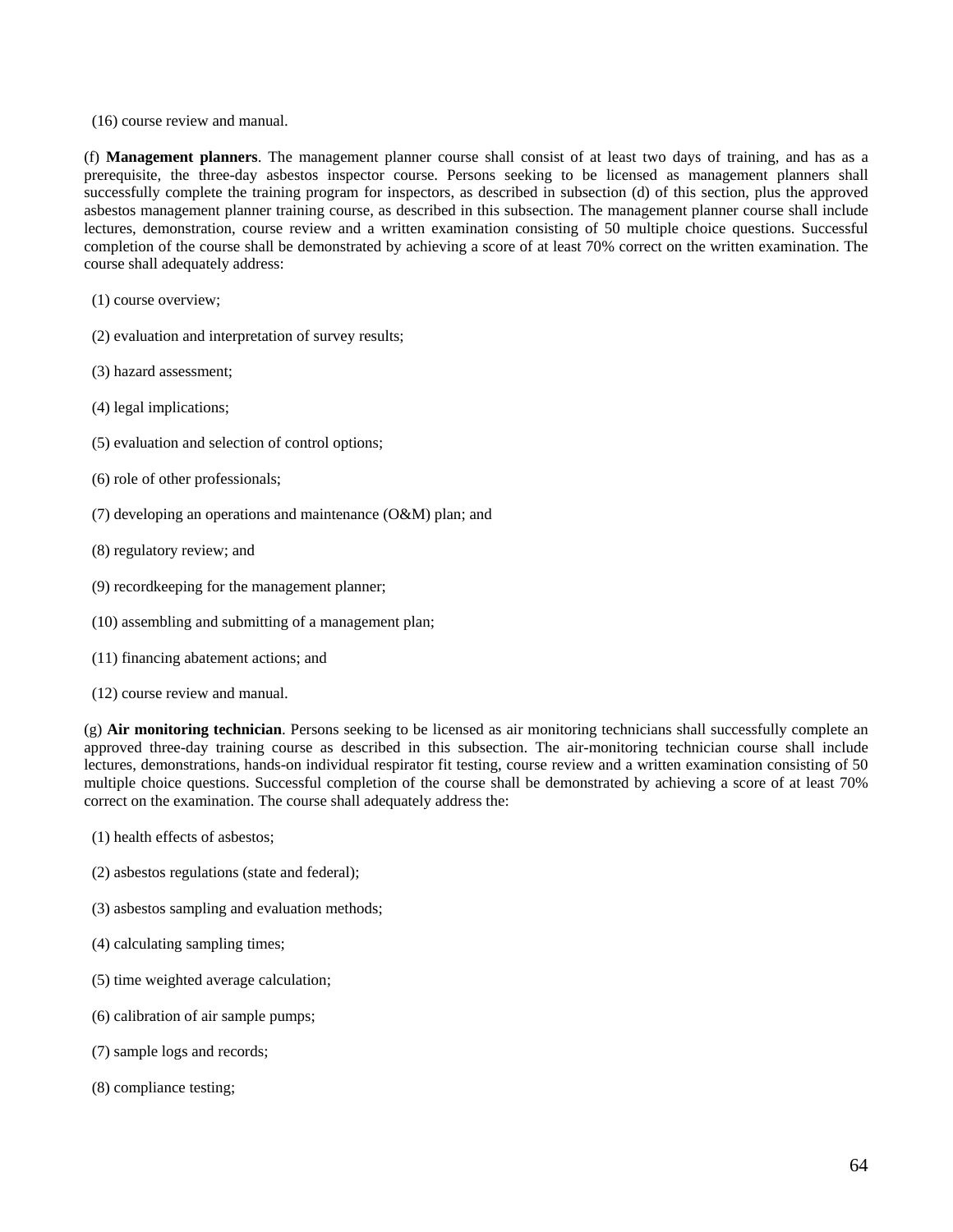(16) course review and manual.

(f) **Management planners**. The management planner course shall consist of at least two days of training, and has as a prerequisite, the three-day asbestos inspector course. Persons seeking to be licensed as management planners shall successfully complete the training program for inspectors, as described in subsection (d) of this section, plus the approved asbestos management planner training course, as described in this subsection. The management planner course shall include lectures, demonstration, course review and a written examination consisting of 50 multiple choice questions. Successful completion of the course shall be demonstrated by achieving a score of at least 70% correct on the written examination. The course shall adequately address:

(1) course overview;

(2) evaluation and interpretation of survey results;

(3) hazard assessment;

(4) legal implications;

(5) evaluation and selection of control options;

(6) role of other professionals;

(7) developing an operations and maintenance (O&M) plan; and

(8) regulatory review; and

(9) recordkeeping for the management planner;

(10) assembling and submitting of a management plan;

(11) financing abatement actions; and

(12) course review and manual.

(g) **Air monitoring technician**. Persons seeking to be licensed as air monitoring technicians shall successfully complete an approved three-day training course as described in this subsection. The air-monitoring technician course shall include lectures, demonstrations, hands-on individual respirator fit testing, course review and a written examination consisting of 50 multiple choice questions. Successful completion of the course shall be demonstrated by achieving a score of at least 70% correct on the examination. The course shall adequately address the:

(1) health effects of asbestos;

(2) asbestos regulations (state and federal);

(3) asbestos sampling and evaluation methods;

(4) calculating sampling times;

(5) time weighted average calculation;

(6) calibration of air sample pumps;

(7) sample logs and records;

(8) compliance testing;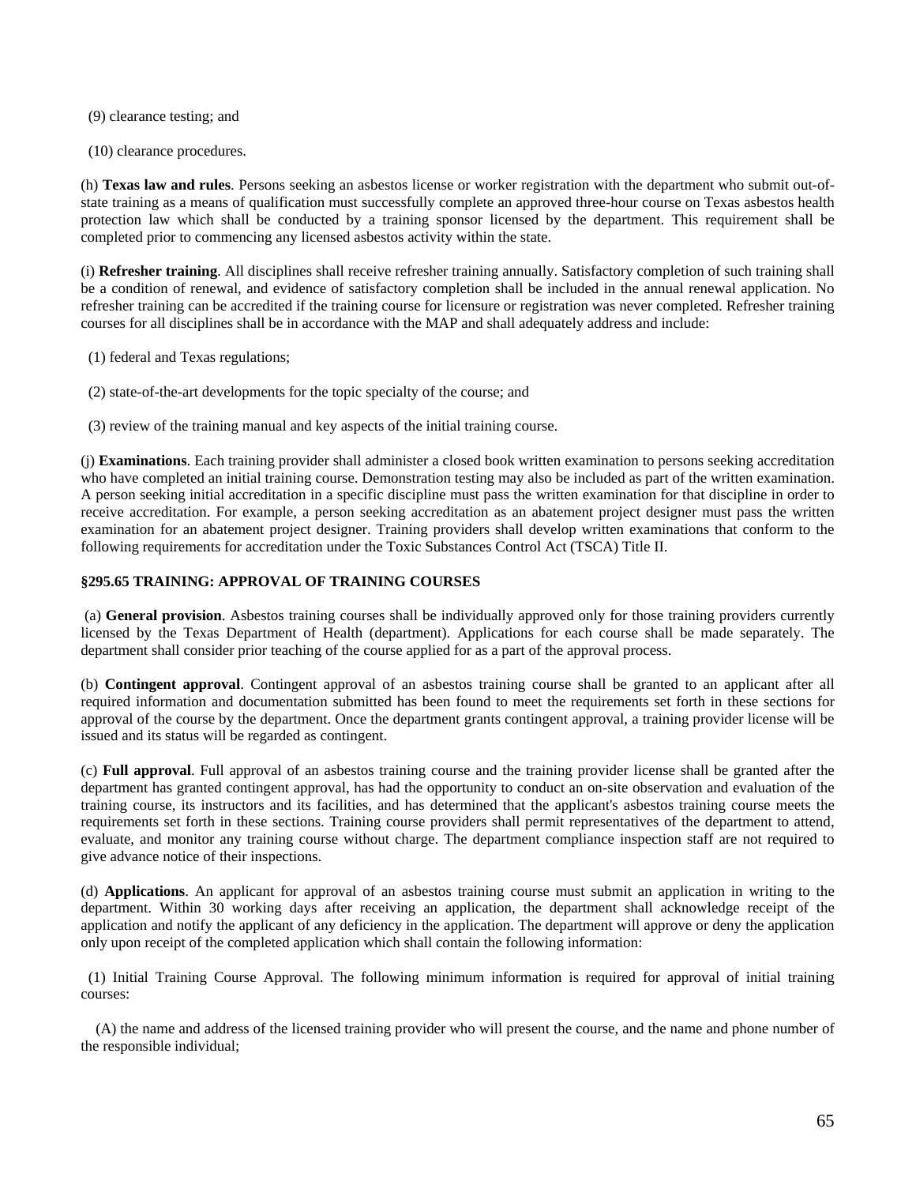(9) clearance testing; and

(10) clearance procedures.

(h) **Texas law and rules**. Persons seeking an asbestos license or worker registration with the department who submit out-of-state training as a means of qualification must successfully complete an approved three-hour course on Texas asbestos health protection law which shall be conducted by a training sponsor licensed by the department. This requirement shall be completed prior to commencing any licensed asbestos activity within the state.

(i) **Refresher training**. All disciplines shall receive refresher training annually. Satisfactory completion of such training shall be a condition of renewal, and evidence of satisfactory completion shall be included in the annual renewal application. No refresher training can be accredited if the training course for licensure or registration was never completed. Refresher training courses for all disciplines shall be in accordance with the MAP and shall adequately address and include:

(1) federal and Texas regulations;

(2) state-of-the-art developments for the topic specialty of the course; and

(3) review of the training manual and key aspects of the initial training course.

(j) **Examinations**. Each training provider shall administer a closed book written examination to persons seeking accreditation who have completed an initial training course. Demonstration testing may also be included as part of the written examination. A person seeking initial accreditation in a specific discipline must pass the written examination for that discipline in order to receive accreditation. For example, a person seeking accreditation as an abatement project designer must pass the written examination for an abatement project designer. Training providers shall develop written examinations that conform to the following requirements for accreditation under the Toxic Substances Control Act (TSCA) Title II.

### §295.65 TRAINING: APPROVAL OF TRAINING COURSES

(a) **General provision**. Asbestos training courses shall be individually approved only for those training providers currently licensed by the Texas Department of Health (department). Applications for each course shall be made separately. The department shall consider prior teaching of the course applied for as a part of the approval process.

(b) **Contingent approval**. Contingent approval of an asbestos training course shall be granted to an applicant after all required information and documentation submitted has been found to meet the requirements set forth in these sections for approval of the course by the department. Once the department grants contingent approval, a training provider license will be issued and its status will be regarded as contingent.

(c) **Full approval**. Full approval of an asbestos training course and the training provider license shall be granted after the department has granted contingent approval, has had the opportunity to conduct an on-site observation and evaluation of the training course, its instructors and its facilities, and has determined that the applicant's asbestos training course meets the requirements set forth in these sections. Training course providers shall permit representatives of the department to attend, evaluate, and monitor any training course without charge. The department compliance inspection staff are not required to give advance notice of their inspections.

(d) **Applications**. An applicant for approval of an asbestos training course must submit an application in writing to the department. Within 30 working days after receiving an application, the department shall acknowledge receipt of the application and notify the applicant of any deficiency in the application. The department will approve or deny the application only upon receipt of the completed application which shall contain the following information:

(1) Initial Training Course Approval. The following minimum information is required for approval of initial training courses:

(A) the name and address of the licensed training provider who will present the course, and the name and phone number of the responsible individual;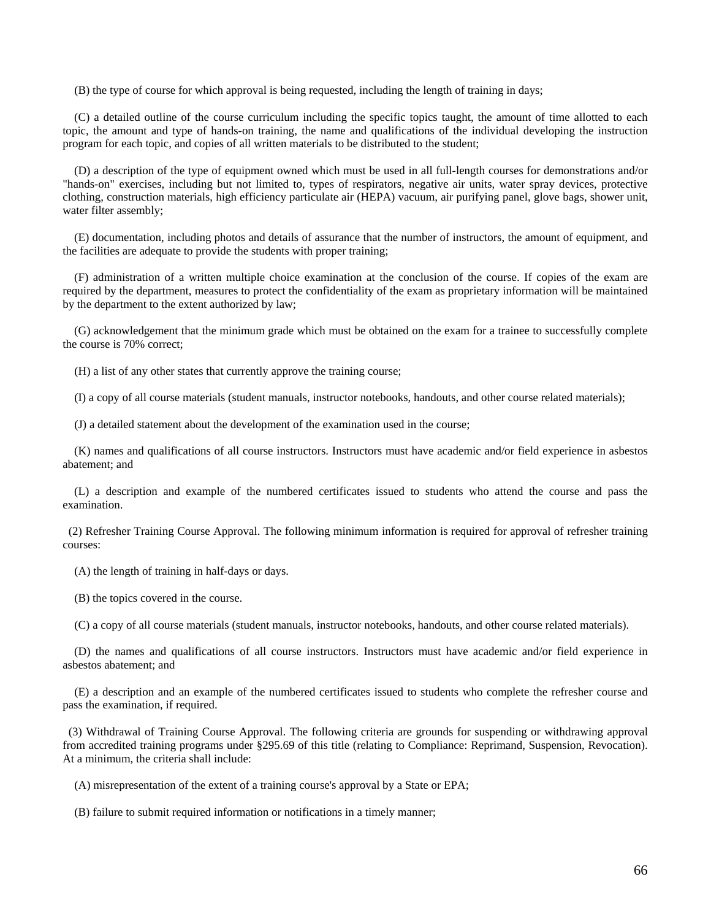(B) the type of course for which approval is being requested, including the length of training in days;

(C) a detailed outline of the course curriculum including the specific topics taught, the amount of time allotted to each topic, the amount and type of hands-on training, the name and qualifications of the individual developing the instruction program for each topic, and copies of all written materials to be distributed to the student;

(D) a description of the type of equipment owned which must be used in all full-length courses for demonstrations and/or "hands-on" exercises, including but not limited to, types of respirators, negative air units, water spray devices, protective clothing, construction materials, high efficiency particulate air (HEPA) vacuum, air purifying panel, glove bags, shower unit, water filter assembly;

(E) documentation, including photos and details of assurance that the number of instructors, the amount of equipment, and the facilities are adequate to provide the students with proper training;

(F) administration of a written multiple choice examination at the conclusion of the course. If copies of the exam are required by the department, measures to protect the confidentiality of the exam as proprietary information will be maintained by the department to the extent authorized by law;

(G) acknowledgement that the minimum grade which must be obtained on the exam for a trainee to successfully complete the course is 70% correct;

(H) a list of any other states that currently approve the training course;

(I) a copy of all course materials (student manuals, instructor notebooks, handouts, and other course related materials);

(J) a detailed statement about the development of the examination used in the course;

(K) names and qualifications of all course instructors. Instructors must have academic and/or field experience in asbestos abatement; and

(L) a description and example of the numbered certificates issued to students who attend the course and pass the examination.

(2) Refresher Training Course Approval. The following minimum information is required for approval of refresher training courses:

(A) the length of training in half-days or days.

(B) the topics covered in the course.

(C) a copy of all course materials (student manuals, instructor notebooks, handouts, and other course related materials).

(D) the names and qualifications of all course instructors. Instructors must have academic and/or field experience in asbestos abatement; and

(E) a description and an example of the numbered certificates issued to students who complete the refresher course and pass the examination, if required.

(3) Withdrawal of Training Course Approval. The following criteria are grounds for suspending or withdrawing approval from accredited training programs under §295.69 of this title (relating to Compliance: Reprimand, Suspension, Revocation). At a minimum, the criteria shall include:

(A) misrepresentation of the extent of a training course's approval by a State or EPA;

(B) failure to submit required information or notifications in a timely manner;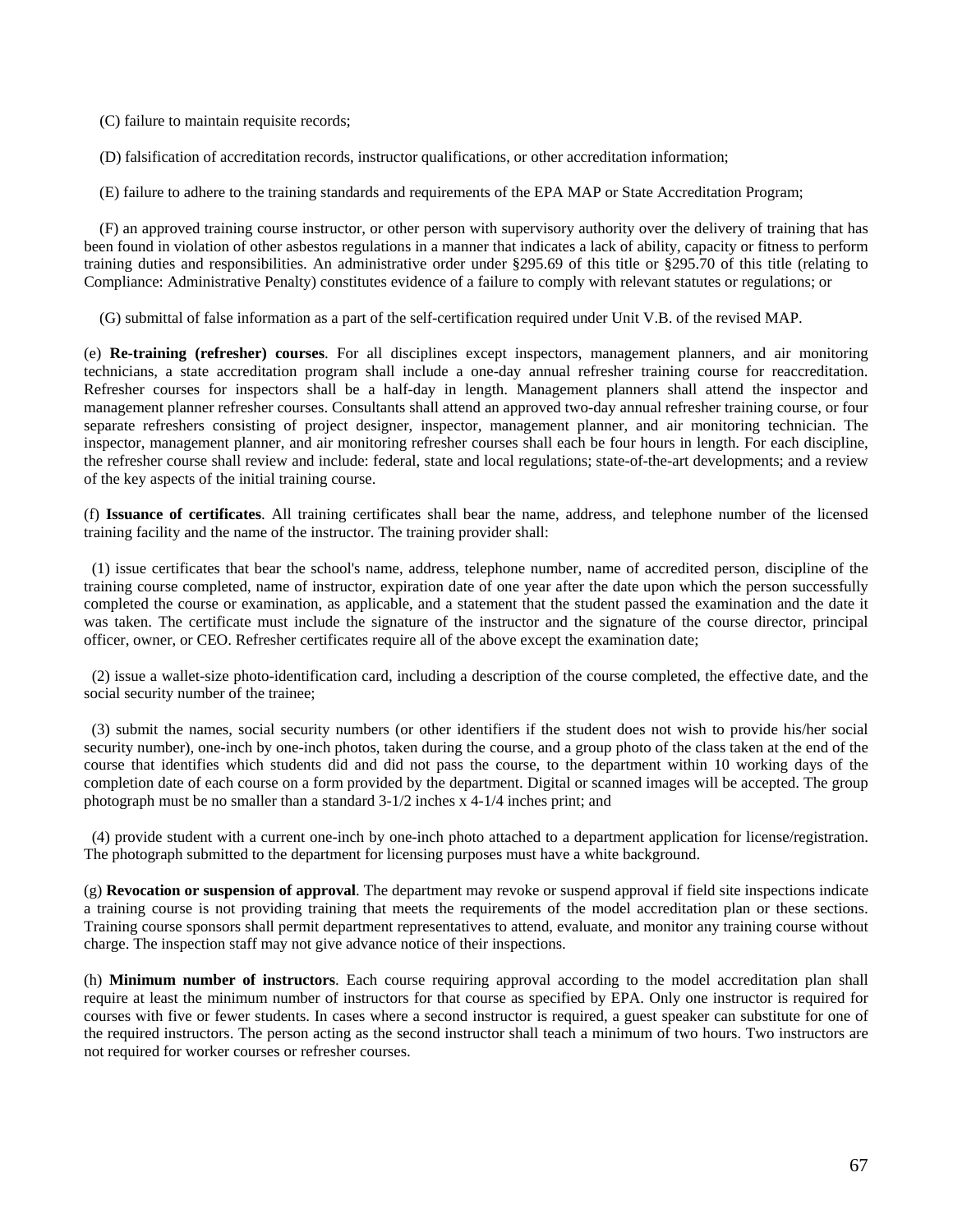(C) failure to maintain requisite records;

(D) falsification of accreditation records, instructor qualifications, or other accreditation information;

(E) failure to adhere to the training standards and requirements of the EPA MAP or State Accreditation Program;

(F) an approved training course instructor, or other person with supervisory authority over the delivery of training that has been found in violation of other asbestos regulations in a manner that indicates a lack of ability, capacity or fitness to perform training duties and responsibilities. An administrative order under §295.69 of this title or §295.70 of this title (relating to Compliance: Administrative Penalty) constitutes evidence of a failure to comply with relevant statutes or regulations; or

(G) submittal of false information as a part of the self-certification required under Unit V.B. of the revised MAP.

(e) **Re-training (refresher) courses**. For all disciplines except inspectors, management planners, and air monitoring technicians, a state accreditation program shall include a one-day annual refresher training course for reaccreditation. Refresher courses for inspectors shall be a half-day in length. Management planners shall attend the inspector and management planner refresher courses. Consultants shall attend an approved two-day annual refresher training course, or four separate refreshers consisting of project designer, inspector, management planner, and air monitoring technician. The inspector, management planner, and air monitoring refresher courses shall each be four hours in length. For each discipline, the refresher course shall review and include: federal, state and local regulations; state-of-the-art developments; and a review of the key aspects of the initial training course.

(f) **Issuance of certificates**. All training certificates shall bear the name, address, and telephone number of the licensed training facility and the name of the instructor. The training provider shall:

(1) issue certificates that bear the school's name, address, telephone number, name of accredited person, discipline of the training course completed, name of instructor, expiration date of one year after the date upon which the person successfully completed the course or examination, as applicable, and a statement that the student passed the examination and the date it was taken. The certificate must include the signature of the instructor and the signature of the course director, principal officer, owner, or CEO. Refresher certificates require all of the above except the examination date;

(2) issue a wallet-size photo-identification card, including a description of the course completed, the effective date, and the social security number of the trainee;

(3) submit the names, social security numbers (or other identifiers if the student does not wish to provide his/her social security number), one-inch by one-inch photos, taken during the course, and a group photo of the class taken at the end of the course that identifies which students did and did not pass the course, to the department within 10 working days of the completion date of each course on a form provided by the department. Digital or scanned images will be accepted. The group photograph must be no smaller than a standard 3-1/2 inches x 4-1/4 inches print; and

(4) provide student with a current one-inch by one-inch photo attached to a department application for license/registration. The photograph submitted to the department for licensing purposes must have a white background.

(g) **Revocation or suspension of approval**. The department may revoke or suspend approval if field site inspections indicate a training course is not providing training that meets the requirements of the model accreditation plan or these sections. Training course sponsors shall permit department representatives to attend, evaluate, and monitor any training course without charge. The inspection staff may not give advance notice of their inspections.

(h) **Minimum number of instructors**. Each course requiring approval according to the model accreditation plan shall require at least the minimum number of instructors for that course as specified by EPA. Only one instructor is required for courses with five or fewer students. In cases where a second instructor is required, a guest speaker can substitute for one of the required instructors. The person acting as the second instructor shall teach a minimum of two hours. Two instructors are not required for worker courses or refresher courses.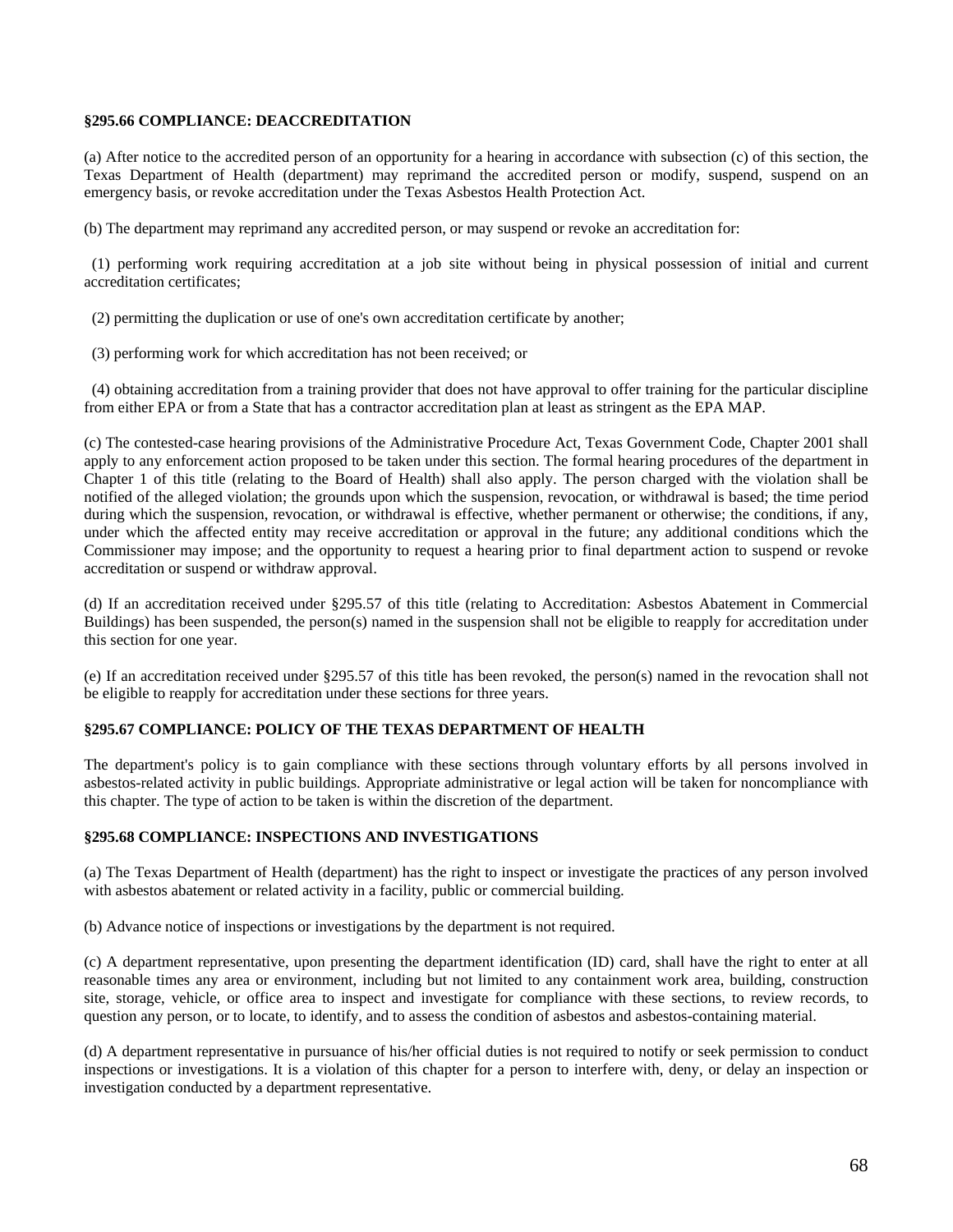**§295.66 COMPLIANCE: DEACCREDITATION**

(a) After notice to the accredited person of an opportunity for a hearing in accordance with subsection (c) of this section, the Texas Department of Health (department) may reprimand the accredited person or modify, suspend, suspend on an emergency basis, or revoke accreditation under the Texas Asbestos Health Protection Act.

(b) The department may reprimand any accredited person, or may suspend or revoke an accreditation for:

(1) performing work requiring accreditation at a job site without being in physical possession of initial and current accreditation certificates;

(2) permitting the duplication or use of one's own accreditation certificate by another;

(3) performing work for which accreditation has not been received; or

(4) obtaining accreditation from a training provider that does not have approval to offer training for the particular discipline from either EPA or from a State that has a contractor accreditation plan at least as stringent as the EPA MAP.

(c) The contested-case hearing provisions of the Administrative Procedure Act, Texas Government Code, Chapter 2001 shall apply to any enforcement action proposed to be taken under this section. The formal hearing procedures of the department in Chapter 1 of this title (relating to the Board of Health) shall also apply. The person charged with the violation shall be notified of the alleged violation; the grounds upon which the suspension, revocation, or withdrawal is based; the time period during which the suspension, revocation, or withdrawal is effective, whether permanent or otherwise; the conditions, if any, under which the affected entity may receive accreditation or approval in the future; any additional conditions which the Commissioner may impose; and the opportunity to request a hearing prior to final department action to suspend or revoke accreditation or suspend or withdraw approval.

(d) If an accreditation received under §295.57 of this title (relating to Accreditation: Asbestos Abatement in Commercial Buildings) has been suspended, the person(s) named in the suspension shall not be eligible to reapply for accreditation under this section for one year.

(e) If an accreditation received under §295.57 of this title has been revoked, the person(s) named in the revocation shall not be eligible to reapply for accreditation under these sections for three years.

**§295.67 COMPLIANCE: POLICY OF THE TEXAS DEPARTMENT OF HEALTH**

The department's policy is to gain compliance with these sections through voluntary efforts by all persons involved in asbestos-related activity in public buildings. Appropriate administrative or legal action will be taken for noncompliance with this chapter. The type of action to be taken is within the discretion of the department.

**§295.68 COMPLIANCE: INSPECTIONS AND INVESTIGATIONS**

(a) The Texas Department of Health (department) has the right to inspect or investigate the practices of any person involved with asbestos abatement or related activity in a facility, public or commercial building.

(b) Advance notice of inspections or investigations by the department is not required.

(c) A department representative, upon presenting the department identification (ID) card, shall have the right to enter at all reasonable times any area or environment, including but not limited to any containment work area, building, construction site, storage, vehicle, or office area to inspect and investigate for compliance with these sections, to review records, to question any person, or to locate, to identify, and to assess the condition of asbestos and asbestos-containing material.

(d) A department representative in pursuance of his/her official duties is not required to notify or seek permission to conduct inspections or investigations. It is a violation of this chapter for a person to interfere with, deny, or delay an inspection or investigation conducted by a department representative.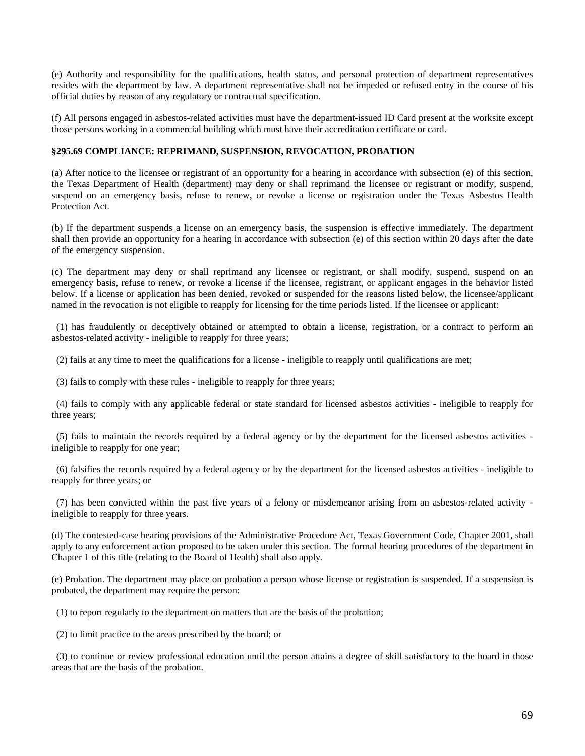(e) Authority and responsibility for the qualifications, health status, and personal protection of department representatives resides with the department by law. A department representative shall not be impeded or refused entry in the course of his official duties by reason of any regulatory or contractual specification.

(f) All persons engaged in asbestos-related activities must have the department-issued ID Card present at the worksite except those persons working in a commercial building which must have their accreditation certificate or card.

**§295.69 COMPLIANCE: REPRIMAND, SUSPENSION, REVOCATION, PROBATION**

(a) After notice to the licensee or registrant of an opportunity for a hearing in accordance with subsection (e) of this section, the Texas Department of Health (department) may deny or shall reprimand the licensee or registrant or modify, suspend, suspend on an emergency basis, refuse to renew, or revoke a license or registration under the Texas Asbestos Health Protection Act.

(b) If the department suspends a license on an emergency basis, the suspension is effective immediately. The department shall then provide an opportunity for a hearing in accordance with subsection (e) of this section within 20 days after the date of the emergency suspension.

(c) The department may deny or shall reprimand any licensee or registrant, or shall modify, suspend, suspend on an emergency basis, refuse to renew, or revoke a license if the licensee, registrant, or applicant engages in the behavior listed below. If a license or application has been denied, revoked or suspended for the reasons listed below, the licensee/applicant named in the revocation is not eligible to reapply for licensing for the time periods listed. If the licensee or applicant:

(1) has fraudulently or deceptively obtained or attempted to obtain a license, registration, or a contract to perform an asbestos-related activity - ineligible to reapply for three years;

(2) fails at any time to meet the qualifications for a license - ineligible to reapply until qualifications are met;

(3) fails to comply with these rules - ineligible to reapply for three years;

(4) fails to comply with any applicable federal or state standard for licensed asbestos activities - ineligible to reapply for three years;

(5) fails to maintain the records required by a federal agency or by the department for the licensed asbestos activities - ineligible to reapply for one year;

(6) falsifies the records required by a federal agency or by the department for the licensed asbestos activities - ineligible to reapply for three years; or

(7) has been convicted within the past five years of a felony or misdemeanor arising from an asbestos-related activity - ineligible to reapply for three years.

(d) The contested-case hearing provisions of the Administrative Procedure Act, Texas Government Code, Chapter 2001, shall apply to any enforcement action proposed to be taken under this section. The formal hearing procedures of the department in Chapter 1 of this title (relating to the Board of Health) shall also apply.

(e) Probation. The department may place on probation a person whose license or registration is suspended. If a suspension is probated, the department may require the person:

(1) to report regularly to the department on matters that are the basis of the probation;

(2) to limit practice to the areas prescribed by the board; or

(3) to continue or review professional education until the person attains a degree of skill satisfactory to the board in those areas that are the basis of the probation.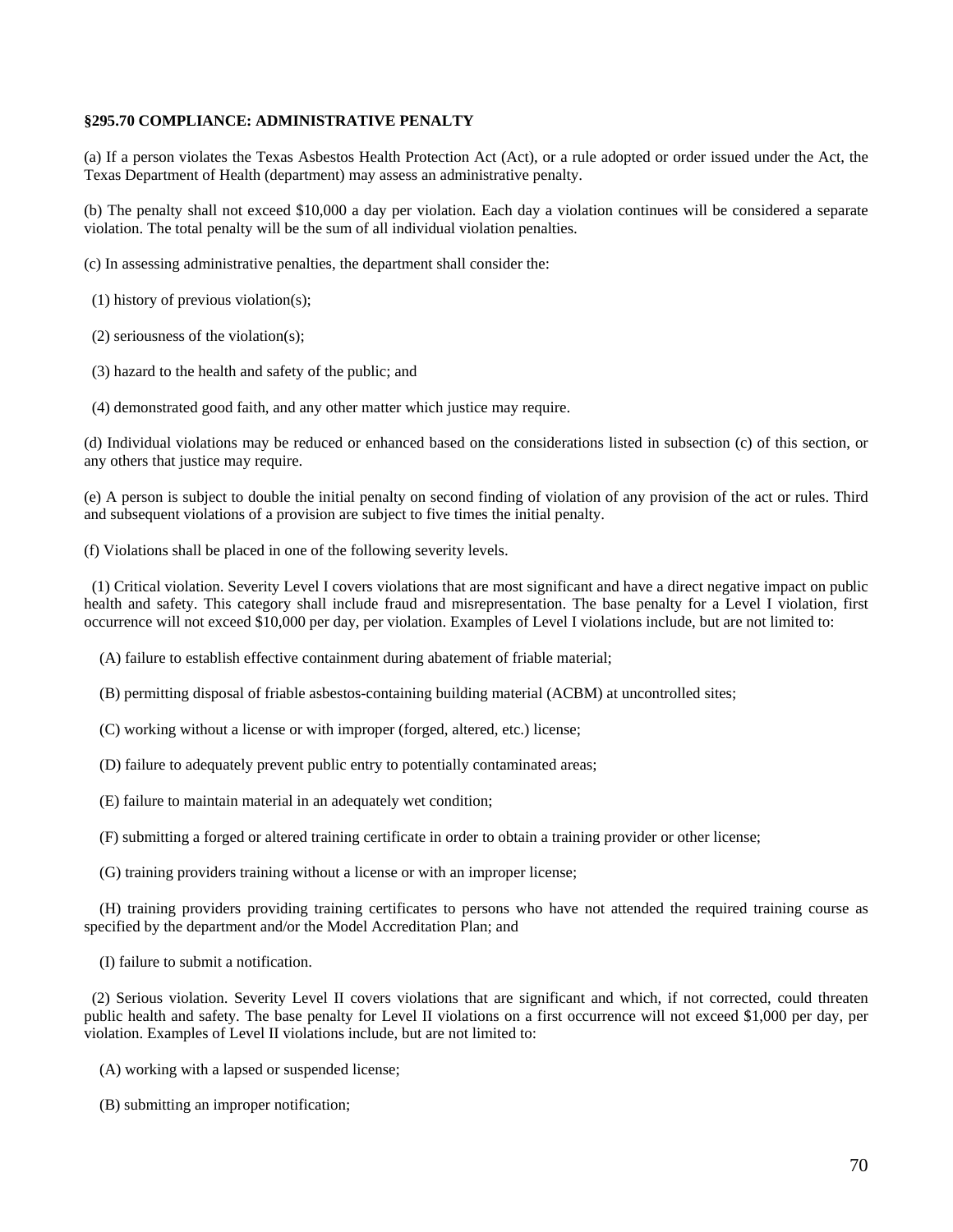**§295.70 COMPLIANCE: ADMINISTRATIVE PENALTY**

(a) If a person violates the Texas Asbestos Health Protection Act (Act), or a rule adopted or order issued under the Act, the Texas Department of Health (department) may assess an administrative penalty.

(b) The penalty shall not exceed $10,000 a day per violation. Each day a violation continues will be considered a separate violation. The total penalty will be the sum of all individual violation penalties.

(c) In assessing administrative penalties, the department shall consider the:

(1) history of previous violation(s);

(2) seriousness of the violation(s);

(3) hazard to the health and safety of the public; and

(4) demonstrated good faith, and any other matter which justice may require.

(d) Individual violations may be reduced or enhanced based on the considerations listed in subsection (c) of this section, or any others that justice may require.

(e) A person is subject to double the initial penalty on second finding of violation of any provision of the act or rules. Third and subsequent violations of a provision are subject to five times the initial penalty.

(f) Violations shall be placed in one of the following severity levels.

(1) Critical violation. Severity Level I covers violations that are most significant and have a direct negative impact on public health and safety. This category shall include fraud and misrepresentation. The base penalty for a Level I violation, first occurrence will not exceed $10,000 per day, per violation. Examples of Level I violations include, but are not limited to:

(A) failure to establish effective containment during abatement of friable material;

(B) permitting disposal of friable asbestos-containing building material (ACBM) at uncontrolled sites;

(C) working without a license or with improper (forged, altered, etc.) license;

(D) failure to adequately prevent public entry to potentially contaminated areas;

(E) failure to maintain material in an adequately wet condition;

(F) submitting a forged or altered training certificate in order to obtain a training provider or other license;

(G) training providers training without a license or with an improper license;

(H) training providers providing training certificates to persons who have not attended the required training course as specified by the department and/or the Model Accreditation Plan; and

(I) failure to submit a notification.

(2) Serious violation. Severity Level II covers violations that are significant and which, if not corrected, could threaten public health and safety. The base penalty for Level II violations on a first occurrence will not exceed $1,000 per day, per violation. Examples of Level II violations include, but are not limited to:

(A) working with a lapsed or suspended license;

(B) submitting an improper notification;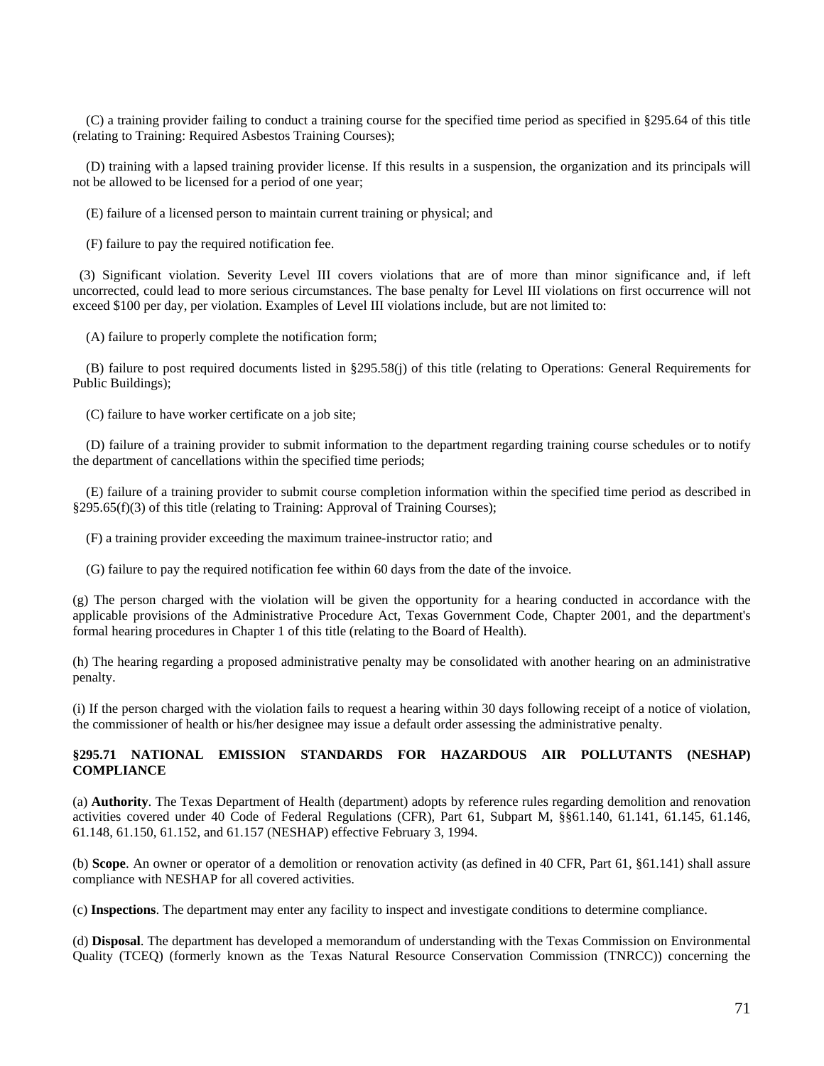(C) a training provider failing to conduct a training course for the specified time period as specified in §295.64 of this title (relating to Training: Required Asbestos Training Courses);

(D) training with a lapsed training provider license. If this results in a suspension, the organization and its principals will not be allowed to be licensed for a period of one year;

(E) failure of a licensed person to maintain current training or physical; and

(F) failure to pay the required notification fee.

(3) Significant violation. Severity Level III covers violations that are of more than minor significance and, if left uncorrected, could lead to more serious circumstances. The base penalty for Level III violations on first occurrence will not exceed $100 per day, per violation. Examples of Level III violations include, but are not limited to:

(A) failure to properly complete the notification form;

(B) failure to post required documents listed in §295.58(j) of this title (relating to Operations: General Requirements for Public Buildings);

(C) failure to have worker certificate on a job site;

(D) failure of a training provider to submit information to the department regarding training course schedules or to notify the department of cancellations within the specified time periods;

(E) failure of a training provider to submit course completion information within the specified time period as described in §295.65(f)(3) of this title (relating to Training: Approval of Training Courses);

(F) a training provider exceeding the maximum trainee-instructor ratio; and

(G) failure to pay the required notification fee within 60 days from the date of the invoice.

(g) The person charged with the violation will be given the opportunity for a hearing conducted in accordance with the applicable provisions of the Administrative Procedure Act, Texas Government Code, Chapter 2001, and the department's formal hearing procedures in Chapter 1 of this title (relating to the Board of Health).

(h) The hearing regarding a proposed administrative penalty may be consolidated with another hearing on an administrative penalty.

(i) If the person charged with the violation fails to request a hearing within 30 days following receipt of a notice of violation, the commissioner of health or his/her designee may issue a default order assessing the administrative penalty.

**§295.71 NATIONAL EMISSION STANDARDS FOR HAZARDOUS AIR POLLUTANTS (NESHAP) COMPLIANCE**

(a) **Authority**. The Texas Department of Health (department) adopts by reference rules regarding demolition and renovation activities covered under 40 Code of Federal Regulations (CFR), Part 61, Subpart M, §§61.140, 61.141, 61.145, 61.146, 61.148, 61.150, 61.152, and 61.157 (NESHAP) effective February 3, 1994.

(b) **Scope**. An owner or operator of a demolition or renovation activity (as defined in 40 CFR, Part 61, §61.141) shall assure compliance with NESHAP for all covered activities.

(c) **Inspections**. The department may enter any facility to inspect and investigate conditions to determine compliance.

(d) **Disposal**. The department has developed a memorandum of understanding with the Texas Commission on Environmental Quality (TCEQ) (formerly known as the Texas Natural Resource Conservation Commission (TNRCC)) concerning the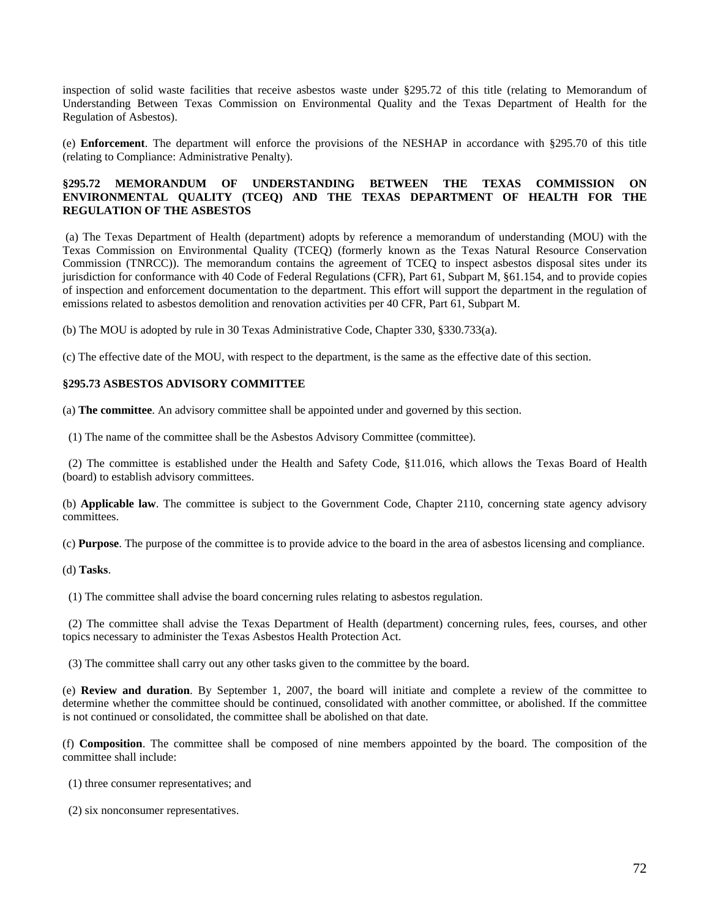inspection of solid waste facilities that receive asbestos waste under §295.72 of this title (relating to Memorandum of Understanding Between Texas Commission on Environmental Quality and the Texas Department of Health for the Regulation of Asbestos).

(e) **Enforcement**. The department will enforce the provisions of the NESHAP in accordance with §295.70 of this title (relating to Compliance: Administrative Penalty).

### §295.72 MEMORANDUM OF UNDERSTANDING BETWEEN THE TEXAS COMMISSION ON ENVIRONMENTAL QUALITY (TCEQ) AND THE TEXAS DEPARTMENT OF HEALTH FOR THE REGULATION OF THE ASBESTOS

(a) The Texas Department of Health (department) adopts by reference a memorandum of understanding (MOU) with the Texas Commission on Environmental Quality (TCEQ) (formerly known as the Texas Natural Resource Conservation Commission (TNRCC)). The memorandum contains the agreement of TCEQ to inspect asbestos disposal sites under its jurisdiction for conformance with 40 Code of Federal Regulations (CFR), Part 61, Subpart M, §61.154, and to provide copies of inspection and enforcement documentation to the department. This effort will support the department in the regulation of emissions related to asbestos demolition and renovation activities per 40 CFR, Part 61, Subpart M.

(b) The MOU is adopted by rule in 30 Texas Administrative Code, Chapter 330, §330.733(a).

(c) The effective date of the MOU, with respect to the department, is the same as the effective date of this section.

### §295.73 ASBESTOS ADVISORY COMMITTEE

(a) **The committee**. An advisory committee shall be appointed under and governed by this section.

(1) The name of the committee shall be the Asbestos Advisory Committee (committee).

(2) The committee is established under the Health and Safety Code, §11.016, which allows the Texas Board of Health (board) to establish advisory committees.

(b) **Applicable law**. The committee is subject to the Government Code, Chapter 2110, concerning state agency advisory committees.

(c) **Purpose**. The purpose of the committee is to provide advice to the board in the area of asbestos licensing and compliance.

(d) **Tasks**.

(1) The committee shall advise the board concerning rules relating to asbestos regulation.

(2) The committee shall advise the Texas Department of Health (department) concerning rules, fees, courses, and other topics necessary to administer the Texas Asbestos Health Protection Act.

(3) The committee shall carry out any other tasks given to the committee by the board.

(e) **Review and duration**. By September 1, 2007, the board will initiate and complete a review of the committee to determine whether the committee should be continued, consolidated with another committee, or abolished. If the committee is not continued or consolidated, the committee shall be abolished on that date.

(f) **Composition**. The committee shall be composed of nine members appointed by the board. The composition of the committee shall include:

(1) three consumer representatives; and

(2) six nonconsumer representatives.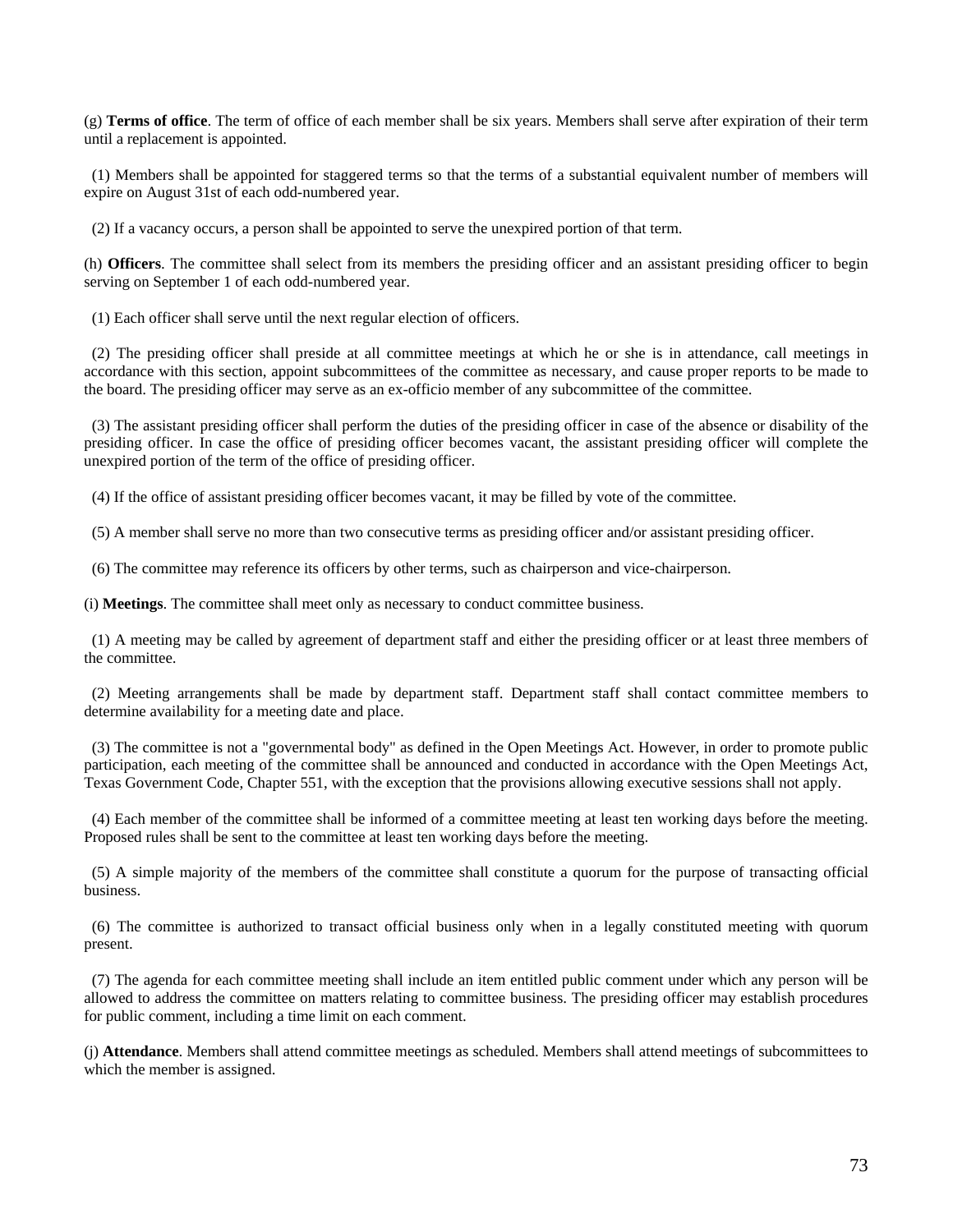(g) **Terms of office**. The term of office of each member shall be six years. Members shall serve after expiration of their term until a replacement is appointed.

(1) Members shall be appointed for staggered terms so that the terms of a substantial equivalent number of members will expire on August 31st of each odd-numbered year.

(2) If a vacancy occurs, a person shall be appointed to serve the unexpired portion of that term.

(h) **Officers**. The committee shall select from its members the presiding officer and an assistant presiding officer to begin serving on September 1 of each odd-numbered year.

(1) Each officer shall serve until the next regular election of officers.

(2) The presiding officer shall preside at all committee meetings at which he or she is in attendance, call meetings in accordance with this section, appoint subcommittees of the committee as necessary, and cause proper reports to be made to the board. The presiding officer may serve as an ex-officio member of any subcommittee of the committee.

(3) The assistant presiding officer shall perform the duties of the presiding officer in case of the absence or disability of the presiding officer. In case the office of presiding officer becomes vacant, the assistant presiding officer will complete the unexpired portion of the term of the office of presiding officer.

(4) If the office of assistant presiding officer becomes vacant, it may be filled by vote of the committee.

(5) A member shall serve no more than two consecutive terms as presiding officer and/or assistant presiding officer.

(6) The committee may reference its officers by other terms, such as chairperson and vice-chairperson.

(i) **Meetings**. The committee shall meet only as necessary to conduct committee business.

(1) A meeting may be called by agreement of department staff and either the presiding officer or at least three members of the committee.

(2) Meeting arrangements shall be made by department staff. Department staff shall contact committee members to determine availability for a meeting date and place.

(3) The committee is not a "governmental body" as defined in the Open Meetings Act. However, in order to promote public participation, each meeting of the committee shall be announced and conducted in accordance with the Open Meetings Act, Texas Government Code, Chapter 551, with the exception that the provisions allowing executive sessions shall not apply.

(4) Each member of the committee shall be informed of a committee meeting at least ten working days before the meeting. Proposed rules shall be sent to the committee at least ten working days before the meeting.

(5) A simple majority of the members of the committee shall constitute a quorum for the purpose of transacting official business.

(6) The committee is authorized to transact official business only when in a legally constituted meeting with quorum present.

(7) The agenda for each committee meeting shall include an item entitled public comment under which any person will be allowed to address the committee on matters relating to committee business. The presiding officer may establish procedures for public comment, including a time limit on each comment.

(j) **Attendance**. Members shall attend committee meetings as scheduled. Members shall attend meetings of subcommittees to which the member is assigned.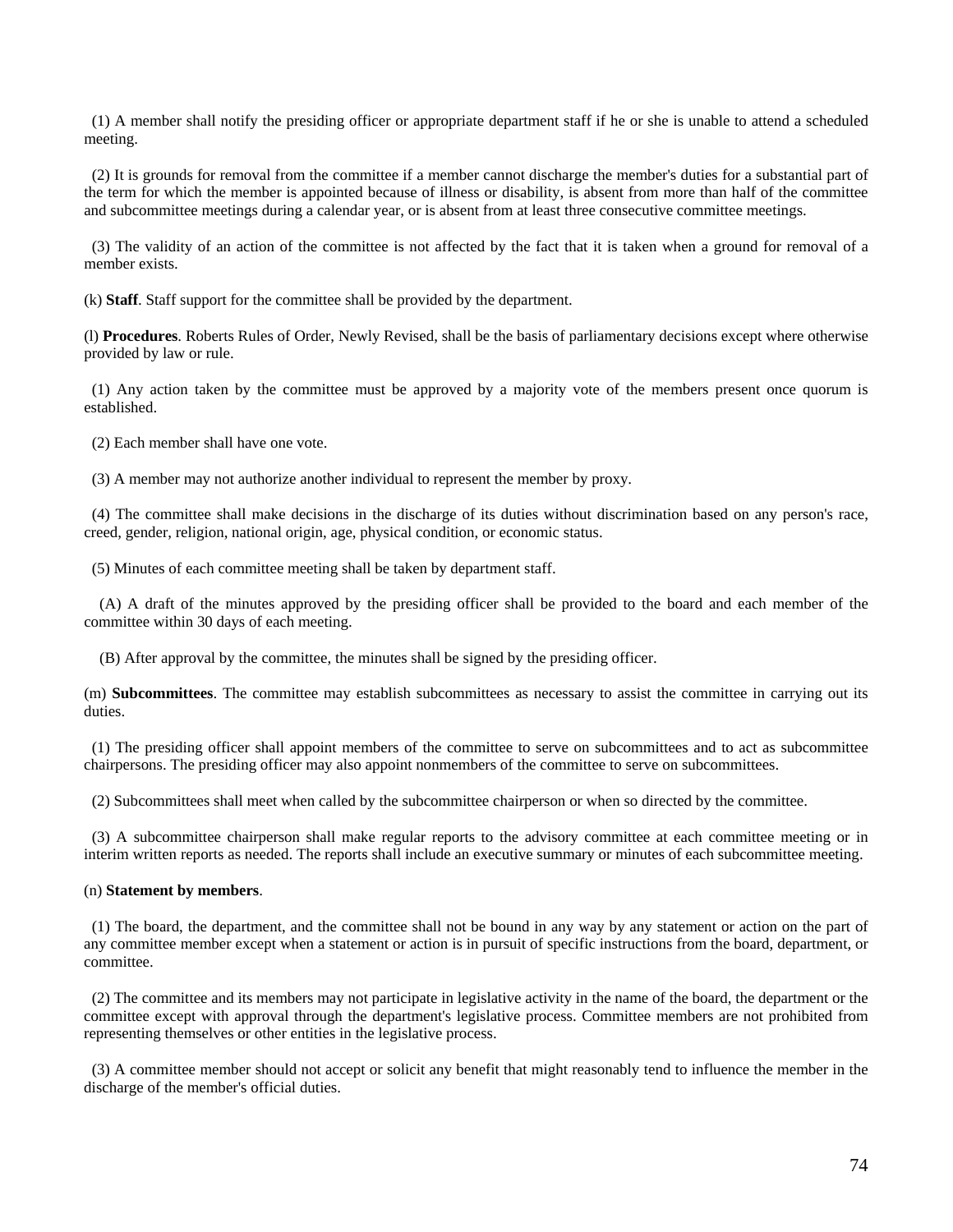(1) A member shall notify the presiding officer or appropriate department staff if he or she is unable to attend a scheduled meeting.

(2) It is grounds for removal from the committee if a member cannot discharge the member's duties for a substantial part of the term for which the member is appointed because of illness or disability, is absent from more than half of the committee and subcommittee meetings during a calendar year, or is absent from at least three consecutive committee meetings.

(3) The validity of an action of the committee is not affected by the fact that it is taken when a ground for removal of a member exists.

(k) **Staff**. Staff support for the committee shall be provided by the department.

(l) **Procedures**. Roberts Rules of Order, Newly Revised, shall be the basis of parliamentary decisions except where otherwise provided by law or rule.

(1) Any action taken by the committee must be approved by a majority vote of the members present once quorum is established.

(2) Each member shall have one vote.

(3) A member may not authorize another individual to represent the member by proxy.

(4) The committee shall make decisions in the discharge of its duties without discrimination based on any person's race, creed, gender, religion, national origin, age, physical condition, or economic status.

(5) Minutes of each committee meeting shall be taken by department staff.

(A) A draft of the minutes approved by the presiding officer shall be provided to the board and each member of the committee within 30 days of each meeting.

(B) After approval by the committee, the minutes shall be signed by the presiding officer.

(m) **Subcommittees**. The committee may establish subcommittees as necessary to assist the committee in carrying out its duties.

(1) The presiding officer shall appoint members of the committee to serve on subcommittees and to act as subcommittee chairpersons. The presiding officer may also appoint nonmembers of the committee to serve on subcommittees.

(2) Subcommittees shall meet when called by the subcommittee chairperson or when so directed by the committee.

(3) A subcommittee chairperson shall make regular reports to the advisory committee at each committee meeting or in interim written reports as needed. The reports shall include an executive summary or minutes of each subcommittee meeting.

(n) **Statement by members**.

(1) The board, the department, and the committee shall not be bound in any way by any statement or action on the part of any committee member except when a statement or action is in pursuit of specific instructions from the board, department, or committee.

(2) The committee and its members may not participate in legislative activity in the name of the board, the department or the committee except with approval through the department's legislative process. Committee members are not prohibited from representing themselves or other entities in the legislative process.

(3) A committee member should not accept or solicit any benefit that might reasonably tend to influence the member in the discharge of the member's official duties.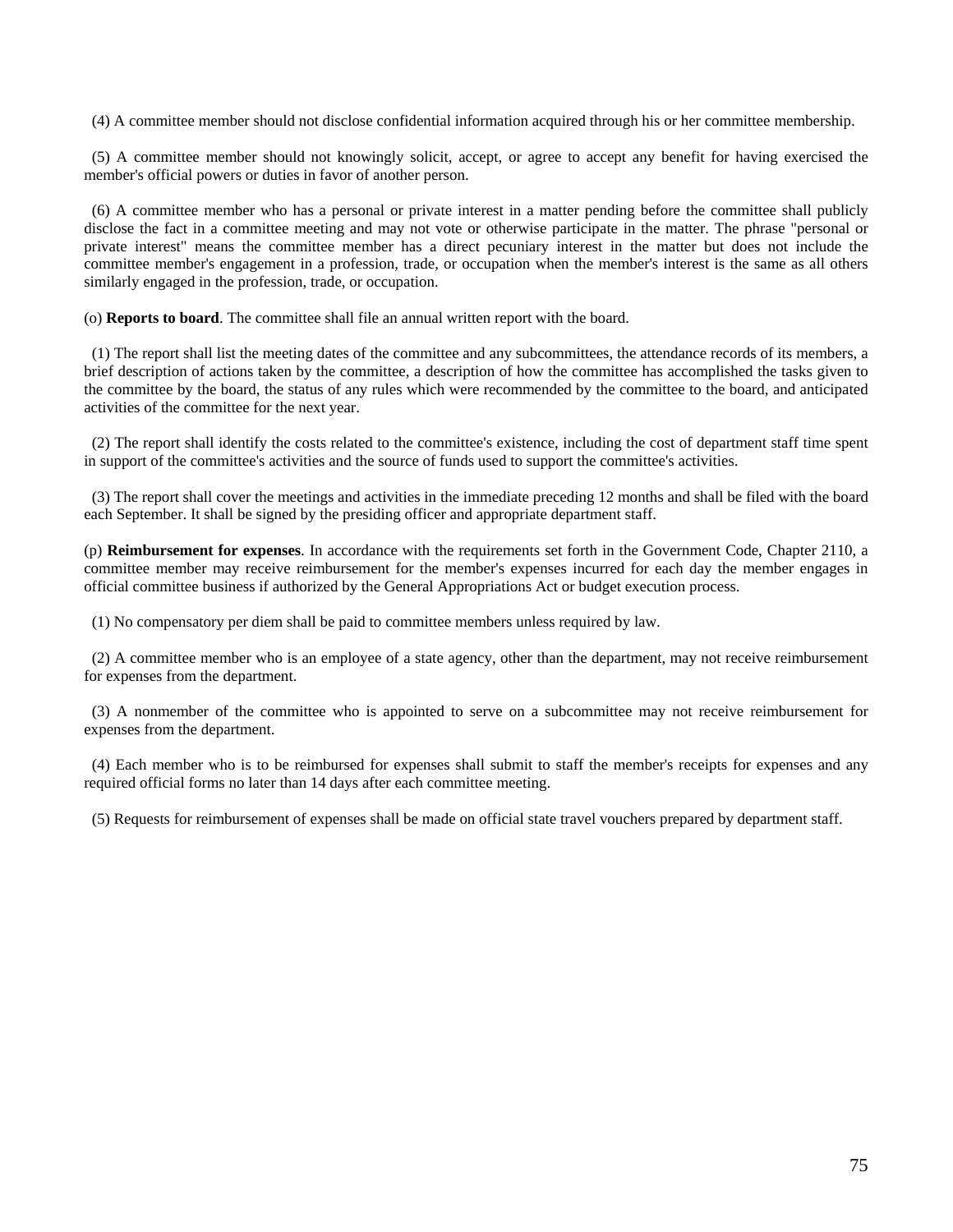(4) A committee member should not disclose confidential information acquired through his or her committee membership.

(5) A committee member should not knowingly solicit, accept, or agree to accept any benefit for having exercised the member's official powers or duties in favor of another person.

(6) A committee member who has a personal or private interest in a matter pending before the committee shall publicly disclose the fact in a committee meeting and may not vote or otherwise participate in the matter. The phrase "personal or private interest" means the committee member has a direct pecuniary interest in the matter but does not include the committee member's engagement in a profession, trade, or occupation when the member's interest is the same as all others similarly engaged in the profession, trade, or occupation.

(o) **Reports to board**. The committee shall file an annual written report with the board.

(1) The report shall list the meeting dates of the committee and any subcommittees, the attendance records of its members, a brief description of actions taken by the committee, a description of how the committee has accomplished the tasks given to the committee by the board, the status of any rules which were recommended by the committee to the board, and anticipated activities of the committee for the next year.

(2) The report shall identify the costs related to the committee's existence, including the cost of department staff time spent in support of the committee's activities and the source of funds used to support the committee's activities.

(3) The report shall cover the meetings and activities in the immediate preceding 12 months and shall be filed with the board each September. It shall be signed by the presiding officer and appropriate department staff.

(p) **Reimbursement for expenses**. In accordance with the requirements set forth in the Government Code, Chapter 2110, a committee member may receive reimbursement for the member's expenses incurred for each day the member engages in official committee business if authorized by the General Appropriations Act or budget execution process.

(1) No compensatory per diem shall be paid to committee members unless required by law.

(2) A committee member who is an employee of a state agency, other than the department, may not receive reimbursement for expenses from the department.

(3) A nonmember of the committee who is appointed to serve on a subcommittee may not receive reimbursement for expenses from the department.

(4) Each member who is to be reimbursed for expenses shall submit to staff the member's receipts for expenses and any required official forms no later than 14 days after each committee meeting.

(5) Requests for reimbursement of expenses shall be made on official state travel vouchers prepared by department staff.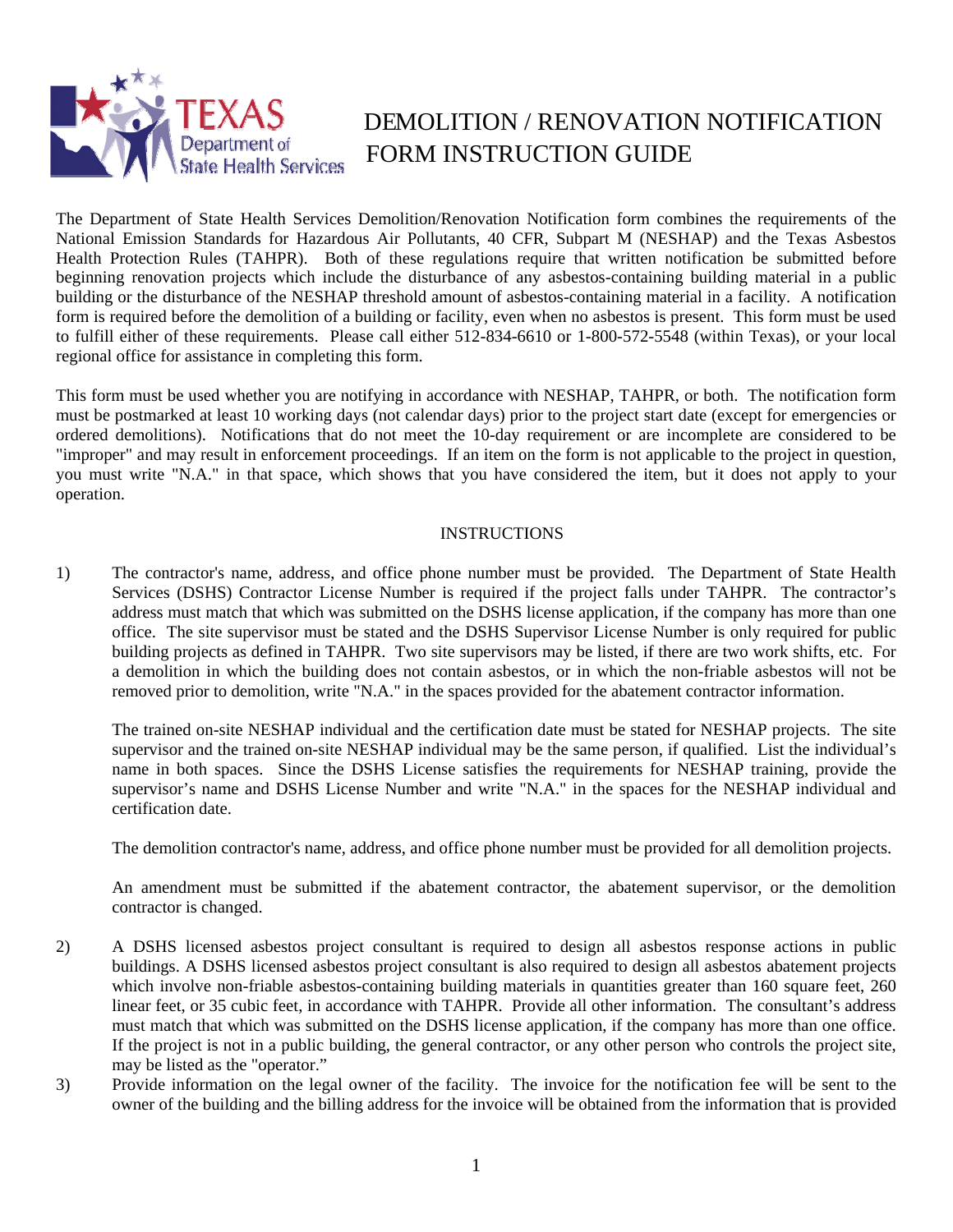# DEMOLITION / RENOVATION NOTIFICATION FORM INSTRUCTION GUIDE

The Department of State Health Services Demolition/Renovation Notification form combines the requirements of the National Emission Standards for Hazardous Air Pollutants, 40 CFR, Subpart M (NESHAP) and the Texas Asbestos Health Protection Rules (TAHPR). Both of these regulations require that written notification be submitted before beginning renovation projects which include the disturbance of any asbestos-containing building material in a public building or the disturbance of the NESHAP threshold amount of asbestos-containing material in a facility. A notification form is required before the demolition of a building or facility, even when no asbestos is present. This form must be used to fulfill either of these requirements. Please call either 512-834-6610 or 1-800-572-5548 (within Texas), or your local regional office for assistance in completing this form.

This form must be used whether you are notifying in accordance with NESHAP, TAHPR, or both. The notification form must be postmarked at least 10 working days (not calendar days) prior to the project start date (except for emergencies or ordered demolitions). Notifications that do not meet the 10-day requirement or are incomplete are considered to be "improper" and may result in enforcement proceedings. If an item on the form is not applicable to the project in question, you must write "N.A." in that space, which shows that you have considered the item, but it does not apply to your operation.

## INSTRUCTIONS

1) The contractor's name, address, and office phone number must be provided. The Department of State Health Services (DSHS) Contractor License Number is required if the project falls under TAHPR. The contractor's address must match that which was submitted on the DSHS license application, if the company has more than one office. The site supervisor must be stated and the DSHS Supervisor License Number is only required for public building projects as defined in TAHPR. Two site supervisors may be listed, if there are two work shifts, etc. For a demolition in which the building does not contain asbestos, or in which the non-friable asbestos will not be removed prior to demolition, write "N.A." in the spaces provided for the abatement contractor information.

   The trained on-site NESHAP individual and the certification date must be stated for NESHAP projects. The site supervisor and the trained on-site NESHAP individual may be the same person, if qualified. List the individual's name in both spaces. Since the DSHS License satisfies the requirements for NESHAP training, provide the supervisor's name and DSHS License Number and write "N.A." in the spaces for the NESHAP individual and certification date.

   The demolition contractor's name, address, and office phone number must be provided for all demolition projects.

   An amendment must be submitted if the abatement contractor, the abatement supervisor, or the demolition contractor is changed.

2) A DSHS licensed asbestos project consultant is required to design all asbestos response actions in public buildings. A DSHS licensed asbestos project consultant is also required to design all asbestos abatement projects which involve non-friable asbestos-containing building materials in quantities greater than 160 square feet, 260 linear feet, or 35 cubic feet, in accordance with TAHPR. Provide all other information. The consultant's address must match that which was submitted on the DSHS license application, if the company has more than one office. If the project is not in a public building, the general contractor, or any other person who controls the project site, may be listed as the "operator."

3) Provide information on the legal owner of the facility. The invoice for the notification fee will be sent to the owner of the building and the billing address for the invoice will be obtained from the information that is provided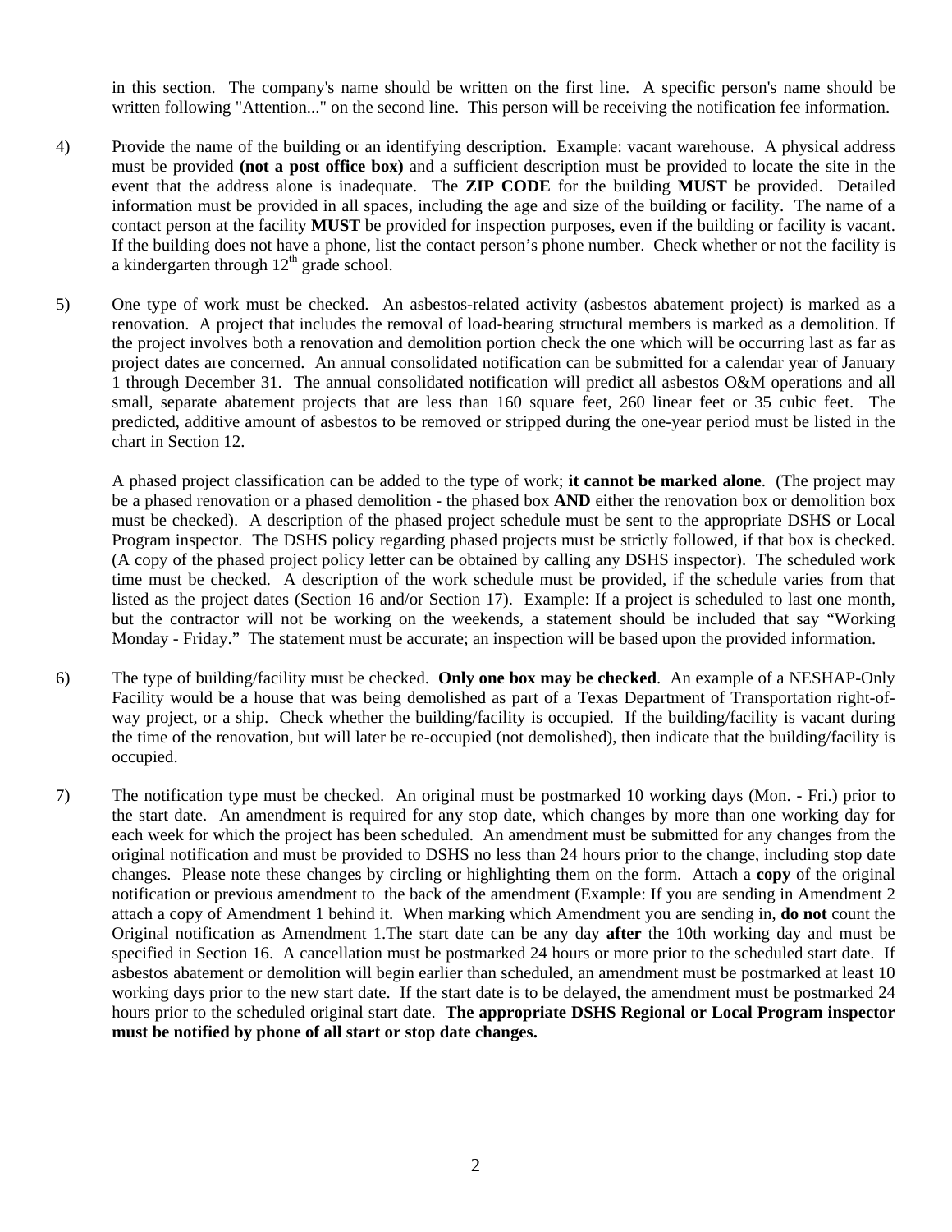in this section. The company's name should be written on the first line. A specific person's name should be written following "Attention..." on the second line. This person will be receiving the notification fee information.

4) Provide the name of the building or an identifying description. Example: vacant warehouse. A physical address must be provided **(not a post office box)** and a sufficient description must be provided to locate the site in the event that the address alone is inadequate. The **ZIP CODE** for the building **MUST** be provided. Detailed information must be provided in all spaces, including the age and size of the building or facility. The name of a contact person at the facility **MUST** be provided for inspection purposes, even if the building or facility is vacant. If the building does not have a phone, list the contact person's phone number. Check whether or not the facility is a kindergarten through 12th grade school.

5) One type of work must be checked. An asbestos-related activity (asbestos abatement project) is marked as a renovation. A project that includes the removal of load-bearing structural members is marked as a demolition. If the project involves both a renovation and demolition portion check the one which will be occurring last as far as project dates are concerned. An annual consolidated notification can be submitted for a calendar year of January 1 through December 31. The annual consolidated notification will predict all asbestos O&M operations and all small, separate abatement projects that are less than 160 square feet, 260 linear feet or 35 cubic feet. The predicted, additive amount of asbestos to be removed or stripped during the one-year period must be listed in the chart in Section 12.

   A phased project classification can be added to the type of work; **it cannot be marked alone**. (The project may be a phased renovation or a phased demolition - the phased box **AND** either the renovation box or demolition box must be checked). A description of the phased project schedule must be sent to the appropriate DSHS or Local Program inspector. The DSHS policy regarding phased projects must be strictly followed, if that box is checked. (A copy of the phased project policy letter can be obtained by calling any DSHS inspector). The scheduled work time must be checked. A description of the work schedule must be provided, if the schedule varies from that listed as the project dates (Section 16 and/or Section 17). Example: If a project is scheduled to last one month, but the contractor will not be working on the weekends, a statement should be included that say "Working Monday - Friday." The statement must be accurate; an inspection will be based upon the provided information.

6) The type of building/facility must be checked. **Only one box may be checked**. An example of a NESHAP-Only Facility would be a house that was being demolished as part of a Texas Department of Transportation right-of-way project, or a ship. Check whether the building/facility is occupied. If the building/facility is vacant during the time of the renovation, but will later be re-occupied (not demolished), then indicate that the building/facility is occupied.

7) The notification type must be checked. An original must be postmarked 10 working days (Mon. - Fri.) prior to the start date. An amendment is required for any stop date, which changes by more than one working day for each week for which the project has been scheduled. An amendment must be submitted for any changes from the original notification and must be provided to DSHS no less than 24 hours prior to the change, including stop date changes. Please note these changes by circling or highlighting them on the form. Attach a **copy** of the original notification or previous amendment to the back of the amendment (Example: If you are sending in Amendment 2 attach a copy of Amendment 1 behind it. When marking which Amendment you are sending in, **do not** count the Original notification as Amendment 1.The start date can be any day **after** the 10th working day and must be specified in Section 16. A cancellation must be postmarked 24 hours or more prior to the scheduled start date. If asbestos abatement or demolition will begin earlier than scheduled, an amendment must be postmarked at least 10 working days prior to the new start date. If the start date is to be delayed, the amendment must be postmarked 24 hours prior to the scheduled original start date. **The appropriate DSHS Regional or Local Program inspector must be notified by phone of all start or stop date changes.**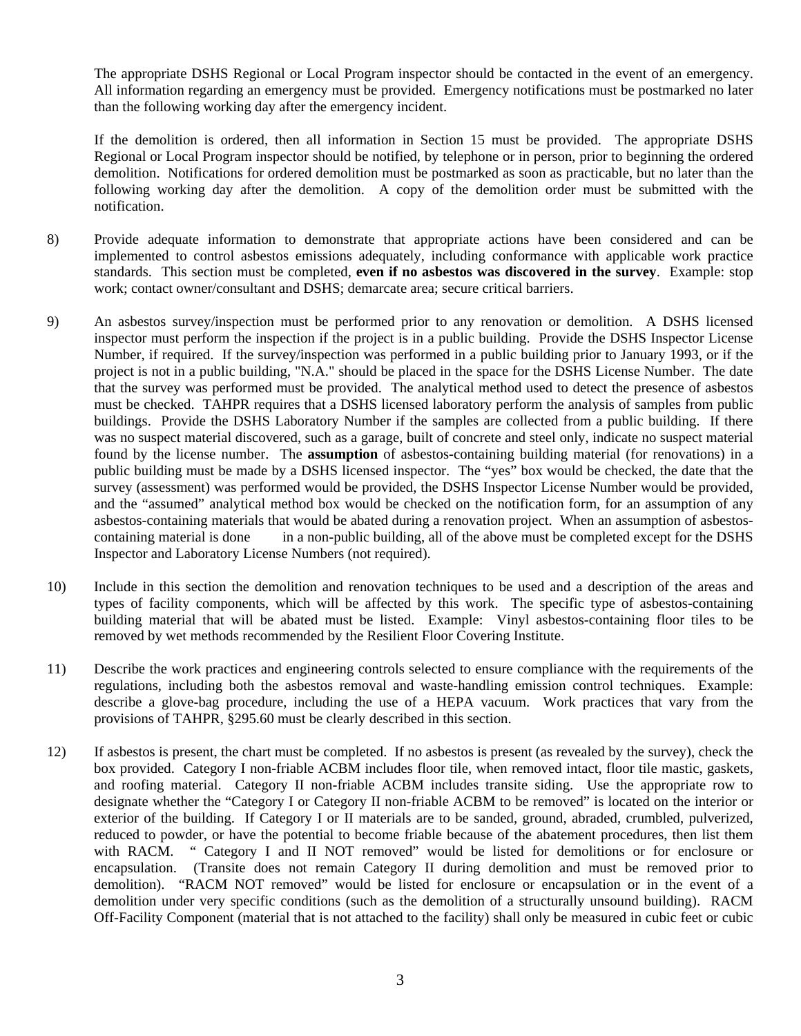The appropriate DSHS Regional or Local Program inspector should be contacted in the event of an emergency. All information regarding an emergency must be provided. Emergency notifications must be postmarked no later than the following working day after the emergency incident.

If the demolition is ordered, then all information in Section 15 must be provided. The appropriate DSHS Regional or Local Program inspector should be notified, by telephone or in person, prior to beginning the ordered demolition. Notifications for ordered demolition must be postmarked as soon as practicable, but no later than the following working day after the demolition. A copy of the demolition order must be submitted with the notification.

8) Provide adequate information to demonstrate that appropriate actions have been considered and can be implemented to control asbestos emissions adequately, including conformance with applicable work practice standards. This section must be completed, **even if no asbestos was discovered in the survey**. Example: stop work; contact owner/consultant and DSHS; demarcate area; secure critical barriers.

9) An asbestos survey/inspection must be performed prior to any renovation or demolition. A DSHS licensed inspector must perform the inspection if the project is in a public building. Provide the DSHS Inspector License Number, if required. If the survey/inspection was performed in a public building prior to January 1993, or if the project is not in a public building, "N.A." should be placed in the space for the DSHS License Number. The date that the survey was performed must be provided. The analytical method used to detect the presence of asbestos must be checked. TAHPR requires that a DSHS licensed laboratory perform the analysis of samples from public buildings. Provide the DSHS Laboratory Number if the samples are collected from a public building. If there was no suspect material discovered, such as a garage, built of concrete and steel only, indicate no suspect material found by the license number. The **assumption** of asbestos-containing building material (for renovations) in a public building must be made by a DSHS licensed inspector. The "yes" box would be checked, the date that the survey (assessment) was performed would be provided, the DSHS Inspector License Number would be provided, and the "assumed" analytical method box would be checked on the notification form, for an assumption of any asbestos-containing materials that would be abated during a renovation project. When an assumption of asbestos-containing material is done in a non-public building, all of the above must be completed except for the DSHS Inspector and Laboratory License Numbers (not required).

10) Include in this section the demolition and renovation techniques to be used and a description of the areas and types of facility components, which will be affected by this work. The specific type of asbestos-containing building material that will be abated must be listed. Example: Vinyl asbestos-containing floor tiles to be removed by wet methods recommended by the Resilient Floor Covering Institute.

11) Describe the work practices and engineering controls selected to ensure compliance with the requirements of the regulations, including both the asbestos removal and waste-handling emission control techniques. Example: describe a glove-bag procedure, including the use of a HEPA vacuum. Work practices that vary from the provisions of TAHPR, §295.60 must be clearly described in this section.

12) If asbestos is present, the chart must be completed. If no asbestos is present (as revealed by the survey), check the box provided. Category I non-friable ACBM includes floor tile, when removed intact, floor tile mastic, gaskets, and roofing material. Category II non-friable ACBM includes transite siding. Use the appropriate row to designate whether the "Category I or Category II non-friable ACBM to be removed" is located on the interior or exterior of the building. If Category I or II materials are to be sanded, ground, abraded, crumbled, pulverized, reduced to powder, or have the potential to become friable because of the abatement procedures, then list them with RACM. " Category I and II NOT removed" would be listed for demolitions or for enclosure or encapsulation. (Transite does not remain Category II during demolition and must be removed prior to demolition). "RACM NOT removed" would be listed for enclosure or encapsulation or in the event of a demolition under very specific conditions (such as the demolition of a structurally unsound building). RACM Off-Facility Component (material that is not attached to the facility) shall only be measured in cubic feet or cubic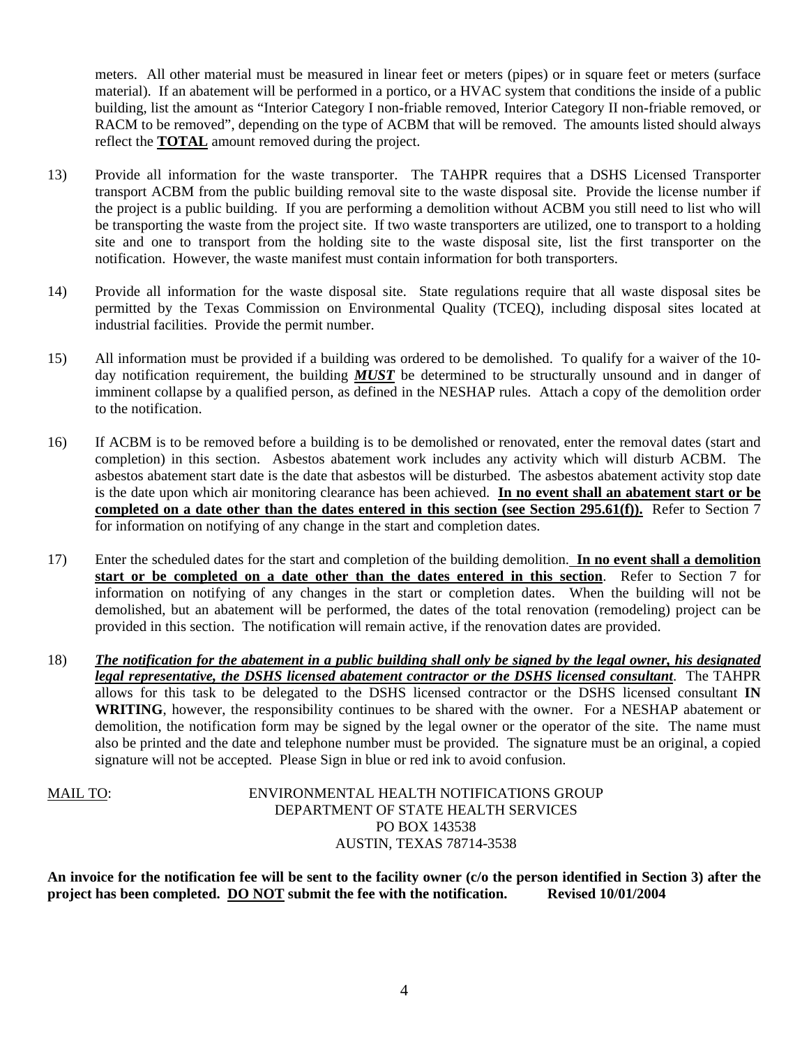meters. All other material must be measured in linear feet or meters (pipes) or in square feet or meters (surface material). If an abatement will be performed in a portico, or a HVAC system that conditions the inside of a public building, list the amount as "Interior Category I non-friable removed, Interior Category II non-friable removed, or RACM to be removed", depending on the type of ACBM that will be removed. The amounts listed should always reflect the **TOTAL** amount removed during the project.

13) Provide all information for the waste transporter. The TAHPR requires that a DSHS Licensed Transporter transport ACBM from the public building removal site to the waste disposal site. Provide the license number if the project is a public building. If you are performing a demolition without ACBM you still need to list who will be transporting the waste from the project site. If two waste transporters are utilized, one to transport to a holding site and one to transport from the holding site to the waste disposal site, list the first transporter on the notification. However, the waste manifest must contain information for both transporters.

14) Provide all information for the waste disposal site. State regulations require that all waste disposal sites be permitted by the Texas Commission on Environmental Quality (TCEQ), including disposal sites located at industrial facilities. Provide the permit number.

15) All information must be provided if a building was ordered to be demolished. To qualify for a waiver of the 10-day notification requirement, the building ***MUST*** be determined to be structurally unsound and in danger of imminent collapse by a qualified person, as defined in the NESHAP rules. Attach a copy of the demolition order to the notification.

16) If ACBM is to be removed before a building is to be demolished or renovated, enter the removal dates (start and completion) in this section. Asbestos abatement work includes any activity which will disturb ACBM. The asbestos abatement start date is the date that asbestos will be disturbed. The asbestos abatement activity stop date is the date upon which air monitoring clearance has been achieved. **In no event shall an abatement start or be completed on a date other than the dates entered in this section (see Section 295.61(f)).** Refer to Section 7 for information on notifying of any change in the start and completion dates.

17) Enter the scheduled dates for the start and completion of the building demolition. **In no event shall a demolition start or be completed on a date other than the dates entered in this section**. Refer to Section 7 for information on notifying of any changes in the start or completion dates. When the building will not be demolished, but an abatement will be performed, the dates of the total renovation (remodeling) project can be provided in this section. The notification will remain active, if the renovation dates are provided.

18) ***The notification for the abatement in a public building shall only be signed by the legal owner, his designated legal representative, the DSHS licensed abatement contractor or the DSHS licensed consultant***. The TAHPR allows for this task to be delegated to the DSHS licensed contractor or the DSHS licensed consultant **IN WRITING**, however, the responsibility continues to be shared with the owner. For a NESHAP abatement or demolition, the notification form may be signed by the legal owner or the operator of the site. The name must also be printed and the date and telephone number must be provided. The signature must be an original, a copied signature will not be accepted. Please Sign in blue or red ink to avoid confusion.

MAIL TO:

ENVIRONMENTAL HEALTH NOTIFICATIONS GROUP
DEPARTMENT OF STATE HEALTH SERVICES
PO BOX 143538
AUSTIN, TEXAS 78714-3538

**An invoice for the notification fee will be sent to the facility owner (c/o the person identified in Section 3) after the project has been completed. DO NOT submit the fee with the notification. Revised 10/01/2004**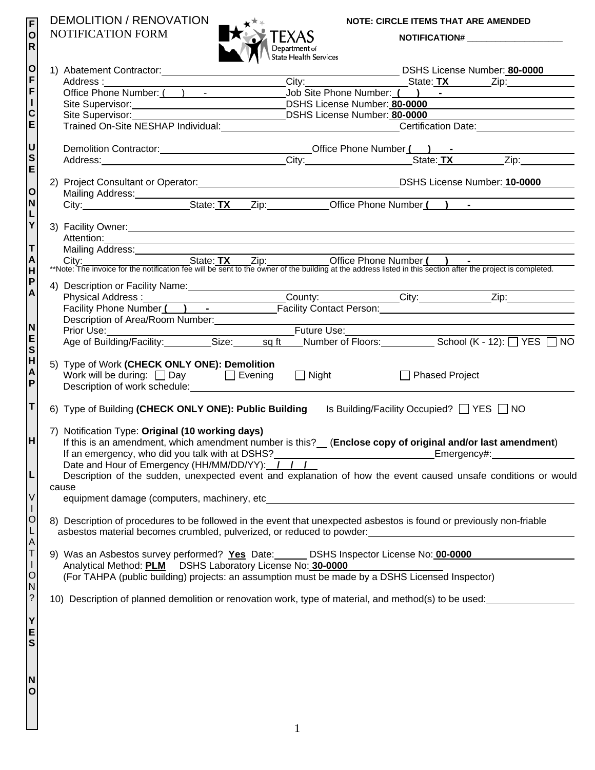# DEMOLITION / RENOVATION NOTIFICATION FORM

Texas Department of State Health Services

**NOTE: CIRCLE ITEMS THAT ARE AMENDED**

**NOTIFICATION#** ____________________

**FOR OFFICE USE ONLY TAHPA NESHAP T H L VIOLATION? YES NO**

1) Abatement Contractor: ____________________ DSHS License Number: **80-0000**
   Address: ____________________ City: ____________________ State: **TX** Zip: ____________
   Office Phone Number: ( ) - ____________ Job Site Phone Number: **( ) -** ____________
   Site Supervisor: ____________________ DSHS License Number: **80-0000**
   Site Supervisor: ____________________ DSHS License Number: **80-0000**
   Trained On-Site NESHAP Individual: ____________________ Certification Date: ____________

   Demolition Contractor: ____________________ Office Phone Number **( ) -** ____________
   Address: ____________________ City: ____________________ State: **TX** Zip: ____________

2) Project Consultant or Operator: ____________________ DSHS License Number: **10-0000**
   Mailing Address: ____________________
   City: ____________ State: **TX** Zip: ____________ Office Phone Number **( ) -** ____________

3) Facility Owner: ____________________
   Attention: ____________________
   Mailing Address: ____________________
   City: ____________ State: **TX** Zip: ____________ Office Phone Number **( ) -** ____________

**Note: The invoice for the notification fee will be sent to the owner of the building at the address listed in this section after the project is completed.

4) Description or Facility Name: ____________________
   Physical Address: ____________________ County: ____________ City: ____________ Zip: ____________
   Facility Phone Number **( ) -** ____________ Facility Contact Person: ____________________
   Description of Area/Room Number: ____________________
   Prior Use: ____________________ Future Use: ____________________
   Age of Building/Facility: ________ Size: ______ sq ft Number of Floors: ________ School (K - 12): ☐ YES ☐ NO

5) Type of Work **(CHECK ONLY ONE): Demolition**
   Work will be during: ☐ Day ☐ Evening ☐ Night ☐ Phased Project
   Description of work schedule: ____________________

6) Type of Building **(CHECK ONLY ONE): Public Building** Is Building/Facility Occupied? ☐ YES ☐ NO

7) Notification Type: **Original (10 working days)**
   If this is an amendment, which amendment number is this? __ (**Enclose copy of original and/or last amendment**)
   If an emergency, who did you talk with at DSHS? ____________________ Emergency#: ____________
   Date and Hour of Emergency (HH/MM/DD/YY): __ / / / __
   Description of the sudden, unexpected event and explanation of how the event caused unsafe conditions or would cause
   equipment damage (computers, machinery, etc ____________________

8) Description of procedures to be followed in the event that unexpected asbestos is found or previously non-friable asbestos material becomes crumbled, pulverized, or reduced to powder: ____________________

9) Was an Asbestos survey performed? **Yes** Date: ______ DSHS Inspector License No: **00-0000**
   Analytical Method: **PLM** DSHS Laboratory License No: **30-0000**
   (For TAHPA (public building) projects: an assumption must be made by a DSHS Licensed Inspector)

10) Description of planned demolition or renovation work, type of material, and method(s) to be used: ____________________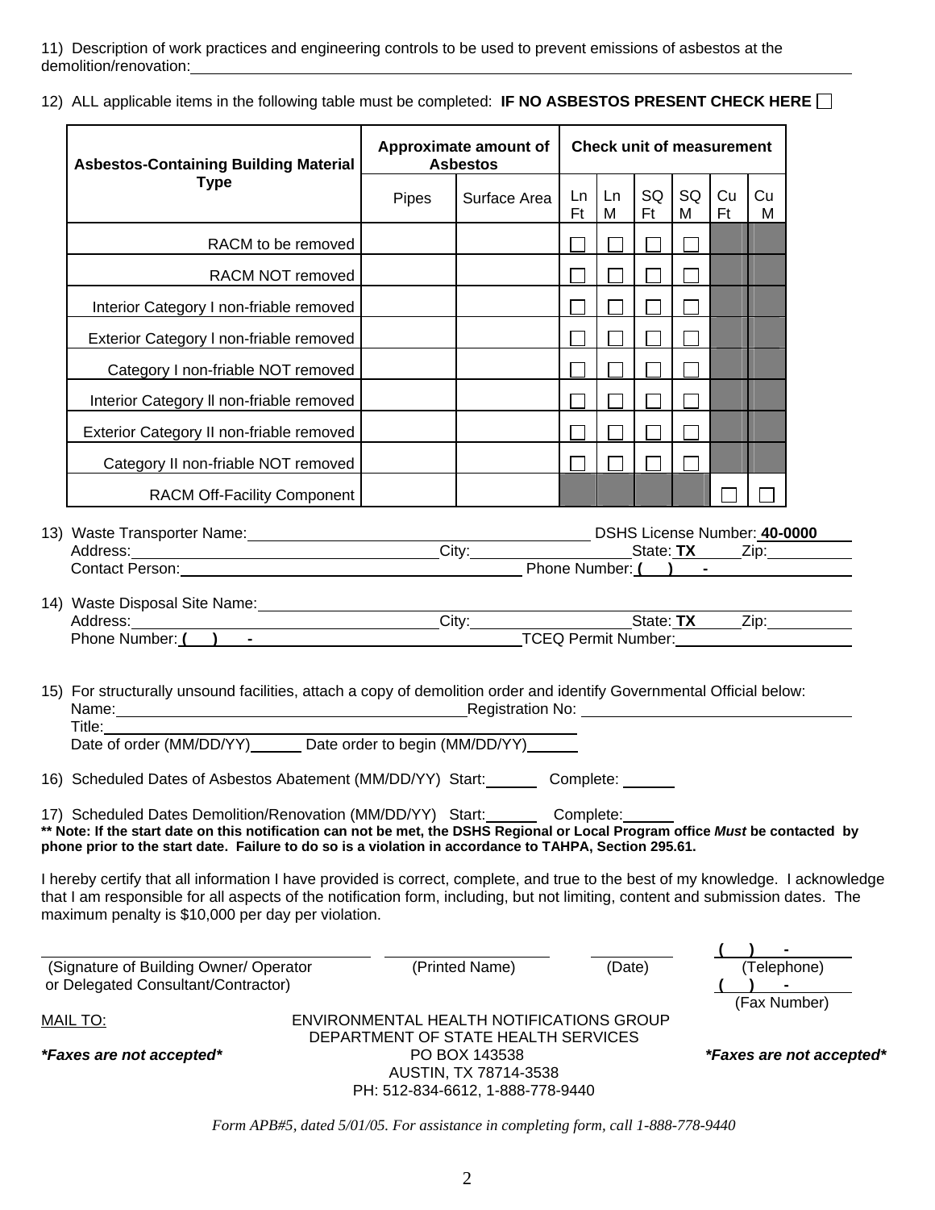11) Description of work practices and engineering controls to be used to prevent emissions of asbestos at the demolition/renovation: ______________________________

12) ALL applicable items in the following table must be completed: **IF NO ASBESTOS PRESENT CHECK HERE** ☐

| Asbestos-Containing Building Material Type | Approximate amount of Asbestos | | Check unit of measurement | | | | | |
|---|---|---|---|---|---|---|---|---|
| | Pipes | Surface Area | Ln Ft | Ln M | SQ Ft | SQ M | Cu Ft | Cu M |
| RACM to be removed | | | ☐ | ☐ | ☐ | ☐ | | |
| RACM NOT removed | | | ☐ | ☐ | ☐ | ☐ | | |
| Interior Category I non-friable removed | | | ☐ | ☐ | ☐ | ☐ | | |
| Exterior Category I non-friable removed | | | ☐ | ☐ | ☐ | ☐ | | |
| Category I non-friable NOT removed | | | ☐ | ☐ | ☐ | ☐ | | |
| Interior Category II non-friable removed | | | ☐ | ☐ | ☐ | ☐ | | |
| Exterior Category II non-friable removed | | | ☐ | ☐ | ☐ | ☐ | | |
| Category II non-friable NOT removed | | | ☐ | ☐ | ☐ | ☐ | | |
| RACM Off-Facility Component | | | | | | | ☐ | ☐ |

13) Waste Transporter Name: ______________________ DSHS License Number: **40-0000**
Address: ______________________ City: ______________ State: **TX** Zip: ________
Contact Person: ______________________ Phone Number: **( ) -**

14) Waste Disposal Site Name: ______________________
Address: ______________________ City: ______________ State: **TX** Zip: ________
Phone Number: **( ) -** ______________ TCEQ Permit Number: ______________

15) For structurally unsound facilities, attach a copy of demolition order and identify Governmental Official below:
Name: ______________________ Registration No: ______________________
Title: ______________________
Date of order (MM/DD/YY) ______ Date order to begin (MM/DD/YY) ______

16) Scheduled Dates of Asbestos Abatement (MM/DD/YY) Start: ______ Complete: ______

17) Scheduled Dates Demolition/Renovation (MM/DD/YY) Start: ______ Complete: ______
**\*\* Note: If the start date on this notification can not be met, the DSHS Regional or Local Program office *Must* be contacted by phone prior to the start date. Failure to do so is a violation in accordance to TAHPA, Section 295.61.**

I hereby certify that all information I have provided is correct, complete, and true to the best of my knowledge. I acknowledge that I am responsible for all aspects of the notification form, including, but not limiting, content and submission dates. The maximum penalty is $10,000 per day per violation.

______________________ (Signature of Building Owner/ Operator or Delegated Consultant/Contractor)
______________________ (Printed Name)
__________ (Date)
**( ) -** (Telephone)
**( ) -** (Fax Number)

MAIL TO:
ENVIRONMENTAL HEALTH NOTIFICATIONS GROUP
DEPARTMENT OF STATE HEALTH SERVICES
PO BOX 143538
AUSTIN, TX 78714-3538
PH: 512-834-6612, 1-888-778-9440

***Faxes are not accepted*** ***Faxes are not accepted***

*Form APB#5, dated 5/01/05. For assistance in completing form, call 1-888-778-9440*